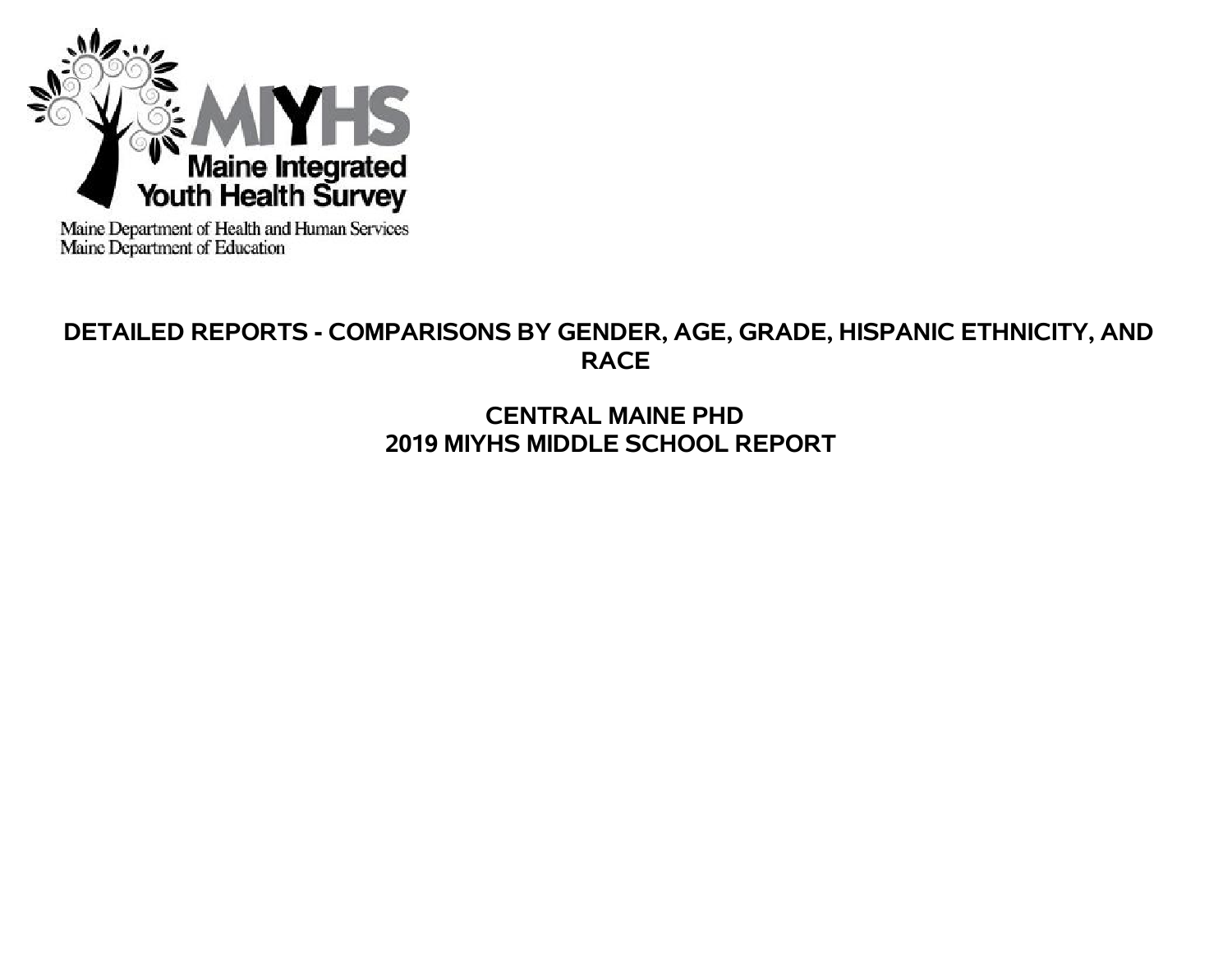MIYHS

Maine Integrated Youth Health Survey

Maine Department of Health and Human Services
Maine Department of Education

# DETAILED REPORTS - COMPARISONS BY GENDER, AGE, GRADE, HISPANIC ETHNICITY, AND RACE

## CENTRAL MAINE PHD
## 2019 MIYHS MIDDLE SCHOOL REPORT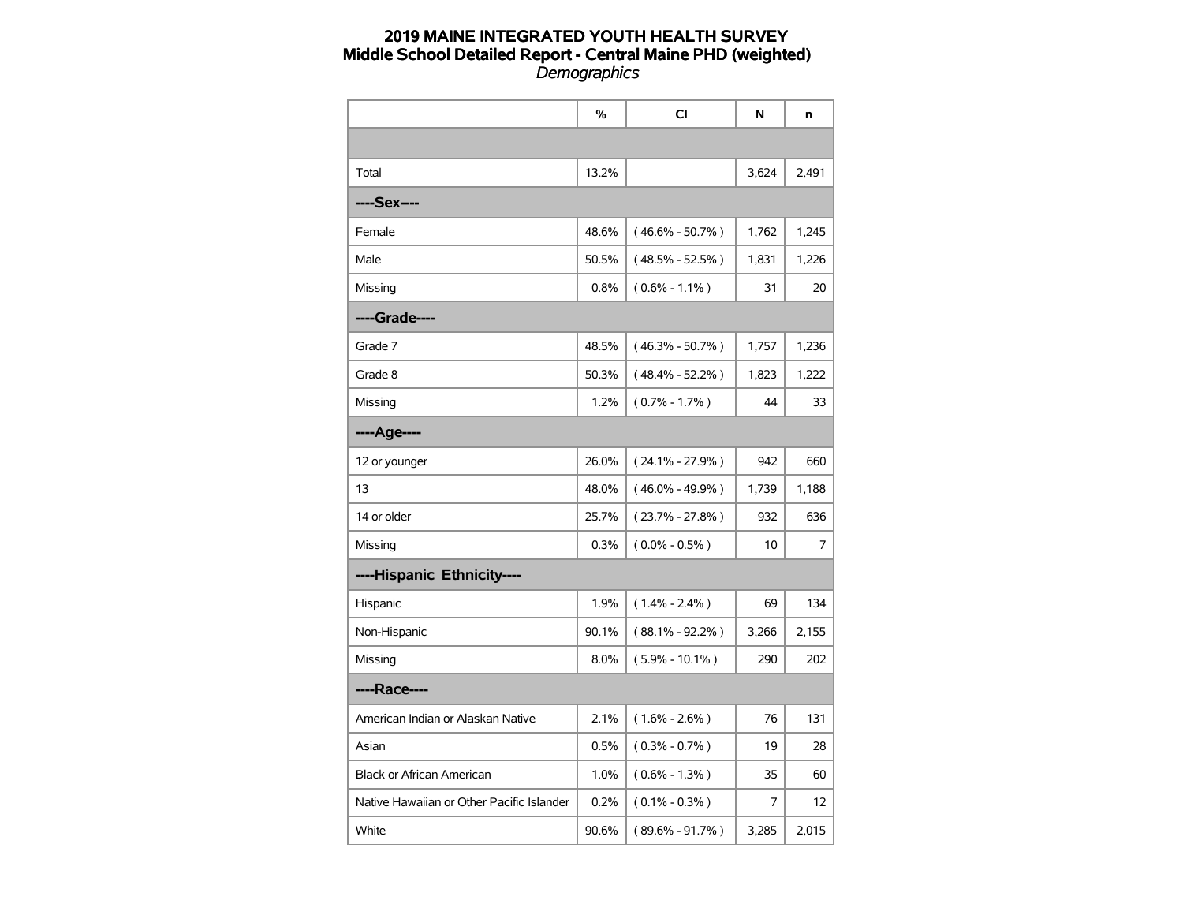# 2019 MAINE INTEGRATED YOUTH HEALTH SURVEY

## Middle School Detailed Report - Central Maine PHD (weighted)

*Demographics*

| | % | CI | N | n |
|---|---|---|---|---|
| | | | | |
| Total | 13.2% | | 3,624 | 2,491 |
| **----Sex----** | | | | |
| Female | 48.6% | ( 46.6% - 50.7% ) | 1,762 | 1,245 |
| Male | 50.5% | ( 48.5% - 52.5% ) | 1,831 | 1,226 |
| Missing | 0.8% | ( 0.6% - 1.1% ) | 31 | 20 |
| **----Grade----** | | | | |
| Grade 7 | 48.5% | ( 46.3% - 50.7% ) | 1,757 | 1,236 |
| Grade 8 | 50.3% | ( 48.4% - 52.2% ) | 1,823 | 1,222 |
| Missing | 1.2% | ( 0.7% - 1.7% ) | 44 | 33 |
| **----Age----** | | | | |
| 12 or younger | 26.0% | ( 24.1% - 27.9% ) | 942 | 660 |
| 13 | 48.0% | ( 46.0% - 49.9% ) | 1,739 | 1,188 |
| 14 or older | 25.7% | ( 23.7% - 27.8% ) | 932 | 636 |
| Missing | 0.3% | ( 0.0% - 0.5% ) | 10 | 7 |
| **----Hispanic Ethnicity----** | | | | |
| Hispanic | 1.9% | ( 1.4% - 2.4% ) | 69 | 134 |
| Non-Hispanic | 90.1% | ( 88.1% - 92.2% ) | 3,266 | 2,155 |
| Missing | 8.0% | ( 5.9% - 10.1% ) | 290 | 202 |
| **----Race----** | | | | |
| American Indian or Alaskan Native | 2.1% | ( 1.6% - 2.6% ) | 76 | 131 |
| Asian | 0.5% | ( 0.3% - 0.7% ) | 19 | 28 |
| Black or African American | 1.0% | ( 0.6% - 1.3% ) | 35 | 60 |
| Native Hawaiian or Other Pacific Islander | 0.2% | ( 0.1% - 0.3% ) | 7 | 12 |
| White | 90.6% | ( 89.6% - 91.7% ) | 3,285 | 2,015 |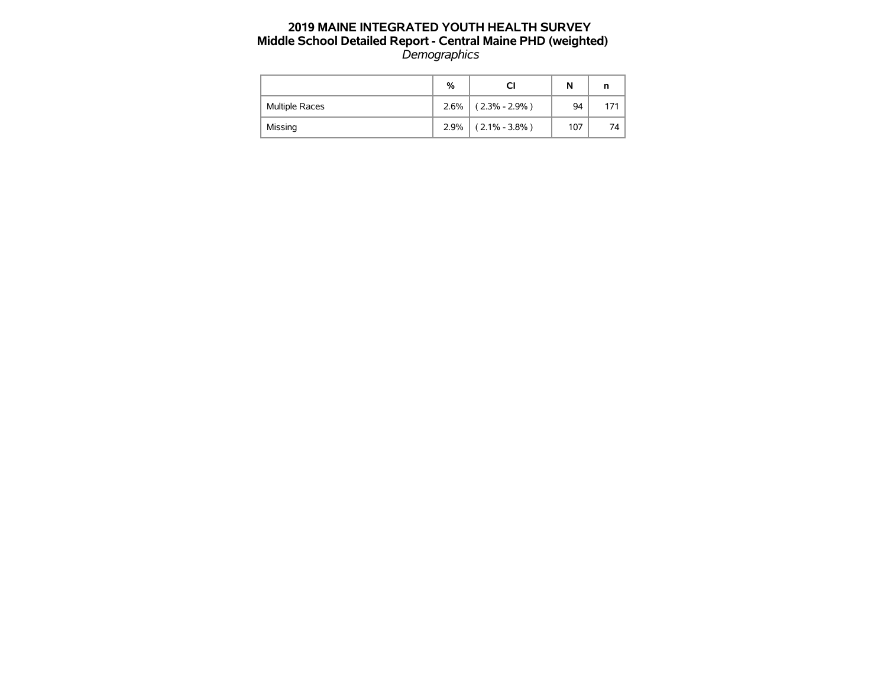# 2019 MAINE INTEGRATED YOUTH HEALTH SURVEY
## Middle School Detailed Report - Central Maine PHD (weighted)
*Demographics*

| | % | CI | N | n |
|---|---|---|---|---|
| Multiple Races | 2.6% | ( 2.3% - 2.9% ) | 94 | 171 |
| Missing | 2.9% | ( 2.1% - 3.8% ) | 107 | 74 |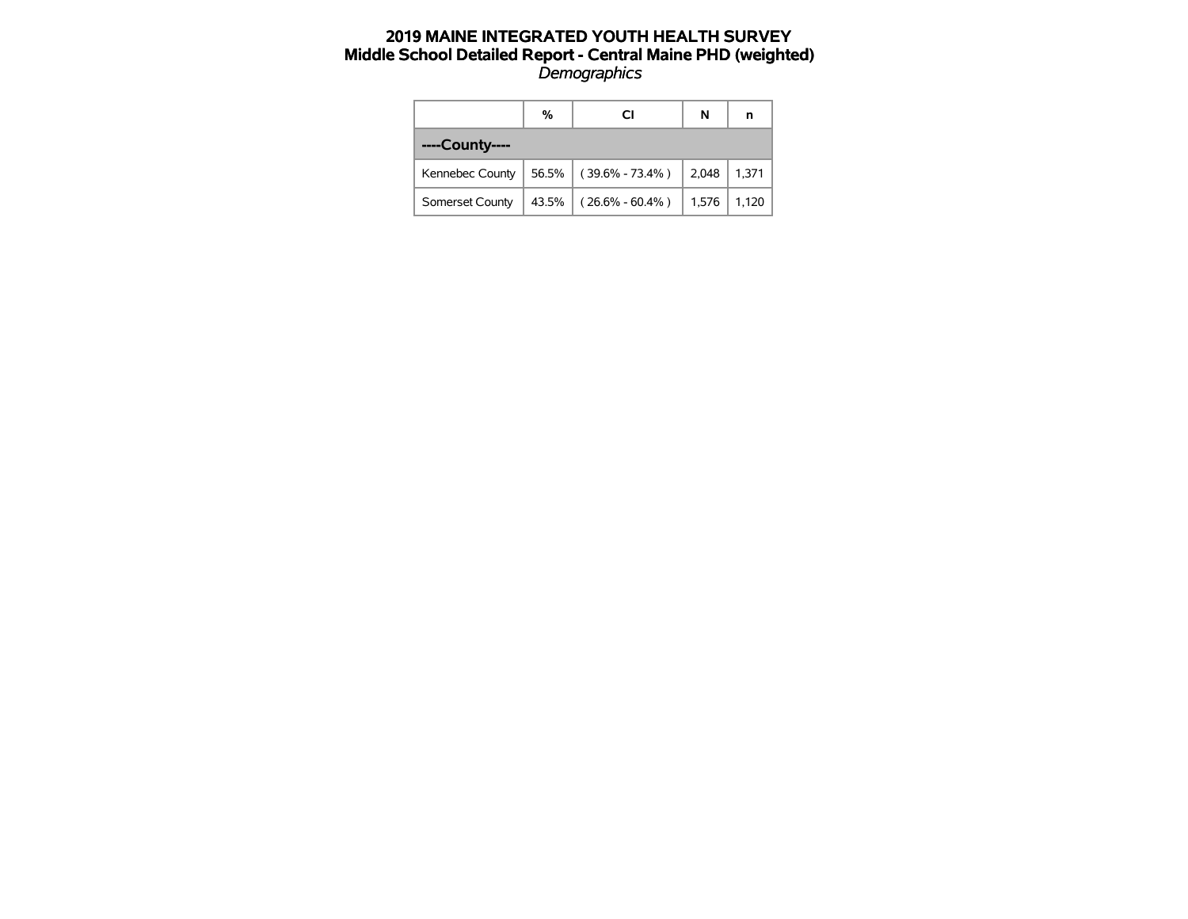# 2019 MAINE INTEGRATED YOUTH HEALTH SURVEY
## Middle School Detailed Report - Central Maine PHD (weighted)
*Demographics*

| | % | CI | N | n |
|---|---|---|---|---|
| **----County----** | | | | |
| Kennebec County | 56.5% | ( 39.6% - 73.4% ) | 2,048 | 1,371 |
| Somerset County | 43.5% | ( 26.6% - 60.4% ) | 1,576 | 1,120 |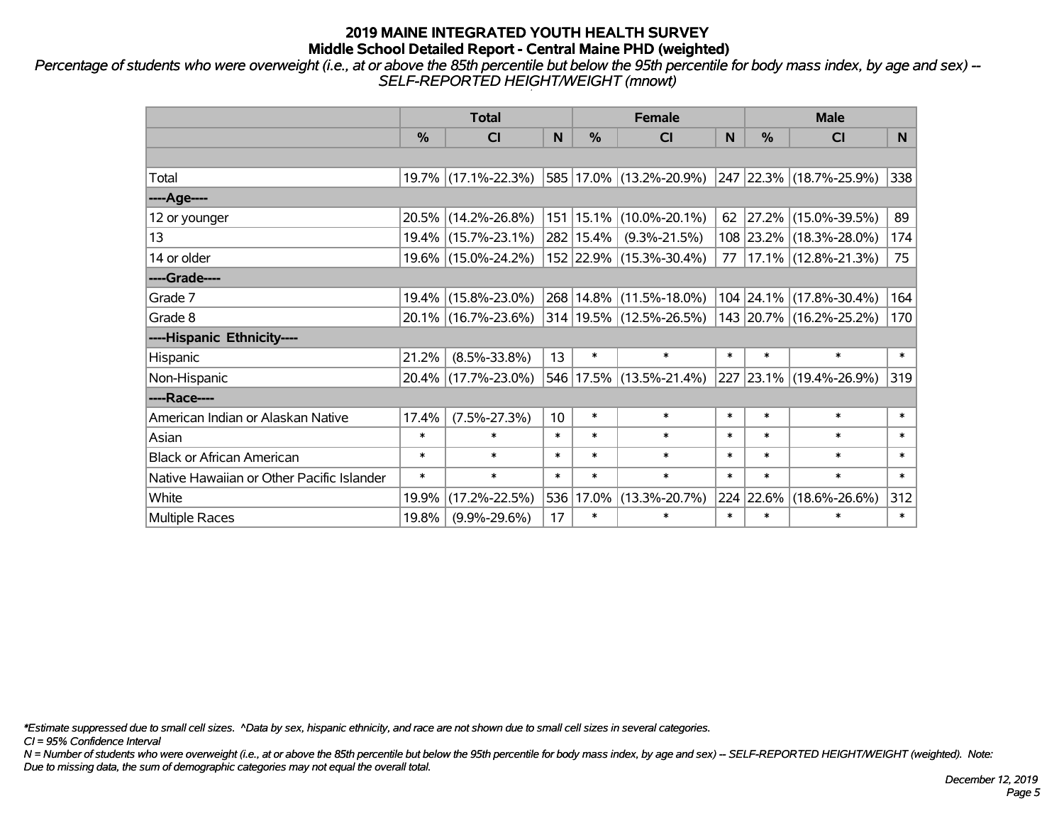# 2019 MAINE INTEGRATED YOUTH HEALTH SURVEY
## Middle School Detailed Report - Central Maine PHD (weighted)

*Percentage of students who were overweight (i.e., at or above the 85th percentile but below the 95th percentile for body mass index, by age and sex) -- SELF-REPORTED HEIGHT/WEIGHT (mnowt)*

| | Total | | | Female | | | Male | | |
|---|---|---|---|---|---|---|---|---|---|
| | % | CI | N | % | CI | N | % | CI | N |
| | | | | | | | | | |
| Total | 19.7% | (17.1%-22.3%) | 585 | 17.0% | (13.2%-20.9%) | 247 | 22.3% | (18.7%-25.9%) | 338 |
| ----Age---- | | | | | | | | | |
| 12 or younger | 20.5% | (14.2%-26.8%) | 151 | 15.1% | (10.0%-20.1%) | 62 | 27.2% | (15.0%-39.5%) | 89 |
| 13 | 19.4% | (15.7%-23.1%) | 282 | 15.4% | (9.3%-21.5%) | 108 | 23.2% | (18.3%-28.0%) | 174 |
| 14 or older | 19.6% | (15.0%-24.2%) | 152 | 22.9% | (15.3%-30.4%) | 77 | 17.1% | (12.8%-21.3%) | 75 |
| ----Grade---- | | | | | | | | | |
| Grade 7 | 19.4% | (15.8%-23.0%) | 268 | 14.8% | (11.5%-18.0%) | 104 | 24.1% | (17.8%-30.4%) | 164 |
| Grade 8 | 20.1% | (16.7%-23.6%) | 314 | 19.5% | (12.5%-26.5%) | 143 | 20.7% | (16.2%-25.2%) | 170 |
| ----Hispanic Ethnicity---- | | | | | | | | | |
| Hispanic | 21.2% | (8.5%-33.8%) | 13 | * | * | * | * | * | * |
| Non-Hispanic | 20.4% | (17.7%-23.0%) | 546 | 17.5% | (13.5%-21.4%) | 227 | 23.1% | (19.4%-26.9%) | 319 |
| ----Race---- | | | | | | | | | |
| American Indian or Alaskan Native | 17.4% | (7.5%-27.3%) | 10 | * | * | * | * | * | * |
| Asian | * | * | * | * | * | * | * | * | * |
| Black or African American | * | * | * | * | * | * | * | * | * |
| Native Hawaiian or Other Pacific Islander | * | * | * | * | * | * | * | * | * |
| White | 19.9% | (17.2%-22.5%) | 536 | 17.0% | (13.3%-20.7%) | 224 | 22.6% | (18.6%-26.6%) | 312 |
| Multiple Races | 19.8% | (9.9%-29.6%) | 17 | * | * | * | * | * | * |

*\*Estimate suppressed due to small cell sizes. ^Data by sex, hispanic ethnicity, and race are not shown due to small cell sizes in several categories.*

*CI = 95% Confidence Interval*

*N = Number of students who were overweight (i.e., at or above the 85th percentile but below the 95th percentile for body mass index, by age and sex) -- SELF-REPORTED HEIGHT/WEIGHT (weighted). Note: Due to missing data, the sum of demographic categories may not equal the overall total.*

*December 12, 2019*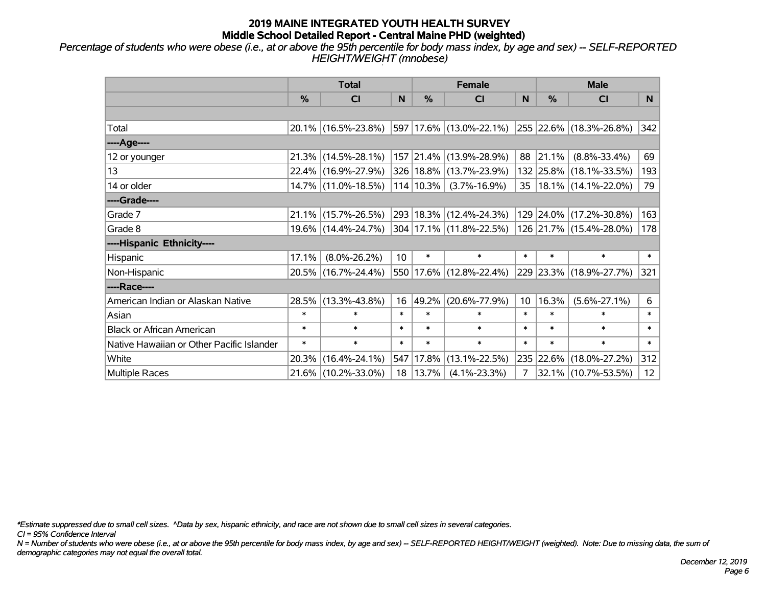# 2019 MAINE INTEGRATED YOUTH HEALTH SURVEY
## Middle School Detailed Report - Central Maine PHD (weighted)

*Percentage of students who were obese (i.e., at or above the 95th percentile for body mass index, by age and sex) -- SELF-REPORTED HEIGHT/WEIGHT (mnobese)*

| | Total | | | Female | | | Male | | |
|---|---|---|---|---|---|---|---|---|---|
| | % | CI | N | % | CI | N | % | CI | N |
| | | | | | | | | | |
| Total | 20.1% | (16.5%-23.8%) | 597 | 17.6% | (13.0%-22.1%) | 255 | 22.6% | (18.3%-26.8%) | 342 |
| ----Age---- | | | | | | | | | |
| 12 or younger | 21.3% | (14.5%-28.1%) | 157 | 21.4% | (13.9%-28.9%) | 88 | 21.1% | (8.8%-33.4%) | 69 |
| 13 | 22.4% | (16.9%-27.9%) | 326 | 18.8% | (13.7%-23.9%) | 132 | 25.8% | (18.1%-33.5%) | 193 |
| 14 or older | 14.7% | (11.0%-18.5%) | 114 | 10.3% | (3.7%-16.9%) | 35 | 18.1% | (14.1%-22.0%) | 79 |
| ----Grade---- | | | | | | | | | |
| Grade 7 | 21.1% | (15.7%-26.5%) | 293 | 18.3% | (12.4%-24.3%) | 129 | 24.0% | (17.2%-30.8%) | 163 |
| Grade 8 | 19.6% | (14.4%-24.7%) | 304 | 17.1% | (11.8%-22.5%) | 126 | 21.7% | (15.4%-28.0%) | 178 |
| ----Hispanic Ethnicity---- | | | | | | | | | |
| Hispanic | 17.1% | (8.0%-26.2%) | 10 | * | * | * | * | * | * |
| Non-Hispanic | 20.5% | (16.7%-24.4%) | 550 | 17.6% | (12.8%-22.4%) | 229 | 23.3% | (18.9%-27.7%) | 321 |
| ----Race---- | | | | | | | | | |
| American Indian or Alaskan Native | 28.5% | (13.3%-43.8%) | 16 | 49.2% | (20.6%-77.9%) | 10 | 16.3% | (5.6%-27.1%) | 6 |
| Asian | * | * | * | * | * | * | * | * | * |
| Black or African American | * | * | * | * | * | * | * | * | * |
| Native Hawaiian or Other Pacific Islander | * | * | * | * | * | * | * | * | * |
| White | 20.3% | (16.4%-24.1%) | 547 | 17.8% | (13.1%-22.5%) | 235 | 22.6% | (18.0%-27.2%) | 312 |
| Multiple Races | 21.6% | (10.2%-33.0%) | 18 | 13.7% | (4.1%-23.3%) | 7 | 32.1% | (10.7%-53.5%) | 12 |

*\*Estimate suppressed due to small cell sizes. ^Data by sex, hispanic ethnicity, and race are not shown due to small cell sizes in several categories.*

*CI = 95% Confidence Interval*

*N = Number of students who were obese (i.e., at or above the 95th percentile for body mass index, by age and sex) -- SELF-REPORTED HEIGHT/WEIGHT (weighted). Note: Due to missing data, the sum of demographic categories may not equal the overall total.*

*December 12, 2019*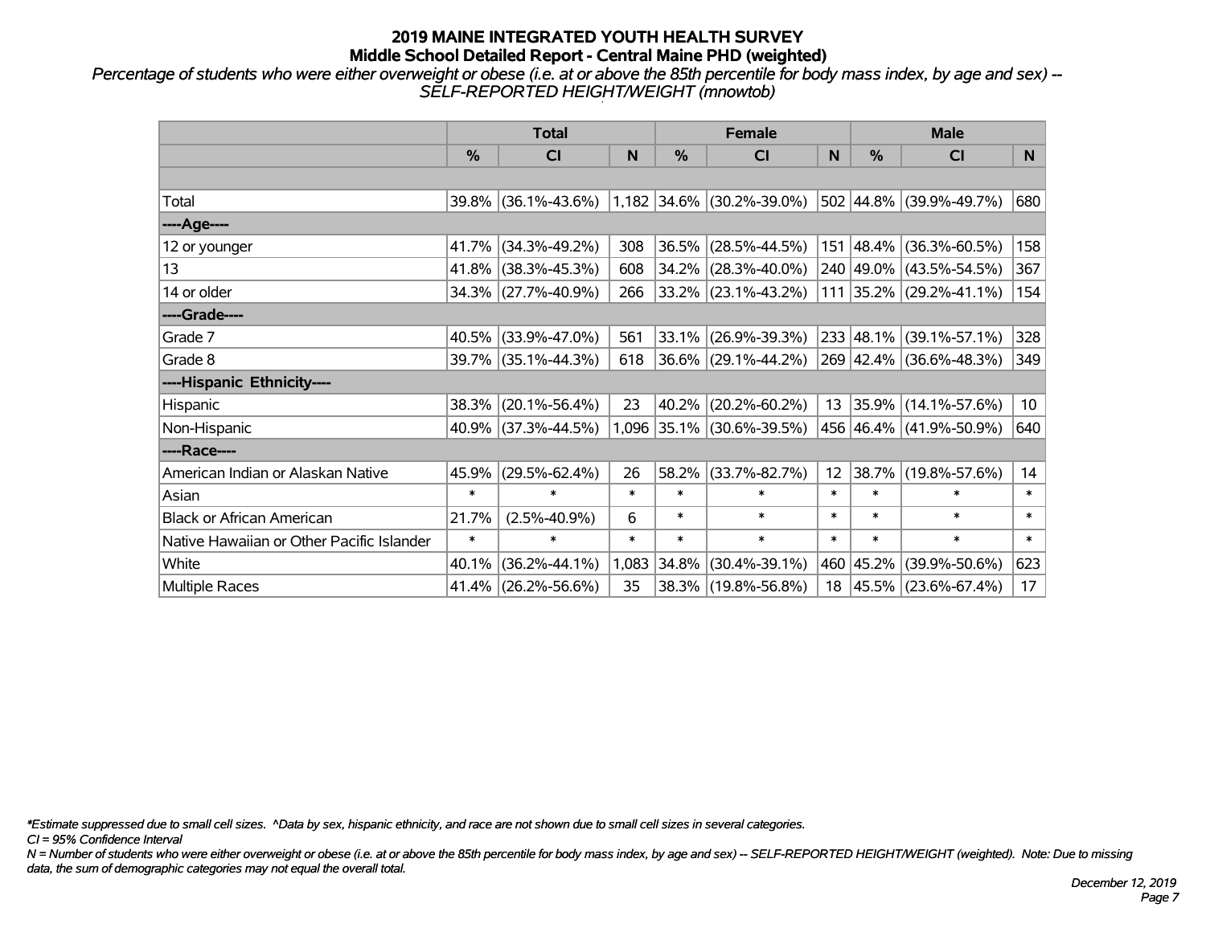# 2019 MAINE INTEGRATED YOUTH HEALTH SURVEY
## Middle School Detailed Report - Central Maine PHD (weighted)

*Percentage of students who were either overweight or obese (i.e. at or above the 85th percentile for body mass index, by age and sex) -- SELF-REPORTED HEIGHT/WEIGHT (mnowtob)*

| | Total | | | Female | | | Male | | |
|---|---|---|---|---|---|---|---|---|---|
| | % | CI | N | % | CI | N | % | CI | N |
| | | | | | | | | | |
| Total | 39.8% | (36.1%-43.6%) | 1,182 | 34.6% | (30.2%-39.0%) | 502 | 44.8% | (39.9%-49.7%) | 680 |
| ----Age---- | | | | | | | | | |
| 12 or younger | 41.7% | (34.3%-49.2%) | 308 | 36.5% | (28.5%-44.5%) | 151 | 48.4% | (36.3%-60.5%) | 158 |
| 13 | 41.8% | (38.3%-45.3%) | 608 | 34.2% | (28.3%-40.0%) | 240 | 49.0% | (43.5%-54.5%) | 367 |
| 14 or older | 34.3% | (27.7%-40.9%) | 266 | 33.2% | (23.1%-43.2%) | 111 | 35.2% | (29.2%-41.1%) | 154 |
| ----Grade---- | | | | | | | | | |
| Grade 7 | 40.5% | (33.9%-47.0%) | 561 | 33.1% | (26.9%-39.3%) | 233 | 48.1% | (39.1%-57.1%) | 328 |
| Grade 8 | 39.7% | (35.1%-44.3%) | 618 | 36.6% | (29.1%-44.2%) | 269 | 42.4% | (36.6%-48.3%) | 349 |
| ----Hispanic Ethnicity---- | | | | | | | | | |
| Hispanic | 38.3% | (20.1%-56.4%) | 23 | 40.2% | (20.2%-60.2%) | 13 | 35.9% | (14.1%-57.6%) | 10 |
| Non-Hispanic | 40.9% | (37.3%-44.5%) | 1,096 | 35.1% | (30.6%-39.5%) | 456 | 46.4% | (41.9%-50.9%) | 640 |
| ----Race---- | | | | | | | | | |
| American Indian or Alaskan Native | 45.9% | (29.5%-62.4%) | 26 | 58.2% | (33.7%-82.7%) | 12 | 38.7% | (19.8%-57.6%) | 14 |
| Asian | * | * | * | * | * | * | * | * | * |
| Black or African American | 21.7% | (2.5%-40.9%) | 6 | * | * | * | * | * | * |
| Native Hawaiian or Other Pacific Islander | * | * | * | * | * | * | * | * | * |
| White | 40.1% | (36.2%-44.1%) | 1,083 | 34.8% | (30.4%-39.1%) | 460 | 45.2% | (39.9%-50.6%) | 623 |
| Multiple Races | 41.4% | (26.2%-56.6%) | 35 | 38.3% | (19.8%-56.8%) | 18 | 45.5% | (23.6%-67.4%) | 17 |

*\*Estimate suppressed due to small cell sizes. ^Data by sex, hispanic ethnicity, and race are not shown due to small cell sizes in several categories.*

*CI = 95% Confidence Interval*

*N = Number of students who were either overweight or obese (i.e. at or above the 85th percentile for body mass index, by age and sex) -- SELF-REPORTED HEIGHT/WEIGHT (weighted). Note: Due to missing data, the sum of demographic categories may not equal the overall total.*

*December 12, 2019*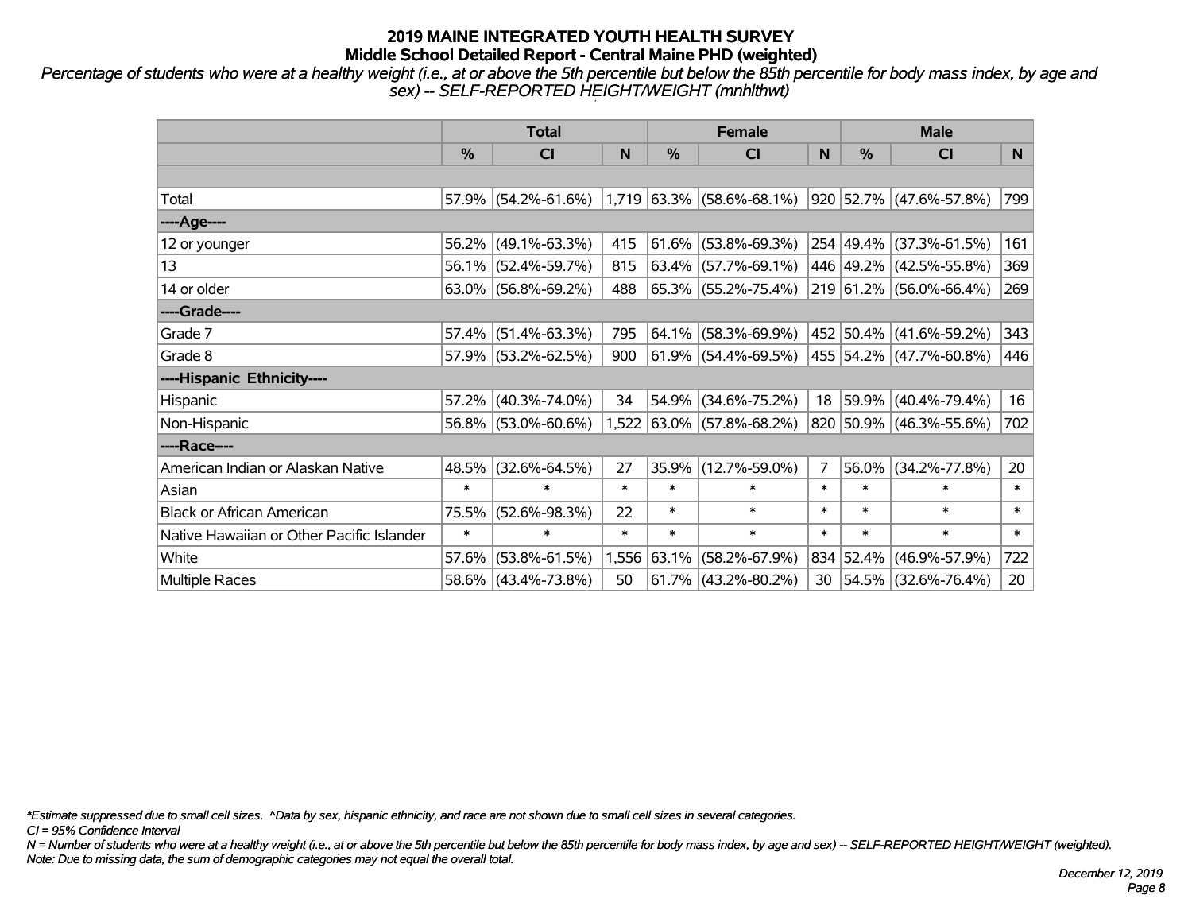# 2019 MAINE INTEGRATED YOUTH HEALTH SURVEY
## Middle School Detailed Report - Central Maine PHD (weighted)

*Percentage of students who were at a healthy weight (i.e., at or above the 5th percentile but below the 85th percentile for body mass index, by age and sex) -- SELF-REPORTED HEIGHT/WEIGHT (mnhlthwt)*

| | Total | | | Female | | | Male | | |
|---|---|---|---|---|---|---|---|---|---|
| | % | CI | N | % | CI | N | % | CI | N |
| | | | | | | | | | |
| Total | 57.9% | (54.2%-61.6%) | 1,719 | 63.3% | (58.6%-68.1%) | 920 | 52.7% | (47.6%-57.8%) | 799 |
| ----Age---- | | | | | | | | | |
| 12 or younger | 56.2% | (49.1%-63.3%) | 415 | 61.6% | (53.8%-69.3%) | 254 | 49.4% | (37.3%-61.5%) | 161 |
| 13 | 56.1% | (52.4%-59.7%) | 815 | 63.4% | (57.7%-69.1%) | 446 | 49.2% | (42.5%-55.8%) | 369 |
| 14 or older | 63.0% | (56.8%-69.2%) | 488 | 65.3% | (55.2%-75.4%) | 219 | 61.2% | (56.0%-66.4%) | 269 |
| ----Grade---- | | | | | | | | | |
| Grade 7 | 57.4% | (51.4%-63.3%) | 795 | 64.1% | (58.3%-69.9%) | 452 | 50.4% | (41.6%-59.2%) | 343 |
| Grade 8 | 57.9% | (53.2%-62.5%) | 900 | 61.9% | (54.4%-69.5%) | 455 | 54.2% | (47.7%-60.8%) | 446 |
| ----Hispanic Ethnicity---- | | | | | | | | | |
| Hispanic | 57.2% | (40.3%-74.0%) | 34 | 54.9% | (34.6%-75.2%) | 18 | 59.9% | (40.4%-79.4%) | 16 |
| Non-Hispanic | 56.8% | (53.0%-60.6%) | 1,522 | 63.0% | (57.8%-68.2%) | 820 | 50.9% | (46.3%-55.6%) | 702 |
| ----Race---- | | | | | | | | | |
| American Indian or Alaskan Native | 48.5% | (32.6%-64.5%) | 27 | 35.9% | (12.7%-59.0%) | 7 | 56.0% | (34.2%-77.8%) | 20 |
| Asian | * | * | * | * | * | * | * | * | * |
| Black or African American | 75.5% | (52.6%-98.3%) | 22 | * | * | * | * | * | * |
| Native Hawaiian or Other Pacific Islander | * | * | * | * | * | * | * | * | * |
| White | 57.6% | (53.8%-61.5%) | 1,556 | 63.1% | (58.2%-67.9%) | 834 | 52.4% | (46.9%-57.9%) | 722 |
| Multiple Races | 58.6% | (43.4%-73.8%) | 50 | 61.7% | (43.2%-80.2%) | 30 | 54.5% | (32.6%-76.4%) | 20 |

*\*Estimate suppressed due to small cell sizes. ^Data by sex, hispanic ethnicity, and race are not shown due to small cell sizes in several categories.*

*CI = 95% Confidence Interval*

*N = Number of students who were at a healthy weight (i.e., at or above the 5th percentile but below the 85th percentile for body mass index, by age and sex) -- SELF-REPORTED HEIGHT/WEIGHT (weighted).*

*Note: Due to missing data, the sum of demographic categories may not equal the overall total.*

*December 12, 2019*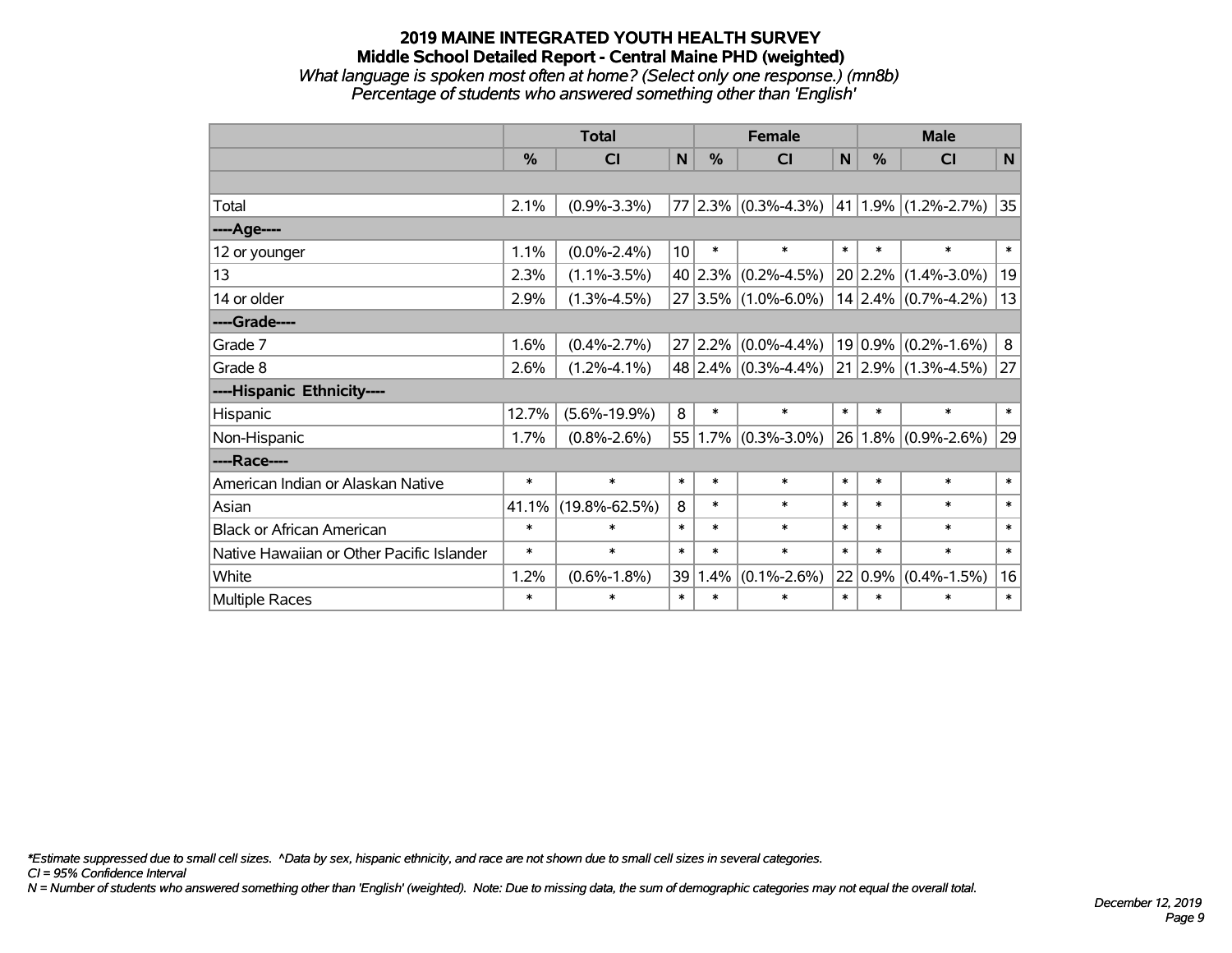# 2019 MAINE INTEGRATED YOUTH HEALTH SURVEY
## Middle School Detailed Report - Central Maine PHD (weighted)
*What language is spoken most often at home? (Select only one response.) (mn8b)*
*Percentage of students who answered something other than 'English'*

| | Total | | | Female | | | Male | | |
|---|---|---|---|---|---|---|---|---|---|
| | % | CI | N | % | CI | N | % | CI | N |
| Total | 2.1% | (0.9%-3.3%) | 77 | 2.3% | (0.3%-4.3%) | 41 | 1.9% | (1.2%-2.7%) | 35 |
| ----Age---- | | | | | | | | | |
| 12 or younger | 1.1% | (0.0%-2.4%) | 10 | * | * | * | * | * | * |
| 13 | 2.3% | (1.1%-3.5%) | 40 | 2.3% | (0.2%-4.5%) | 20 | 2.2% | (1.4%-3.0%) | 19 |
| 14 or older | 2.9% | (1.3%-4.5%) | 27 | 3.5% | (1.0%-6.0%) | 14 | 2.4% | (0.7%-4.2%) | 13 |
| ----Grade---- | | | | | | | | | |
| Grade 7 | 1.6% | (0.4%-2.7%) | 27 | 2.2% | (0.0%-4.4%) | 19 | 0.9% | (0.2%-1.6%) | 8 |
| Grade 8 | 2.6% | (1.2%-4.1%) | 48 | 2.4% | (0.3%-4.4%) | 21 | 2.9% | (1.3%-4.5%) | 27 |
| ----Hispanic Ethnicity---- | | | | | | | | | |
| Hispanic | 12.7% | (5.6%-19.9%) | 8 | * | * | * | * | * | * |
| Non-Hispanic | 1.7% | (0.8%-2.6%) | 55 | 1.7% | (0.3%-3.0%) | 26 | 1.8% | (0.9%-2.6%) | 29 |
| ----Race---- | | | | | | | | | |
| American Indian or Alaskan Native | * | * | * | * | * | * | * | * | * |
| Asian | 41.1% | (19.8%-62.5%) | 8 | * | * | * | * | * | * |
| Black or African American | * | * | * | * | * | * | * | * | * |
| Native Hawaiian or Other Pacific Islander | * | * | * | * | * | * | * | * | * |
| White | 1.2% | (0.6%-1.8%) | 39 | 1.4% | (0.1%-2.6%) | 22 | 0.9% | (0.4%-1.5%) | 16 |
| Multiple Races | * | * | * | * | * | * | * | * | * |

*\*Estimate suppressed due to small cell sizes. ^Data by sex, hispanic ethnicity, and race are not shown due to small cell sizes in several categories.*
*CI = 95% Confidence Interval*
*N = Number of students who answered something other than 'English' (weighted). Note: Due to missing data, the sum of demographic categories may not equal the overall total.*

*December 12, 2019*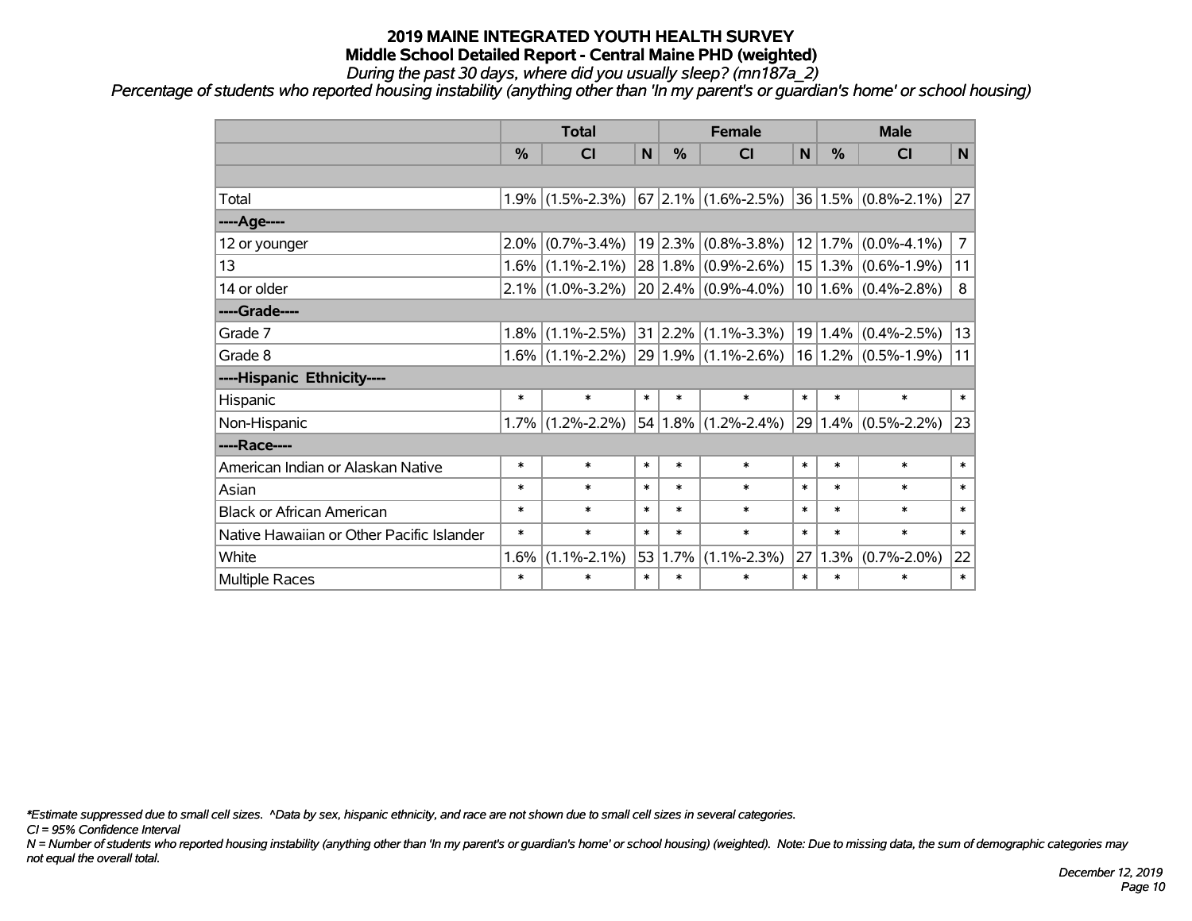# 2019 MAINE INTEGRATED YOUTH HEALTH SURVEY

## Middle School Detailed Report - Central Maine PHD (weighted)

*During the past 30 days, where did you usually sleep? (mn187a_2)*

*Percentage of students who reported housing instability (anything other than 'In my parent's or guardian's home' or school housing)*

| | Total | | | Female | | | Male | | |
|---|---|---|---|---|---|---|---|---|---|
| | % | CI | N | % | CI | N | % | CI | N |
| | | | | | | | | | |
| Total | 1.9% | (1.5%-2.3%) | 67 | 2.1% | (1.6%-2.5%) | 36 | 1.5% | (0.8%-2.1%) | 27 |
| ----Age---- | | | | | | | | | |
| 12 or younger | 2.0% | (0.7%-3.4%) | 19 | 2.3% | (0.8%-3.8%) | 12 | 1.7% | (0.0%-4.1%) | 7 |
| 13 | 1.6% | (1.1%-2.1%) | 28 | 1.8% | (0.9%-2.6%) | 15 | 1.3% | (0.6%-1.9%) | 11 |
| 14 or older | 2.1% | (1.0%-3.2%) | 20 | 2.4% | (0.9%-4.0%) | 10 | 1.6% | (0.4%-2.8%) | 8 |
| ----Grade---- | | | | | | | | | |
| Grade 7 | 1.8% | (1.1%-2.5%) | 31 | 2.2% | (1.1%-3.3%) | 19 | 1.4% | (0.4%-2.5%) | 13 |
| Grade 8 | 1.6% | (1.1%-2.2%) | 29 | 1.9% | (1.1%-2.6%) | 16 | 1.2% | (0.5%-1.9%) | 11 |
| ----Hispanic Ethnicity---- | | | | | | | | | |
| Hispanic | * | * | * | * | * | * | * | * | * |
| Non-Hispanic | 1.7% | (1.2%-2.2%) | 54 | 1.8% | (1.2%-2.4%) | 29 | 1.4% | (0.5%-2.2%) | 23 |
| ----Race---- | | | | | | | | | |
| American Indian or Alaskan Native | * | * | * | * | * | * | * | * | * |
| Asian | * | * | * | * | * | * | * | * | * |
| Black or African American | * | * | * | * | * | * | * | * | * |
| Native Hawaiian or Other Pacific Islander | * | * | * | * | * | * | * | * | * |
| White | 1.6% | (1.1%-2.1%) | 53 | 1.7% | (1.1%-2.3%) | 27 | 1.3% | (0.7%-2.0%) | 22 |
| Multiple Races | * | * | * | * | * | * | * | * | * |

*\*Estimate suppressed due to small cell sizes. ^Data by sex, hispanic ethnicity, and race are not shown due to small cell sizes in several categories.*

*CI = 95% Confidence Interval*

*N = Number of students who reported housing instability (anything other than 'In my parent's or guardian's home' or school housing) (weighted). Note: Due to missing data, the sum of demographic categories may not equal the overall total.*

*December 12, 2019*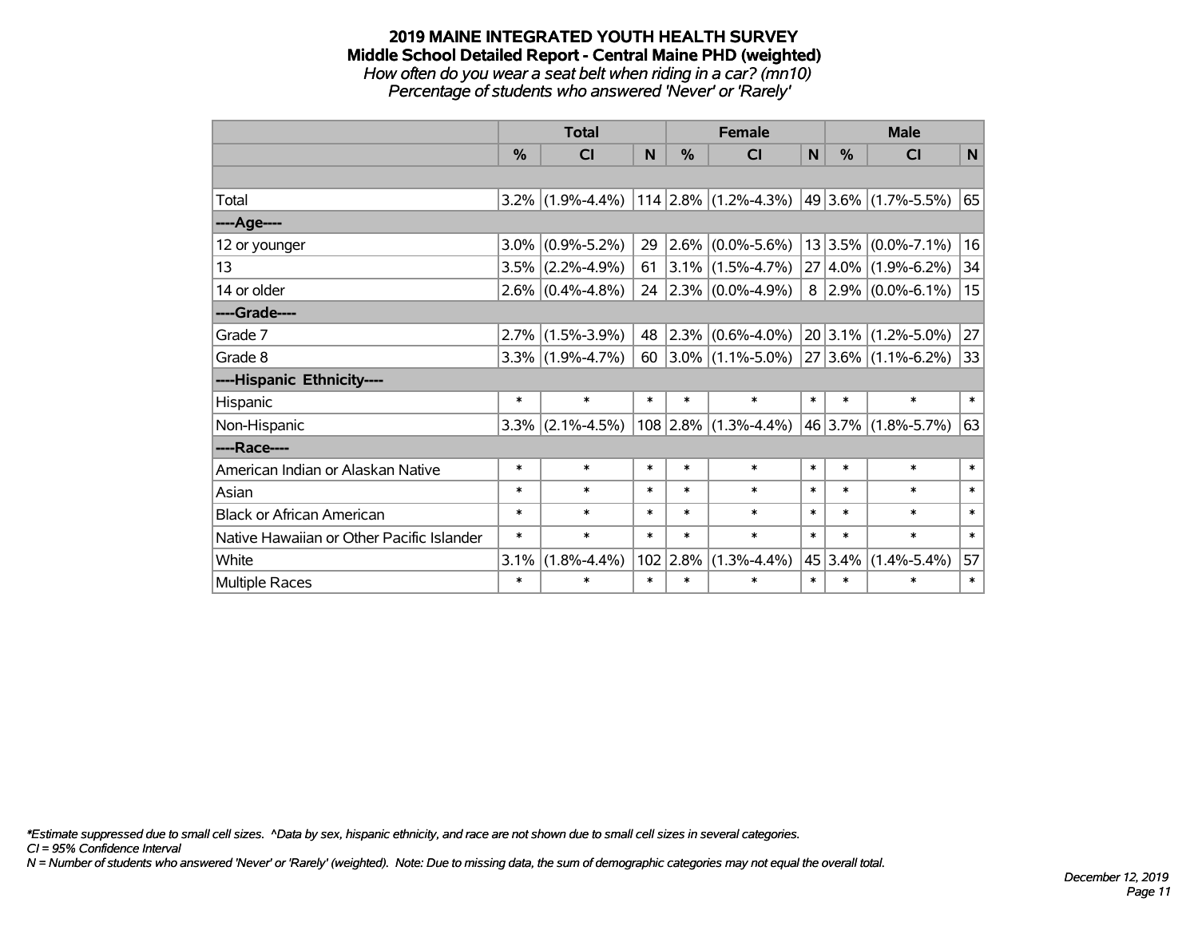# 2019 MAINE INTEGRATED YOUTH HEALTH SURVEY
## Middle School Detailed Report - Central Maine PHD (weighted)
*How often do you wear a seat belt when riding in a car? (mn10)*
*Percentage of students who answered 'Never' or 'Rarely'*

| | Total | | | Female | | | Male | | |
|---|---|---|---|---|---|---|---|---|---|
| | % | CI | N | % | CI | N | % | CI | N |
| | | | | | | | | | |
| Total | 3.2% | (1.9%-4.4%) | 114 | 2.8% | (1.2%-4.3%) | 49 | 3.6% | (1.7%-5.5%) | 65 |
| ----Age---- | | | | | | | | | |
| 12 or younger | 3.0% | (0.9%-5.2%) | 29 | 2.6% | (0.0%-5.6%) | 13 | 3.5% | (0.0%-7.1%) | 16 |
| 13 | 3.5% | (2.2%-4.9%) | 61 | 3.1% | (1.5%-4.7%) | 27 | 4.0% | (1.9%-6.2%) | 34 |
| 14 or older | 2.6% | (0.4%-4.8%) | 24 | 2.3% | (0.0%-4.9%) | 8 | 2.9% | (0.0%-6.1%) | 15 |
| ----Grade---- | | | | | | | | | |
| Grade 7 | 2.7% | (1.5%-3.9%) | 48 | 2.3% | (0.6%-4.0%) | 20 | 3.1% | (1.2%-5.0%) | 27 |
| Grade 8 | 3.3% | (1.9%-4.7%) | 60 | 3.0% | (1.1%-5.0%) | 27 | 3.6% | (1.1%-6.2%) | 33 |
| ----Hispanic Ethnicity---- | | | | | | | | | |
| Hispanic | * | * | * | * | * | * | * | * | * |
| Non-Hispanic | 3.3% | (2.1%-4.5%) | 108 | 2.8% | (1.3%-4.4%) | 46 | 3.7% | (1.8%-5.7%) | 63 |
| ----Race---- | | | | | | | | | |
| American Indian or Alaskan Native | * | * | * | * | * | * | * | * | * |
| Asian | * | * | * | * | * | * | * | * | * |
| Black or African American | * | * | * | * | * | * | * | * | * |
| Native Hawaiian or Other Pacific Islander | * | * | * | * | * | * | * | * | * |
| White | 3.1% | (1.8%-4.4%) | 102 | 2.8% | (1.3%-4.4%) | 45 | 3.4% | (1.4%-5.4%) | 57 |
| Multiple Races | * | * | * | * | * | * | * | * | * |

*\*Estimate suppressed due to small cell sizes. ^Data by sex, hispanic ethnicity, and race are not shown due to small cell sizes in several categories.*
*CI = 95% Confidence Interval*
*N = Number of students who answered 'Never' or 'Rarely' (weighted). Note: Due to missing data, the sum of demographic categories may not equal the overall total.*

*December 12, 2019*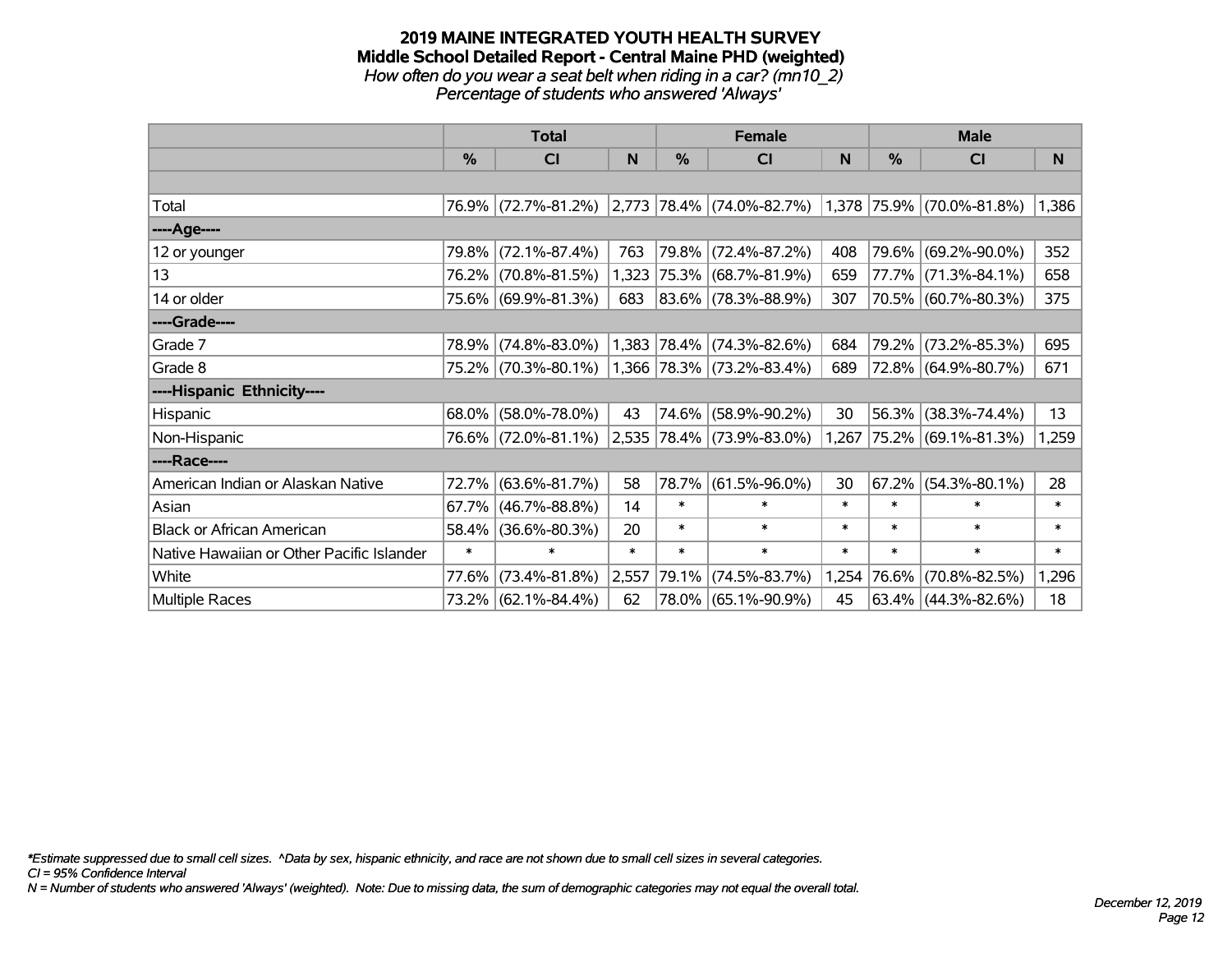# 2019 MAINE INTEGRATED YOUTH HEALTH SURVEY
## Middle School Detailed Report - Central Maine PHD (weighted)
*How often do you wear a seat belt when riding in a car? (mn10_2)*
*Percentage of students who answered 'Always'*

| | Total | | | Female | | | Male | | |
|---|---|---|---|---|---|---|---|---|---|
| | % | CI | N | % | CI | N | % | CI | N |
| | | | | | | | | | |
| Total | 76.9% | (72.7%-81.2%) | 2,773 | 78.4% | (74.0%-82.7%) | 1,378 | 75.9% | (70.0%-81.8%) | 1,386 |
| ----Age---- | | | | | | | | | |
| 12 or younger | 79.8% | (72.1%-87.4%) | 763 | 79.8% | (72.4%-87.2%) | 408 | 79.6% | (69.2%-90.0%) | 352 |
| 13 | 76.2% | (70.8%-81.5%) | 1,323 | 75.3% | (68.7%-81.9%) | 659 | 77.7% | (71.3%-84.1%) | 658 |
| 14 or older | 75.6% | (69.9%-81.3%) | 683 | 83.6% | (78.3%-88.9%) | 307 | 70.5% | (60.7%-80.3%) | 375 |
| ----Grade---- | | | | | | | | | |
| Grade 7 | 78.9% | (74.8%-83.0%) | 1,383 | 78.4% | (74.3%-82.6%) | 684 | 79.2% | (73.2%-85.3%) | 695 |
| Grade 8 | 75.2% | (70.3%-80.1%) | 1,366 | 78.3% | (73.2%-83.4%) | 689 | 72.8% | (64.9%-80.7%) | 671 |
| ----Hispanic Ethnicity---- | | | | | | | | | |
| Hispanic | 68.0% | (58.0%-78.0%) | 43 | 74.6% | (58.9%-90.2%) | 30 | 56.3% | (38.3%-74.4%) | 13 |
| Non-Hispanic | 76.6% | (72.0%-81.1%) | 2,535 | 78.4% | (73.9%-83.0%) | 1,267 | 75.2% | (69.1%-81.3%) | 1,259 |
| ----Race---- | | | | | | | | | |
| American Indian or Alaskan Native | 72.7% | (63.6%-81.7%) | 58 | 78.7% | (61.5%-96.0%) | 30 | 67.2% | (54.3%-80.1%) | 28 |
| Asian | 67.7% | (46.7%-88.8%) | 14 | * | * | * | * | * | * |
| Black or African American | 58.4% | (36.6%-80.3%) | 20 | * | * | * | * | * | * |
| Native Hawaiian or Other Pacific Islander | * | * | * | * | * | * | * | * | * |
| White | 77.6% | (73.4%-81.8%) | 2,557 | 79.1% | (74.5%-83.7%) | 1,254 | 76.6% | (70.8%-82.5%) | 1,296 |
| Multiple Races | 73.2% | (62.1%-84.4%) | 62 | 78.0% | (65.1%-90.9%) | 45 | 63.4% | (44.3%-82.6%) | 18 |

*Estimate suppressed due to small cell sizes. ^Data by sex, hispanic ethnicity, and race are not shown due to small cell sizes in several categories.
CI = 95% Confidence Interval
N = Number of students who answered 'Always' (weighted). Note: Due to missing data, the sum of demographic categories may not equal the overall total.

December 12, 2019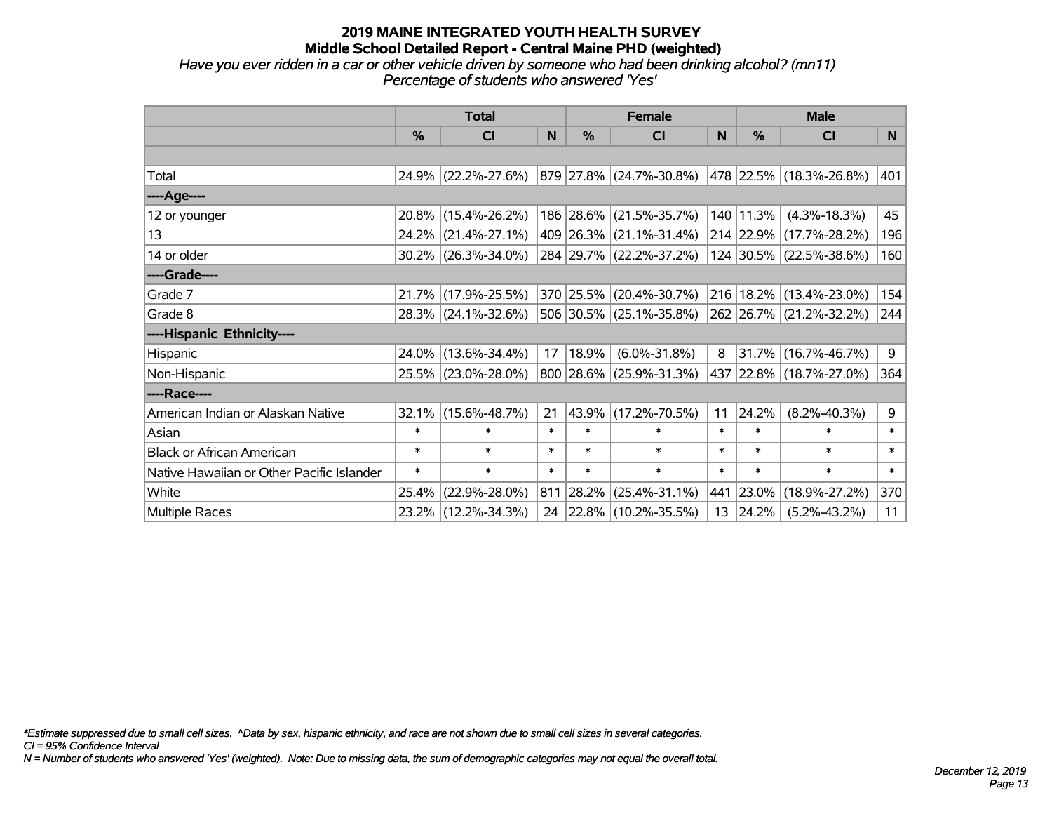# 2019 MAINE INTEGRATED YOUTH HEALTH SURVEY

## Middle School Detailed Report - Central Maine PHD (weighted)

*Have you ever ridden in a car or other vehicle driven by someone who had been drinking alcohol? (mn11)*

*Percentage of students who answered 'Yes'*

| | Total | | | Female | | | Male | | |
|---|---|---|---|---|---|---|---|---|---|
| | % | CI | N | % | CI | N | % | CI | N |
| Total | 24.9% | (22.2%-27.6%) | 879 | 27.8% | (24.7%-30.8%) | 478 | 22.5% | (18.3%-26.8%) | 401 |
| ----Age---- | | | | | | | | | |
| 12 or younger | 20.8% | (15.4%-26.2%) | 186 | 28.6% | (21.5%-35.7%) | 140 | 11.3% | (4.3%-18.3%) | 45 |
| 13 | 24.2% | (21.4%-27.1%) | 409 | 26.3% | (21.1%-31.4%) | 214 | 22.9% | (17.7%-28.2%) | 196 |
| 14 or older | 30.2% | (26.3%-34.0%) | 284 | 29.7% | (22.2%-37.2%) | 124 | 30.5% | (22.5%-38.6%) | 160 |
| ----Grade---- | | | | | | | | | |
| Grade 7 | 21.7% | (17.9%-25.5%) | 370 | 25.5% | (20.4%-30.7%) | 216 | 18.2% | (13.4%-23.0%) | 154 |
| Grade 8 | 28.3% | (24.1%-32.6%) | 506 | 30.5% | (25.1%-35.8%) | 262 | 26.7% | (21.2%-32.2%) | 244 |
| ----Hispanic Ethnicity---- | | | | | | | | | |
| Hispanic | 24.0% | (13.6%-34.4%) | 17 | 18.9% | (6.0%-31.8%) | 8 | 31.7% | (16.7%-46.7%) | 9 |
| Non-Hispanic | 25.5% | (23.0%-28.0%) | 800 | 28.6% | (25.9%-31.3%) | 437 | 22.8% | (18.7%-27.0%) | 364 |
| ----Race---- | | | | | | | | | |
| American Indian or Alaskan Native | 32.1% | (15.6%-48.7%) | 21 | 43.9% | (17.2%-70.5%) | 11 | 24.2% | (8.2%-40.3%) | 9 |
| Asian | * | * | * | * | * | * | * | * | * |
| Black or African American | * | * | * | * | * | * | * | * | * |
| Native Hawaiian or Other Pacific Islander | * | * | * | * | * | * | * | * | * |
| White | 25.4% | (22.9%-28.0%) | 811 | 28.2% | (25.4%-31.1%) | 441 | 23.0% | (18.9%-27.2%) | 370 |
| Multiple Races | 23.2% | (12.2%-34.3%) | 24 | 22.8% | (10.2%-35.5%) | 13 | 24.2% | (5.2%-43.2%) | 11 |

*\*Estimate suppressed due to small cell sizes. ^Data by sex, hispanic ethnicity, and race are not shown due to small cell sizes in several categories.*

*CI = 95% Confidence Interval*

*N = Number of students who answered 'Yes' (weighted). Note: Due to missing data, the sum of demographic categories may not equal the overall total.*

*December 12, 2019*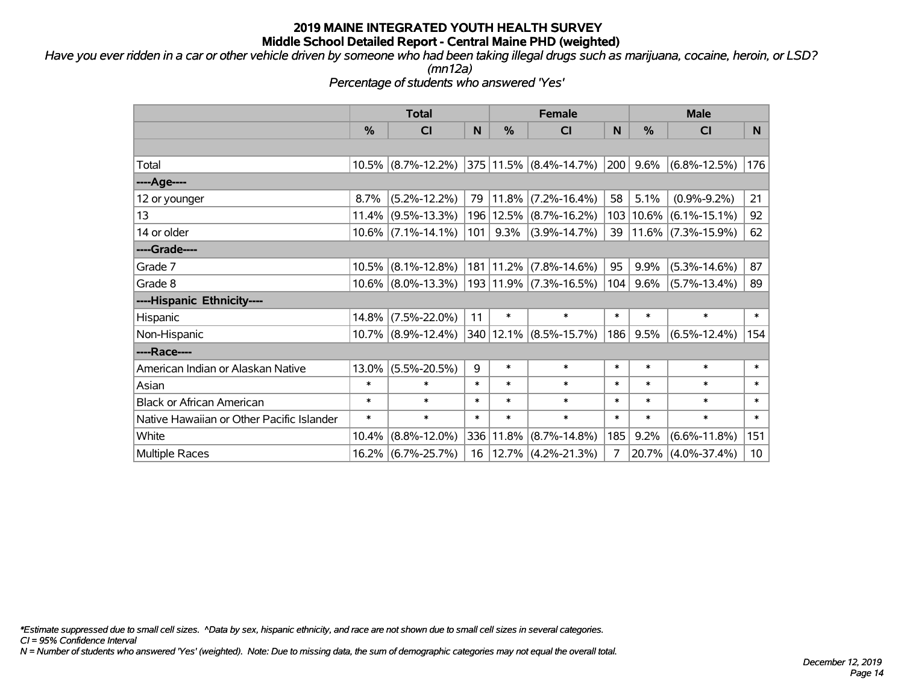# 2019 MAINE INTEGRATED YOUTH HEALTH SURVEY
## Middle School Detailed Report - Central Maine PHD (weighted)

*Have you ever ridden in a car or other vehicle driven by someone who had been taking illegal drugs such as marijuana, cocaine, heroin, or LSD? (mn12a)*

*Percentage of students who answered 'Yes'*

| | Total | | | Female | | | Male | | |
|---|---|---|---|---|---|---|---|---|---|
| | % | CI | N | % | CI | N | % | CI | N |
| Total | 10.5% | (8.7%-12.2%) | 375 | 11.5% | (8.4%-14.7%) | 200 | 9.6% | (6.8%-12.5%) | 176 |
| ----Age---- | | | | | | | | | |
| 12 or younger | 8.7% | (5.2%-12.2%) | 79 | 11.8% | (7.2%-16.4%) | 58 | 5.1% | (0.9%-9.2%) | 21 |
| 13 | 11.4% | (9.5%-13.3%) | 196 | 12.5% | (8.7%-16.2%) | 103 | 10.6% | (6.1%-15.1%) | 92 |
| 14 or older | 10.6% | (7.1%-14.1%) | 101 | 9.3% | (3.9%-14.7%) | 39 | 11.6% | (7.3%-15.9%) | 62 |
| ----Grade---- | | | | | | | | | |
| Grade 7 | 10.5% | (8.1%-12.8%) | 181 | 11.2% | (7.8%-14.6%) | 95 | 9.9% | (5.3%-14.6%) | 87 |
| Grade 8 | 10.6% | (8.0%-13.3%) | 193 | 11.9% | (7.3%-16.5%) | 104 | 9.6% | (5.7%-13.4%) | 89 |
| ----Hispanic Ethnicity---- | | | | | | | | | |
| Hispanic | 14.8% | (7.5%-22.0%) | 11 | * | * | * | * | * | * |
| Non-Hispanic | 10.7% | (8.9%-12.4%) | 340 | 12.1% | (8.5%-15.7%) | 186 | 9.5% | (6.5%-12.4%) | 154 |
| ----Race---- | | | | | | | | | |
| American Indian or Alaskan Native | 13.0% | (5.5%-20.5%) | 9 | * | * | * | * | * | * |
| Asian | * | * | * | * | * | * | * | * | * |
| Black or African American | * | * | * | * | * | * | * | * | * |
| Native Hawaiian or Other Pacific Islander | * | * | * | * | * | * | * | * | * |
| White | 10.4% | (8.8%-12.0%) | 336 | 11.8% | (8.7%-14.8%) | 185 | 9.2% | (6.6%-11.8%) | 151 |
| Multiple Races | 16.2% | (6.7%-25.7%) | 16 | 12.7% | (4.2%-21.3%) | 7 | 20.7% | (4.0%-37.4%) | 10 |

*\*Estimate suppressed due to small cell sizes. ^Data by sex, hispanic ethnicity, and race are not shown due to small cell sizes in several categories.*
*CI = 95% Confidence Interval*
*N = Number of students who answered 'Yes' (weighted). Note: Due to missing data, the sum of demographic categories may not equal the overall total.*

*December 12, 2019*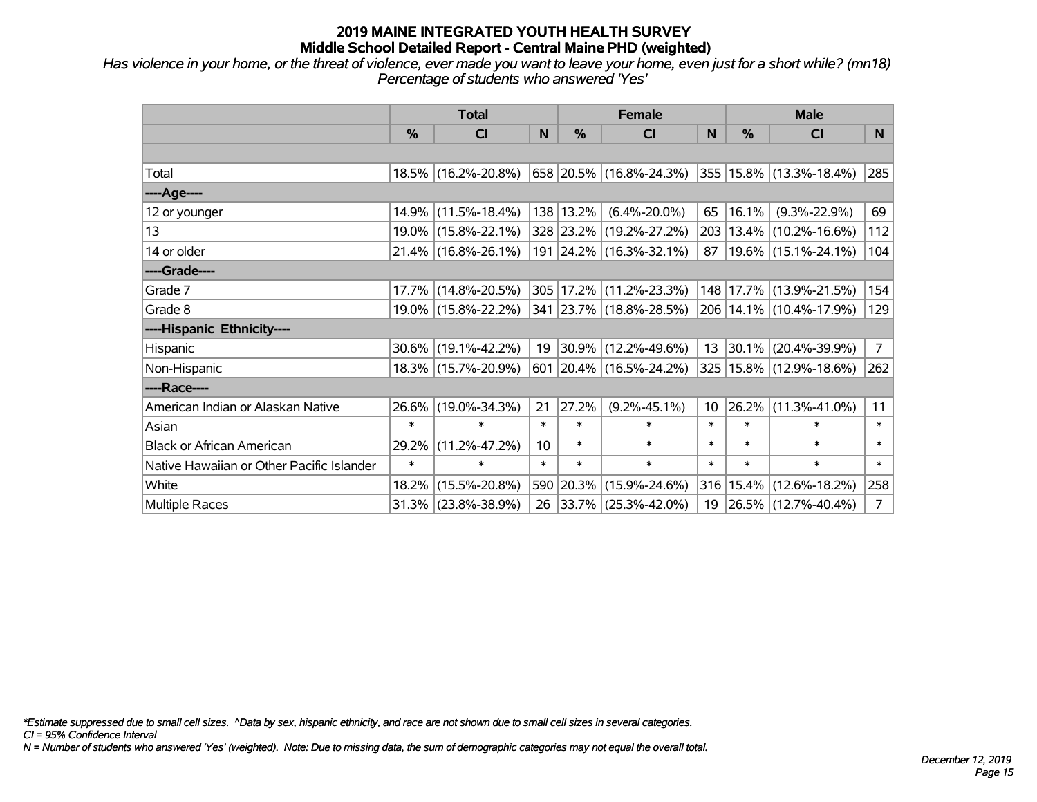# 2019 MAINE INTEGRATED YOUTH HEALTH SURVEY

## Middle School Detailed Report - Central Maine PHD (weighted)

*Has violence in your home, or the threat of violence, ever made you want to leave your home, even just for a short while? (mn18)*
*Percentage of students who answered 'Yes'*

| | Total | | | Female | | | Male | | |
|---|---|---|---|---|---|---|---|---|---|
| | % | CI | N | % | CI | N | % | CI | N |
| Total | 18.5% | (16.2%-20.8%) | 658 | 20.5% | (16.8%-24.3%) | 355 | 15.8% | (13.3%-18.4%) | 285 |
| ----Age---- | | | | | | | | | |
| 12 or younger | 14.9% | (11.5%-18.4%) | 138 | 13.2% | (6.4%-20.0%) | 65 | 16.1% | (9.3%-22.9%) | 69 |
| 13 | 19.0% | (15.8%-22.1%) | 328 | 23.2% | (19.2%-27.2%) | 203 | 13.4% | (10.2%-16.6%) | 112 |
| 14 or older | 21.4% | (16.8%-26.1%) | 191 | 24.2% | (16.3%-32.1%) | 87 | 19.6% | (15.1%-24.1%) | 104 |
| ----Grade---- | | | | | | | | | |
| Grade 7 | 17.7% | (14.8%-20.5%) | 305 | 17.2% | (11.2%-23.3%) | 148 | 17.7% | (13.9%-21.5%) | 154 |
| Grade 8 | 19.0% | (15.8%-22.2%) | 341 | 23.7% | (18.8%-28.5%) | 206 | 14.1% | (10.4%-17.9%) | 129 |
| ----Hispanic Ethnicity---- | | | | | | | | | |
| Hispanic | 30.6% | (19.1%-42.2%) | 19 | 30.9% | (12.2%-49.6%) | 13 | 30.1% | (20.4%-39.9%) | 7 |
| Non-Hispanic | 18.3% | (15.7%-20.9%) | 601 | 20.4% | (16.5%-24.2%) | 325 | 15.8% | (12.9%-18.6%) | 262 |
| ----Race---- | | | | | | | | | |
| American Indian or Alaskan Native | 26.6% | (19.0%-34.3%) | 21 | 27.2% | (9.2%-45.1%) | 10 | 26.2% | (11.3%-41.0%) | 11 |
| Asian | * | * | * | * | * | * | * | * | * |
| Black or African American | 29.2% | (11.2%-47.2%) | 10 | * | * | * | * | * | * |
| Native Hawaiian or Other Pacific Islander | * | * | * | * | * | * | * | * | * |
| White | 18.2% | (15.5%-20.8%) | 590 | 20.3% | (15.9%-24.6%) | 316 | 15.4% | (12.6%-18.2%) | 258 |
| Multiple Races | 31.3% | (23.8%-38.9%) | 26 | 33.7% | (25.3%-42.0%) | 19 | 26.5% | (12.7%-40.4%) | 7 |

*\*Estimate suppressed due to small cell sizes. ^Data by sex, hispanic ethnicity, and race are not shown due to small cell sizes in several categories.*
*CI = 95% Confidence Interval*
*N = Number of students who answered 'Yes' (weighted). Note: Due to missing data, the sum of demographic categories may not equal the overall total.*

*December 12, 2019*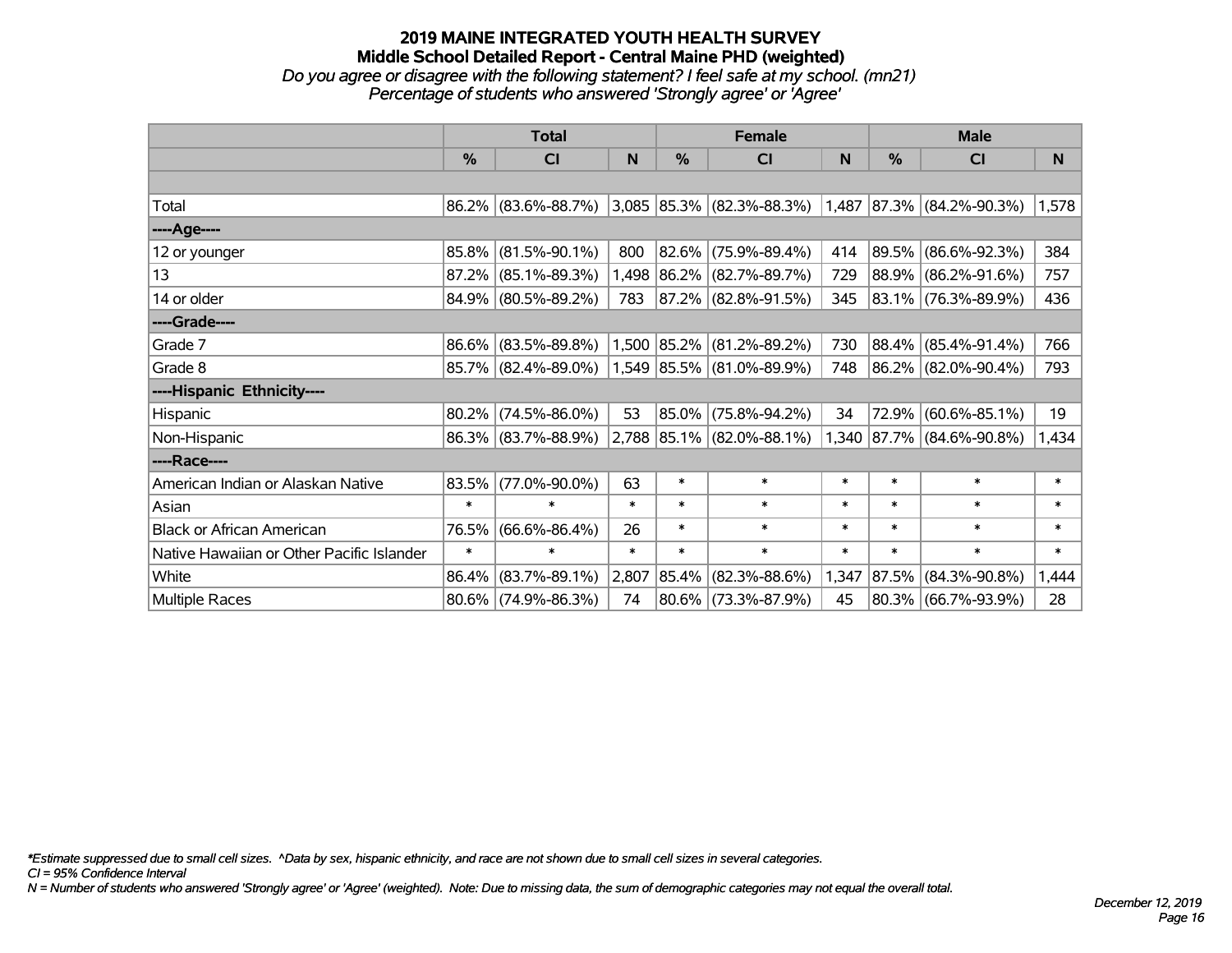# 2019 MAINE INTEGRATED YOUTH HEALTH SURVEY
## Middle School Detailed Report - Central Maine PHD (weighted)
*Do you agree or disagree with the following statement? I feel safe at my school. (mn21)*
*Percentage of students who answered 'Strongly agree' or 'Agree'*

| | Total | | | Female | | | Male | | |
|---|---|---|---|---|---|---|---|---|---|
| | % | CI | N | % | CI | N | % | CI | N |
| | | | | | | | | | |
| Total | 86.2% | (83.6%-88.7%) | 3,085 | 85.3% | (82.3%-88.3%) | 1,487 | 87.3% | (84.2%-90.3%) | 1,578 |
| ----Age---- | | | | | | | | | |
| 12 or younger | 85.8% | (81.5%-90.1%) | 800 | 82.6% | (75.9%-89.4%) | 414 | 89.5% | (86.6%-92.3%) | 384 |
| 13 | 87.2% | (85.1%-89.3%) | 1,498 | 86.2% | (82.7%-89.7%) | 729 | 88.9% | (86.2%-91.6%) | 757 |
| 14 or older | 84.9% | (80.5%-89.2%) | 783 | 87.2% | (82.8%-91.5%) | 345 | 83.1% | (76.3%-89.9%) | 436 |
| ----Grade---- | | | | | | | | | |
| Grade 7 | 86.6% | (83.5%-89.8%) | 1,500 | 85.2% | (81.2%-89.2%) | 730 | 88.4% | (85.4%-91.4%) | 766 |
| Grade 8 | 85.7% | (82.4%-89.0%) | 1,549 | 85.5% | (81.0%-89.9%) | 748 | 86.2% | (82.0%-90.4%) | 793 |
| ----Hispanic Ethnicity---- | | | | | | | | | |
| Hispanic | 80.2% | (74.5%-86.0%) | 53 | 85.0% | (75.8%-94.2%) | 34 | 72.9% | (60.6%-85.1%) | 19 |
| Non-Hispanic | 86.3% | (83.7%-88.9%) | 2,788 | 85.1% | (82.0%-88.1%) | 1,340 | 87.7% | (84.6%-90.8%) | 1,434 |
| ----Race---- | | | | | | | | | |
| American Indian or Alaskan Native | 83.5% | (77.0%-90.0%) | 63 | * | * | * | * | * | * |
| Asian | * | * | * | * | * | * | * | * | * |
| Black or African American | 76.5% | (66.6%-86.4%) | 26 | * | * | * | * | * | * |
| Native Hawaiian or Other Pacific Islander | * | * | * | * | * | * | * | * | * |
| White | 86.4% | (83.7%-89.1%) | 2,807 | 85.4% | (82.3%-88.6%) | 1,347 | 87.5% | (84.3%-90.8%) | 1,444 |
| Multiple Races | 80.6% | (74.9%-86.3%) | 74 | 80.6% | (73.3%-87.9%) | 45 | 80.3% | (66.7%-93.9%) | 28 |

*\*Estimate suppressed due to small cell sizes. ^Data by sex, hispanic ethnicity, and race are not shown due to small cell sizes in several categories.*
*CI = 95% Confidence Interval*
*N = Number of students who answered 'Strongly agree' or 'Agree' (weighted). Note: Due to missing data, the sum of demographic categories may not equal the overall total.*

*December 12, 2019*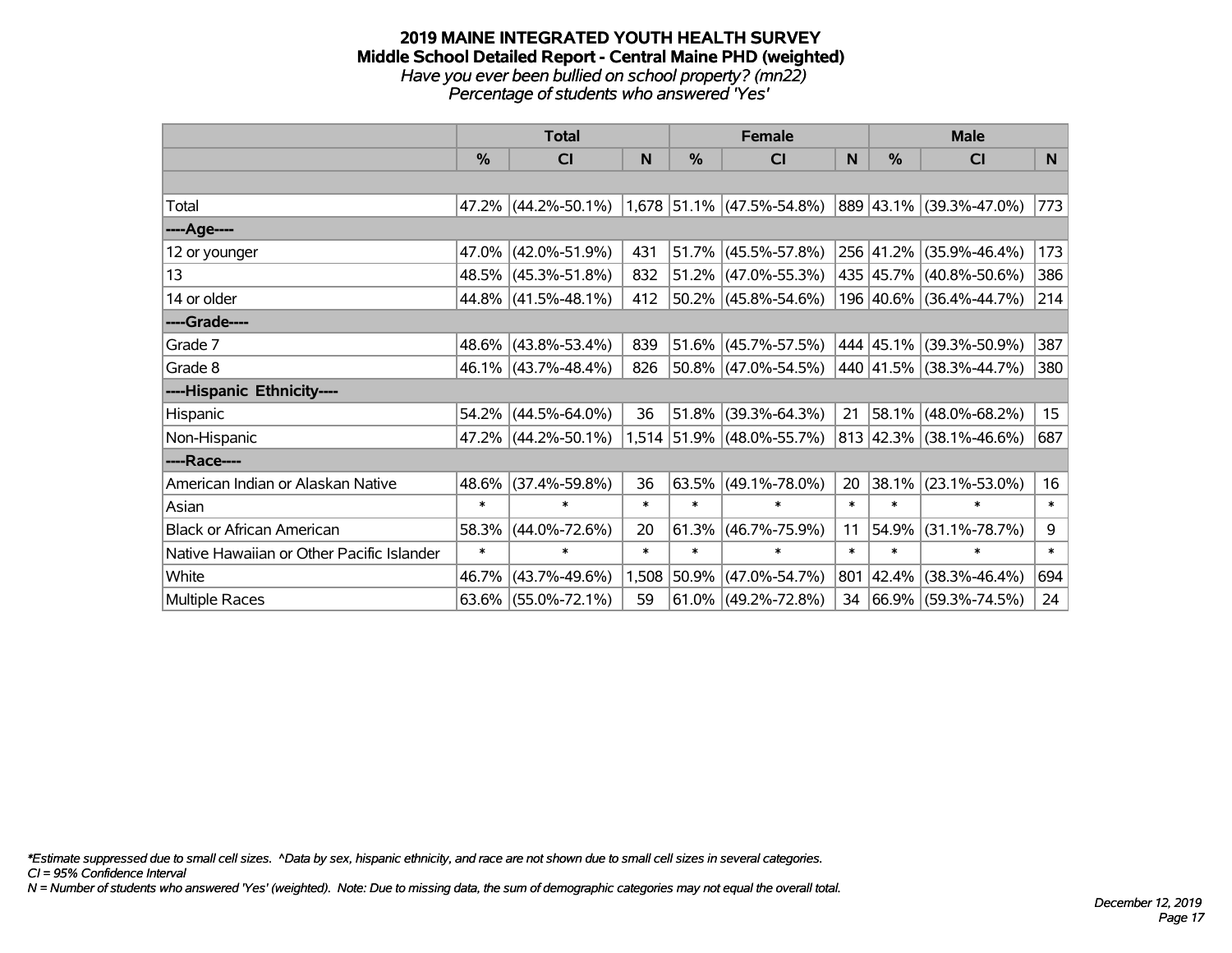# 2019 MAINE INTEGRATED YOUTH HEALTH SURVEY

## Middle School Detailed Report - Central Maine PHD (weighted)

*Have you ever been bullied on school property? (mn22)*

*Percentage of students who answered 'Yes'*

| | Total | | | Female | | | Male | | |
|---|---|---|---|---|---|---|---|---|---|
| | % | CI | N | % | CI | N | % | CI | N |
| | | | | | | | | | |
| Total | 47.2% | (44.2%-50.1%) | 1,678 | 51.1% | (47.5%-54.8%) | 889 | 43.1% | (39.3%-47.0%) | 773 |
| ----Age---- | | | | | | | | | |
| 12 or younger | 47.0% | (42.0%-51.9%) | 431 | 51.7% | (45.5%-57.8%) | 256 | 41.2% | (35.9%-46.4%) | 173 |
| 13 | 48.5% | (45.3%-51.8%) | 832 | 51.2% | (47.0%-55.3%) | 435 | 45.7% | (40.8%-50.6%) | 386 |
| 14 or older | 44.8% | (41.5%-48.1%) | 412 | 50.2% | (45.8%-54.6%) | 196 | 40.6% | (36.4%-44.7%) | 214 |
| ----Grade---- | | | | | | | | | |
| Grade 7 | 48.6% | (43.8%-53.4%) | 839 | 51.6% | (45.7%-57.5%) | 444 | 45.1% | (39.3%-50.9%) | 387 |
| Grade 8 | 46.1% | (43.7%-48.4%) | 826 | 50.8% | (47.0%-54.5%) | 440 | 41.5% | (38.3%-44.7%) | 380 |
| ----Hispanic Ethnicity---- | | | | | | | | | |
| Hispanic | 54.2% | (44.5%-64.0%) | 36 | 51.8% | (39.3%-64.3%) | 21 | 58.1% | (48.0%-68.2%) | 15 |
| Non-Hispanic | 47.2% | (44.2%-50.1%) | 1,514 | 51.9% | (48.0%-55.7%) | 813 | 42.3% | (38.1%-46.6%) | 687 |
| ----Race---- | | | | | | | | | |
| American Indian or Alaskan Native | 48.6% | (37.4%-59.8%) | 36 | 63.5% | (49.1%-78.0%) | 20 | 38.1% | (23.1%-53.0%) | 16 |
| Asian | * | * | * | * | * | * | * | * | * |
| Black or African American | 58.3% | (44.0%-72.6%) | 20 | 61.3% | (46.7%-75.9%) | 11 | 54.9% | (31.1%-78.7%) | 9 |
| Native Hawaiian or Other Pacific Islander | * | * | * | * | * | * | * | * | * |
| White | 46.7% | (43.7%-49.6%) | 1,508 | 50.9% | (47.0%-54.7%) | 801 | 42.4% | (38.3%-46.4%) | 694 |
| Multiple Races | 63.6% | (55.0%-72.1%) | 59 | 61.0% | (49.2%-72.8%) | 34 | 66.9% | (59.3%-74.5%) | 24 |

*\*Estimate suppressed due to small cell sizes. ^Data by sex, hispanic ethnicity, and race are not shown due to small cell sizes in several categories.*

*CI = 95% Confidence Interval*

*N = Number of students who answered 'Yes' (weighted). Note: Due to missing data, the sum of demographic categories may not equal the overall total.*

*December 12, 2019*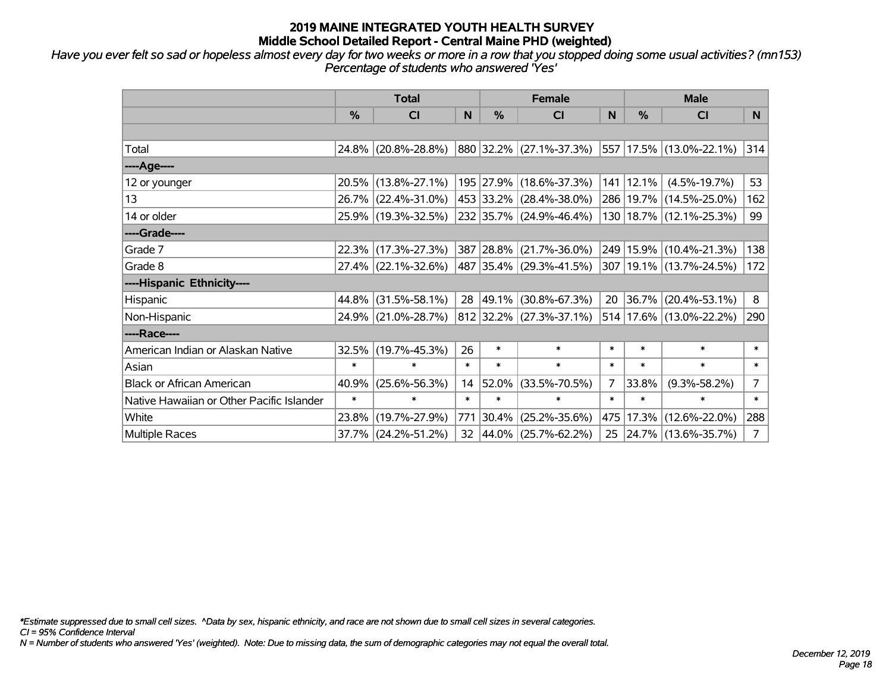# 2019 MAINE INTEGRATED YOUTH HEALTH SURVEY
## Middle School Detailed Report - Central Maine PHD (weighted)

*Have you ever felt so sad or hopeless almost every day for two weeks or more in a row that you stopped doing some usual activities? (mn153)*
*Percentage of students who answered 'Yes'*

| | Total | | | Female | | | Male | | |
|---|---|---|---|---|---|---|---|---|---|
| | % | CI | N | % | CI | N | % | CI | N |
| | | | | | | | | | |
| Total | 24.8% | (20.8%-28.8%) | 880 | 32.2% | (27.1%-37.3%) | 557 | 17.5% | (13.0%-22.1%) | 314 |
| ----Age---- | | | | | | | | | |
| 12 or younger | 20.5% | (13.8%-27.1%) | 195 | 27.9% | (18.6%-37.3%) | 141 | 12.1% | (4.5%-19.7%) | 53 |
| 13 | 26.7% | (22.4%-31.0%) | 453 | 33.2% | (28.4%-38.0%) | 286 | 19.7% | (14.5%-25.0%) | 162 |
| 14 or older | 25.9% | (19.3%-32.5%) | 232 | 35.7% | (24.9%-46.4%) | 130 | 18.7% | (12.1%-25.3%) | 99 |
| ----Grade---- | | | | | | | | | |
| Grade 7 | 22.3% | (17.3%-27.3%) | 387 | 28.8% | (21.7%-36.0%) | 249 | 15.9% | (10.4%-21.3%) | 138 |
| Grade 8 | 27.4% | (22.1%-32.6%) | 487 | 35.4% | (29.3%-41.5%) | 307 | 19.1% | (13.7%-24.5%) | 172 |
| ----Hispanic Ethnicity---- | | | | | | | | | |
| Hispanic | 44.8% | (31.5%-58.1%) | 28 | 49.1% | (30.8%-67.3%) | 20 | 36.7% | (20.4%-53.1%) | 8 |
| Non-Hispanic | 24.9% | (21.0%-28.7%) | 812 | 32.2% | (27.3%-37.1%) | 514 | 17.6% | (13.0%-22.2%) | 290 |
| ----Race---- | | | | | | | | | |
| American Indian or Alaskan Native | 32.5% | (19.7%-45.3%) | 26 | * | * | * | * | * | * |
| Asian | * | * | * | * | * | * | * | * | * |
| Black or African American | 40.9% | (25.6%-56.3%) | 14 | 52.0% | (33.5%-70.5%) | 7 | 33.8% | (9.3%-58.2%) | 7 |
| Native Hawaiian or Other Pacific Islander | * | * | * | * | * | * | * | * | * |
| White | 23.8% | (19.7%-27.9%) | 771 | 30.4% | (25.2%-35.6%) | 475 | 17.3% | (12.6%-22.0%) | 288 |
| Multiple Races | 37.7% | (24.2%-51.2%) | 32 | 44.0% | (25.7%-62.2%) | 25 | 24.7% | (13.6%-35.7%) | 7 |

*\*Estimate suppressed due to small cell sizes. ^Data by sex, hispanic ethnicity, and race are not shown due to small cell sizes in several categories.*
*CI = 95% Confidence Interval*
*N = Number of students who answered 'Yes' (weighted). Note: Due to missing data, the sum of demographic categories may not equal the overall total.*

*December 12, 2019*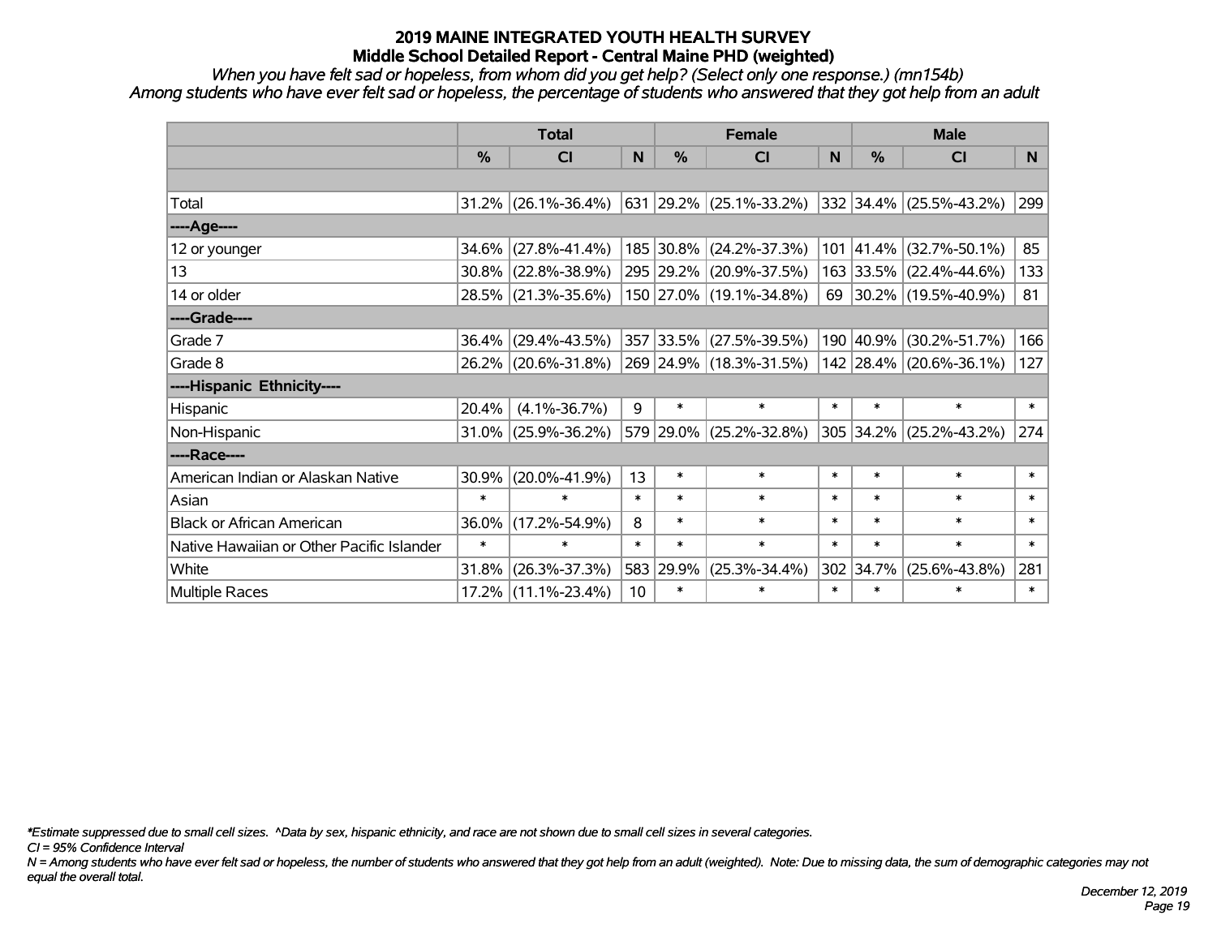# 2019 MAINE INTEGRATED YOUTH HEALTH SURVEY
## Middle School Detailed Report - Central Maine PHD (weighted)

*When you have felt sad or hopeless, from whom did you get help? (Select only one response.) (mn154b)*
*Among students who have ever felt sad or hopeless, the percentage of students who answered that they got help from an adult*

| | Total | | | Female | | | Male | | |
|---|---|---|---|---|---|---|---|---|---|
| | % | CI | N | % | CI | N | % | CI | N |
| Total | 31.2% | (26.1%-36.4%) | 631 | 29.2% | (25.1%-33.2%) | 332 | 34.4% | (25.5%-43.2%) | 299 |
| ----Age---- | | | | | | | | | |
| 12 or younger | 34.6% | (27.8%-41.4%) | 185 | 30.8% | (24.2%-37.3%) | 101 | 41.4% | (32.7%-50.1%) | 85 |
| 13 | 30.8% | (22.8%-38.9%) | 295 | 29.2% | (20.9%-37.5%) | 163 | 33.5% | (22.4%-44.6%) | 133 |
| 14 or older | 28.5% | (21.3%-35.6%) | 150 | 27.0% | (19.1%-34.8%) | 69 | 30.2% | (19.5%-40.9%) | 81 |
| ----Grade---- | | | | | | | | | |
| Grade 7 | 36.4% | (29.4%-43.5%) | 357 | 33.5% | (27.5%-39.5%) | 190 | 40.9% | (30.2%-51.7%) | 166 |
| Grade 8 | 26.2% | (20.6%-31.8%) | 269 | 24.9% | (18.3%-31.5%) | 142 | 28.4% | (20.6%-36.1%) | 127 |
| ----Hispanic Ethnicity---- | | | | | | | | | |
| Hispanic | 20.4% | (4.1%-36.7%) | 9 | * | * | * | * | * | * |
| Non-Hispanic | 31.0% | (25.9%-36.2%) | 579 | 29.0% | (25.2%-32.8%) | 305 | 34.2% | (25.2%-43.2%) | 274 |
| ----Race---- | | | | | | | | | |
| American Indian or Alaskan Native | 30.9% | (20.0%-41.9%) | 13 | * | * | * | * | * | * |
| Asian | * | * | * | * | * | * | * | * | * |
| Black or African American | 36.0% | (17.2%-54.9%) | 8 | * | * | * | * | * | * |
| Native Hawaiian or Other Pacific Islander | * | * | * | * | * | * | * | * | * |
| White | 31.8% | (26.3%-37.3%) | 583 | 29.9% | (25.3%-34.4%) | 302 | 34.7% | (25.6%-43.8%) | 281 |
| Multiple Races | 17.2% | (11.1%-23.4%) | 10 | * | * | * | * | * | * |

*\*Estimate suppressed due to small cell sizes. ^Data by sex, hispanic ethnicity, and race are not shown due to small cell sizes in several categories.*
*CI = 95% Confidence Interval*
*N = Among students who have ever felt sad or hopeless, the number of students who answered that they got help from an adult (weighted). Note: Due to missing data, the sum of demographic categories may not equal the overall total.*

*December 12, 2019*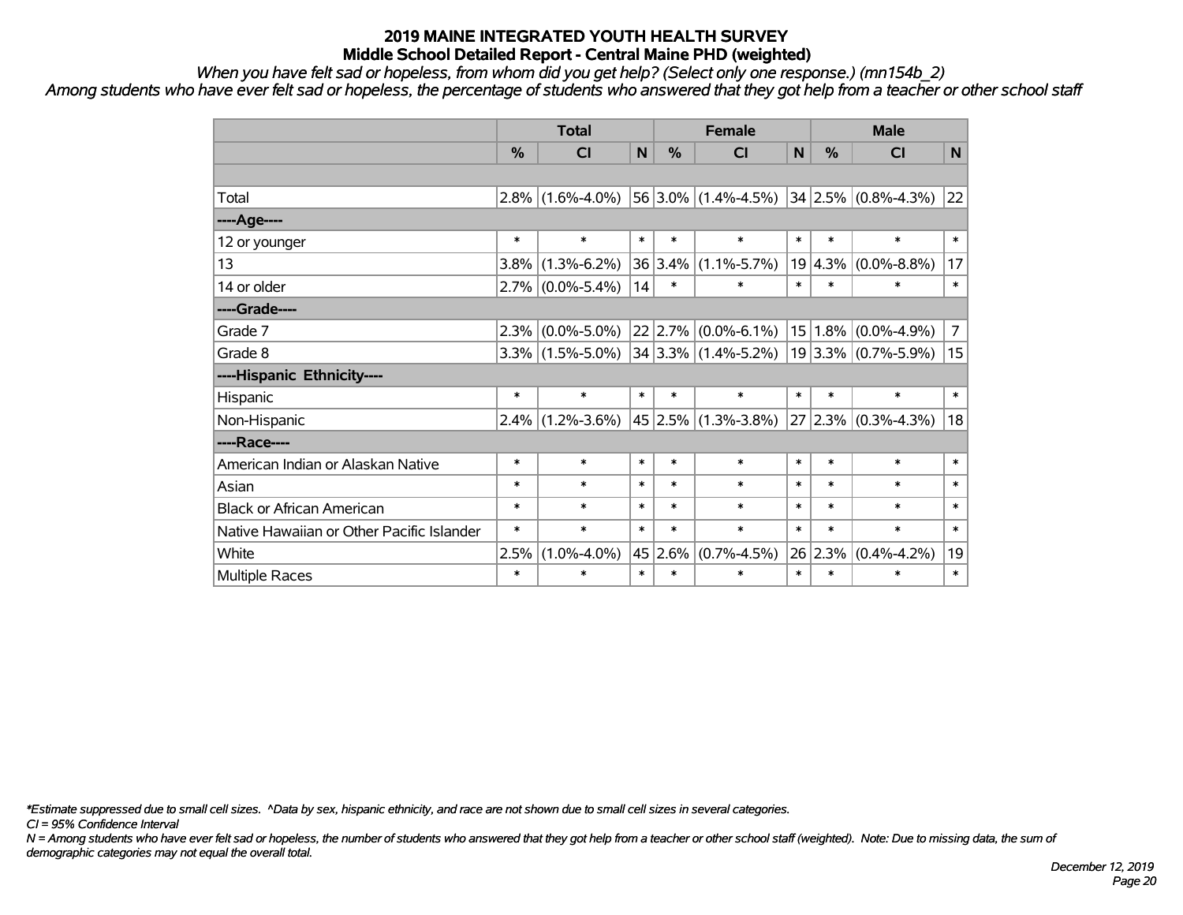# 2019 MAINE INTEGRATED YOUTH HEALTH SURVEY
## Middle School Detailed Report - Central Maine PHD (weighted)

*When you have felt sad or hopeless, from whom did you get help? (Select only one response.) (mn154b_2)*

*Among students who have ever felt sad or hopeless, the percentage of students who answered that they got help from a teacher or other school staff*

| | Total | | | Female | | | Male | | |
|---|---|---|---|---|---|---|---|---|---|
| | % | CI | N | % | CI | N | % | CI | N |
| | | | | | | | | | |
| Total | 2.8% | (1.6%-4.0%) | 56 | 3.0% | (1.4%-4.5%) | 34 | 2.5% | (0.8%-4.3%) | 22 |
| ----Age---- | | | | | | | | | |
| 12 or younger | * | * | * | * | * | * | * | * | * |
| 13 | 3.8% | (1.3%-6.2%) | 36 | 3.4% | (1.1%-5.7%) | 19 | 4.3% | (0.0%-8.8%) | 17 |
| 14 or older | 2.7% | (0.0%-5.4%) | 14 | * | * | * | * | * | * |
| ----Grade---- | | | | | | | | | |
| Grade 7 | 2.3% | (0.0%-5.0%) | 22 | 2.7% | (0.0%-6.1%) | 15 | 1.8% | (0.0%-4.9%) | 7 |
| Grade 8 | 3.3% | (1.5%-5.0%) | 34 | 3.3% | (1.4%-5.2%) | 19 | 3.3% | (0.7%-5.9%) | 15 |
| ----Hispanic Ethnicity---- | | | | | | | | | |
| Hispanic | * | * | * | * | * | * | * | * | * |
| Non-Hispanic | 2.4% | (1.2%-3.6%) | 45 | 2.5% | (1.3%-3.8%) | 27 | 2.3% | (0.3%-4.3%) | 18 |
| ----Race---- | | | | | | | | | |
| American Indian or Alaskan Native | * | * | * | * | * | * | * | * | * |
| Asian | * | * | * | * | * | * | * | * | * |
| Black or African American | * | * | * | * | * | * | * | * | * |
| Native Hawaiian or Other Pacific Islander | * | * | * | * | * | * | * | * | * |
| White | 2.5% | (1.0%-4.0%) | 45 | 2.6% | (0.7%-4.5%) | 26 | 2.3% | (0.4%-4.2%) | 19 |
| Multiple Races | * | * | * | * | * | * | * | * | * |

*\*Estimate suppressed due to small cell sizes. ^Data by sex, hispanic ethnicity, and race are not shown due to small cell sizes in several categories.*

*CI = 95% Confidence Interval*

*N = Among students who have ever felt sad or hopeless, the number of students who answered that they got help from a teacher or other school staff (weighted). Note: Due to missing data, the sum of demographic categories may not equal the overall total.*

*December 12, 2019*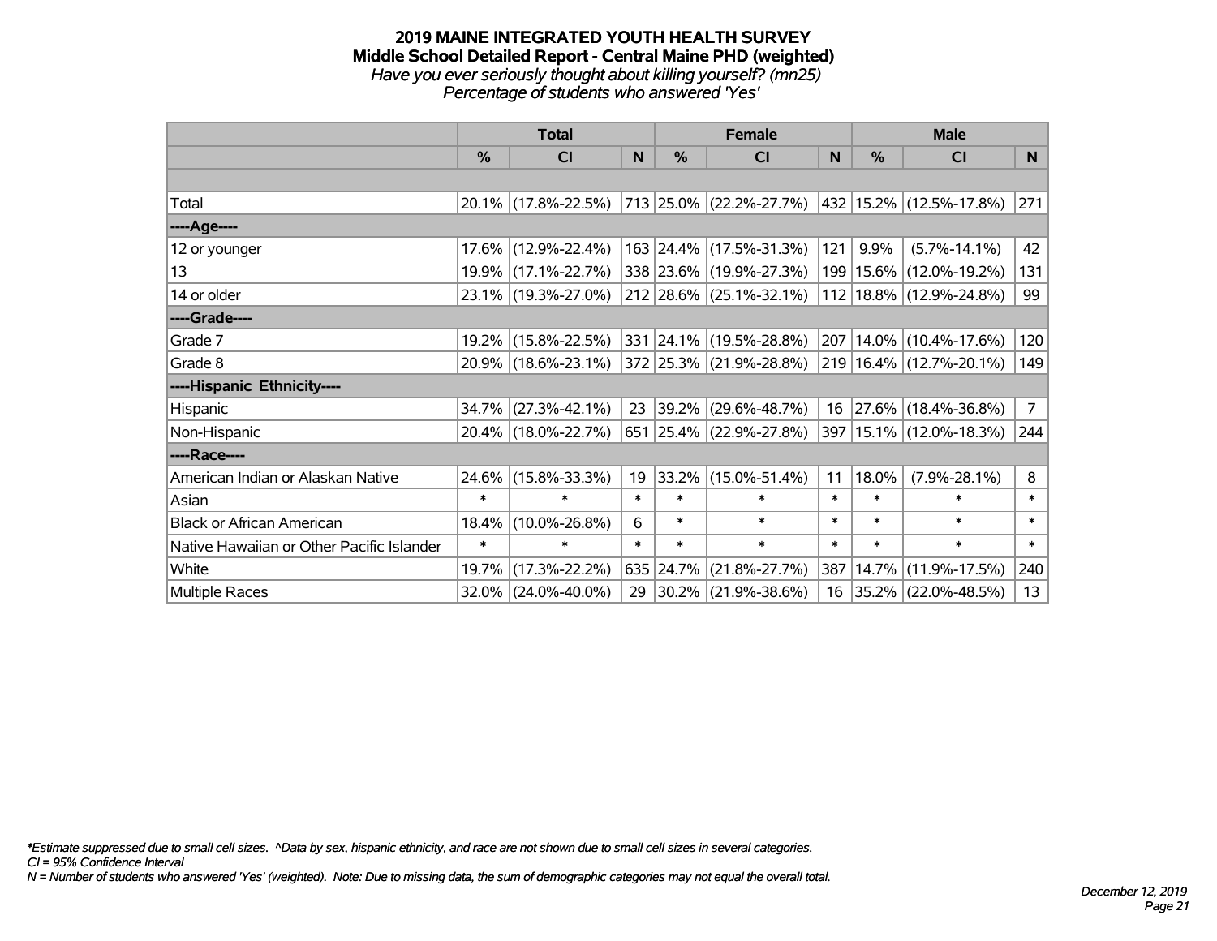# 2019 MAINE INTEGRATED YOUTH HEALTH SURVEY
## Middle School Detailed Report - Central Maine PHD (weighted)
*Have you ever seriously thought about killing yourself? (mn25)*
*Percentage of students who answered 'Yes'*

| | Total | | | Female | | | Male | | |
|---|---|---|---|---|---|---|---|---|---|
| | % | CI | N | % | CI | N | % | CI | N |
| Total | 20.1% | (17.8%-22.5%) | 713 | 25.0% | (22.2%-27.7%) | 432 | 15.2% | (12.5%-17.8%) | 271 |
| ----Age---- | | | | | | | | | |
| 12 or younger | 17.6% | (12.9%-22.4%) | 163 | 24.4% | (17.5%-31.3%) | 121 | 9.9% | (5.7%-14.1%) | 42 |
| 13 | 19.9% | (17.1%-22.7%) | 338 | 23.6% | (19.9%-27.3%) | 199 | 15.6% | (12.0%-19.2%) | 131 |
| 14 or older | 23.1% | (19.3%-27.0%) | 212 | 28.6% | (25.1%-32.1%) | 112 | 18.8% | (12.9%-24.8%) | 99 |
| ----Grade---- | | | | | | | | | |
| Grade 7 | 19.2% | (15.8%-22.5%) | 331 | 24.1% | (19.5%-28.8%) | 207 | 14.0% | (10.4%-17.6%) | 120 |
| Grade 8 | 20.9% | (18.6%-23.1%) | 372 | 25.3% | (21.9%-28.8%) | 219 | 16.4% | (12.7%-20.1%) | 149 |
| ----Hispanic Ethnicity---- | | | | | | | | | |
| Hispanic | 34.7% | (27.3%-42.1%) | 23 | 39.2% | (29.6%-48.7%) | 16 | 27.6% | (18.4%-36.8%) | 7 |
| Non-Hispanic | 20.4% | (18.0%-22.7%) | 651 | 25.4% | (22.9%-27.8%) | 397 | 15.1% | (12.0%-18.3%) | 244 |
| ----Race---- | | | | | | | | | |
| American Indian or Alaskan Native | 24.6% | (15.8%-33.3%) | 19 | 33.2% | (15.0%-51.4%) | 11 | 18.0% | (7.9%-28.1%) | 8 |
| Asian | * | * | * | * | * | * | * | * | * |
| Black or African American | 18.4% | (10.0%-26.8%) | 6 | * | * | * | * | * | * |
| Native Hawaiian or Other Pacific Islander | * | * | * | * | * | * | * | * | * |
| White | 19.7% | (17.3%-22.2%) | 635 | 24.7% | (21.8%-27.7%) | 387 | 14.7% | (11.9%-17.5%) | 240 |
| Multiple Races | 32.0% | (24.0%-40.0%) | 29 | 30.2% | (21.9%-38.6%) | 16 | 35.2% | (22.0%-48.5%) | 13 |

*Estimate suppressed due to small cell sizes. ^Data by sex, hispanic ethnicity, and race are not shown due to small cell sizes in several categories.
CI = 95% Confidence Interval
N = Number of students who answered 'Yes' (weighted). Note: Due to missing data, the sum of demographic categories may not equal the overall total.

December 12, 2019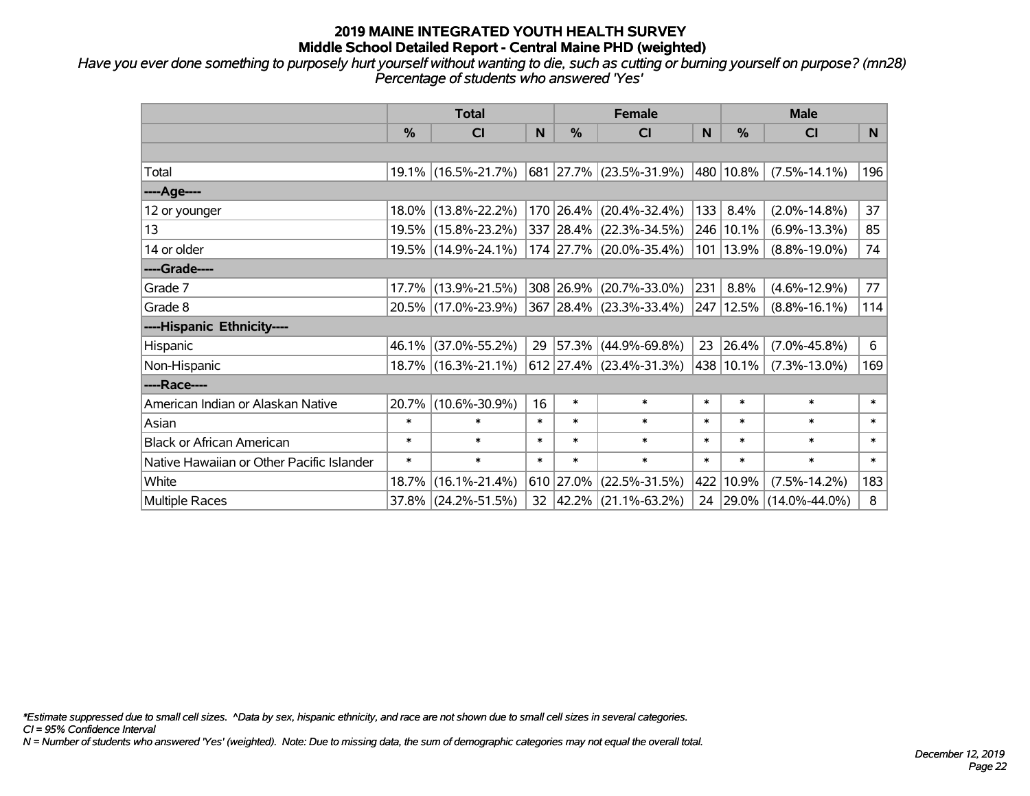# 2019 MAINE INTEGRATED YOUTH HEALTH SURVEY
## Middle School Detailed Report - Central Maine PHD (weighted)

*Have you ever done something to purposely hurt yourself without wanting to die, such as cutting or burning yourself on purpose? (mn28)*
*Percentage of students who answered 'Yes'*

| | Total | | | Female | | | Male | | |
|---|---|---|---|---|---|---|---|---|---|
| | % | CI | N | % | CI | N | % | CI | N |
| | | | | | | | | | |
| Total | 19.1% | (16.5%-21.7%) | 681 | 27.7% | (23.5%-31.9%) | 480 | 10.8% | (7.5%-14.1%) | 196 |
| ----Age---- | | | | | | | | | |
| 12 or younger | 18.0% | (13.8%-22.2%) | 170 | 26.4% | (20.4%-32.4%) | 133 | 8.4% | (2.0%-14.8%) | 37 |
| 13 | 19.5% | (15.8%-23.2%) | 337 | 28.4% | (22.3%-34.5%) | 246 | 10.1% | (6.9%-13.3%) | 85 |
| 14 or older | 19.5% | (14.9%-24.1%) | 174 | 27.7% | (20.0%-35.4%) | 101 | 13.9% | (8.8%-19.0%) | 74 |
| ----Grade---- | | | | | | | | | |
| Grade 7 | 17.7% | (13.9%-21.5%) | 308 | 26.9% | (20.7%-33.0%) | 231 | 8.8% | (4.6%-12.9%) | 77 |
| Grade 8 | 20.5% | (17.0%-23.9%) | 367 | 28.4% | (23.3%-33.4%) | 247 | 12.5% | (8.8%-16.1%) | 114 |
| ----Hispanic Ethnicity---- | | | | | | | | | |
| Hispanic | 46.1% | (37.0%-55.2%) | 29 | 57.3% | (44.9%-69.8%) | 23 | 26.4% | (7.0%-45.8%) | 6 |
| Non-Hispanic | 18.7% | (16.3%-21.1%) | 612 | 27.4% | (23.4%-31.3%) | 438 | 10.1% | (7.3%-13.0%) | 169 |
| ----Race---- | | | | | | | | | |
| American Indian or Alaskan Native | 20.7% | (10.6%-30.9%) | 16 | * | * | * | * | * | * |
| Asian | * | * | * | * | * | * | * | * | * |
| Black or African American | * | * | * | * | * | * | * | * | * |
| Native Hawaiian or Other Pacific Islander | * | * | * | * | * | * | * | * | * |
| White | 18.7% | (16.1%-21.4%) | 610 | 27.0% | (22.5%-31.5%) | 422 | 10.9% | (7.5%-14.2%) | 183 |
| Multiple Races | 37.8% | (24.2%-51.5%) | 32 | 42.2% | (21.1%-63.2%) | 24 | 29.0% | (14.0%-44.0%) | 8 |

*\*Estimate suppressed due to small cell sizes. ^Data by sex, hispanic ethnicity, and race are not shown due to small cell sizes in several categories.*
*CI = 95% Confidence Interval*
*N = Number of students who answered 'Yes' (weighted). Note: Due to missing data, the sum of demographic categories may not equal the overall total.*

*December 12, 2019*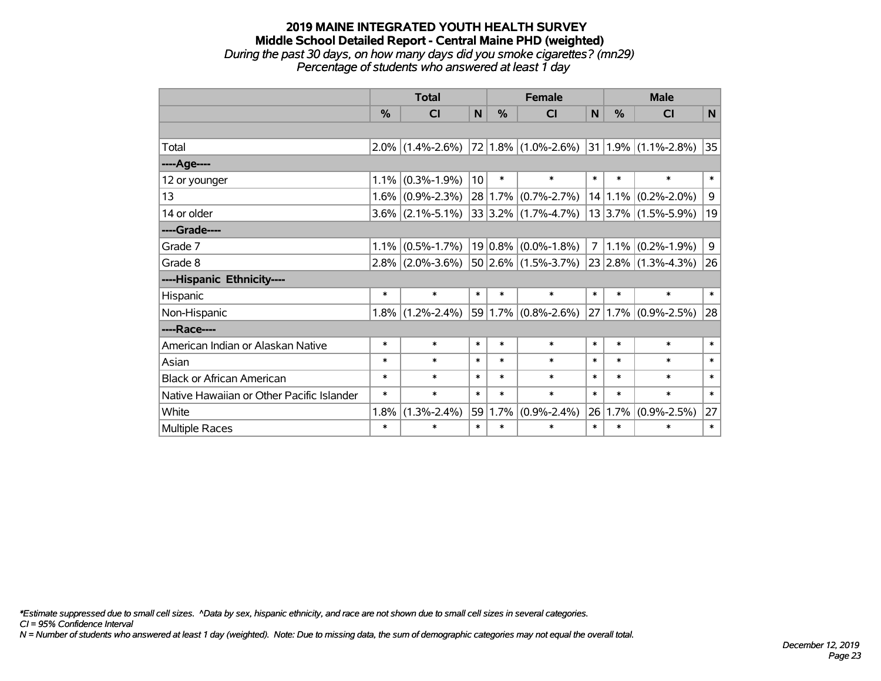# 2019 MAINE INTEGRATED YOUTH HEALTH SURVEY

## Middle School Detailed Report - Central Maine PHD (weighted)

*During the past 30 days, on how many days did you smoke cigarettes? (mn29)*

*Percentage of students who answered at least 1 day*

| | Total | | | Female | | | Male | | |
|---|---|---|---|---|---|---|---|---|---|
| | % | CI | N | % | CI | N | % | CI | N |
| | | | | | | | | | |
| Total | 2.0% | (1.4%-2.6%) | 72 | 1.8% | (1.0%-2.6%) | 31 | 1.9% | (1.1%-2.8%) | 35 |
| ----Age---- | | | | | | | | | |
| 12 or younger | 1.1% | (0.3%-1.9%) | 10 | * | * | * | * | * | * |
| 13 | 1.6% | (0.9%-2.3%) | 28 | 1.7% | (0.7%-2.7%) | 14 | 1.1% | (0.2%-2.0%) | 9 |
| 14 or older | 3.6% | (2.1%-5.1%) | 33 | 3.2% | (1.7%-4.7%) | 13 | 3.7% | (1.5%-5.9%) | 19 |
| ----Grade---- | | | | | | | | | |
| Grade 7 | 1.1% | (0.5%-1.7%) | 19 | 0.8% | (0.0%-1.8%) | 7 | 1.1% | (0.2%-1.9%) | 9 |
| Grade 8 | 2.8% | (2.0%-3.6%) | 50 | 2.6% | (1.5%-3.7%) | 23 | 2.8% | (1.3%-4.3%) | 26 |
| ----Hispanic Ethnicity---- | | | | | | | | | |
| Hispanic | * | * | * | * | * | * | * | * | * |
| Non-Hispanic | 1.8% | (1.2%-2.4%) | 59 | 1.7% | (0.8%-2.6%) | 27 | 1.7% | (0.9%-2.5%) | 28 |
| ----Race---- | | | | | | | | | |
| American Indian or Alaskan Native | * | * | * | * | * | * | * | * | * |
| Asian | * | * | * | * | * | * | * | * | * |
| Black or African American | * | * | * | * | * | * | * | * | * |
| Native Hawaiian or Other Pacific Islander | * | * | * | * | * | * | * | * | * |
| White | 1.8% | (1.3%-2.4%) | 59 | 1.7% | (0.9%-2.4%) | 26 | 1.7% | (0.9%-2.5%) | 27 |
| Multiple Races | * | * | * | * | * | * | * | * | * |

*\*Estimate suppressed due to small cell sizes. ^Data by sex, hispanic ethnicity, and race are not shown due to small cell sizes in several categories.*

*CI = 95% Confidence Interval*

*N = Number of students who answered at least 1 day (weighted). Note: Due to missing data, the sum of demographic categories may not equal the overall total.*

*December 12, 2019*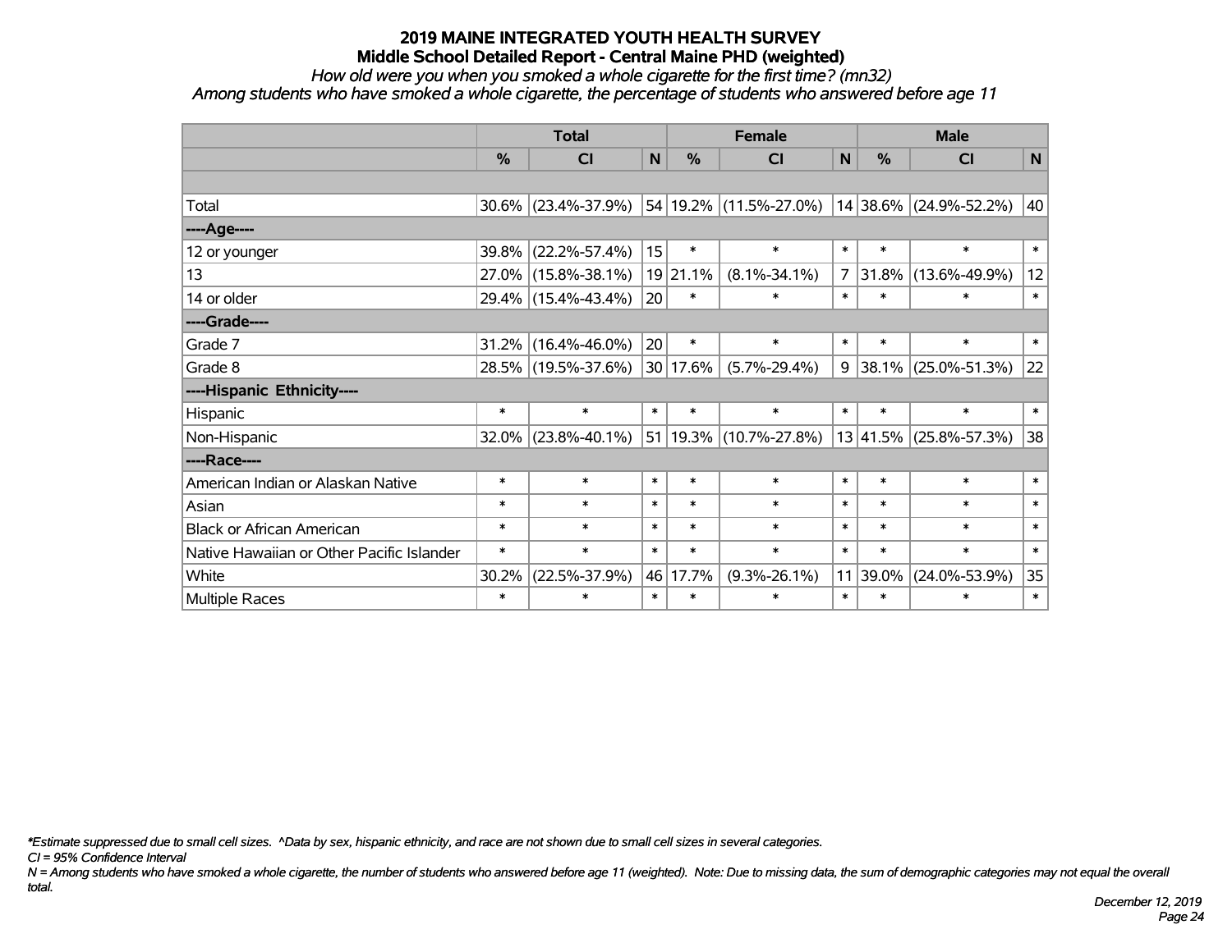# 2019 MAINE INTEGRATED YOUTH HEALTH SURVEY

## Middle School Detailed Report - Central Maine PHD (weighted)

*How old were you when you smoked a whole cigarette for the first time? (mn32)*

*Among students who have smoked a whole cigarette, the percentage of students who answered before age 11*

| | Total | | | Female | | | Male | | |
|---|---|---|---|---|---|---|---|---|---|
| | % | CI | N | % | CI | N | % | CI | N |
| | | | | | | | | | |
| Total | 30.6% | (23.4%-37.9%) | 54 | 19.2% | (11.5%-27.0%) | 14 | 38.6% | (24.9%-52.2%) | 40 |
| ----Age---- | | | | | | | | | |
| 12 or younger | 39.8% | (22.2%-57.4%) | 15 | * | * | * | * | * | * |
| 13 | 27.0% | (15.8%-38.1%) | 19 | 21.1% | (8.1%-34.1%) | 7 | 31.8% | (13.6%-49.9%) | 12 |
| 14 or older | 29.4% | (15.4%-43.4%) | 20 | * | * | * | * | * | * |
| ----Grade---- | | | | | | | | | |
| Grade 7 | 31.2% | (16.4%-46.0%) | 20 | * | * | * | * | * | * |
| Grade 8 | 28.5% | (19.5%-37.6%) | 30 | 17.6% | (5.7%-29.4%) | 9 | 38.1% | (25.0%-51.3%) | 22 |
| ----Hispanic Ethnicity---- | | | | | | | | | |
| Hispanic | * | * | * | * | * | * | * | * | * |
| Non-Hispanic | 32.0% | (23.8%-40.1%) | 51 | 19.3% | (10.7%-27.8%) | 13 | 41.5% | (25.8%-57.3%) | 38 |
| ----Race---- | | | | | | | | | |
| American Indian or Alaskan Native | * | * | * | * | * | * | * | * | * |
| Asian | * | * | * | * | * | * | * | * | * |
| Black or African American | * | * | * | * | * | * | * | * | * |
| Native Hawaiian or Other Pacific Islander | * | * | * | * | * | * | * | * | * |
| White | 30.2% | (22.5%-37.9%) | 46 | 17.7% | (9.3%-26.1%) | 11 | 39.0% | (24.0%-53.9%) | 35 |
| Multiple Races | * | * | * | * | * | * | * | * | * |

*\*Estimate suppressed due to small cell sizes. ^Data by sex, hispanic ethnicity, and race are not shown due to small cell sizes in several categories.*

*CI = 95% Confidence Interval*

*N = Among students who have smoked a whole cigarette, the number of students who answered before age 11 (weighted). Note: Due to missing data, the sum of demographic categories may not equal the overall total.*

*December 12, 2019*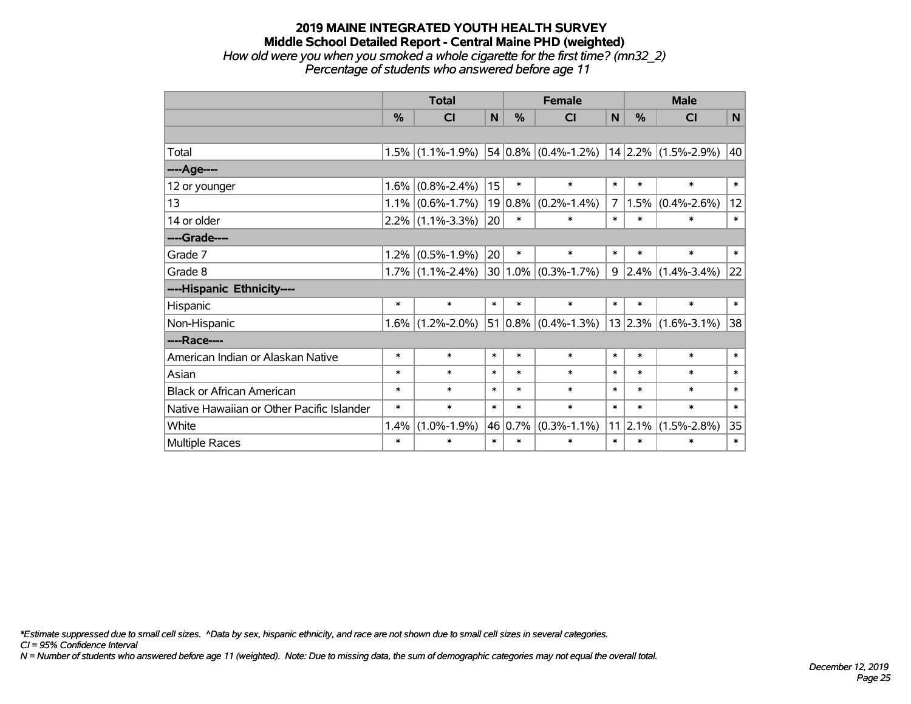# 2019 MAINE INTEGRATED YOUTH HEALTH SURVEY

## Middle School Detailed Report - Central Maine PHD (weighted)

*How old were you when you smoked a whole cigarette for the first time? (mn32_2)*

*Percentage of students who answered before age 11*

| | Total | | | Female | | | Male | | |
|---|---|---|---|---|---|---|---|---|---|
| | % | CI | N | % | CI | N | % | CI | N |
| | | | | | | | | | |
| Total | 1.5% | (1.1%-1.9%) | 54 | 0.8% | (0.4%-1.2%) | 14 | 2.2% | (1.5%-2.9%) | 40 |
| ----Age---- | | | | | | | | | |
| 12 or younger | 1.6% | (0.8%-2.4%) | 15 | * | * | * | * | * | * |
| 13 | 1.1% | (0.6%-1.7%) | 19 | 0.8% | (0.2%-1.4%) | 7 | 1.5% | (0.4%-2.6%) | 12 |
| 14 or older | 2.2% | (1.1%-3.3%) | 20 | * | * | * | * | * | * |
| ----Grade---- | | | | | | | | | |
| Grade 7 | 1.2% | (0.5%-1.9%) | 20 | * | * | * | * | * | * |
| Grade 8 | 1.7% | (1.1%-2.4%) | 30 | 1.0% | (0.3%-1.7%) | 9 | 2.4% | (1.4%-3.4%) | 22 |
| ----Hispanic Ethnicity---- | | | | | | | | | |
| Hispanic | * | * | * | * | * | * | * | * | * |
| Non-Hispanic | 1.6% | (1.2%-2.0%) | 51 | 0.8% | (0.4%-1.3%) | 13 | 2.3% | (1.6%-3.1%) | 38 |
| ----Race---- | | | | | | | | | |
| American Indian or Alaskan Native | * | * | * | * | * | * | * | * | * |
| Asian | * | * | * | * | * | * | * | * | * |
| Black or African American | * | * | * | * | * | * | * | * | * |
| Native Hawaiian or Other Pacific Islander | * | * | * | * | * | * | * | * | * |
| White | 1.4% | (1.0%-1.9%) | 46 | 0.7% | (0.3%-1.1%) | 11 | 2.1% | (1.5%-2.8%) | 35 |
| Multiple Races | * | * | * | * | * | * | * | * | * |

*\*Estimate suppressed due to small cell sizes. ^Data by sex, hispanic ethnicity, and race are not shown due to small cell sizes in several categories.*

*CI = 95% Confidence Interval*

*N = Number of students who answered before age 11 (weighted). Note: Due to missing data, the sum of demographic categories may not equal the overall total.*

*December 12, 2019*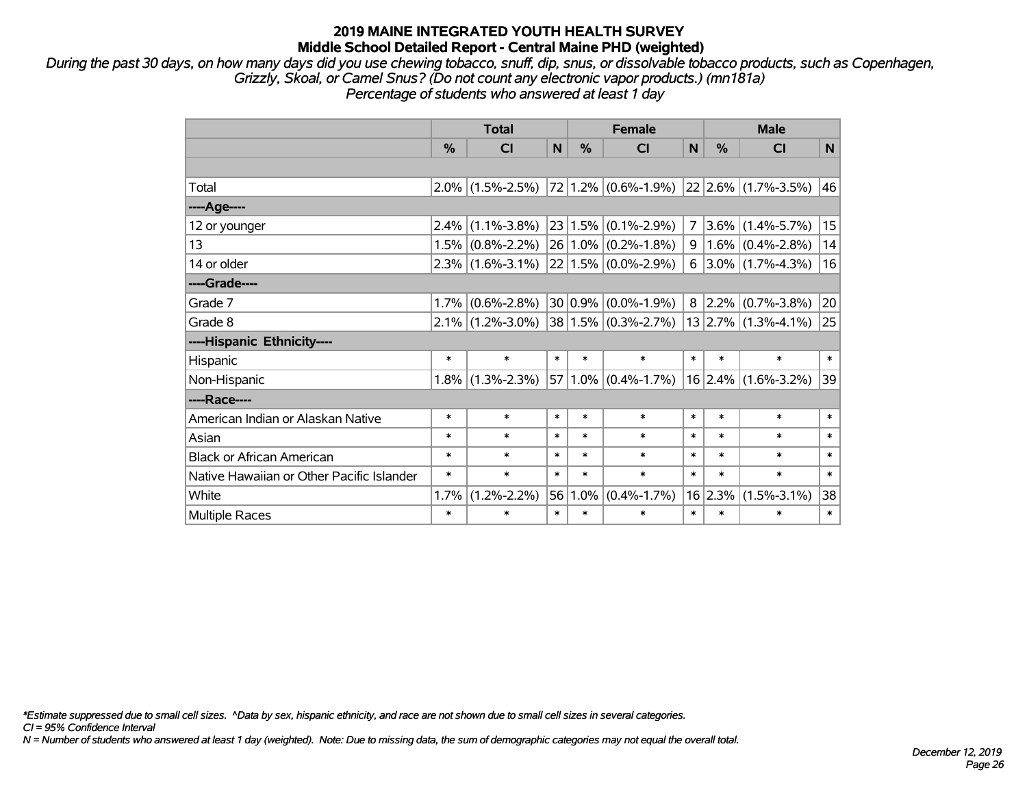# 2019 MAINE INTEGRATED YOUTH HEALTH SURVEY
## Middle School Detailed Report - Central Maine PHD (weighted)

*During the past 30 days, on how many days did you use chewing tobacco, snuff, dip, snus, or dissolvable tobacco products, such as Copenhagen, Grizzly, Skoal, or Camel Snus? (Do not count any electronic vapor products.) (mn181a)*
*Percentage of students who answered at least 1 day*

| | Total | | | Female | | | Male | | |
|---|---|---|---|---|---|---|---|---|---|
| | % | CI | N | % | CI | N | % | CI | N |
| | | | | | | | | | |
| Total | 2.0% | (1.5%-2.5%) | 72 | 1.2% | (0.6%-1.9%) | 22 | 2.6% | (1.7%-3.5%) | 46 |
| ----Age---- | | | | | | | | | |
| 12 or younger | 2.4% | (1.1%-3.8%) | 23 | 1.5% | (0.1%-2.9%) | 7 | 3.6% | (1.4%-5.7%) | 15 |
| 13 | 1.5% | (0.8%-2.2%) | 26 | 1.0% | (0.2%-1.8%) | 9 | 1.6% | (0.4%-2.8%) | 14 |
| 14 or older | 2.3% | (1.6%-3.1%) | 22 | 1.5% | (0.0%-2.9%) | 6 | 3.0% | (1.7%-4.3%) | 16 |
| ----Grade---- | | | | | | | | | |
| Grade 7 | 1.7% | (0.6%-2.8%) | 30 | 0.9% | (0.0%-1.9%) | 8 | 2.2% | (0.7%-3.8%) | 20 |
| Grade 8 | 2.1% | (1.2%-3.0%) | 38 | 1.5% | (0.3%-2.7%) | 13 | 2.7% | (1.3%-4.1%) | 25 |
| ----Hispanic Ethnicity---- | | | | | | | | | |
| Hispanic | * | * | * | * | * | * | * | * | * |
| Non-Hispanic | 1.8% | (1.3%-2.3%) | 57 | 1.0% | (0.4%-1.7%) | 16 | 2.4% | (1.6%-3.2%) | 39 |
| ----Race---- | | | | | | | | | |
| American Indian or Alaskan Native | * | * | * | * | * | * | * | * | * |
| Asian | * | * | * | * | * | * | * | * | * |
| Black or African American | * | * | * | * | * | * | * | * | * |
| Native Hawaiian or Other Pacific Islander | * | * | * | * | * | * | * | * | * |
| White | 1.7% | (1.2%-2.2%) | 56 | 1.0% | (0.4%-1.7%) | 16 | 2.3% | (1.5%-3.1%) | 38 |
| Multiple Races | * | * | * | * | * | * | * | * | * |

*\*Estimate suppressed due to small cell sizes. ^Data by sex, hispanic ethnicity, and race are not shown due to small cell sizes in several categories.*
*CI = 95% Confidence Interval*
*N = Number of students who answered at least 1 day (weighted). Note: Due to missing data, the sum of demographic categories may not equal the overall total.*

*December 12, 2019*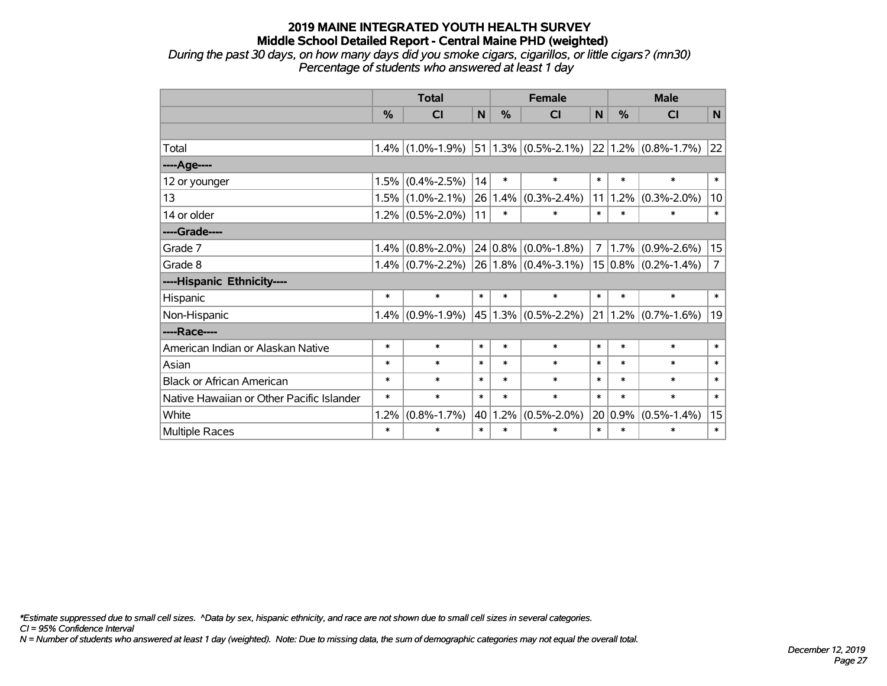# 2019 MAINE INTEGRATED YOUTH HEALTH SURVEY

## Middle School Detailed Report - Central Maine PHD (weighted)

*During the past 30 days, on how many days did you smoke cigars, cigarillos, or little cigars? (mn30)*
*Percentage of students who answered at least 1 day*

| | Total | | | Female | | | Male | | |
|---|---|---|---|---|---|---|---|---|---|
| | % | CI | N | % | CI | N | % | CI | N |
| | | | | | | | | | |
| Total | 1.4% | (1.0%-1.9%) | 51 | 1.3% | (0.5%-2.1%) | 22 | 1.2% | (0.8%-1.7%) | 22 |
| ----Age---- | | | | | | | | | |
| 12 or younger | 1.5% | (0.4%-2.5%) | 14 | * | * | * | * | * | * |
| 13 | 1.5% | (1.0%-2.1%) | 26 | 1.4% | (0.3%-2.4%) | 11 | 1.2% | (0.3%-2.0%) | 10 |
| 14 or older | 1.2% | (0.5%-2.0%) | 11 | * | * | * | * | * | * |
| ----Grade---- | | | | | | | | | |
| Grade 7 | 1.4% | (0.8%-2.0%) | 24 | 0.8% | (0.0%-1.8%) | 7 | 1.7% | (0.9%-2.6%) | 15 |
| Grade 8 | 1.4% | (0.7%-2.2%) | 26 | 1.8% | (0.4%-3.1%) | 15 | 0.8% | (0.2%-1.4%) | 7 |
| ----Hispanic Ethnicity---- | | | | | | | | | |
| Hispanic | * | * | * | * | * | * | * | * | * |
| Non-Hispanic | 1.4% | (0.9%-1.9%) | 45 | 1.3% | (0.5%-2.2%) | 21 | 1.2% | (0.7%-1.6%) | 19 |
| ----Race---- | | | | | | | | | |
| American Indian or Alaskan Native | * | * | * | * | * | * | * | * | * |
| Asian | * | * | * | * | * | * | * | * | * |
| Black or African American | * | * | * | * | * | * | * | * | * |
| Native Hawaiian or Other Pacific Islander | * | * | * | * | * | * | * | * | * |
| White | 1.2% | (0.8%-1.7%) | 40 | 1.2% | (0.5%-2.0%) | 20 | 0.9% | (0.5%-1.4%) | 15 |
| Multiple Races | * | * | * | * | * | * | * | * | * |

*\*Estimate suppressed due to small cell sizes. ^Data by sex, hispanic ethnicity, and race are not shown due to small cell sizes in several categories.*
*CI = 95% Confidence Interval*
*N = Number of students who answered at least 1 day (weighted). Note: Due to missing data, the sum of demographic categories may not equal the overall total.*

*December 12, 2019*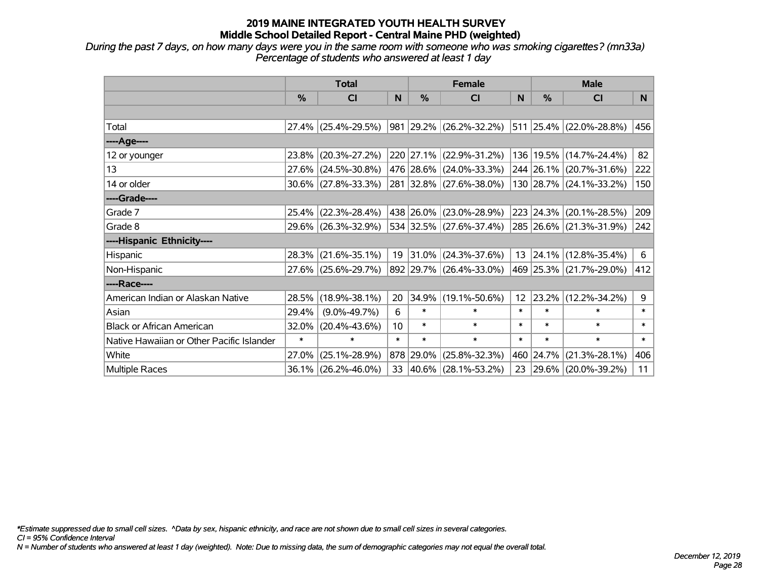# 2019 MAINE INTEGRATED YOUTH HEALTH SURVEY

## Middle School Detailed Report - Central Maine PHD (weighted)

*During the past 7 days, on how many days were you in the same room with someone who was smoking cigarettes? (mn33a)*
*Percentage of students who answered at least 1 day*

| | Total | | | Female | | | Male | | |
|---|---|---|---|---|---|---|---|---|---|
| | % | CI | N | % | CI | N | % | CI | N |
| | | | | | | | | | |
| Total | 27.4% | (25.4%-29.5%) | 981 | 29.2% | (26.2%-32.2%) | 511 | 25.4% | (22.0%-28.8%) | 456 |
| ----Age---- | | | | | | | | | |
| 12 or younger | 23.8% | (20.3%-27.2%) | 220 | 27.1% | (22.9%-31.2%) | 136 | 19.5% | (14.7%-24.4%) | 82 |
| 13 | 27.6% | (24.5%-30.8%) | 476 | 28.6% | (24.0%-33.3%) | 244 | 26.1% | (20.7%-31.6%) | 222 |
| 14 or older | 30.6% | (27.8%-33.3%) | 281 | 32.8% | (27.6%-38.0%) | 130 | 28.7% | (24.1%-33.2%) | 150 |
| ----Grade---- | | | | | | | | | |
| Grade 7 | 25.4% | (22.3%-28.4%) | 438 | 26.0% | (23.0%-28.9%) | 223 | 24.3% | (20.1%-28.5%) | 209 |
| Grade 8 | 29.6% | (26.3%-32.9%) | 534 | 32.5% | (27.6%-37.4%) | 285 | 26.6% | (21.3%-31.9%) | 242 |
| ----Hispanic Ethnicity---- | | | | | | | | | |
| Hispanic | 28.3% | (21.6%-35.1%) | 19 | 31.0% | (24.3%-37.6%) | 13 | 24.1% | (12.8%-35.4%) | 6 |
| Non-Hispanic | 27.6% | (25.6%-29.7%) | 892 | 29.7% | (26.4%-33.0%) | 469 | 25.3% | (21.7%-29.0%) | 412 |
| ----Race---- | | | | | | | | | |
| American Indian or Alaskan Native | 28.5% | (18.9%-38.1%) | 20 | 34.9% | (19.1%-50.6%) | 12 | 23.2% | (12.2%-34.2%) | 9 |
| Asian | 29.4% | (9.0%-49.7%) | 6 | * | * | * | * | * | * |
| Black or African American | 32.0% | (20.4%-43.6%) | 10 | * | * | * | * | * | * |
| Native Hawaiian or Other Pacific Islander | * | * | * | * | * | * | * | * | * |
| White | 27.0% | (25.1%-28.9%) | 878 | 29.0% | (25.8%-32.3%) | 460 | 24.7% | (21.3%-28.1%) | 406 |
| Multiple Races | 36.1% | (26.2%-46.0%) | 33 | 40.6% | (28.1%-53.2%) | 23 | 29.6% | (20.0%-39.2%) | 11 |

*\*Estimate suppressed due to small cell sizes. ^Data by sex, hispanic ethnicity, and race are not shown due to small cell sizes in several categories.*
*CI = 95% Confidence Interval*
*N = Number of students who answered at least 1 day (weighted). Note: Due to missing data, the sum of demographic categories may not equal the overall total.*

*December 12, 2019*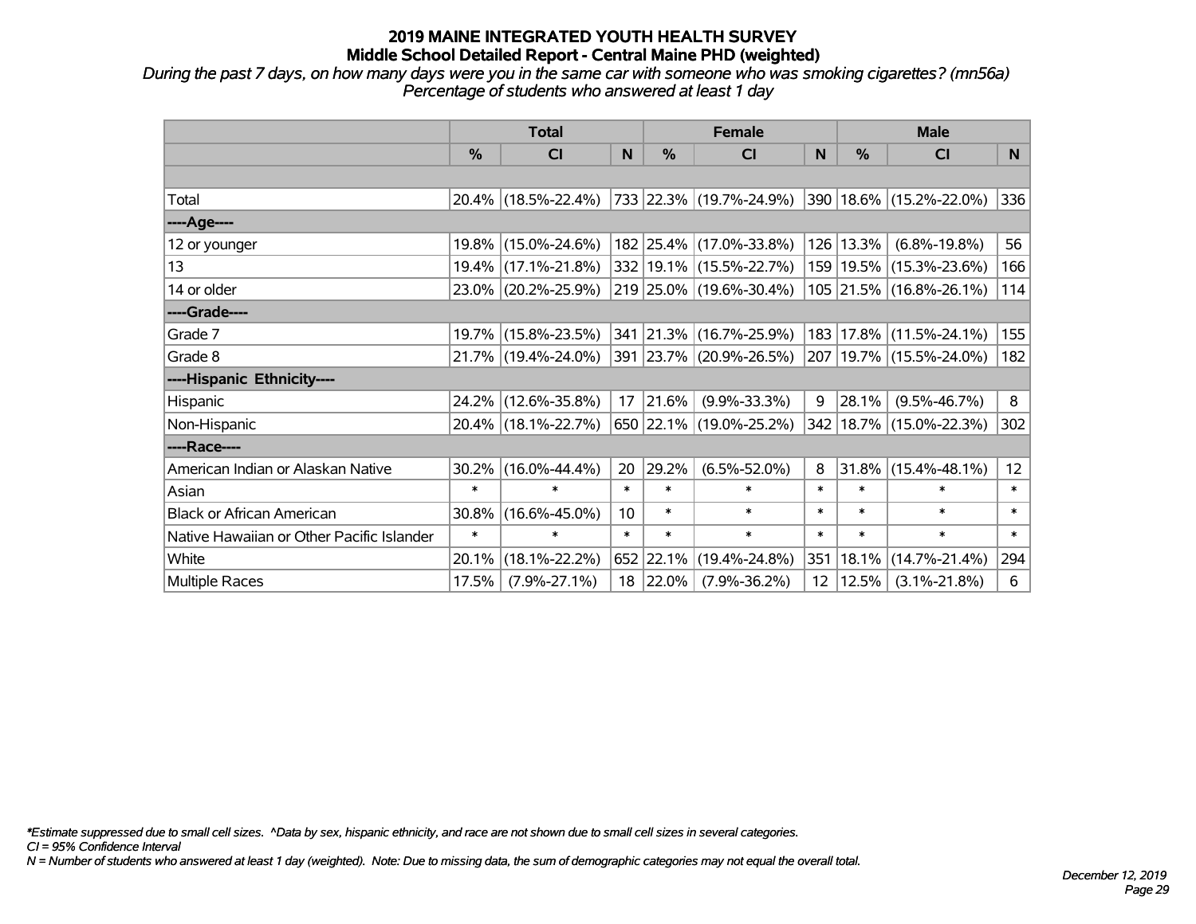# 2019 MAINE INTEGRATED YOUTH HEALTH SURVEY
## Middle School Detailed Report - Central Maine PHD (weighted)

*During the past 7 days, on how many days were you in the same car with someone who was smoking cigarettes? (mn56a)*
*Percentage of students who answered at least 1 day*

| | Total | | | Female | | | Male | | |
|---|---|---|---|---|---|---|---|---|---|
| | % | CI | N | % | CI | N | % | CI | N |
| | | | | | | | | | |
| Total | 20.4% | (18.5%-22.4%) | 733 | 22.3% | (19.7%-24.9%) | 390 | 18.6% | (15.2%-22.0%) | 336 |
| ----Age---- | | | | | | | | | |
| 12 or younger | 19.8% | (15.0%-24.6%) | 182 | 25.4% | (17.0%-33.8%) | 126 | 13.3% | (6.8%-19.8%) | 56 |
| 13 | 19.4% | (17.1%-21.8%) | 332 | 19.1% | (15.5%-22.7%) | 159 | 19.5% | (15.3%-23.6%) | 166 |
| 14 or older | 23.0% | (20.2%-25.9%) | 219 | 25.0% | (19.6%-30.4%) | 105 | 21.5% | (16.8%-26.1%) | 114 |
| ----Grade---- | | | | | | | | | |
| Grade 7 | 19.7% | (15.8%-23.5%) | 341 | 21.3% | (16.7%-25.9%) | 183 | 17.8% | (11.5%-24.1%) | 155 |
| Grade 8 | 21.7% | (19.4%-24.0%) | 391 | 23.7% | (20.9%-26.5%) | 207 | 19.7% | (15.5%-24.0%) | 182 |
| ----Hispanic Ethnicity---- | | | | | | | | | |
| Hispanic | 24.2% | (12.6%-35.8%) | 17 | 21.6% | (9.9%-33.3%) | 9 | 28.1% | (9.5%-46.7%) | 8 |
| Non-Hispanic | 20.4% | (18.1%-22.7%) | 650 | 22.1% | (19.0%-25.2%) | 342 | 18.7% | (15.0%-22.3%) | 302 |
| ----Race---- | | | | | | | | | |
| American Indian or Alaskan Native | 30.2% | (16.0%-44.4%) | 20 | 29.2% | (6.5%-52.0%) | 8 | 31.8% | (15.4%-48.1%) | 12 |
| Asian | * | * | * | * | * | * | * | * | * |
| Black or African American | 30.8% | (16.6%-45.0%) | 10 | * | * | * | * | * | * |
| Native Hawaiian or Other Pacific Islander | * | * | * | * | * | * | * | * | * |
| White | 20.1% | (18.1%-22.2%) | 652 | 22.1% | (19.4%-24.8%) | 351 | 18.1% | (14.7%-21.4%) | 294 |
| Multiple Races | 17.5% | (7.9%-27.1%) | 18 | 22.0% | (7.9%-36.2%) | 12 | 12.5% | (3.1%-21.8%) | 6 |

*\*Estimate suppressed due to small cell sizes. ^Data by sex, hispanic ethnicity, and race are not shown due to small cell sizes in several categories.*
*CI = 95% Confidence Interval*
*N = Number of students who answered at least 1 day (weighted). Note: Due to missing data, the sum of demographic categories may not equal the overall total.*

*December 12, 2019*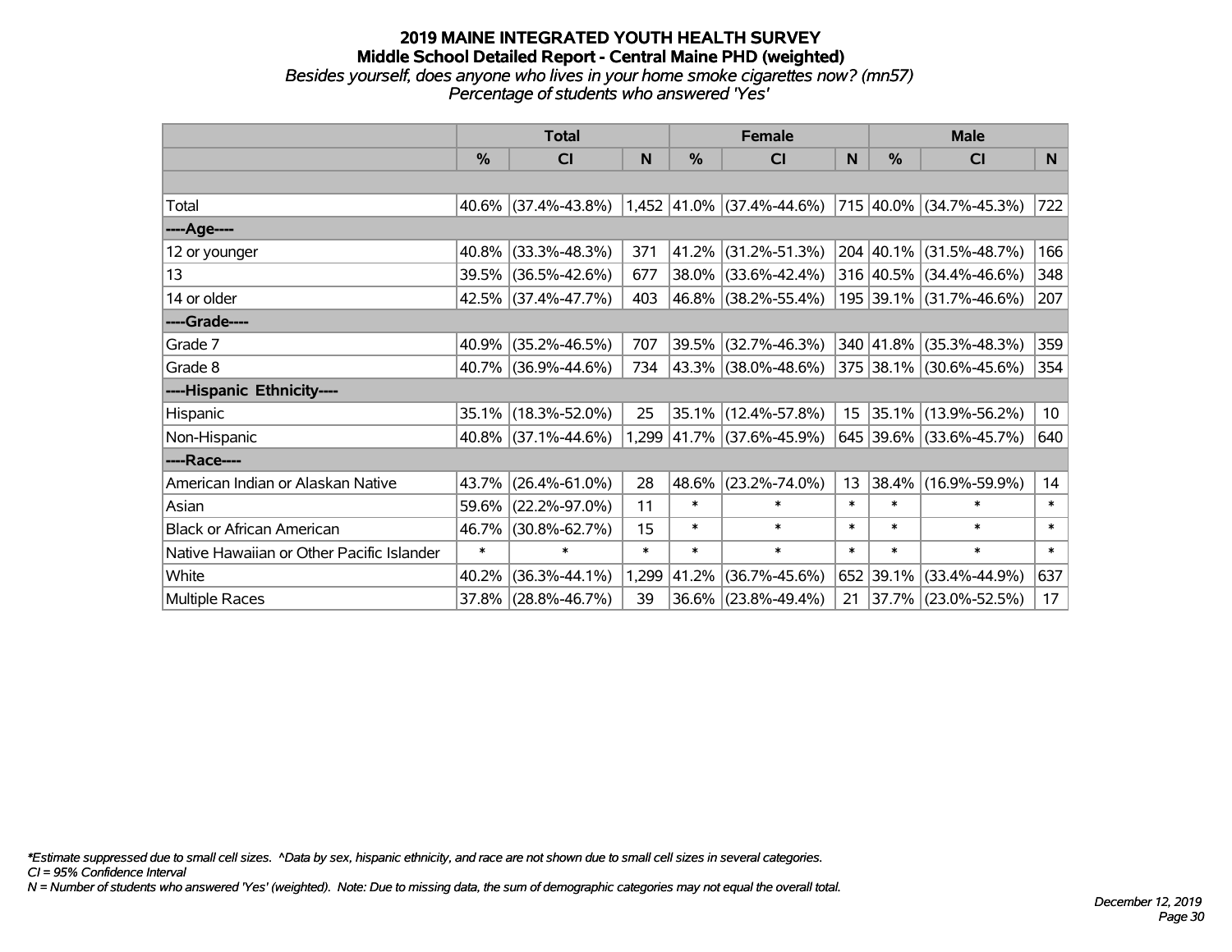# 2019 MAINE INTEGRATED YOUTH HEALTH SURVEY

## Middle School Detailed Report - Central Maine PHD (weighted)

*Besides yourself, does anyone who lives in your home smoke cigarettes now? (mn57)*

*Percentage of students who answered 'Yes'*

| | Total | | | Female | | | Male | | |
|---|---|---|---|---|---|---|---|---|---|
| | % | CI | N | % | CI | N | % | CI | N |
| | | | | | | | | | |
| Total | 40.6% | (37.4%-43.8%) | 1,452 | 41.0% | (37.4%-44.6%) | 715 | 40.0% | (34.7%-45.3%) | 722 |
| ----Age---- | | | | | | | | | |
| 12 or younger | 40.8% | (33.3%-48.3%) | 371 | 41.2% | (31.2%-51.3%) | 204 | 40.1% | (31.5%-48.7%) | 166 |
| 13 | 39.5% | (36.5%-42.6%) | 677 | 38.0% | (33.6%-42.4%) | 316 | 40.5% | (34.4%-46.6%) | 348 |
| 14 or older | 42.5% | (37.4%-47.7%) | 403 | 46.8% | (38.2%-55.4%) | 195 | 39.1% | (31.7%-46.6%) | 207 |
| ----Grade---- | | | | | | | | | |
| Grade 7 | 40.9% | (35.2%-46.5%) | 707 | 39.5% | (32.7%-46.3%) | 340 | 41.8% | (35.3%-48.3%) | 359 |
| Grade 8 | 40.7% | (36.9%-44.6%) | 734 | 43.3% | (38.0%-48.6%) | 375 | 38.1% | (30.6%-45.6%) | 354 |
| ----Hispanic Ethnicity---- | | | | | | | | | |
| Hispanic | 35.1% | (18.3%-52.0%) | 25 | 35.1% | (12.4%-57.8%) | 15 | 35.1% | (13.9%-56.2%) | 10 |
| Non-Hispanic | 40.8% | (37.1%-44.6%) | 1,299 | 41.7% | (37.6%-45.9%) | 645 | 39.6% | (33.6%-45.7%) | 640 |
| ----Race---- | | | | | | | | | |
| American Indian or Alaskan Native | 43.7% | (26.4%-61.0%) | 28 | 48.6% | (23.2%-74.0%) | 13 | 38.4% | (16.9%-59.9%) | 14 |
| Asian | 59.6% | (22.2%-97.0%) | 11 | * | * | * | * | * | * |
| Black or African American | 46.7% | (30.8%-62.7%) | 15 | * | * | * | * | * | * |
| Native Hawaiian or Other Pacific Islander | * | * | * | * | * | * | * | * | * |
| White | 40.2% | (36.3%-44.1%) | 1,299 | 41.2% | (36.7%-45.6%) | 652 | 39.1% | (33.4%-44.9%) | 637 |
| Multiple Races | 37.8% | (28.8%-46.7%) | 39 | 36.6% | (23.8%-49.4%) | 21 | 37.7% | (23.0%-52.5%) | 17 |

*\*Estimate suppressed due to small cell sizes. ^Data by sex, hispanic ethnicity, and race are not shown due to small cell sizes in several categories.*

*CI = 95% Confidence Interval*

*N = Number of students who answered 'Yes' (weighted). Note: Due to missing data, the sum of demographic categories may not equal the overall total.*

*December 12, 2019*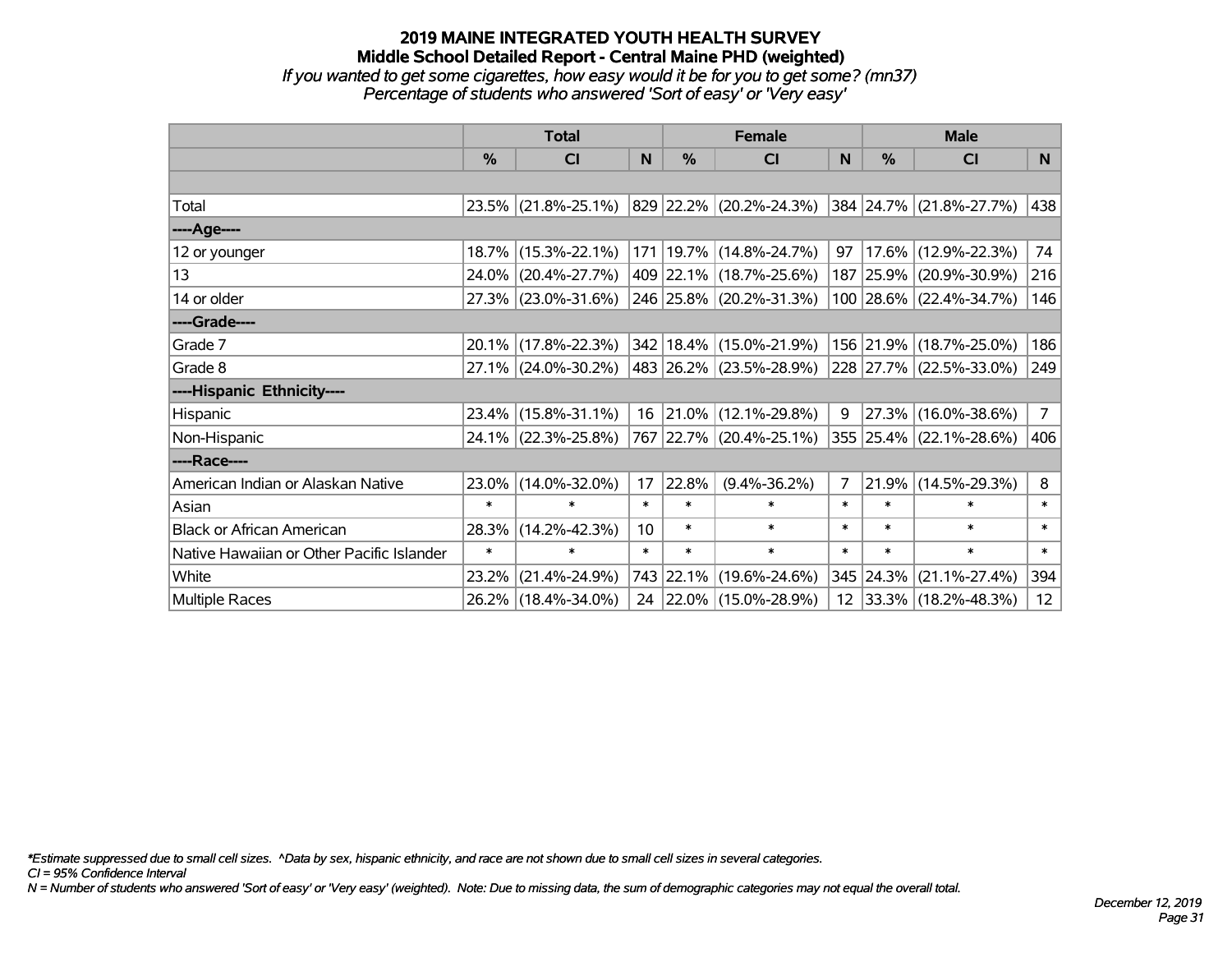# 2019 MAINE INTEGRATED YOUTH HEALTH SURVEY
## Middle School Detailed Report - Central Maine PHD (weighted)
*If you wanted to get some cigarettes, how easy would it be for you to get some? (mn37)*
*Percentage of students who answered 'Sort of easy' or 'Very easy'*

| | Total | | | Female | | | Male | | |
|---|---|---|---|---|---|---|---|---|---|
| | % | CI | N | % | CI | N | % | CI | N |
| Total | 23.5% | (21.8%-25.1%) | 829 | 22.2% | (20.2%-24.3%) | 384 | 24.7% | (21.8%-27.7%) | 438 |
| ----Age---- | | | | | | | | | |
| 12 or younger | 18.7% | (15.3%-22.1%) | 171 | 19.7% | (14.8%-24.7%) | 97 | 17.6% | (12.9%-22.3%) | 74 |
| 13 | 24.0% | (20.4%-27.7%) | 409 | 22.1% | (18.7%-25.6%) | 187 | 25.9% | (20.9%-30.9%) | 216 |
| 14 or older | 27.3% | (23.0%-31.6%) | 246 | 25.8% | (20.2%-31.3%) | 100 | 28.6% | (22.4%-34.7%) | 146 |
| ----Grade---- | | | | | | | | | |
| Grade 7 | 20.1% | (17.8%-22.3%) | 342 | 18.4% | (15.0%-21.9%) | 156 | 21.9% | (18.7%-25.0%) | 186 |
| Grade 8 | 27.1% | (24.0%-30.2%) | 483 | 26.2% | (23.5%-28.9%) | 228 | 27.7% | (22.5%-33.0%) | 249 |
| ----Hispanic Ethnicity---- | | | | | | | | | |
| Hispanic | 23.4% | (15.8%-31.1%) | 16 | 21.0% | (12.1%-29.8%) | 9 | 27.3% | (16.0%-38.6%) | 7 |
| Non-Hispanic | 24.1% | (22.3%-25.8%) | 767 | 22.7% | (20.4%-25.1%) | 355 | 25.4% | (22.1%-28.6%) | 406 |
| ----Race---- | | | | | | | | | |
| American Indian or Alaskan Native | 23.0% | (14.0%-32.0%) | 17 | 22.8% | (9.4%-36.2%) | 7 | 21.9% | (14.5%-29.3%) | 8 |
| Asian | * | * | * | * | * | * | * | * | * |
| Black or African American | 28.3% | (14.2%-42.3%) | 10 | * | * | * | * | * | * |
| Native Hawaiian or Other Pacific Islander | * | * | * | * | * | * | * | * | * |
| White | 23.2% | (21.4%-24.9%) | 743 | 22.1% | (19.6%-24.6%) | 345 | 24.3% | (21.1%-27.4%) | 394 |
| Multiple Races | 26.2% | (18.4%-34.0%) | 24 | 22.0% | (15.0%-28.9%) | 12 | 33.3% | (18.2%-48.3%) | 12 |

*Estimate suppressed due to small cell sizes. ^Data by sex, hispanic ethnicity, and race are not shown due to small cell sizes in several categories.
*CI = 95% Confidence Interval*
*N = Number of students who answered 'Sort of easy' or 'Very easy' (weighted). Note: Due to missing data, the sum of demographic categories may not equal the overall total.*

*December 12, 2019*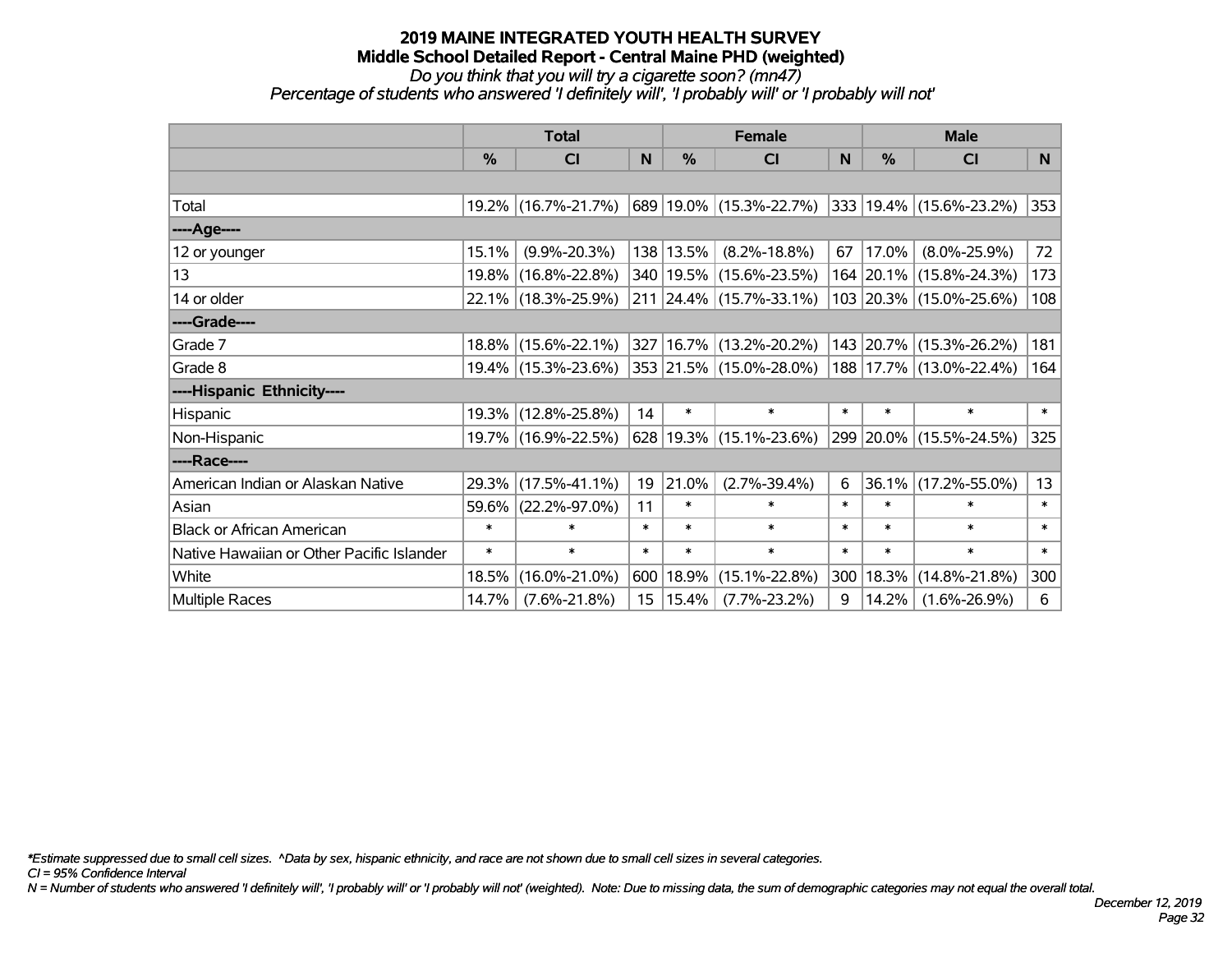# 2019 MAINE INTEGRATED YOUTH HEALTH SURVEY
## Middle School Detailed Report - Central Maine PHD (weighted)
*Do you think that you will try a cigarette soon? (mn47)*
*Percentage of students who answered 'I definitely will', 'I probably will' or 'I probably will not'*

| | Total | | | Female | | | Male | | |
|---|---|---|---|---|---|---|---|---|---|
| | % | CI | N | % | CI | N | % | CI | N |
| Total | 19.2% | (16.7%-21.7%) | 689 | 19.0% | (15.3%-22.7%) | 333 | 19.4% | (15.6%-23.2%) | 353 |
| ----Age---- | | | | | | | | | |
| 12 or younger | 15.1% | (9.9%-20.3%) | 138 | 13.5% | (8.2%-18.8%) | 67 | 17.0% | (8.0%-25.9%) | 72 |
| 13 | 19.8% | (16.8%-22.8%) | 340 | 19.5% | (15.6%-23.5%) | 164 | 20.1% | (15.8%-24.3%) | 173 |
| 14 or older | 22.1% | (18.3%-25.9%) | 211 | 24.4% | (15.7%-33.1%) | 103 | 20.3% | (15.0%-25.6%) | 108 |
| ----Grade---- | | | | | | | | | |
| Grade 7 | 18.8% | (15.6%-22.1%) | 327 | 16.7% | (13.2%-20.2%) | 143 | 20.7% | (15.3%-26.2%) | 181 |
| Grade 8 | 19.4% | (15.3%-23.6%) | 353 | 21.5% | (15.0%-28.0%) | 188 | 17.7% | (13.0%-22.4%) | 164 |
| ----Hispanic Ethnicity---- | | | | | | | | | |
| Hispanic | 19.3% | (12.8%-25.8%) | 14 | * | * | * | * | * | * |
| Non-Hispanic | 19.7% | (16.9%-22.5%) | 628 | 19.3% | (15.1%-23.6%) | 299 | 20.0% | (15.5%-24.5%) | 325 |
| ----Race---- | | | | | | | | | |
| American Indian or Alaskan Native | 29.3% | (17.5%-41.1%) | 19 | 21.0% | (2.7%-39.4%) | 6 | 36.1% | (17.2%-55.0%) | 13 |
| Asian | 59.6% | (22.2%-97.0%) | 11 | * | * | * | * | * | * |
| Black or African American | * | * | * | * | * | * | * | * | * |
| Native Hawaiian or Other Pacific Islander | * | * | * | * | * | * | * | * | * |
| White | 18.5% | (16.0%-21.0%) | 600 | 18.9% | (15.1%-22.8%) | 300 | 18.3% | (14.8%-21.8%) | 300 |
| Multiple Races | 14.7% | (7.6%-21.8%) | 15 | 15.4% | (7.7%-23.2%) | 9 | 14.2% | (1.6%-26.9%) | 6 |

*\*Estimate suppressed due to small cell sizes. ^Data by sex, hispanic ethnicity, and race are not shown due to small cell sizes in several categories.*
*CI = 95% Confidence Interval*
*N = Number of students who answered 'I definitely will', 'I probably will' or 'I probably will not' (weighted). Note: Due to missing data, the sum of demographic categories may not equal the overall total.*

*December 12, 2019*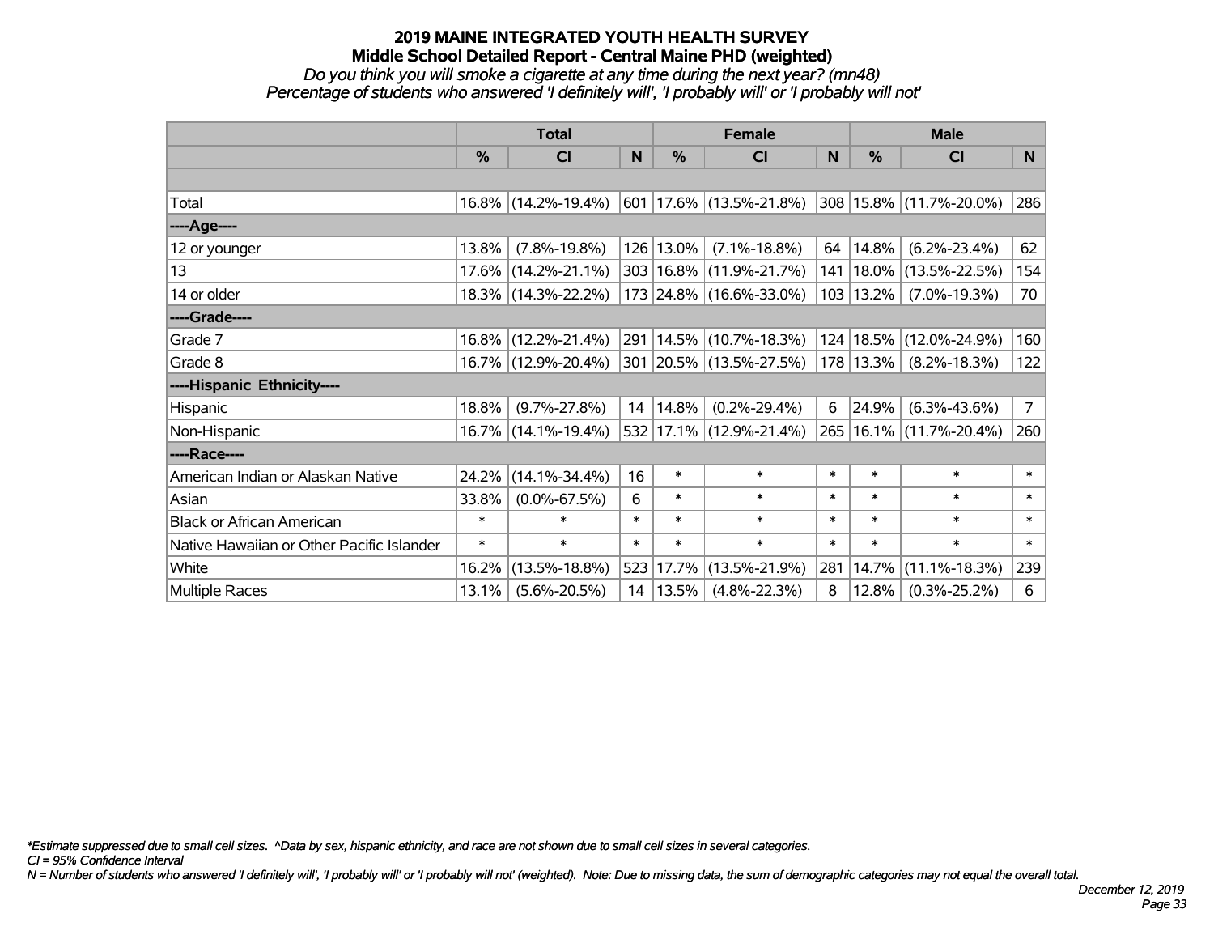# 2019 MAINE INTEGRATED YOUTH HEALTH SURVEY
## Middle School Detailed Report - Central Maine PHD (weighted)
*Do you think you will smoke a cigarette at any time during the next year? (mn48)*
*Percentage of students who answered 'I definitely will', 'I probably will' or 'I probably will not'*

| | Total | | | Female | | | Male | | |
|---|---|---|---|---|---|---|---|---|---|
| | % | CI | N | % | CI | N | % | CI | N |
| Total | 16.8% | (14.2%-19.4%) | 601 | 17.6% | (13.5%-21.8%) | 308 | 15.8% | (11.7%-20.0%) | 286 |
| ----Age---- | | | | | | | | | |
| 12 or younger | 13.8% | (7.8%-19.8%) | 126 | 13.0% | (7.1%-18.8%) | 64 | 14.8% | (6.2%-23.4%) | 62 |
| 13 | 17.6% | (14.2%-21.1%) | 303 | 16.8% | (11.9%-21.7%) | 141 | 18.0% | (13.5%-22.5%) | 154 |
| 14 or older | 18.3% | (14.3%-22.2%) | 173 | 24.8% | (16.6%-33.0%) | 103 | 13.2% | (7.0%-19.3%) | 70 |
| ----Grade---- | | | | | | | | | |
| Grade 7 | 16.8% | (12.2%-21.4%) | 291 | 14.5% | (10.7%-18.3%) | 124 | 18.5% | (12.0%-24.9%) | 160 |
| Grade 8 | 16.7% | (12.9%-20.4%) | 301 | 20.5% | (13.5%-27.5%) | 178 | 13.3% | (8.2%-18.3%) | 122 |
| ----Hispanic Ethnicity---- | | | | | | | | | |
| Hispanic | 18.8% | (9.7%-27.8%) | 14 | 14.8% | (0.2%-29.4%) | 6 | 24.9% | (6.3%-43.6%) | 7 |
| Non-Hispanic | 16.7% | (14.1%-19.4%) | 532 | 17.1% | (12.9%-21.4%) | 265 | 16.1% | (11.7%-20.4%) | 260 |
| ----Race---- | | | | | | | | | |
| American Indian or Alaskan Native | 24.2% | (14.1%-34.4%) | 16 | * | * | * | * | * | * |
| Asian | 33.8% | (0.0%-67.5%) | 6 | * | * | * | * | * | * |
| Black or African American | * | * | * | * | * | * | * | * | * |
| Native Hawaiian or Other Pacific Islander | * | * | * | * | * | * | * | * | * |
| White | 16.2% | (13.5%-18.8%) | 523 | 17.7% | (13.5%-21.9%) | 281 | 14.7% | (11.1%-18.3%) | 239 |
| Multiple Races | 13.1% | (5.6%-20.5%) | 14 | 13.5% | (4.8%-22.3%) | 8 | 12.8% | (0.3%-25.2%) | 6 |

*\*Estimate suppressed due to small cell sizes. ^Data by sex, hispanic ethnicity, and race are not shown due to small cell sizes in several categories.*
*CI = 95% Confidence Interval*
*N = Number of students who answered 'I definitely will', 'I probably will' or 'I probably will not' (weighted). Note: Due to missing data, the sum of demographic categories may not equal the overall total.*

*December 12, 2019*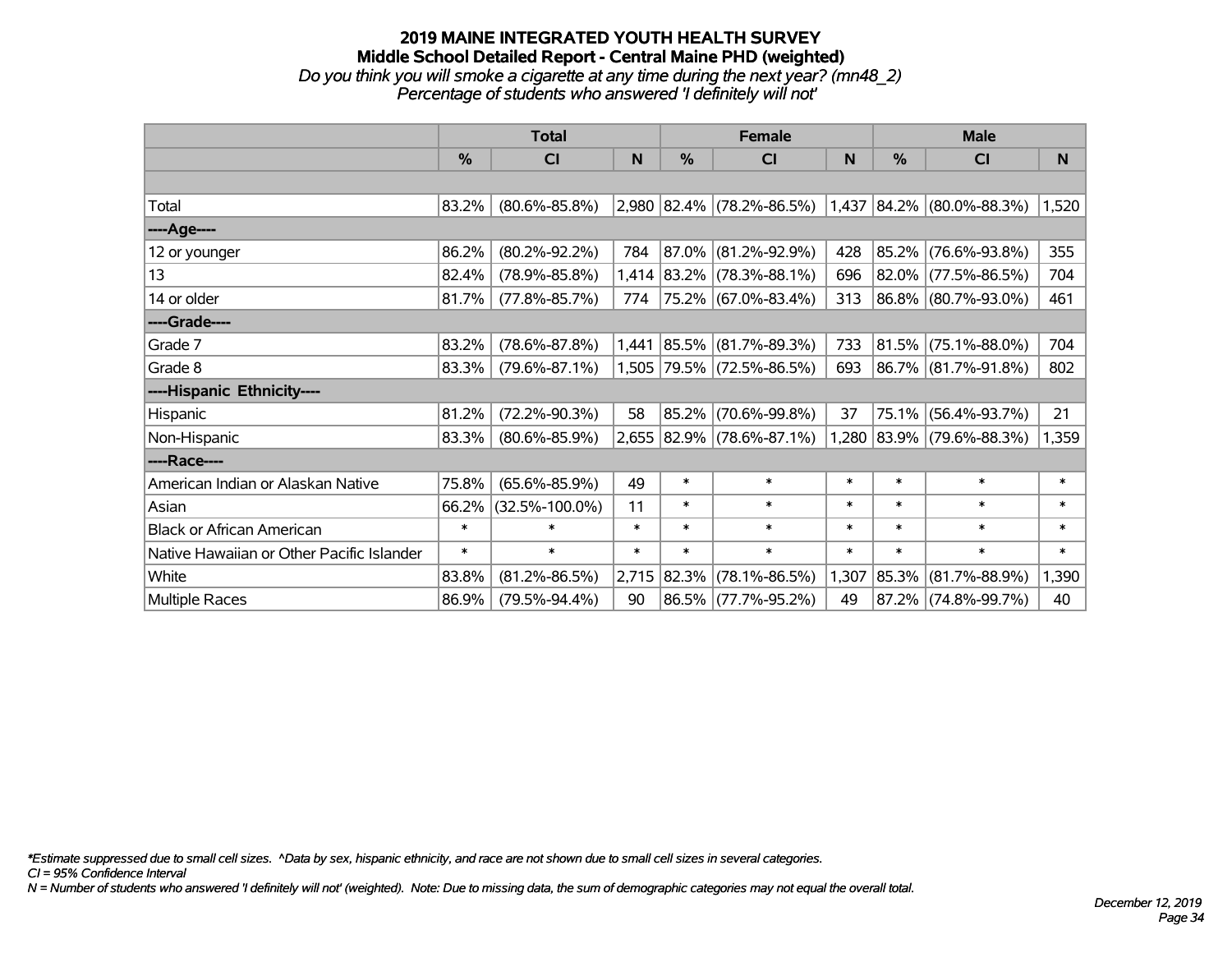# 2019 MAINE INTEGRATED YOUTH HEALTH SURVEY
## Middle School Detailed Report - Central Maine PHD (weighted)
*Do you think you will smoke a cigarette at any time during the next year? (mn48_2)*
*Percentage of students who answered 'I definitely will not'*

| | Total | | | Female | | | Male | | |
|---|---|---|---|---|---|---|---|---|---|
| | % | CI | N | % | CI | N | % | CI | N |
| Total | 83.2% | (80.6%-85.8%) | 2,980 | 82.4% | (78.2%-86.5%) | 1,437 | 84.2% | (80.0%-88.3%) | 1,520 |
| ----Age---- | | | | | | | | | |
| 12 or younger | 86.2% | (80.2%-92.2%) | 784 | 87.0% | (81.2%-92.9%) | 428 | 85.2% | (76.6%-93.8%) | 355 |
| 13 | 82.4% | (78.9%-85.8%) | 1,414 | 83.2% | (78.3%-88.1%) | 696 | 82.0% | (77.5%-86.5%) | 704 |
| 14 or older | 81.7% | (77.8%-85.7%) | 774 | 75.2% | (67.0%-83.4%) | 313 | 86.8% | (80.7%-93.0%) | 461 |
| ----Grade---- | | | | | | | | | |
| Grade 7 | 83.2% | (78.6%-87.8%) | 1,441 | 85.5% | (81.7%-89.3%) | 733 | 81.5% | (75.1%-88.0%) | 704 |
| Grade 8 | 83.3% | (79.6%-87.1%) | 1,505 | 79.5% | (72.5%-86.5%) | 693 | 86.7% | (81.7%-91.8%) | 802 |
| ----Hispanic Ethnicity---- | | | | | | | | | |
| Hispanic | 81.2% | (72.2%-90.3%) | 58 | 85.2% | (70.6%-99.8%) | 37 | 75.1% | (56.4%-93.7%) | 21 |
| Non-Hispanic | 83.3% | (80.6%-85.9%) | 2,655 | 82.9% | (78.6%-87.1%) | 1,280 | 83.9% | (79.6%-88.3%) | 1,359 |
| ----Race---- | | | | | | | | | |
| American Indian or Alaskan Native | 75.8% | (65.6%-85.9%) | 49 | * | * | * | * | * | * |
| Asian | 66.2% | (32.5%-100.0%) | 11 | * | * | * | * | * | * |
| Black or African American | * | * | * | * | * | * | * | * | * |
| Native Hawaiian or Other Pacific Islander | * | * | * | * | * | * | * | * | * |
| White | 83.8% | (81.2%-86.5%) | 2,715 | 82.3% | (78.1%-86.5%) | 1,307 | 85.3% | (81.7%-88.9%) | 1,390 |
| Multiple Races | 86.9% | (79.5%-94.4%) | 90 | 86.5% | (77.7%-95.2%) | 49 | 87.2% | (74.8%-99.7%) | 40 |

*Estimate suppressed due to small cell sizes. ^Data by sex, hispanic ethnicity, and race are not shown due to small cell sizes in several categories.
CI = 95% Confidence Interval
N = Number of students who answered 'I definitely will not' (weighted). Note: Due to missing data, the sum of demographic categories may not equal the overall total.

December 12, 2019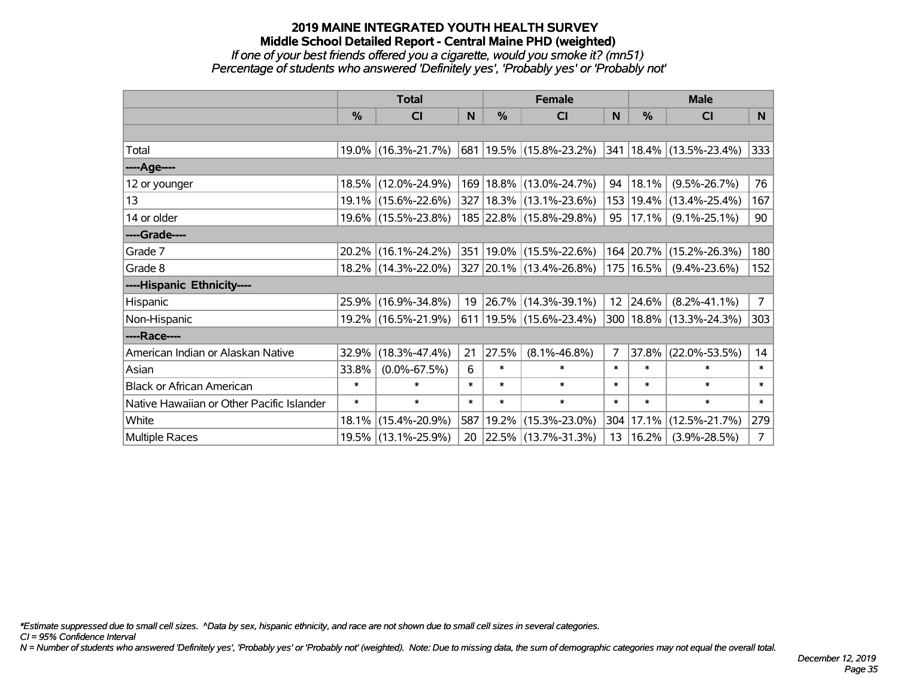# 2019 MAINE INTEGRATED YOUTH HEALTH SURVEY

## Middle School Detailed Report - Central Maine PHD (weighted)

*If one of your best friends offered you a cigarette, would you smoke it? (mn51)*

*Percentage of students who answered 'Definitely yes', 'Probably yes' or 'Probably not'*

| | Total | | | Female | | | Male | | |
|---|---|---|---|---|---|---|---|---|---|
| | % | CI | N | % | CI | N | % | CI | N |
| | | | | | | | | | |
| Total | 19.0% | (16.3%-21.7%) | 681 | 19.5% | (15.8%-23.2%) | 341 | 18.4% | (13.5%-23.4%) | 333 |
| ----Age---- | | | | | | | | | |
| 12 or younger | 18.5% | (12.0%-24.9%) | 169 | 18.8% | (13.0%-24.7%) | 94 | 18.1% | (9.5%-26.7%) | 76 |
| 13 | 19.1% | (15.6%-22.6%) | 327 | 18.3% | (13.1%-23.6%) | 153 | 19.4% | (13.4%-25.4%) | 167 |
| 14 or older | 19.6% | (15.5%-23.8%) | 185 | 22.8% | (15.8%-29.8%) | 95 | 17.1% | (9.1%-25.1%) | 90 |
| ----Grade---- | | | | | | | | | |
| Grade 7 | 20.2% | (16.1%-24.2%) | 351 | 19.0% | (15.5%-22.6%) | 164 | 20.7% | (15.2%-26.3%) | 180 |
| Grade 8 | 18.2% | (14.3%-22.0%) | 327 | 20.1% | (13.4%-26.8%) | 175 | 16.5% | (9.4%-23.6%) | 152 |
| ----Hispanic Ethnicity---- | | | | | | | | | |
| Hispanic | 25.9% | (16.9%-34.8%) | 19 | 26.7% | (14.3%-39.1%) | 12 | 24.6% | (8.2%-41.1%) | 7 |
| Non-Hispanic | 19.2% | (16.5%-21.9%) | 611 | 19.5% | (15.6%-23.4%) | 300 | 18.8% | (13.3%-24.3%) | 303 |
| ----Race---- | | | | | | | | | |
| American Indian or Alaskan Native | 32.9% | (18.3%-47.4%) | 21 | 27.5% | (8.1%-46.8%) | 7 | 37.8% | (22.0%-53.5%) | 14 |
| Asian | 33.8% | (0.0%-67.5%) | 6 | * | * | * | * | * | * |
| Black or African American | * | * | * | * | * | * | * | * | * |
| Native Hawaiian or Other Pacific Islander | * | * | * | * | * | * | * | * | * |
| White | 18.1% | (15.4%-20.9%) | 587 | 19.2% | (15.3%-23.0%) | 304 | 17.1% | (12.5%-21.7%) | 279 |
| Multiple Races | 19.5% | (13.1%-25.9%) | 20 | 22.5% | (13.7%-31.3%) | 13 | 16.2% | (3.9%-28.5%) | 7 |

*\*Estimate suppressed due to small cell sizes. ^Data by sex, hispanic ethnicity, and race are not shown due to small cell sizes in several categories.*

*CI = 95% Confidence Interval*

*N = Number of students who answered 'Definitely yes', 'Probably yes' or 'Probably not' (weighted). Note: Due to missing data, the sum of demographic categories may not equal the overall total.*

*December 12, 2019*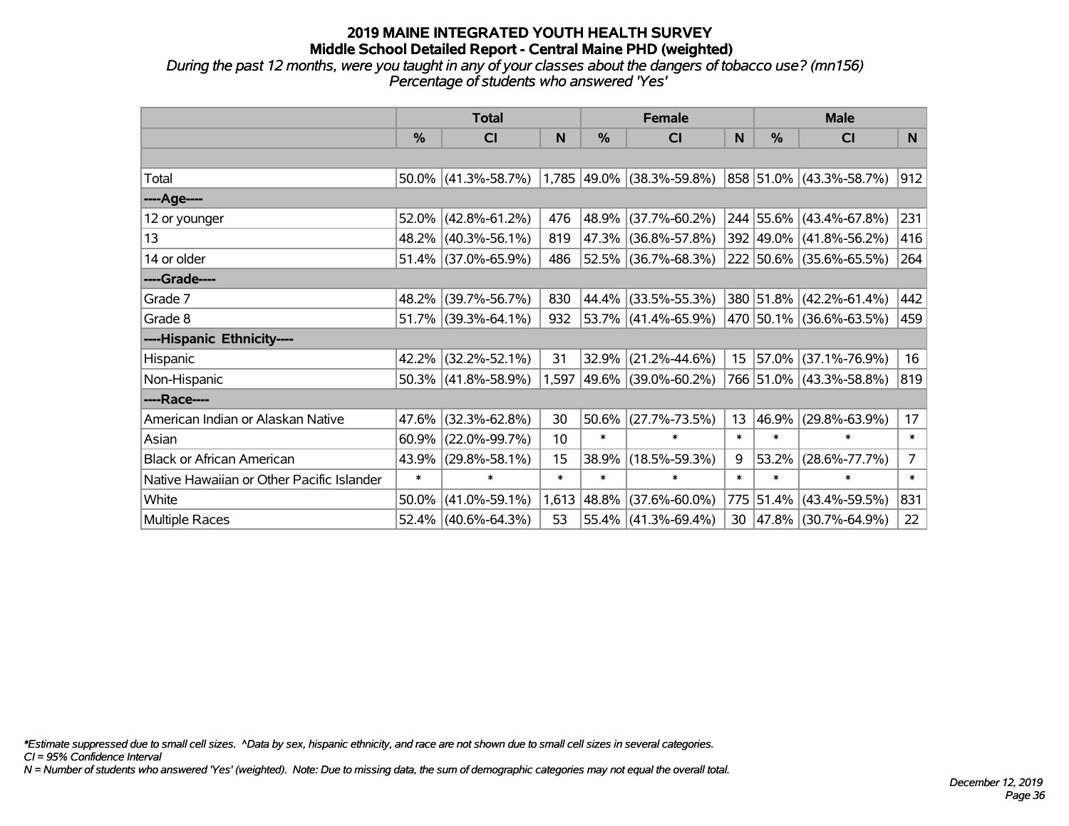# 2019 MAINE INTEGRATED YOUTH HEALTH SURVEY

## Middle School Detailed Report - Central Maine PHD (weighted)

*During the past 12 months, were you taught in any of your classes about the dangers of tobacco use? (mn156)*
*Percentage of students who answered 'Yes'*

| | Total | | | Female | | | Male | | |
|---|---|---|---|---|---|---|---|---|---|
| | % | CI | N | % | CI | N | % | CI | N |
| | | | | | | | | | |
| Total | 50.0% | (41.3%-58.7%) | 1,785 | 49.0% | (38.3%-59.8%) | 858 | 51.0% | (43.3%-58.7%) | 912 |
| ----Age---- | | | | | | | | | |
| 12 or younger | 52.0% | (42.8%-61.2%) | 476 | 48.9% | (37.7%-60.2%) | 244 | 55.6% | (43.4%-67.8%) | 231 |
| 13 | 48.2% | (40.3%-56.1%) | 819 | 47.3% | (36.8%-57.8%) | 392 | 49.0% | (41.8%-56.2%) | 416 |
| 14 or older | 51.4% | (37.0%-65.9%) | 486 | 52.5% | (36.7%-68.3%) | 222 | 50.6% | (35.6%-65.5%) | 264 |
| ----Grade---- | | | | | | | | | |
| Grade 7 | 48.2% | (39.7%-56.7%) | 830 | 44.4% | (33.5%-55.3%) | 380 | 51.8% | (42.2%-61.4%) | 442 |
| Grade 8 | 51.7% | (39.3%-64.1%) | 932 | 53.7% | (41.4%-65.9%) | 470 | 50.1% | (36.6%-63.5%) | 459 |
| ----Hispanic Ethnicity---- | | | | | | | | | |
| Hispanic | 42.2% | (32.2%-52.1%) | 31 | 32.9% | (21.2%-44.6%) | 15 | 57.0% | (37.1%-76.9%) | 16 |
| Non-Hispanic | 50.3% | (41.8%-58.9%) | 1,597 | 49.6% | (39.0%-60.2%) | 766 | 51.0% | (43.3%-58.8%) | 819 |
| ----Race---- | | | | | | | | | |
| American Indian or Alaskan Native | 47.6% | (32.3%-62.8%) | 30 | 50.6% | (27.7%-73.5%) | 13 | 46.9% | (29.8%-63.9%) | 17 |
| Asian | 60.9% | (22.0%-99.7%) | 10 | * | * | * | * | * | * |
| Black or African American | 43.9% | (29.8%-58.1%) | 15 | 38.9% | (18.5%-59.3%) | 9 | 53.2% | (28.6%-77.7%) | 7 |
| Native Hawaiian or Other Pacific Islander | * | * | * | * | * | * | * | * | * |
| White | 50.0% | (41.0%-59.1%) | 1,613 | 48.8% | (37.6%-60.0%) | 775 | 51.4% | (43.4%-59.5%) | 831 |
| Multiple Races | 52.4% | (40.6%-64.3%) | 53 | 55.4% | (41.3%-69.4%) | 30 | 47.8% | (30.7%-64.9%) | 22 |

*\*Estimate suppressed due to small cell sizes. ^Data by sex, hispanic ethnicity, and race are not shown due to small cell sizes in several categories.*
*CI = 95% Confidence Interval*
*N = Number of students who answered 'Yes' (weighted). Note: Due to missing data, the sum of demographic categories may not equal the overall total.*

*December 12, 2019*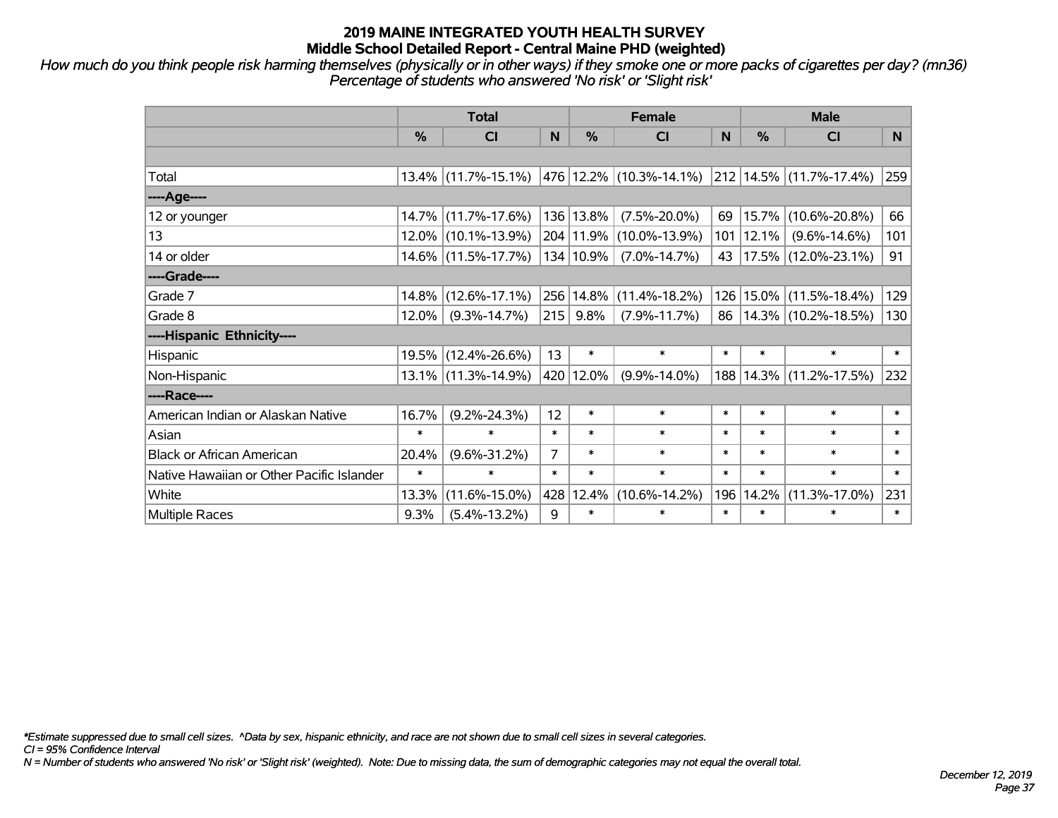# 2019 MAINE INTEGRATED YOUTH HEALTH SURVEY
## Middle School Detailed Report - Central Maine PHD (weighted)

*How much do you think people risk harming themselves (physically or in other ways) if they smoke one or more packs of cigarettes per day? (mn36) Percentage of students who answered 'No risk' or 'Slight risk'*

| | Total | | | Female | | | Male | | |
|---|---|---|---|---|---|---|---|---|---|
| | % | CI | N | % | CI | N | % | CI | N |
| Total | 13.4% | (11.7%-15.1%) | 476 | 12.2% | (10.3%-14.1%) | 212 | 14.5% | (11.7%-17.4%) | 259 |
| ----Age---- | | | | | | | | | |
| 12 or younger | 14.7% | (11.7%-17.6%) | 136 | 13.8% | (7.5%-20.0%) | 69 | 15.7% | (10.6%-20.8%) | 66 |
| 13 | 12.0% | (10.1%-13.9%) | 204 | 11.9% | (10.0%-13.9%) | 101 | 12.1% | (9.6%-14.6%) | 101 |
| 14 or older | 14.6% | (11.5%-17.7%) | 134 | 10.9% | (7.0%-14.7%) | 43 | 17.5% | (12.0%-23.1%) | 91 |
| ----Grade---- | | | | | | | | | |
| Grade 7 | 14.8% | (12.6%-17.1%) | 256 | 14.8% | (11.4%-18.2%) | 126 | 15.0% | (11.5%-18.4%) | 129 |
| Grade 8 | 12.0% | (9.3%-14.7%) | 215 | 9.8% | (7.9%-11.7%) | 86 | 14.3% | (10.2%-18.5%) | 130 |
| ----Hispanic Ethnicity---- | | | | | | | | | |
| Hispanic | 19.5% | (12.4%-26.6%) | 13 | * | * | * | * | * | * |
| Non-Hispanic | 13.1% | (11.3%-14.9%) | 420 | 12.0% | (9.9%-14.0%) | 188 | 14.3% | (11.2%-17.5%) | 232 |
| ----Race---- | | | | | | | | | |
| American Indian or Alaskan Native | 16.7% | (9.2%-24.3%) | 12 | * | * | * | * | * | * |
| Asian | * | * | * | * | * | * | * | * | * |
| Black or African American | 20.4% | (9.6%-31.2%) | 7 | * | * | * | * | * | * |
| Native Hawaiian or Other Pacific Islander | * | * | * | * | * | * | * | * | * |
| White | 13.3% | (11.6%-15.0%) | 428 | 12.4% | (10.6%-14.2%) | 196 | 14.2% | (11.3%-17.0%) | 231 |
| Multiple Races | 9.3% | (5.4%-13.2%) | 9 | * | * | * | * | * | * |

*Estimate suppressed due to small cell sizes. ^Data by sex, hispanic ethnicity, and race are not shown due to small cell sizes in several categories.

CI = 95% Confidence Interval

N = Number of students who answered 'No risk' or 'Slight risk' (weighted). Note: Due to missing data, the sum of demographic categories may not equal the overall total.

December 12, 2019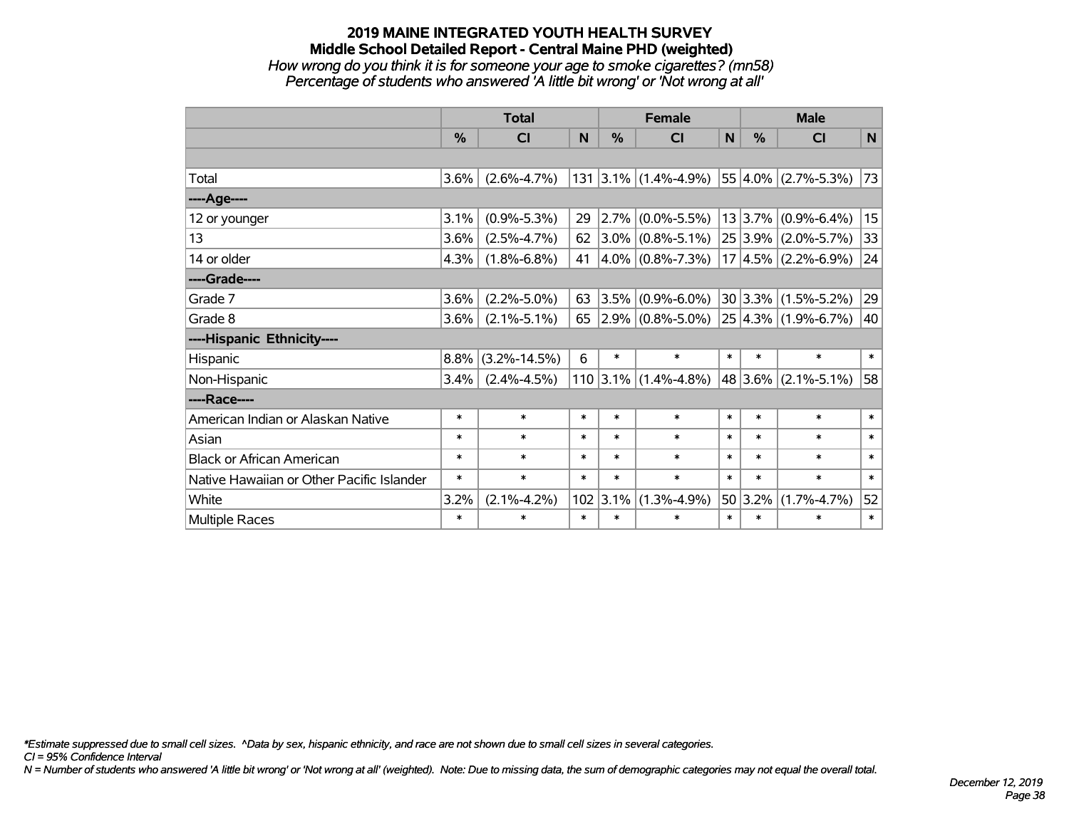# 2019 MAINE INTEGRATED YOUTH HEALTH SURVEY

## Middle School Detailed Report - Central Maine PHD (weighted)

*How wrong do you think it is for someone your age to smoke cigarettes? (mn58)*

*Percentage of students who answered 'A little bit wrong' or 'Not wrong at all'*

| | Total | | | Female | | | Male | | |
|---|---|---|---|---|---|---|---|---|---|
| | % | CI | N | % | CI | N | % | CI | N |
| | | | | | | | | | |
| Total | 3.6% | (2.6%-4.7%) | 131 | 3.1% | (1.4%-4.9%) | 55 | 4.0% | (2.7%-5.3%) | 73 |
| **----Age----** | | | | | | | | | |
| 12 or younger | 3.1% | (0.9%-5.3%) | 29 | 2.7% | (0.0%-5.5%) | 13 | 3.7% | (0.9%-6.4%) | 15 |
| 13 | 3.6% | (2.5%-4.7%) | 62 | 3.0% | (0.8%-5.1%) | 25 | 3.9% | (2.0%-5.7%) | 33 |
| 14 or older | 4.3% | (1.8%-6.8%) | 41 | 4.0% | (0.8%-7.3%) | 17 | 4.5% | (2.2%-6.9%) | 24 |
| **----Grade----** | | | | | | | | | |
| Grade 7 | 3.6% | (2.2%-5.0%) | 63 | 3.5% | (0.9%-6.0%) | 30 | 3.3% | (1.5%-5.2%) | 29 |
| Grade 8 | 3.6% | (2.1%-5.1%) | 65 | 2.9% | (0.8%-5.0%) | 25 | 4.3% | (1.9%-6.7%) | 40 |
| **----Hispanic Ethnicity----** | | | | | | | | | |
| Hispanic | 8.8% | (3.2%-14.5%) | 6 | * | * | * | * | * | * |
| Non-Hispanic | 3.4% | (2.4%-4.5%) | 110 | 3.1% | (1.4%-4.8%) | 48 | 3.6% | (2.1%-5.1%) | 58 |
| **----Race----** | | | | | | | | | |
| American Indian or Alaskan Native | * | * | * | * | * | * | * | * | * |
| Asian | * | * | * | * | * | * | * | * | * |
| Black or African American | * | * | * | * | * | * | * | * | * |
| Native Hawaiian or Other Pacific Islander | * | * | * | * | * | * | * | * | * |
| White | 3.2% | (2.1%-4.2%) | 102 | 3.1% | (1.3%-4.9%) | 50 | 3.2% | (1.7%-4.7%) | 52 |
| Multiple Races | * | * | * | * | * | * | * | * | * |

*\*Estimate suppressed due to small cell sizes. ^Data by sex, hispanic ethnicity, and race are not shown due to small cell sizes in several categories.*

*CI = 95% Confidence Interval*

*N = Number of students who answered 'A little bit wrong' or 'Not wrong at all' (weighted). Note: Due to missing data, the sum of demographic categories may not equal the overall total.*

*December 12, 2019*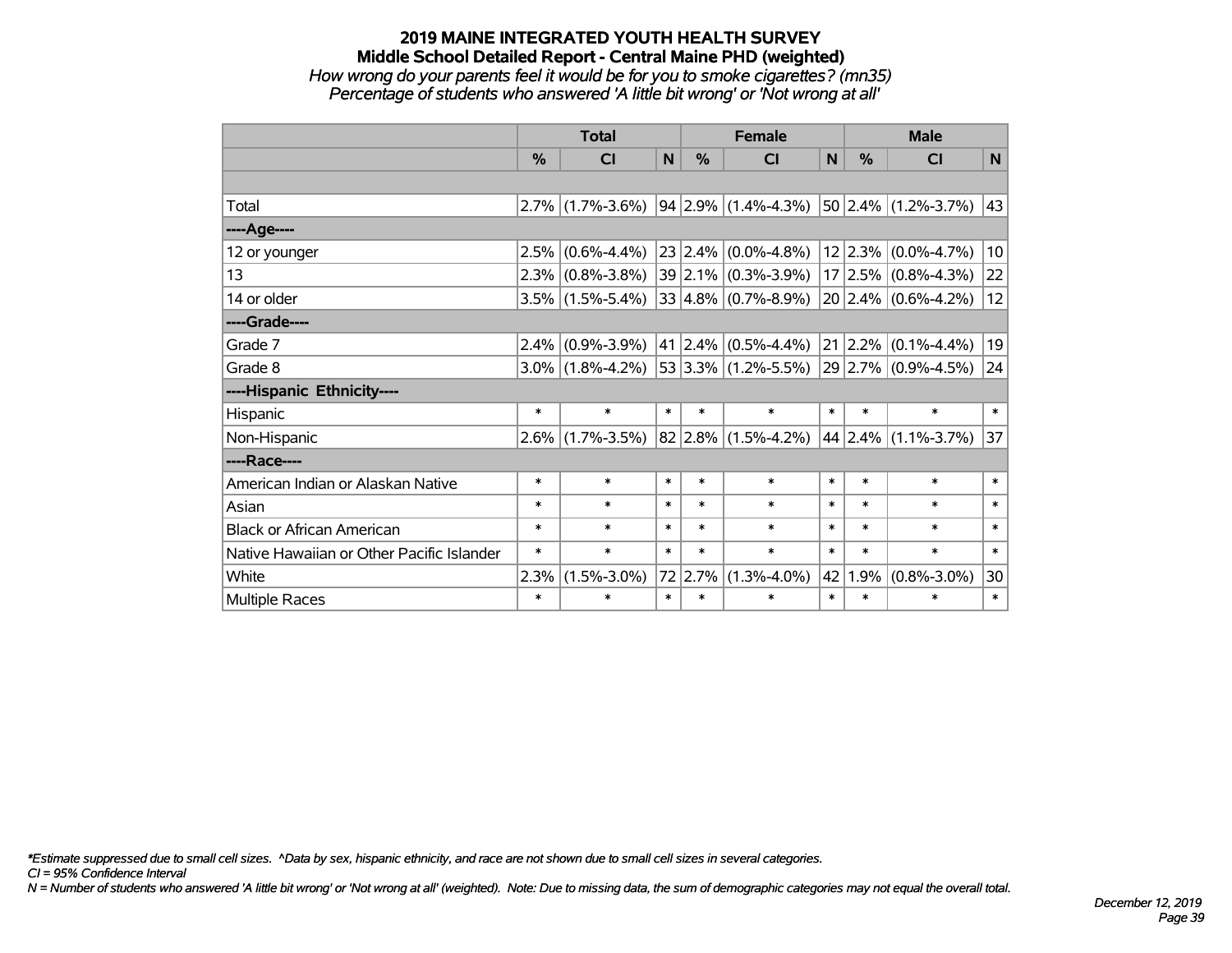# 2019 MAINE INTEGRATED YOUTH HEALTH SURVEY

## Middle School Detailed Report - Central Maine PHD (weighted)

*How wrong do your parents feel it would be for you to smoke cigarettes? (mn35)*

*Percentage of students who answered 'A little bit wrong' or 'Not wrong at all'*

| | Total | | | Female | | | Male | | |
|---|---|---|---|---|---|---|---|---|---|
| | % | CI | N | % | CI | N | % | CI | N |
| | | | | | | | | | |
| Total | 2.7% | (1.7%-3.6%) | 94 | 2.9% | (1.4%-4.3%) | 50 | 2.4% | (1.2%-3.7%) | 43 |
| ----Age---- | | | | | | | | | |
| 12 or younger | 2.5% | (0.6%-4.4%) | 23 | 2.4% | (0.0%-4.8%) | 12 | 2.3% | (0.0%-4.7%) | 10 |
| 13 | 2.3% | (0.8%-3.8%) | 39 | 2.1% | (0.3%-3.9%) | 17 | 2.5% | (0.8%-4.3%) | 22 |
| 14 or older | 3.5% | (1.5%-5.4%) | 33 | 4.8% | (0.7%-8.9%) | 20 | 2.4% | (0.6%-4.2%) | 12 |
| ----Grade---- | | | | | | | | | |
| Grade 7 | 2.4% | (0.9%-3.9%) | 41 | 2.4% | (0.5%-4.4%) | 21 | 2.2% | (0.1%-4.4%) | 19 |
| Grade 8 | 3.0% | (1.8%-4.2%) | 53 | 3.3% | (1.2%-5.5%) | 29 | 2.7% | (0.9%-4.5%) | 24 |
| ----Hispanic Ethnicity---- | | | | | | | | | |
| Hispanic | * | * | * | * | * | * | * | * | * |
| Non-Hispanic | 2.6% | (1.7%-3.5%) | 82 | 2.8% | (1.5%-4.2%) | 44 | 2.4% | (1.1%-3.7%) | 37 |
| ----Race---- | | | | | | | | | |
| American Indian or Alaskan Native | * | * | * | * | * | * | * | * | * |
| Asian | * | * | * | * | * | * | * | * | * |
| Black or African American | * | * | * | * | * | * | * | * | * |
| Native Hawaiian or Other Pacific Islander | * | * | * | * | * | * | * | * | * |
| White | 2.3% | (1.5%-3.0%) | 72 | 2.7% | (1.3%-4.0%) | 42 | 1.9% | (0.8%-3.0%) | 30 |
| Multiple Races | * | * | * | * | * | * | * | * | * |

*\*Estimate suppressed due to small cell sizes. ^Data by sex, hispanic ethnicity, and race are not shown due to small cell sizes in several categories.*

*CI = 95% Confidence Interval*

*N = Number of students who answered 'A little bit wrong' or 'Not wrong at all' (weighted). Note: Due to missing data, the sum of demographic categories may not equal the overall total.*

*December 12, 2019*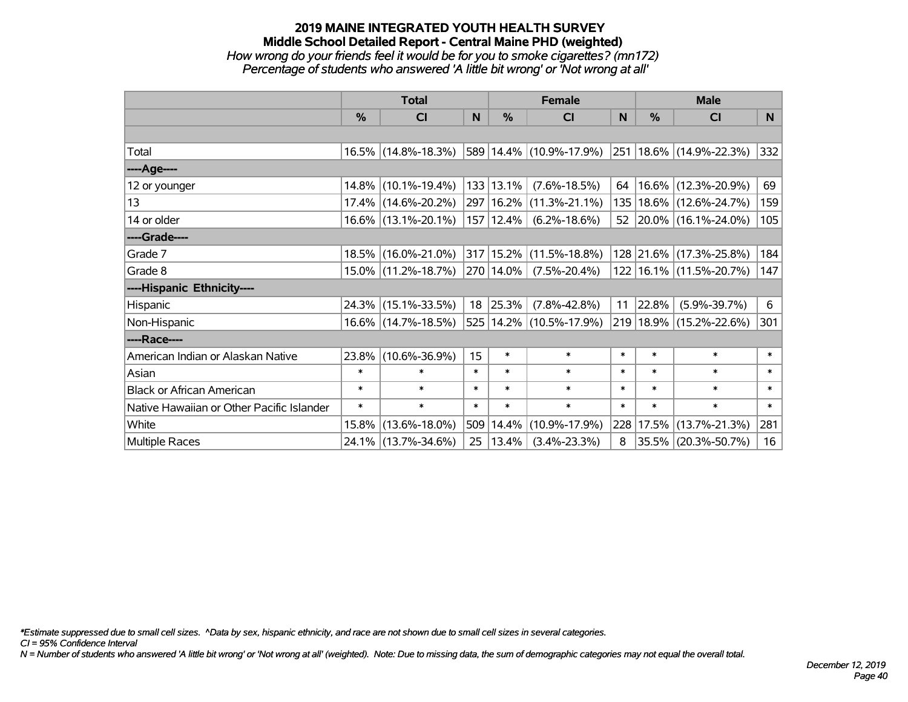# 2019 MAINE INTEGRATED YOUTH HEALTH SURVEY

## Middle School Detailed Report - Central Maine PHD (weighted)

*How wrong do your friends feel it would be for you to smoke cigarettes? (mn172)*

*Percentage of students who answered 'A little bit wrong' or 'Not wrong at all'*

| | Total | | | Female | | | Male | | |
|---|---|---|---|---|---|---|---|---|---|
| | % | CI | N | % | CI | N | % | CI | N |
| Total | 16.5% | (14.8%-18.3%) | 589 | 14.4% | (10.9%-17.9%) | 251 | 18.6% | (14.9%-22.3%) | 332 |
| ----Age---- | | | | | | | | | |
| 12 or younger | 14.8% | (10.1%-19.4%) | 133 | 13.1% | (7.6%-18.5%) | 64 | 16.6% | (12.3%-20.9%) | 69 |
| 13 | 17.4% | (14.6%-20.2%) | 297 | 16.2% | (11.3%-21.1%) | 135 | 18.6% | (12.6%-24.7%) | 159 |
| 14 or older | 16.6% | (13.1%-20.1%) | 157 | 12.4% | (6.2%-18.6%) | 52 | 20.0% | (16.1%-24.0%) | 105 |
| ----Grade---- | | | | | | | | | |
| Grade 7 | 18.5% | (16.0%-21.0%) | 317 | 15.2% | (11.5%-18.8%) | 128 | 21.6% | (17.3%-25.8%) | 184 |
| Grade 8 | 15.0% | (11.2%-18.7%) | 270 | 14.0% | (7.5%-20.4%) | 122 | 16.1% | (11.5%-20.7%) | 147 |
| ----Hispanic Ethnicity---- | | | | | | | | | |
| Hispanic | 24.3% | (15.1%-33.5%) | 18 | 25.3% | (7.8%-42.8%) | 11 | 22.8% | (5.9%-39.7%) | 6 |
| Non-Hispanic | 16.6% | (14.7%-18.5%) | 525 | 14.2% | (10.5%-17.9%) | 219 | 18.9% | (15.2%-22.6%) | 301 |
| ----Race---- | | | | | | | | | |
| American Indian or Alaskan Native | 23.8% | (10.6%-36.9%) | 15 | * | * | * | * | * | * |
| Asian | * | * | * | * | * | * | * | * | * |
| Black or African American | * | * | * | * | * | * | * | * | * |
| Native Hawaiian or Other Pacific Islander | * | * | * | * | * | * | * | * | * |
| White | 15.8% | (13.6%-18.0%) | 509 | 14.4% | (10.9%-17.9%) | 228 | 17.5% | (13.7%-21.3%) | 281 |
| Multiple Races | 24.1% | (13.7%-34.6%) | 25 | 13.4% | (3.4%-23.3%) | 8 | 35.5% | (20.3%-50.7%) | 16 |

*Estimate suppressed due to small cell sizes. ^Data by sex, hispanic ethnicity, and race are not shown due to small cell sizes in several categories.

CI = 95% Confidence Interval

N = Number of students who answered 'A little bit wrong' or 'Not wrong at all' (weighted). Note: Due to missing data, the sum of demographic categories may not equal the overall total.

December 12, 2019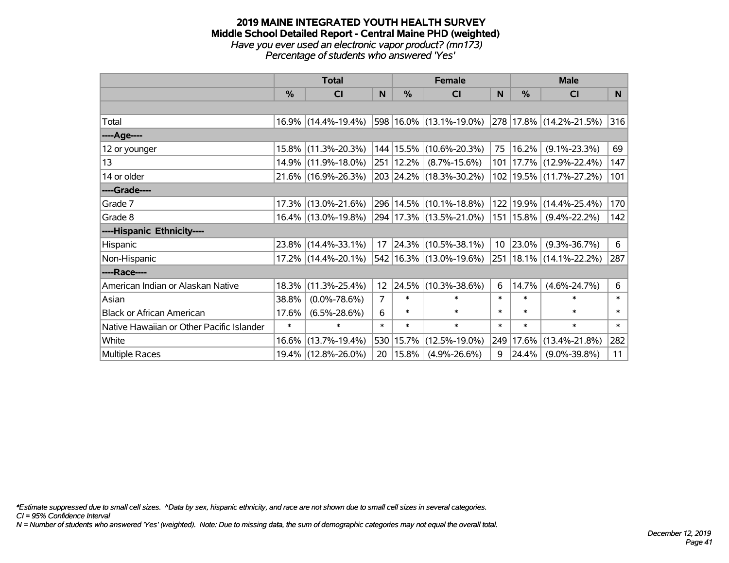# 2019 MAINE INTEGRATED YOUTH HEALTH SURVEY
## Middle School Detailed Report - Central Maine PHD (weighted)
*Have you ever used an electronic vapor product? (mn173)*
*Percentage of students who answered 'Yes'*

| | Total | | | Female | | | Male | | |
|---|---|---|---|---|---|---|---|---|---|
| | % | CI | N | % | CI | N | % | CI | N |
| Total | 16.9% | (14.4%-19.4%) | 598 | 16.0% | (13.1%-19.0%) | 278 | 17.8% | (14.2%-21.5%) | 316 |
| ----Age---- | | | | | | | | | |
| 12 or younger | 15.8% | (11.3%-20.3%) | 144 | 15.5% | (10.6%-20.3%) | 75 | 16.2% | (9.1%-23.3%) | 69 |
| 13 | 14.9% | (11.9%-18.0%) | 251 | 12.2% | (8.7%-15.6%) | 101 | 17.7% | (12.9%-22.4%) | 147 |
| 14 or older | 21.6% | (16.9%-26.3%) | 203 | 24.2% | (18.3%-30.2%) | 102 | 19.5% | (11.7%-27.2%) | 101 |
| ----Grade---- | | | | | | | | | |
| Grade 7 | 17.3% | (13.0%-21.6%) | 296 | 14.5% | (10.1%-18.8%) | 122 | 19.9% | (14.4%-25.4%) | 170 |
| Grade 8 | 16.4% | (13.0%-19.8%) | 294 | 17.3% | (13.5%-21.0%) | 151 | 15.8% | (9.4%-22.2%) | 142 |
| ----Hispanic Ethnicity---- | | | | | | | | | |
| Hispanic | 23.8% | (14.4%-33.1%) | 17 | 24.3% | (10.5%-38.1%) | 10 | 23.0% | (9.3%-36.7%) | 6 |
| Non-Hispanic | 17.2% | (14.4%-20.1%) | 542 | 16.3% | (13.0%-19.6%) | 251 | 18.1% | (14.1%-22.2%) | 287 |
| ----Race---- | | | | | | | | | |
| American Indian or Alaskan Native | 18.3% | (11.3%-25.4%) | 12 | 24.5% | (10.3%-38.6%) | 6 | 14.7% | (4.6%-24.7%) | 6 |
| Asian | 38.8% | (0.0%-78.6%) | 7 | * | * | * | * | * | * |
| Black or African American | 17.6% | (6.5%-28.6%) | 6 | * | * | * | * | * | * |
| Native Hawaiian or Other Pacific Islander | * | * | * | * | * | * | * | * | * |
| White | 16.6% | (13.7%-19.4%) | 530 | 15.7% | (12.5%-19.0%) | 249 | 17.6% | (13.4%-21.8%) | 282 |
| Multiple Races | 19.4% | (12.8%-26.0%) | 20 | 15.8% | (4.9%-26.6%) | 9 | 24.4% | (9.0%-39.8%) | 11 |

*\*Estimate suppressed due to small cell sizes. ^Data by sex, hispanic ethnicity, and race are not shown due to small cell sizes in several categories.*
*CI = 95% Confidence Interval*
*N = Number of students who answered 'Yes' (weighted). Note: Due to missing data, the sum of demographic categories may not equal the overall total.*

*December 12, 2019*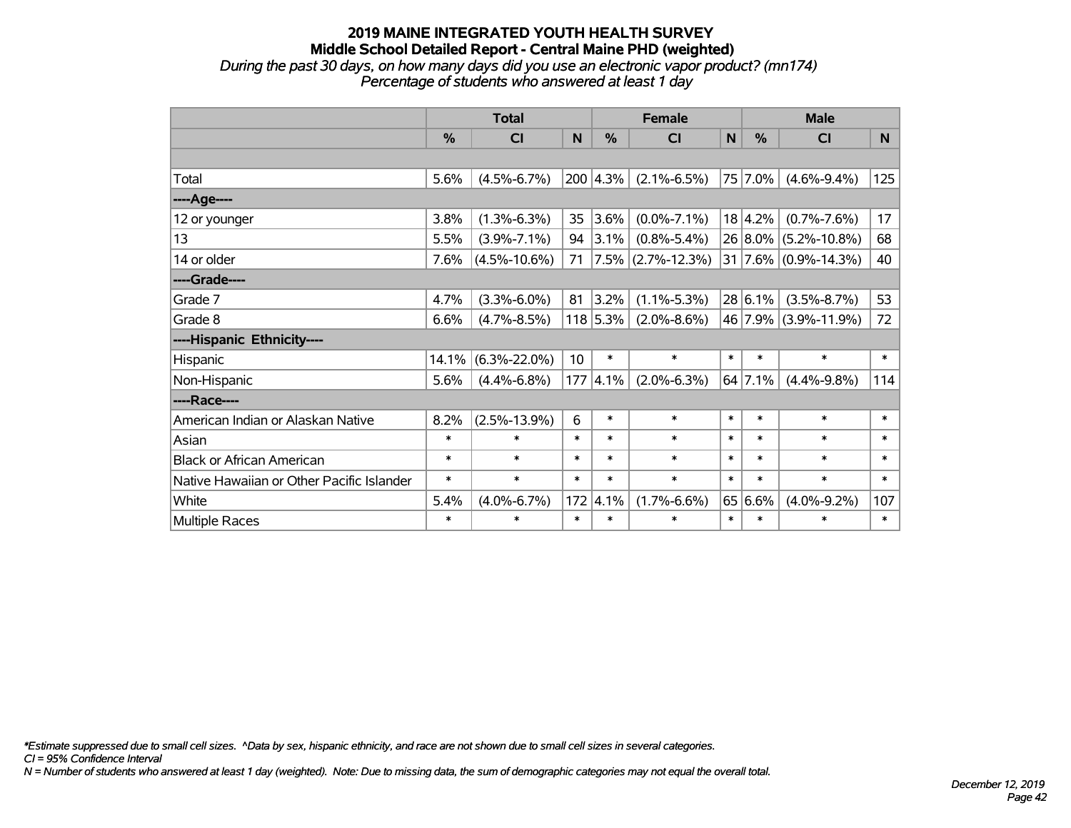# 2019 MAINE INTEGRATED YOUTH HEALTH SURVEY
## Middle School Detailed Report - Central Maine PHD (weighted)
*During the past 30 days, on how many days did you use an electronic vapor product? (mn174)*
*Percentage of students who answered at least 1 day*

| | Total | | | Female | | | Male | | |
|---|---|---|---|---|---|---|---|---|---|
| | % | CI | N | % | CI | N | % | CI | N |
| | | | | | | | | | |
| Total | 5.6% | (4.5%-6.7%) | 200 | 4.3% | (2.1%-6.5%) | 75 | 7.0% | (4.6%-9.4%) | 125 |
| ----Age---- | | | | | | | | | |
| 12 or younger | 3.8% | (1.3%-6.3%) | 35 | 3.6% | (0.0%-7.1%) | 18 | 4.2% | (0.7%-7.6%) | 17 |
| 13 | 5.5% | (3.9%-7.1%) | 94 | 3.1% | (0.8%-5.4%) | 26 | 8.0% | (5.2%-10.8%) | 68 |
| 14 or older | 7.6% | (4.5%-10.6%) | 71 | 7.5% | (2.7%-12.3%) | 31 | 7.6% | (0.9%-14.3%) | 40 |
| ----Grade---- | | | | | | | | | |
| Grade 7 | 4.7% | (3.3%-6.0%) | 81 | 3.2% | (1.1%-5.3%) | 28 | 6.1% | (3.5%-8.7%) | 53 |
| Grade 8 | 6.6% | (4.7%-8.5%) | 118 | 5.3% | (2.0%-8.6%) | 46 | 7.9% | (3.9%-11.9%) | 72 |
| ----Hispanic Ethnicity---- | | | | | | | | | |
| Hispanic | 14.1% | (6.3%-22.0%) | 10 | * | * | * | * | * | * |
| Non-Hispanic | 5.6% | (4.4%-6.8%) | 177 | 4.1% | (2.0%-6.3%) | 64 | 7.1% | (4.4%-9.8%) | 114 |
| ----Race---- | | | | | | | | | |
| American Indian or Alaskan Native | 8.2% | (2.5%-13.9%) | 6 | * | * | * | * | * | * |
| Asian | * | * | * | * | * | * | * | * | * |
| Black or African American | * | * | * | * | * | * | * | * | * |
| Native Hawaiian or Other Pacific Islander | * | * | * | * | * | * | * | * | * |
| White | 5.4% | (4.0%-6.7%) | 172 | 4.1% | (1.7%-6.6%) | 65 | 6.6% | (4.0%-9.2%) | 107 |
| Multiple Races | * | * | * | * | * | * | * | * | * |

*\*Estimate suppressed due to small cell sizes. ^Data by sex, hispanic ethnicity, and race are not shown due to small cell sizes in several categories.*
*CI = 95% Confidence Interval*
*N = Number of students who answered at least 1 day (weighted). Note: Due to missing data, the sum of demographic categories may not equal the overall total.*

*December 12, 2019*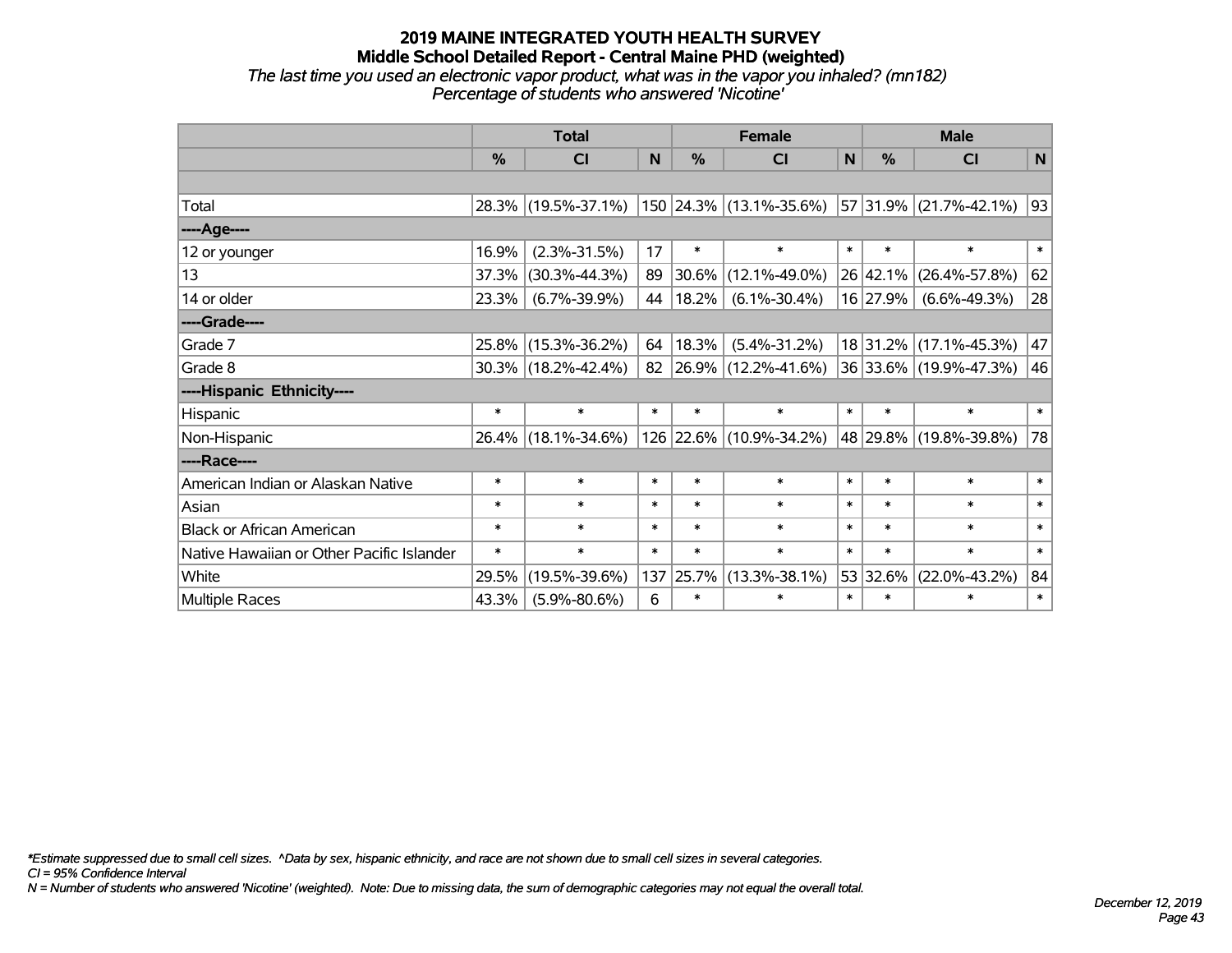# 2019 MAINE INTEGRATED YOUTH HEALTH SURVEY
## Middle School Detailed Report - Central Maine PHD (weighted)
*The last time you used an electronic vapor product, what was in the vapor you inhaled? (mn182)*
*Percentage of students who answered 'Nicotine'*

| | Total | | | Female | | | Male | | |
|---|---|---|---|---|---|---|---|---|---|
| | % | CI | N | % | CI | N | % | CI | N |
| | | | | | | | | | |
| Total | 28.3% | (19.5%-37.1%) | 150 | 24.3% | (13.1%-35.6%) | 57 | 31.9% | (21.7%-42.1%) | 93 |
| ----Age---- | | | | | | | | | |
| 12 or younger | 16.9% | (2.3%-31.5%) | 17 | * | * | * | * | * | * |
| 13 | 37.3% | (30.3%-44.3%) | 89 | 30.6% | (12.1%-49.0%) | 26 | 42.1% | (26.4%-57.8%) | 62 |
| 14 or older | 23.3% | (6.7%-39.9%) | 44 | 18.2% | (6.1%-30.4%) | 16 | 27.9% | (6.6%-49.3%) | 28 |
| ----Grade---- | | | | | | | | | |
| Grade 7 | 25.8% | (15.3%-36.2%) | 64 | 18.3% | (5.4%-31.2%) | 18 | 31.2% | (17.1%-45.3%) | 47 |
| Grade 8 | 30.3% | (18.2%-42.4%) | 82 | 26.9% | (12.2%-41.6%) | 36 | 33.6% | (19.9%-47.3%) | 46 |
| ----Hispanic Ethnicity---- | | | | | | | | | |
| Hispanic | * | * | * | * | * | * | * | * | * |
| Non-Hispanic | 26.4% | (18.1%-34.6%) | 126 | 22.6% | (10.9%-34.2%) | 48 | 29.8% | (19.8%-39.8%) | 78 |
| ----Race---- | | | | | | | | | |
| American Indian or Alaskan Native | * | * | * | * | * | * | * | * | * |
| Asian | * | * | * | * | * | * | * | * | * |
| Black or African American | * | * | * | * | * | * | * | * | * |
| Native Hawaiian or Other Pacific Islander | * | * | * | * | * | * | * | * | * |
| White | 29.5% | (19.5%-39.6%) | 137 | 25.7% | (13.3%-38.1%) | 53 | 32.6% | (22.0%-43.2%) | 84 |
| Multiple Races | 43.3% | (5.9%-80.6%) | 6 | * | * | * | * | * | * |

*\*Estimate suppressed due to small cell sizes. ^Data by sex, hispanic ethnicity, and race are not shown due to small cell sizes in several categories.*
*CI = 95% Confidence Interval*
*N = Number of students who answered 'Nicotine' (weighted). Note: Due to missing data, the sum of demographic categories may not equal the overall total.*

*December 12, 2019*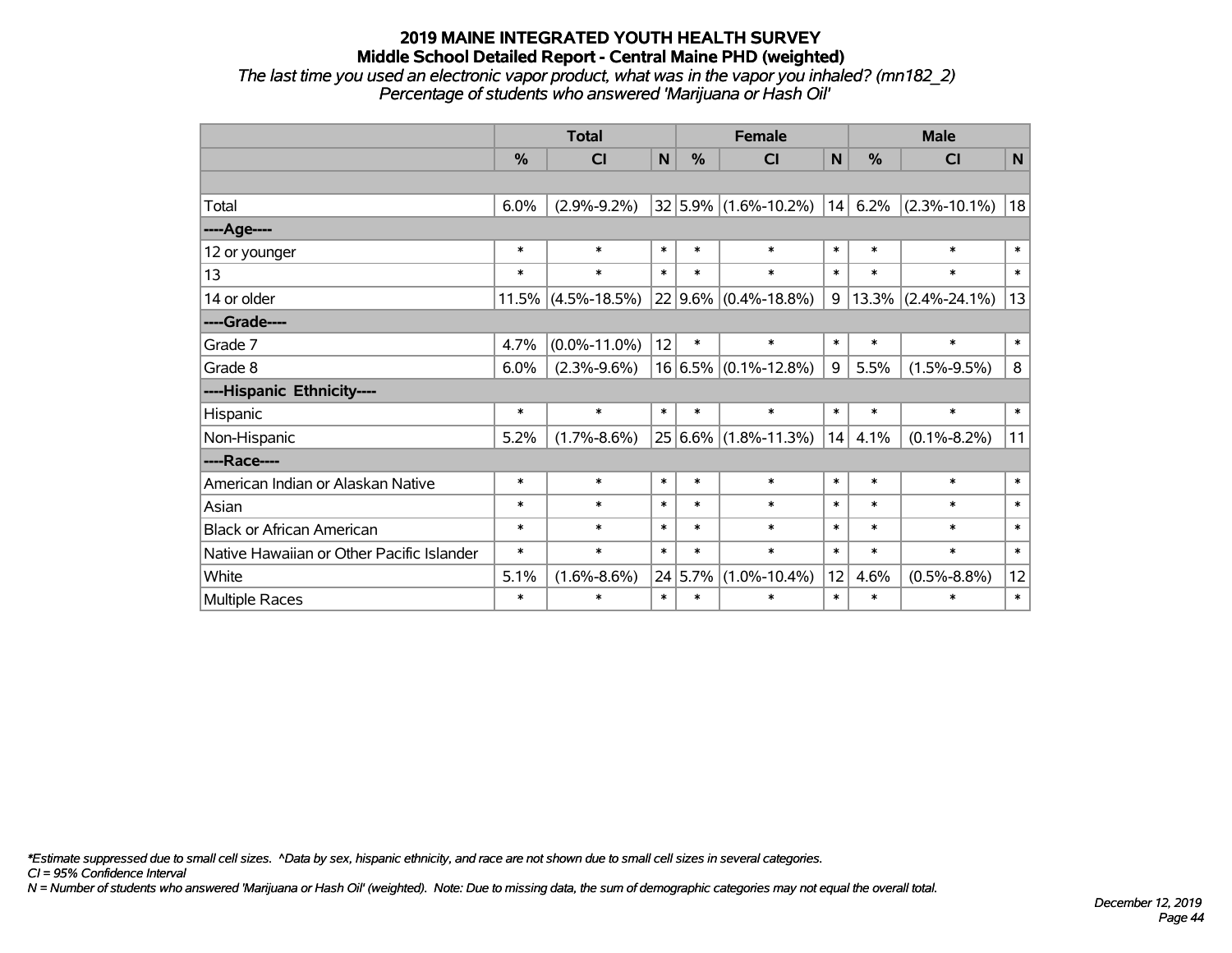# 2019 MAINE INTEGRATED YOUTH HEALTH SURVEY
## Middle School Detailed Report - Central Maine PHD (weighted)
*The last time you used an electronic vapor product, what was in the vapor you inhaled? (mn182_2)*
*Percentage of students who answered 'Marijuana or Hash Oil'*

| | Total | | | Female | | | Male | | |
|---|---|---|---|---|---|---|---|---|---|
| | % | CI | N | % | CI | N | % | CI | N |
| | | | | | | | | | |
| Total | 6.0% | (2.9%-9.2%) | 32 | 5.9% | (1.6%-10.2%) | 14 | 6.2% | (2.3%-10.1%) | 18 |
| ----Age---- | | | | | | | | | |
| 12 or younger | * | * | * | * | * | * | * | * | * |
| 13 | * | * | * | * | * | * | * | * | * |
| 14 or older | 11.5% | (4.5%-18.5%) | 22 | 9.6% | (0.4%-18.8%) | 9 | 13.3% | (2.4%-24.1%) | 13 |
| ----Grade---- | | | | | | | | | |
| Grade 7 | 4.7% | (0.0%-11.0%) | 12 | * | * | * | * | * | * |
| Grade 8 | 6.0% | (2.3%-9.6%) | 16 | 6.5% | (0.1%-12.8%) | 9 | 5.5% | (1.5%-9.5%) | 8 |
| ----Hispanic Ethnicity---- | | | | | | | | | |
| Hispanic | * | * | * | * | * | * | * | * | * |
| Non-Hispanic | 5.2% | (1.7%-8.6%) | 25 | 6.6% | (1.8%-11.3%) | 14 | 4.1% | (0.1%-8.2%) | 11 |
| ----Race---- | | | | | | | | | |
| American Indian or Alaskan Native | * | * | * | * | * | * | * | * | * |
| Asian | * | * | * | * | * | * | * | * | * |
| Black or African American | * | * | * | * | * | * | * | * | * |
| Native Hawaiian or Other Pacific Islander | * | * | * | * | * | * | * | * | * |
| White | 5.1% | (1.6%-8.6%) | 24 | 5.7% | (1.0%-10.4%) | 12 | 4.6% | (0.5%-8.8%) | 12 |
| Multiple Races | * | * | * | * | * | * | * | * | * |

*\*Estimate suppressed due to small cell sizes. ^Data by sex, hispanic ethnicity, and race are not shown due to small cell sizes in several categories.*
*CI = 95% Confidence Interval*
*N = Number of students who answered 'Marijuana or Hash Oil' (weighted). Note: Due to missing data, the sum of demographic categories may not equal the overall total.*

*December 12, 2019*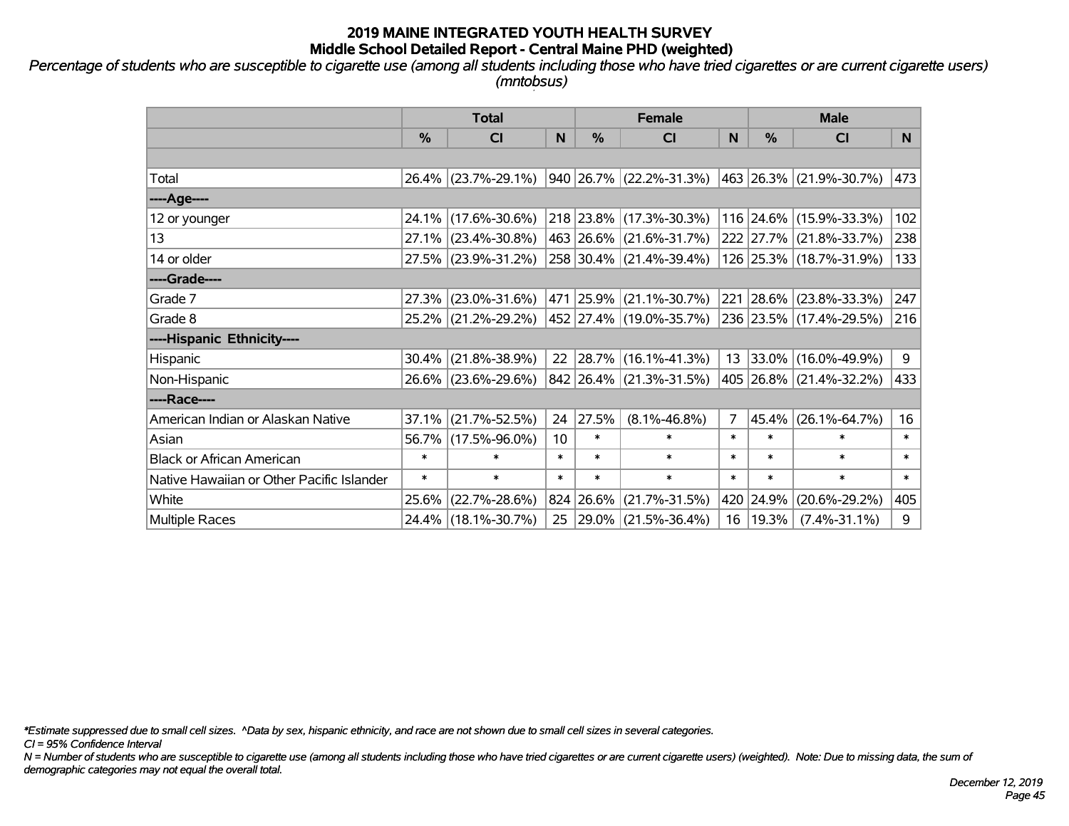# 2019 MAINE INTEGRATED YOUTH HEALTH SURVEY
## Middle School Detailed Report - Central Maine PHD (weighted)

*Percentage of students who are susceptible to cigarette use (among all students including those who have tried cigarettes or are current cigarette users) (mntobsus)*

| | Total | | | Female | | | Male | | |
|---|---|---|---|---|---|---|---|---|---|
| | % | CI | N | % | CI | N | % | CI | N |
| | | | | | | | | | |
| Total | 26.4% | (23.7%-29.1%) | 940 | 26.7% | (22.2%-31.3%) | 463 | 26.3% | (21.9%-30.7%) | 473 |
| ----Age---- | | | | | | | | | |
| 12 or younger | 24.1% | (17.6%-30.6%) | 218 | 23.8% | (17.3%-30.3%) | 116 | 24.6% | (15.9%-33.3%) | 102 |
| 13 | 27.1% | (23.4%-30.8%) | 463 | 26.6% | (21.6%-31.7%) | 222 | 27.7% | (21.8%-33.7%) | 238 |
| 14 or older | 27.5% | (23.9%-31.2%) | 258 | 30.4% | (21.4%-39.4%) | 126 | 25.3% | (18.7%-31.9%) | 133 |
| ----Grade---- | | | | | | | | | |
| Grade 7 | 27.3% | (23.0%-31.6%) | 471 | 25.9% | (21.1%-30.7%) | 221 | 28.6% | (23.8%-33.3%) | 247 |
| Grade 8 | 25.2% | (21.2%-29.2%) | 452 | 27.4% | (19.0%-35.7%) | 236 | 23.5% | (17.4%-29.5%) | 216 |
| ----Hispanic Ethnicity---- | | | | | | | | | |
| Hispanic | 30.4% | (21.8%-38.9%) | 22 | 28.7% | (16.1%-41.3%) | 13 | 33.0% | (16.0%-49.9%) | 9 |
| Non-Hispanic | 26.6% | (23.6%-29.6%) | 842 | 26.4% | (21.3%-31.5%) | 405 | 26.8% | (21.4%-32.2%) | 433 |
| ----Race---- | | | | | | | | | |
| American Indian or Alaskan Native | 37.1% | (21.7%-52.5%) | 24 | 27.5% | (8.1%-46.8%) | 7 | 45.4% | (26.1%-64.7%) | 16 |
| Asian | 56.7% | (17.5%-96.0%) | 10 | * | * | * | * | * | * |
| Black or African American | * | * | * | * | * | * | * | * | * |
| Native Hawaiian or Other Pacific Islander | * | * | * | * | * | * | * | * | * |
| White | 25.6% | (22.7%-28.6%) | 824 | 26.6% | (21.7%-31.5%) | 420 | 24.9% | (20.6%-29.2%) | 405 |
| Multiple Races | 24.4% | (18.1%-30.7%) | 25 | 29.0% | (21.5%-36.4%) | 16 | 19.3% | (7.4%-31.1%) | 9 |

*\*Estimate suppressed due to small cell sizes. ^Data by sex, hispanic ethnicity, and race are not shown due to small cell sizes in several categories.*

*CI = 95% Confidence Interval*

*N = Number of students who are susceptible to cigarette use (among all students including those who have tried cigarettes or are current cigarette users) (weighted). Note: Due to missing data, the sum of demographic categories may not equal the overall total.*

*December 12, 2019*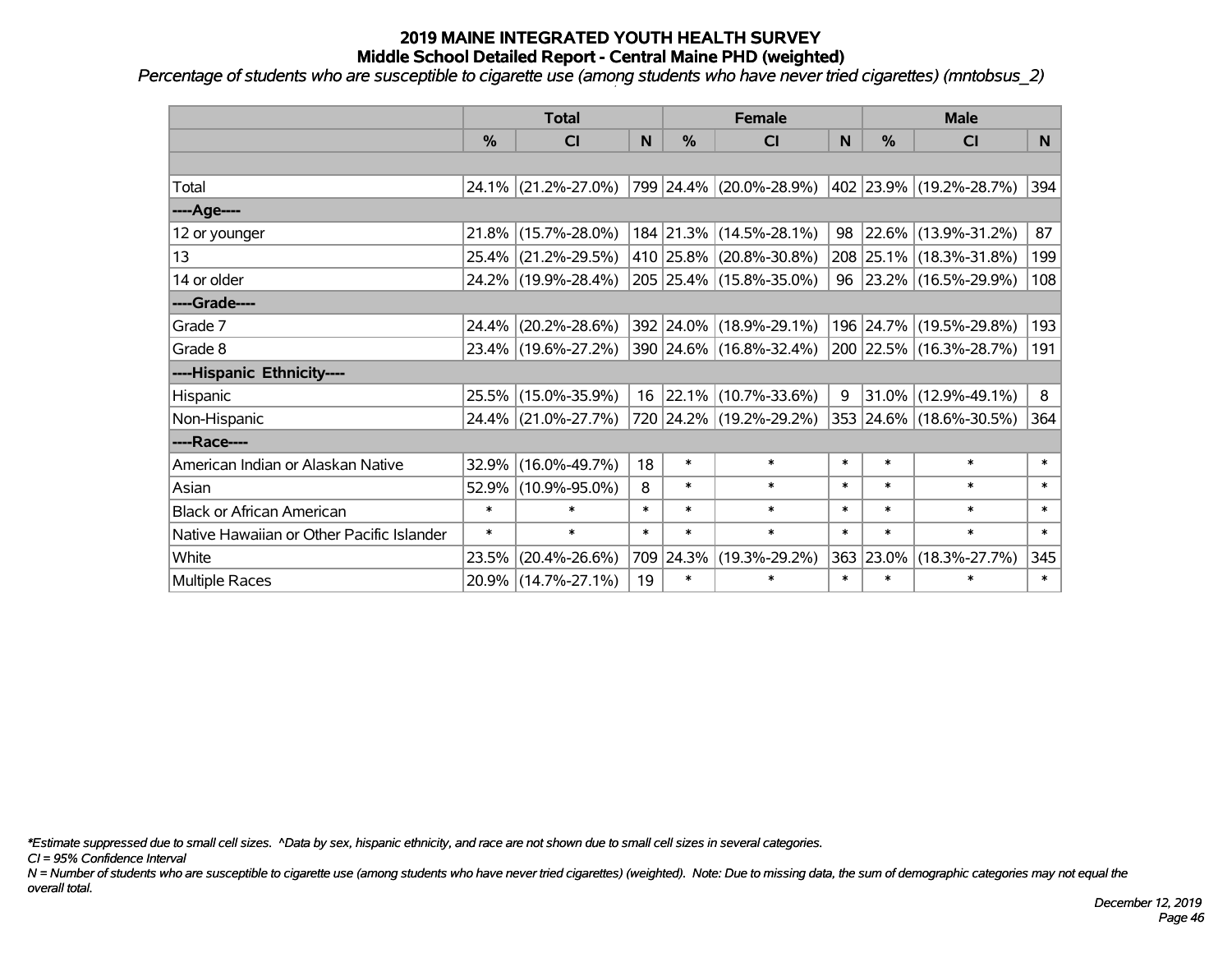## 2019 MAINE INTEGRATED YOUTH HEALTH SURVEY
### Middle School Detailed Report - Central Maine PHD (weighted)

*Percentage of students who are susceptible to cigarette use (among students who have never tried cigarettes) (mntobsus_2)*

| | Total | | | Female | | | Male | | |
|---|---|---|---|---|---|---|---|---|---|
| | % | CI | N | % | CI | N | % | CI | N |
| | | | | | | | | | |
| Total | 24.1% | (21.2%-27.0%) | 799 | 24.4% | (20.0%-28.9%) | 402 | 23.9% | (19.2%-28.7%) | 394 |
| ----Age---- | | | | | | | | | |
| 12 or younger | 21.8% | (15.7%-28.0%) | 184 | 21.3% | (14.5%-28.1%) | 98 | 22.6% | (13.9%-31.2%) | 87 |
| 13 | 25.4% | (21.2%-29.5%) | 410 | 25.8% | (20.8%-30.8%) | 208 | 25.1% | (18.3%-31.8%) | 199 |
| 14 or older | 24.2% | (19.9%-28.4%) | 205 | 25.4% | (15.8%-35.0%) | 96 | 23.2% | (16.5%-29.9%) | 108 |
| ----Grade---- | | | | | | | | | |
| Grade 7 | 24.4% | (20.2%-28.6%) | 392 | 24.0% | (18.9%-29.1%) | 196 | 24.7% | (19.5%-29.8%) | 193 |
| Grade 8 | 23.4% | (19.6%-27.2%) | 390 | 24.6% | (16.8%-32.4%) | 200 | 22.5% | (16.3%-28.7%) | 191 |
| ----Hispanic Ethnicity---- | | | | | | | | | |
| Hispanic | 25.5% | (15.0%-35.9%) | 16 | 22.1% | (10.7%-33.6%) | 9 | 31.0% | (12.9%-49.1%) | 8 |
| Non-Hispanic | 24.4% | (21.0%-27.7%) | 720 | 24.2% | (19.2%-29.2%) | 353 | 24.6% | (18.6%-30.5%) | 364 |
| ----Race---- | | | | | | | | | |
| American Indian or Alaskan Native | 32.9% | (16.0%-49.7%) | 18 | * | * | * | * | * | * |
| Asian | 52.9% | (10.9%-95.0%) | 8 | * | * | * | * | * | * |
| Black or African American | * | * | * | * | * | * | * | * | * |
| Native Hawaiian or Other Pacific Islander | * | * | * | * | * | * | * | * | * |
| White | 23.5% | (20.4%-26.6%) | 709 | 24.3% | (19.3%-29.2%) | 363 | 23.0% | (18.3%-27.7%) | 345 |
| Multiple Races | 20.9% | (14.7%-27.1%) | 19 | * | * | * | * | * | * |

*\*Estimate suppressed due to small cell sizes. ^Data by sex, hispanic ethnicity, and race are not shown due to small cell sizes in several categories.*

*CI = 95% Confidence Interval*

*N = Number of students who are susceptible to cigarette use (among students who have never tried cigarettes) (weighted). Note: Due to missing data, the sum of demographic categories may not equal the overall total.*

*December 12, 2019*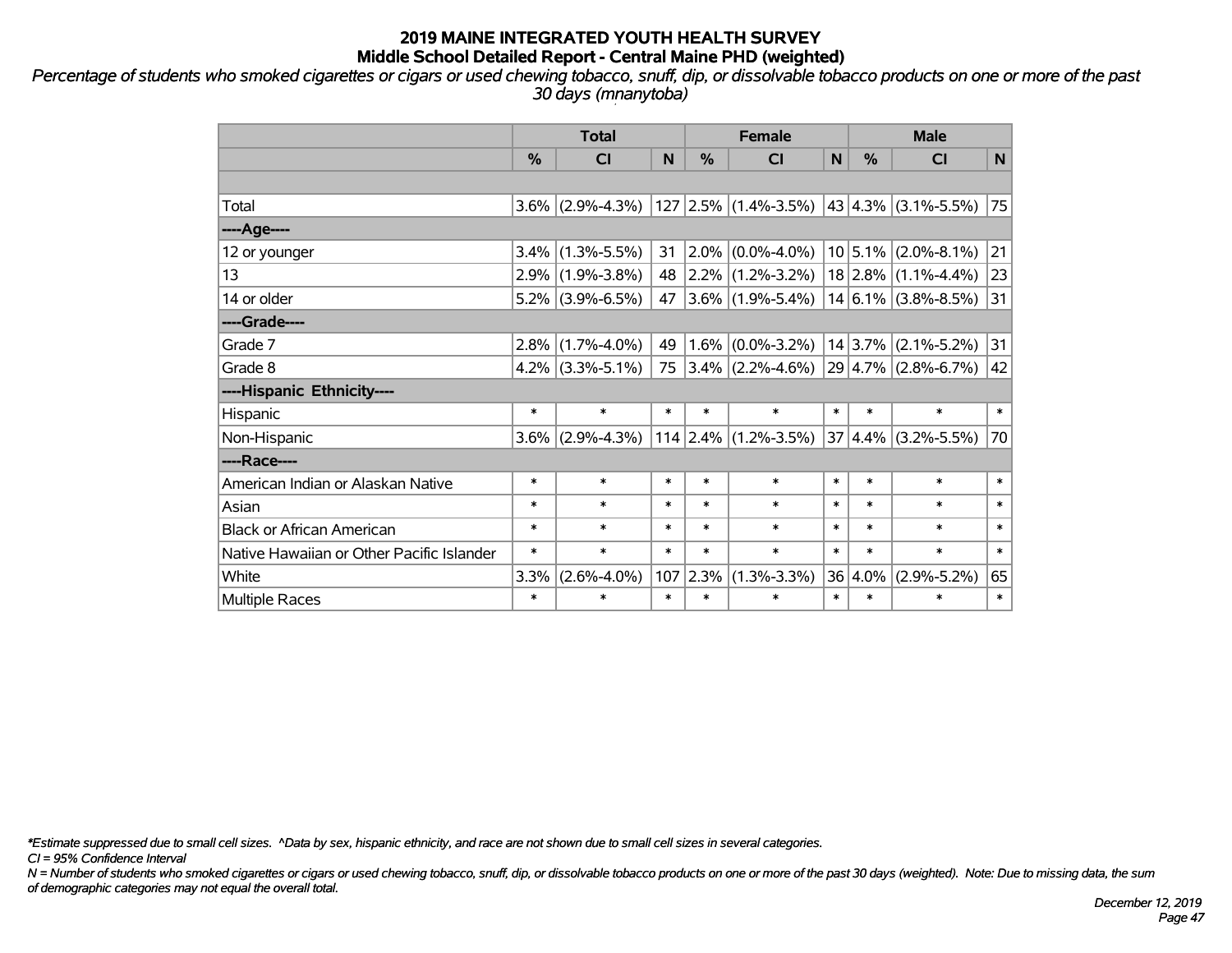# 2019 MAINE INTEGRATED YOUTH HEALTH SURVEY
## Middle School Detailed Report - Central Maine PHD (weighted)

*Percentage of students who smoked cigarettes or cigars or used chewing tobacco, snuff, dip, or dissolvable tobacco products on one or more of the past 30 days (mnanytoba)*

| | Total | | | Female | | | Male | | |
|---|---|---|---|---|---|---|---|---|---|
| | % | CI | N | % | CI | N | % | CI | N |
| | | | | | | | | | |
| Total | 3.6% | (2.9%-4.3%) | 127 | 2.5% | (1.4%-3.5%) | 43 | 4.3% | (3.1%-5.5%) | 75 |
| ----Age---- | | | | | | | | | |
| 12 or younger | 3.4% | (1.3%-5.5%) | 31 | 2.0% | (0.0%-4.0%) | 10 | 5.1% | (2.0%-8.1%) | 21 |
| 13 | 2.9% | (1.9%-3.8%) | 48 | 2.2% | (1.2%-3.2%) | 18 | 2.8% | (1.1%-4.4%) | 23 |
| 14 or older | 5.2% | (3.9%-6.5%) | 47 | 3.6% | (1.9%-5.4%) | 14 | 6.1% | (3.8%-8.5%) | 31 |
| ----Grade---- | | | | | | | | | |
| Grade 7 | 2.8% | (1.7%-4.0%) | 49 | 1.6% | (0.0%-3.2%) | 14 | 3.7% | (2.1%-5.2%) | 31 |
| Grade 8 | 4.2% | (3.3%-5.1%) | 75 | 3.4% | (2.2%-4.6%) | 29 | 4.7% | (2.8%-6.7%) | 42 |
| ----Hispanic Ethnicity---- | | | | | | | | | |
| Hispanic | * | * | * | * | * | * | * | * | * |
| Non-Hispanic | 3.6% | (2.9%-4.3%) | 114 | 2.4% | (1.2%-3.5%) | 37 | 4.4% | (3.2%-5.5%) | 70 |
| ----Race---- | | | | | | | | | |
| American Indian or Alaskan Native | * | * | * | * | * | * | * | * | * |
| Asian | * | * | * | * | * | * | * | * | * |
| Black or African American | * | * | * | * | * | * | * | * | * |
| Native Hawaiian or Other Pacific Islander | * | * | * | * | * | * | * | * | * |
| White | 3.3% | (2.6%-4.0%) | 107 | 2.3% | (1.3%-3.3%) | 36 | 4.0% | (2.9%-5.2%) | 65 |
| Multiple Races | * | * | * | * | * | * | * | * | * |

*\*Estimate suppressed due to small cell sizes. ^Data by sex, hispanic ethnicity, and race are not shown due to small cell sizes in several categories.*

*CI = 95% Confidence Interval*

*N = Number of students who smoked cigarettes or cigars or used chewing tobacco, snuff, dip, or dissolvable tobacco products on one or more of the past 30 days (weighted). Note: Due to missing data, the sum of demographic categories may not equal the overall total.*

*December 12, 2019*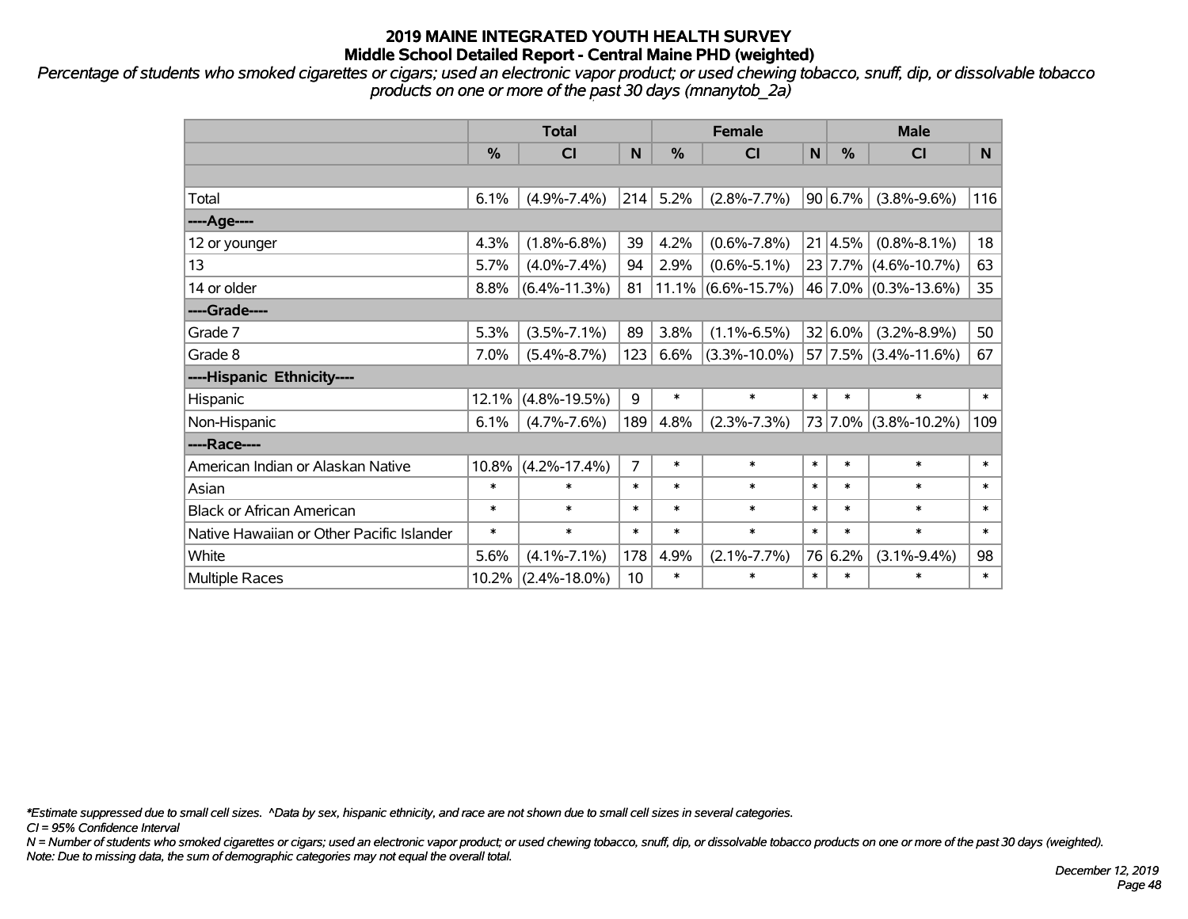# 2019 MAINE INTEGRATED YOUTH HEALTH SURVEY
## Middle School Detailed Report - Central Maine PHD (weighted)

*Percentage of students who smoked cigarettes or cigars; used an electronic vapor product; or used chewing tobacco, snuff, dip, or dissolvable tobacco products on one or more of the past 30 days (mnanytob_2a)*

| | Total | | | Female | | | Male | | |
|---|---|---|---|---|---|---|---|---|---|
| | % | CI | N | % | CI | N | % | CI | N |
| Total | 6.1% | (4.9%-7.4%) | 214 | 5.2% | (2.8%-7.7%) | 90 | 6.7% | (3.8%-9.6%) | 116 |
| ----Age---- | | | | | | | | | |
| 12 or younger | 4.3% | (1.8%-6.8%) | 39 | 4.2% | (0.6%-7.8%) | 21 | 4.5% | (0.8%-8.1%) | 18 |
| 13 | 5.7% | (4.0%-7.4%) | 94 | 2.9% | (0.6%-5.1%) | 23 | 7.7% | (4.6%-10.7%) | 63 |
| 14 or older | 8.8% | (6.4%-11.3%) | 81 | 11.1% | (6.6%-15.7%) | 46 | 7.0% | (0.3%-13.6%) | 35 |
| ----Grade---- | | | | | | | | | |
| Grade 7 | 5.3% | (3.5%-7.1%) | 89 | 3.8% | (1.1%-6.5%) | 32 | 6.0% | (3.2%-8.9%) | 50 |
| Grade 8 | 7.0% | (5.4%-8.7%) | 123 | 6.6% | (3.3%-10.0%) | 57 | 7.5% | (3.4%-11.6%) | 67 |
| ----Hispanic Ethnicity---- | | | | | | | | | |
| Hispanic | 12.1% | (4.8%-19.5%) | 9 | * | * | * | * | * | * |
| Non-Hispanic | 6.1% | (4.7%-7.6%) | 189 | 4.8% | (2.3%-7.3%) | 73 | 7.0% | (3.8%-10.2%) | 109 |
| ----Race---- | | | | | | | | | |
| American Indian or Alaskan Native | 10.8% | (4.2%-17.4%) | 7 | * | * | * | * | * | * |
| Asian | * | * | * | * | * | * | * | * | * |
| Black or African American | * | * | * | * | * | * | * | * | * |
| Native Hawaiian or Other Pacific Islander | * | * | * | * | * | * | * | * | * |
| White | 5.6% | (4.1%-7.1%) | 178 | 4.9% | (2.1%-7.7%) | 76 | 6.2% | (3.1%-9.4%) | 98 |
| Multiple Races | 10.2% | (2.4%-18.0%) | 10 | * | * | * | * | * | * |

*\*Estimate suppressed due to small cell sizes. ^Data by sex, hispanic ethnicity, and race are not shown due to small cell sizes in several categories.*

*CI = 95% Confidence Interval*

*N = Number of students who smoked cigarettes or cigars; used an electronic vapor product; or used chewing tobacco, snuff, dip, or dissolvable tobacco products on one or more of the past 30 days (weighted).*

*Note: Due to missing data, the sum of demographic categories may not equal the overall total.*

*December 12, 2019*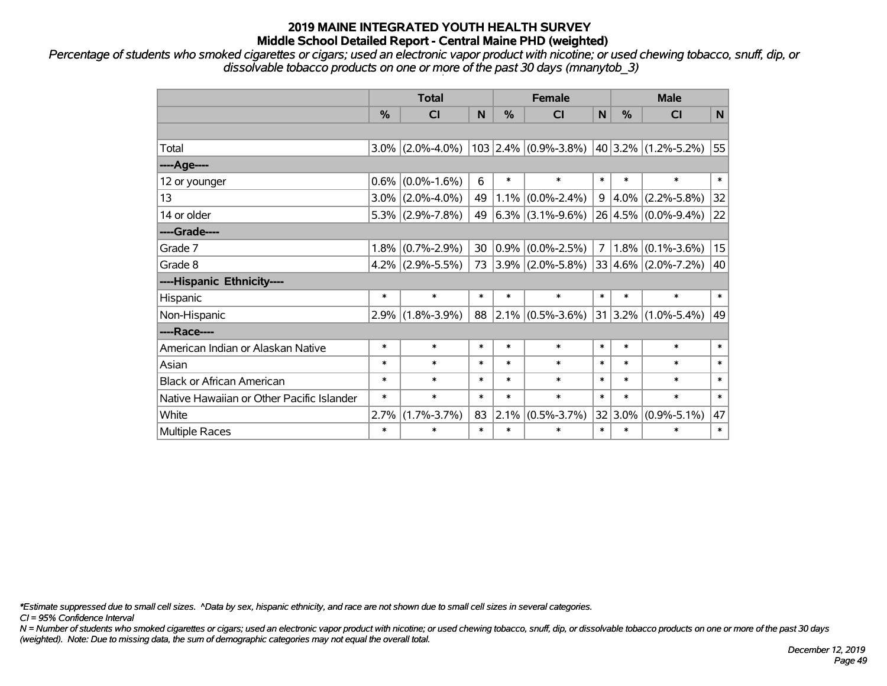# 2019 MAINE INTEGRATED YOUTH HEALTH SURVEY
## Middle School Detailed Report - Central Maine PHD (weighted)

*Percentage of students who smoked cigarettes or cigars; used an electronic vapor product with nicotine; or used chewing tobacco, snuff, dip, or dissolvable tobacco products on one or more of the past 30 days (mnanytob_3)*

| | Total | | | Female | | | Male | | |
|---|---|---|---|---|---|---|---|---|---|
| | % | CI | N | % | CI | N | % | CI | N |
| | | | | | | | | | |
| Total | 3.0% | (2.0%-4.0%) | 103 | 2.4% | (0.9%-3.8%) | 40 | 3.2% | (1.2%-5.2%) | 55 |
| ----Age---- | | | | | | | | | |
| 12 or younger | 0.6% | (0.0%-1.6%) | 6 | * | * | * | * | * | * |
| 13 | 3.0% | (2.0%-4.0%) | 49 | 1.1% | (0.0%-2.4%) | 9 | 4.0% | (2.2%-5.8%) | 32 |
| 14 or older | 5.3% | (2.9%-7.8%) | 49 | 6.3% | (3.1%-9.6%) | 26 | 4.5% | (0.0%-9.4%) | 22 |
| ----Grade---- | | | | | | | | | |
| Grade 7 | 1.8% | (0.7%-2.9%) | 30 | 0.9% | (0.0%-2.5%) | 7 | 1.8% | (0.1%-3.6%) | 15 |
| Grade 8 | 4.2% | (2.9%-5.5%) | 73 | 3.9% | (2.0%-5.8%) | 33 | 4.6% | (2.0%-7.2%) | 40 |
| ----Hispanic Ethnicity---- | | | | | | | | | |
| Hispanic | * | * | * | * | * | * | * | * | * |
| Non-Hispanic | 2.9% | (1.8%-3.9%) | 88 | 2.1% | (0.5%-3.6%) | 31 | 3.2% | (1.0%-5.4%) | 49 |
| ----Race---- | | | | | | | | | |
| American Indian or Alaskan Native | * | * | * | * | * | * | * | * | * |
| Asian | * | * | * | * | * | * | * | * | * |
| Black or African American | * | * | * | * | * | * | * | * | * |
| Native Hawaiian or Other Pacific Islander | * | * | * | * | * | * | * | * | * |
| White | 2.7% | (1.7%-3.7%) | 83 | 2.1% | (0.5%-3.7%) | 32 | 3.0% | (0.9%-5.1%) | 47 |
| Multiple Races | * | * | * | * | * | * | * | * | * |

*\*Estimate suppressed due to small cell sizes. ^Data by sex, hispanic ethnicity, and race are not shown due to small cell sizes in several categories.*

*CI = 95% Confidence Interval*

*N = Number of students who smoked cigarettes or cigars; used an electronic vapor product with nicotine; or used chewing tobacco, snuff, dip, or dissolvable tobacco products on one or more of the past 30 days (weighted). Note: Due to missing data, the sum of demographic categories may not equal the overall total.*

*December 12, 2019*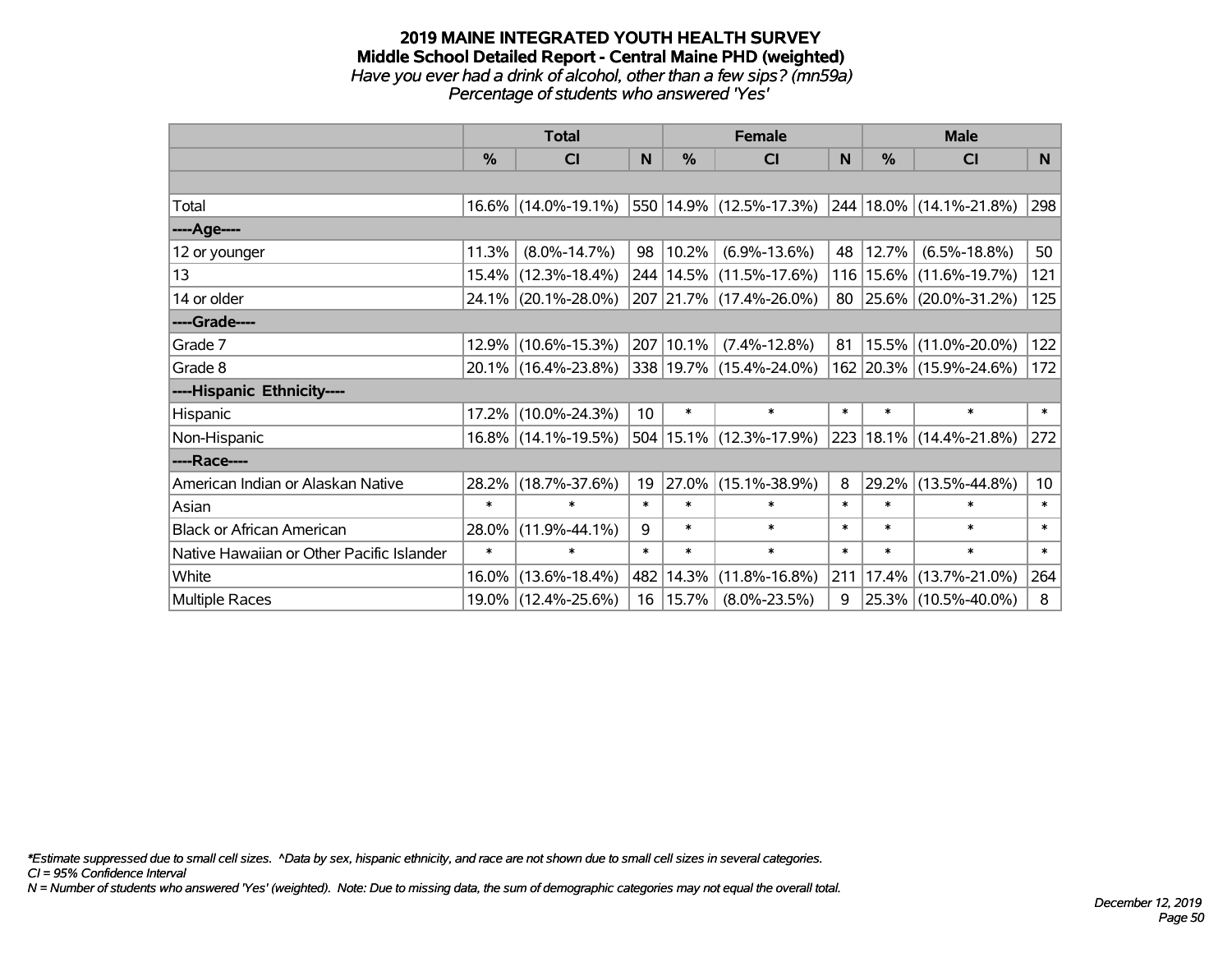# 2019 MAINE INTEGRATED YOUTH HEALTH SURVEY
## Middle School Detailed Report - Central Maine PHD (weighted)
*Have you ever had a drink of alcohol, other than a few sips? (mn59a)*
*Percentage of students who answered 'Yes'*

| | Total | | | Female | | | Male | | |
|---|---|---|---|---|---|---|---|---|---|
| | % | CI | N | % | CI | N | % | CI | N |
| | | | | | | | | | |
| Total | 16.6% | (14.0%-19.1%) | 550 | 14.9% | (12.5%-17.3%) | 244 | 18.0% | (14.1%-21.8%) | 298 |
| ----Age---- | | | | | | | | | |
| 12 or younger | 11.3% | (8.0%-14.7%) | 98 | 10.2% | (6.9%-13.6%) | 48 | 12.7% | (6.5%-18.8%) | 50 |
| 13 | 15.4% | (12.3%-18.4%) | 244 | 14.5% | (11.5%-17.6%) | 116 | 15.6% | (11.6%-19.7%) | 121 |
| 14 or older | 24.1% | (20.1%-28.0%) | 207 | 21.7% | (17.4%-26.0%) | 80 | 25.6% | (20.0%-31.2%) | 125 |
| ----Grade---- | | | | | | | | | |
| Grade 7 | 12.9% | (10.6%-15.3%) | 207 | 10.1% | (7.4%-12.8%) | 81 | 15.5% | (11.0%-20.0%) | 122 |
| Grade 8 | 20.1% | (16.4%-23.8%) | 338 | 19.7% | (15.4%-24.0%) | 162 | 20.3% | (15.9%-24.6%) | 172 |
| ----Hispanic Ethnicity---- | | | | | | | | | |
| Hispanic | 17.2% | (10.0%-24.3%) | 10 | * | * | * | * | * | * |
| Non-Hispanic | 16.8% | (14.1%-19.5%) | 504 | 15.1% | (12.3%-17.9%) | 223 | 18.1% | (14.4%-21.8%) | 272 |
| ----Race---- | | | | | | | | | |
| American Indian or Alaskan Native | 28.2% | (18.7%-37.6%) | 19 | 27.0% | (15.1%-38.9%) | 8 | 29.2% | (13.5%-44.8%) | 10 |
| Asian | * | * | * | * | * | * | * | * | * |
| Black or African American | 28.0% | (11.9%-44.1%) | 9 | * | * | * | * | * | * |
| Native Hawaiian or Other Pacific Islander | * | * | * | * | * | * | * | * | * |
| White | 16.0% | (13.6%-18.4%) | 482 | 14.3% | (11.8%-16.8%) | 211 | 17.4% | (13.7%-21.0%) | 264 |
| Multiple Races | 19.0% | (12.4%-25.6%) | 16 | 15.7% | (8.0%-23.5%) | 9 | 25.3% | (10.5%-40.0%) | 8 |

*\*Estimate suppressed due to small cell sizes. ^Data by sex, hispanic ethnicity, and race are not shown due to small cell sizes in several categories.*
*CI = 95% Confidence Interval*
*N = Number of students who answered 'Yes' (weighted). Note: Due to missing data, the sum of demographic categories may not equal the overall total.*

*December 12, 2019*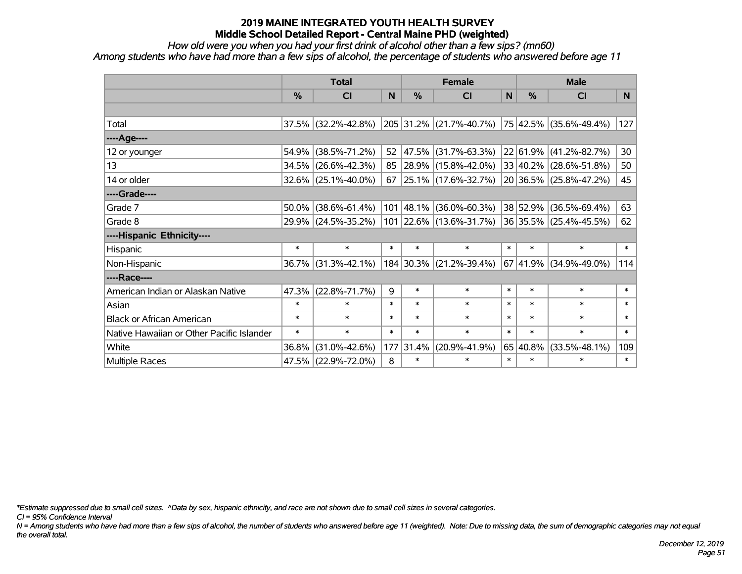# 2019 MAINE INTEGRATED YOUTH HEALTH SURVEY

## Middle School Detailed Report - Central Maine PHD (weighted)

*How old were you when you had your first drink of alcohol other than a few sips? (mn60)*

*Among students who have had more than a few sips of alcohol, the percentage of students who answered before age 11*

| | Total | | | Female | | | Male | | |
|---|---|---|---|---|---|---|---|---|---|
| | % | CI | N | % | CI | N | % | CI | N |
| | | | | | | | | | |
| Total | 37.5% | (32.2%-42.8%) | 205 | 31.2% | (21.7%-40.7%) | 75 | 42.5% | (35.6%-49.4%) | 127 |
| ----Age---- | | | | | | | | | |
| 12 or younger | 54.9% | (38.5%-71.2%) | 52 | 47.5% | (31.7%-63.3%) | 22 | 61.9% | (41.2%-82.7%) | 30 |
| 13 | 34.5% | (26.6%-42.3%) | 85 | 28.9% | (15.8%-42.0%) | 33 | 40.2% | (28.6%-51.8%) | 50 |
| 14 or older | 32.6% | (25.1%-40.0%) | 67 | 25.1% | (17.6%-32.7%) | 20 | 36.5% | (25.8%-47.2%) | 45 |
| ----Grade---- | | | | | | | | | |
| Grade 7 | 50.0% | (38.6%-61.4%) | 101 | 48.1% | (36.0%-60.3%) | 38 | 52.9% | (36.5%-69.4%) | 63 |
| Grade 8 | 29.9% | (24.5%-35.2%) | 101 | 22.6% | (13.6%-31.7%) | 36 | 35.5% | (25.4%-45.5%) | 62 |
| ----Hispanic Ethnicity---- | | | | | | | | | |
| Hispanic | * | * | * | * | * | * | * | * | * |
| Non-Hispanic | 36.7% | (31.3%-42.1%) | 184 | 30.3% | (21.2%-39.4%) | 67 | 41.9% | (34.9%-49.0%) | 114 |
| ----Race---- | | | | | | | | | |
| American Indian or Alaskan Native | 47.3% | (22.8%-71.7%) | 9 | * | * | * | * | * | * |
| Asian | * | * | * | * | * | * | * | * | * |
| Black or African American | * | * | * | * | * | * | * | * | * |
| Native Hawaiian or Other Pacific Islander | * | * | * | * | * | * | * | * | * |
| White | 36.8% | (31.0%-42.6%) | 177 | 31.4% | (20.9%-41.9%) | 65 | 40.8% | (33.5%-48.1%) | 109 |
| Multiple Races | 47.5% | (22.9%-72.0%) | 8 | * | * | * | * | * | * |

*\*Estimate suppressed due to small cell sizes. ^Data by sex, hispanic ethnicity, and race are not shown due to small cell sizes in several categories.*

*CI = 95% Confidence Interval*

*N = Among students who have had more than a few sips of alcohol, the number of students who answered before age 11 (weighted). Note: Due to missing data, the sum of demographic categories may not equal the overall total.*

*December 12, 2019*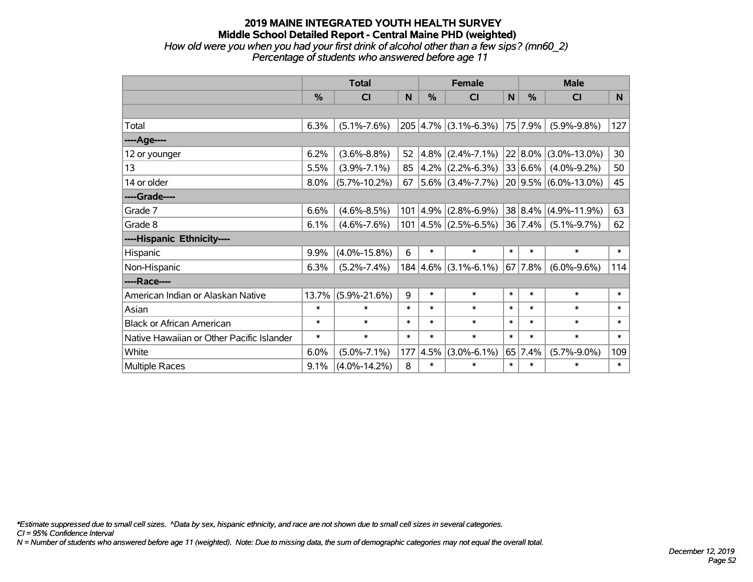# 2019 MAINE INTEGRATED YOUTH HEALTH SURVEY

## Middle School Detailed Report - Central Maine PHD (weighted)

*How old were you when you had your first drink of alcohol other than a few sips? (mn60_2)*

*Percentage of students who answered before age 11*

| | Total | | | Female | | | Male | | |
|---|---|---|---|---|---|---|---|---|---|
| | % | CI | N | % | CI | N | % | CI | N |
| | | | | | | | | | |
| Total | 6.3% | (5.1%-7.6%) | 205 | 4.7% | (3.1%-6.3%) | 75 | 7.9% | (5.9%-9.8%) | 127 |
| ----Age---- | | | | | | | | | |
| 12 or younger | 6.2% | (3.6%-8.8%) | 52 | 4.8% | (2.4%-7.1%) | 22 | 8.0% | (3.0%-13.0%) | 30 |
| 13 | 5.5% | (3.9%-7.1%) | 85 | 4.2% | (2.2%-6.3%) | 33 | 6.6% | (4.0%-9.2%) | 50 |
| 14 or older | 8.0% | (5.7%-10.2%) | 67 | 5.6% | (3.4%-7.7%) | 20 | 9.5% | (6.0%-13.0%) | 45 |
| ----Grade---- | | | | | | | | | |
| Grade 7 | 6.6% | (4.6%-8.5%) | 101 | 4.9% | (2.8%-6.9%) | 38 | 8.4% | (4.9%-11.9%) | 63 |
| Grade 8 | 6.1% | (4.6%-7.6%) | 101 | 4.5% | (2.5%-6.5%) | 36 | 7.4% | (5.1%-9.7%) | 62 |
| ----Hispanic Ethnicity---- | | | | | | | | | |
| Hispanic | 9.9% | (4.0%-15.8%) | 6 | * | * | * | * | * | * |
| Non-Hispanic | 6.3% | (5.2%-7.4%) | 184 | 4.6% | (3.1%-6.1%) | 67 | 7.8% | (6.0%-9.6%) | 114 |
| ----Race---- | | | | | | | | | |
| American Indian or Alaskan Native | 13.7% | (5.9%-21.6%) | 9 | * | * | * | * | * | * |
| Asian | * | * | * | * | * | * | * | * | * |
| Black or African American | * | * | * | * | * | * | * | * | * |
| Native Hawaiian or Other Pacific Islander | * | * | * | * | * | * | * | * | * |
| White | 6.0% | (5.0%-7.1%) | 177 | 4.5% | (3.0%-6.1%) | 65 | 7.4% | (5.7%-9.0%) | 109 |
| Multiple Races | 9.1% | (4.0%-14.2%) | 8 | * | * | * | * | * | * |

*\*Estimate suppressed due to small cell sizes. ^Data by sex, hispanic ethnicity, and race are not shown due to small cell sizes in several categories.*

*CI = 95% Confidence Interval*

*N = Number of students who answered before age 11 (weighted). Note: Due to missing data, the sum of demographic categories may not equal the overall total.*

*December 12, 2019*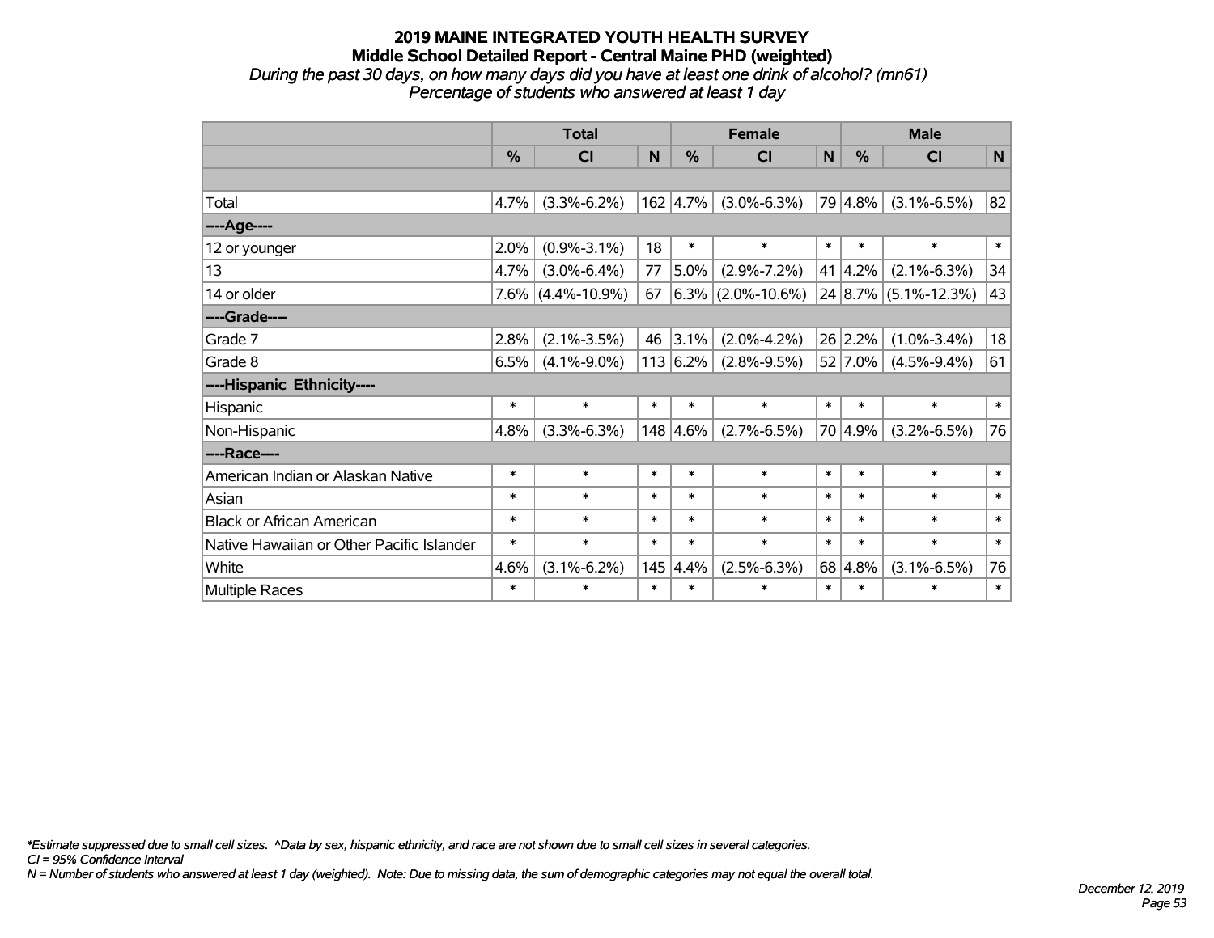# 2019 MAINE INTEGRATED YOUTH HEALTH SURVEY
## Middle School Detailed Report - Central Maine PHD (weighted)

*During the past 30 days, on how many days did you have at least one drink of alcohol? (mn61)*
*Percentage of students who answered at least 1 day*

| | Total | | | Female | | | Male | | |
|---|---|---|---|---|---|---|---|---|---|
| | % | CI | N | % | CI | N | % | CI | N |
| | | | | | | | | | |
| Total | 4.7% | (3.3%-6.2%) | 162 | 4.7% | (3.0%-6.3%) | 79 | 4.8% | (3.1%-6.5%) | 82 |
| **----Age----** | | | | | | | | | |
| 12 or younger | 2.0% | (0.9%-3.1%) | 18 | * | * | * | * | * | * |
| 13 | 4.7% | (3.0%-6.4%) | 77 | 5.0% | (2.9%-7.2%) | 41 | 4.2% | (2.1%-6.3%) | 34 |
| 14 or older | 7.6% | (4.4%-10.9%) | 67 | 6.3% | (2.0%-10.6%) | 24 | 8.7% | (5.1%-12.3%) | 43 |
| **----Grade----** | | | | | | | | | |
| Grade 7 | 2.8% | (2.1%-3.5%) | 46 | 3.1% | (2.0%-4.2%) | 26 | 2.2% | (1.0%-3.4%) | 18 |
| Grade 8 | 6.5% | (4.1%-9.0%) | 113 | 6.2% | (2.8%-9.5%) | 52 | 7.0% | (4.5%-9.4%) | 61 |
| **----Hispanic Ethnicity----** | | | | | | | | | |
| Hispanic | * | * | * | * | * | * | * | * | * |
| Non-Hispanic | 4.8% | (3.3%-6.3%) | 148 | 4.6% | (2.7%-6.5%) | 70 | 4.9% | (3.2%-6.5%) | 76 |
| **----Race----** | | | | | | | | | |
| American Indian or Alaskan Native | * | * | * | * | * | * | * | * | * |
| Asian | * | * | * | * | * | * | * | * | * |
| Black or African American | * | * | * | * | * | * | * | * | * |
| Native Hawaiian or Other Pacific Islander | * | * | * | * | * | * | * | * | * |
| White | 4.6% | (3.1%-6.2%) | 145 | 4.4% | (2.5%-6.3%) | 68 | 4.8% | (3.1%-6.5%) | 76 |
| Multiple Races | * | * | * | * | * | * | * | * | * |

*\*Estimate suppressed due to small cell sizes. ^Data by sex, hispanic ethnicity, and race are not shown due to small cell sizes in several categories.*
*CI = 95% Confidence Interval*
*N = Number of students who answered at least 1 day (weighted). Note: Due to missing data, the sum of demographic categories may not equal the overall total.*

*December 12, 2019*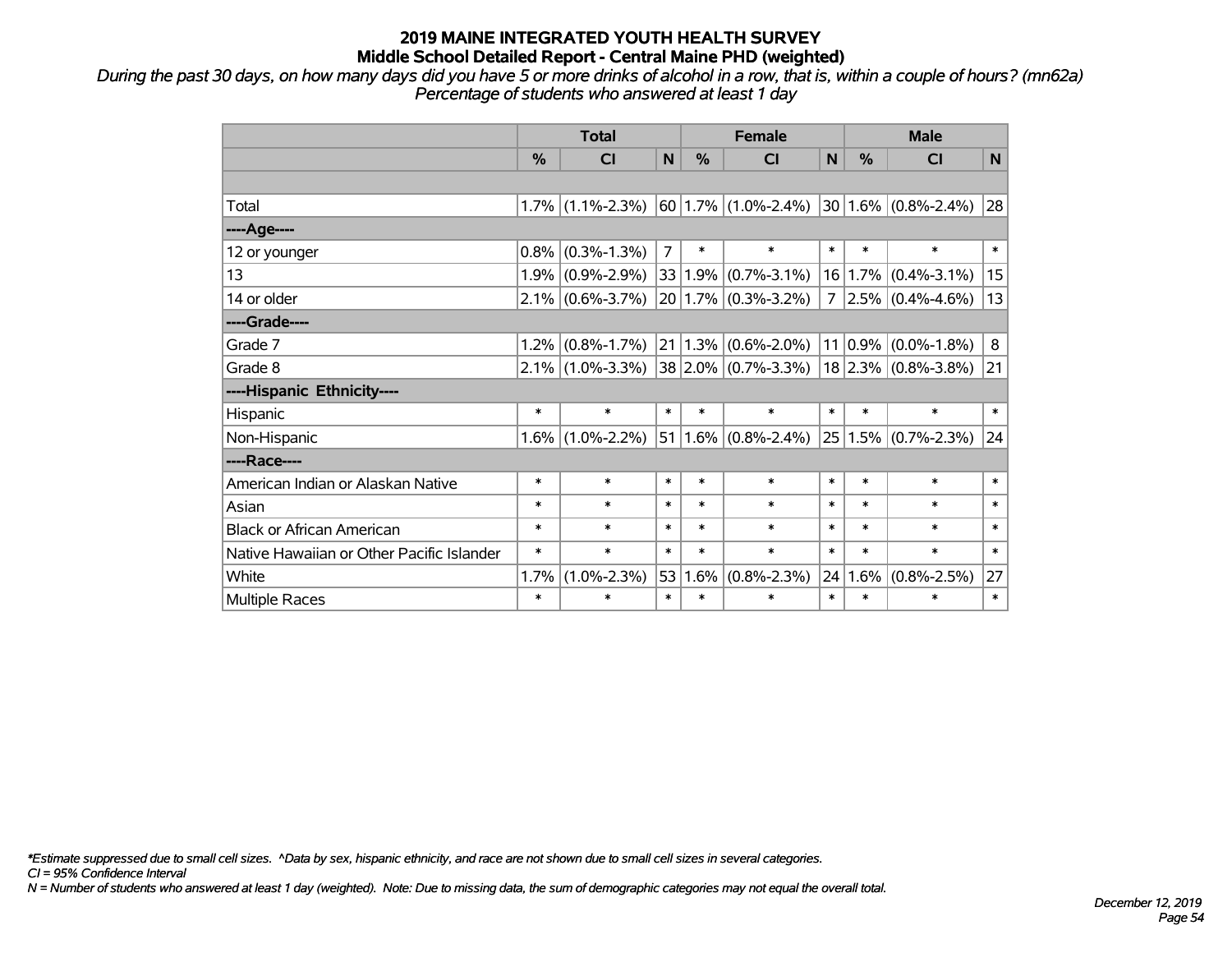# 2019 MAINE INTEGRATED YOUTH HEALTH SURVEY
## Middle School Detailed Report - Central Maine PHD (weighted)

*During the past 30 days, on how many days did you have 5 or more drinks of alcohol in a row, that is, within a couple of hours? (mn62a)*
*Percentage of students who answered at least 1 day*

| | Total | | | Female | | | Male | | |
|---|---|---|---|---|---|---|---|---|---|
| | % | CI | N | % | CI | N | % | CI | N |
| | | | | | | | | | |
| Total | 1.7% | (1.1%-2.3%) | 60 | 1.7% | (1.0%-2.4%) | 30 | 1.6% | (0.8%-2.4%) | 28 |
| ----Age---- | | | | | | | | | |
| 12 or younger | 0.8% | (0.3%-1.3%) | 7 | * | * | * | * | * | * |
| 13 | 1.9% | (0.9%-2.9%) | 33 | 1.9% | (0.7%-3.1%) | 16 | 1.7% | (0.4%-3.1%) | 15 |
| 14 or older | 2.1% | (0.6%-3.7%) | 20 | 1.7% | (0.3%-3.2%) | 7 | 2.5% | (0.4%-4.6%) | 13 |
| ----Grade---- | | | | | | | | | |
| Grade 7 | 1.2% | (0.8%-1.7%) | 21 | 1.3% | (0.6%-2.0%) | 11 | 0.9% | (0.0%-1.8%) | 8 |
| Grade 8 | 2.1% | (1.0%-3.3%) | 38 | 2.0% | (0.7%-3.3%) | 18 | 2.3% | (0.8%-3.8%) | 21 |
| ----Hispanic Ethnicity---- | | | | | | | | | |
| Hispanic | * | * | * | * | * | * | * | * | * |
| Non-Hispanic | 1.6% | (1.0%-2.2%) | 51 | 1.6% | (0.8%-2.4%) | 25 | 1.5% | (0.7%-2.3%) | 24 |
| ----Race---- | | | | | | | | | |
| American Indian or Alaskan Native | * | * | * | * | * | * | * | * | * |
| Asian | * | * | * | * | * | * | * | * | * |
| Black or African American | * | * | * | * | * | * | * | * | * |
| Native Hawaiian or Other Pacific Islander | * | * | * | * | * | * | * | * | * |
| White | 1.7% | (1.0%-2.3%) | 53 | 1.6% | (0.8%-2.3%) | 24 | 1.6% | (0.8%-2.5%) | 27 |
| Multiple Races | * | * | * | * | * | * | * | * | * |

*\*Estimate suppressed due to small cell sizes. ^Data by sex, hispanic ethnicity, and race are not shown due to small cell sizes in several categories.*
*CI = 95% Confidence Interval*
*N = Number of students who answered at least 1 day (weighted). Note: Due to missing data, the sum of demographic categories may not equal the overall total.*

*December 12, 2019*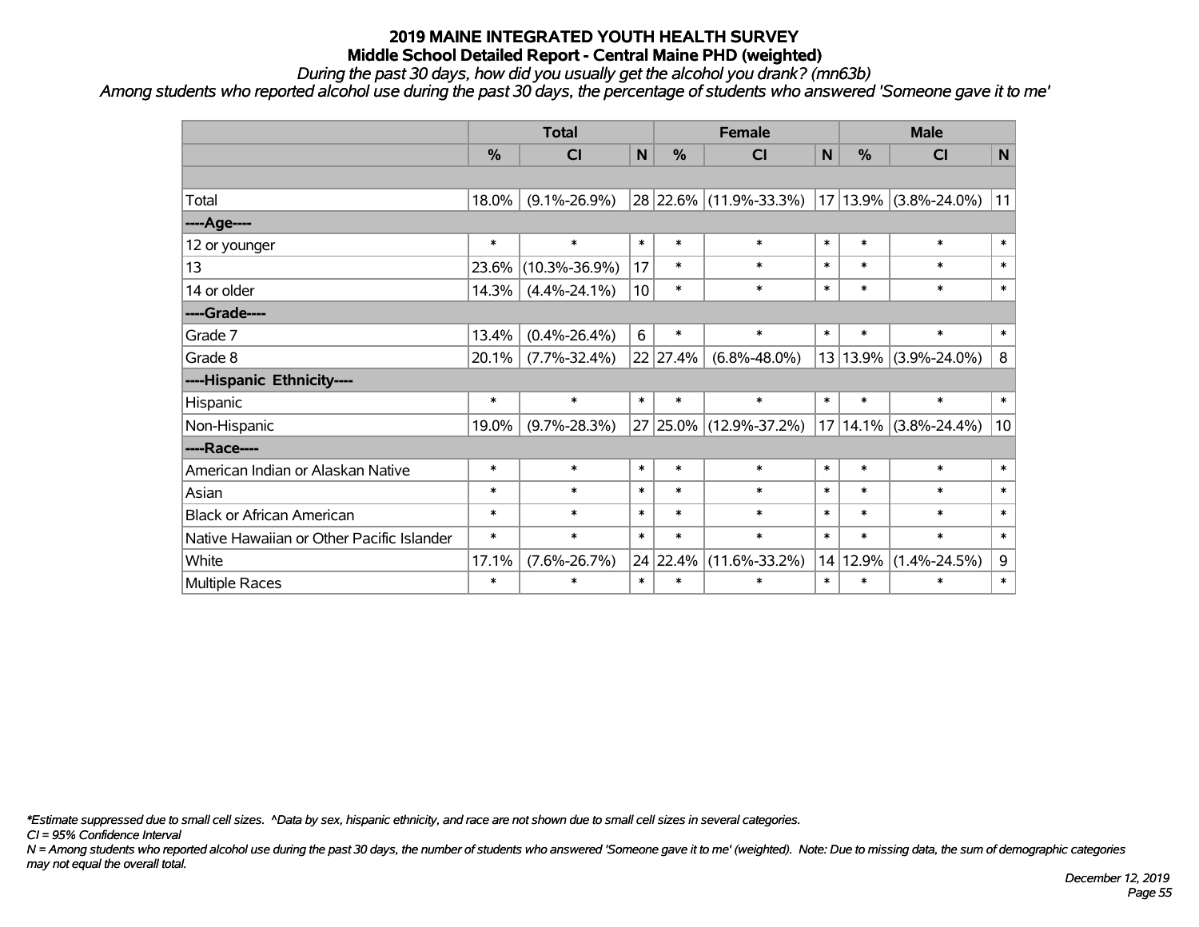# 2019 MAINE INTEGRATED YOUTH HEALTH SURVEY
## Middle School Detailed Report - Central Maine PHD (weighted)

*During the past 30 days, how did you usually get the alcohol you drank? (mn63b)*

*Among students who reported alcohol use during the past 30 days, the percentage of students who answered 'Someone gave it to me'*

| | Total | | | Female | | | Male | | |
|---|---|---|---|---|---|---|---|---|---|
| | % | CI | N | % | CI | N | % | CI | N |
| Total | 18.0% | (9.1%-26.9%) | 28 | 22.6% | (11.9%-33.3%) | 17 | 13.9% | (3.8%-24.0%) | 11 |
| ----Age---- | | | | | | | | | |
| 12 or younger | * | * | * | * | * | * | * | * | * |
| 13 | 23.6% | (10.3%-36.9%) | 17 | * | * | * | * | * | * |
| 14 or older | 14.3% | (4.4%-24.1%) | 10 | * | * | * | * | * | * |
| ----Grade---- | | | | | | | | | |
| Grade 7 | 13.4% | (0.4%-26.4%) | 6 | * | * | * | * | * | * |
| Grade 8 | 20.1% | (7.7%-32.4%) | 22 | 27.4% | (6.8%-48.0%) | 13 | 13.9% | (3.9%-24.0%) | 8 |
| ----Hispanic Ethnicity---- | | | | | | | | | |
| Hispanic | * | * | * | * | * | * | * | * | * |
| Non-Hispanic | 19.0% | (9.7%-28.3%) | 27 | 25.0% | (12.9%-37.2%) | 17 | 14.1% | (3.8%-24.4%) | 10 |
| ----Race---- | | | | | | | | | |
| American Indian or Alaskan Native | * | * | * | * | * | * | * | * | * |
| Asian | * | * | * | * | * | * | * | * | * |
| Black or African American | * | * | * | * | * | * | * | * | * |
| Native Hawaiian or Other Pacific Islander | * | * | * | * | * | * | * | * | * |
| White | 17.1% | (7.6%-26.7%) | 24 | 22.4% | (11.6%-33.2%) | 14 | 12.9% | (1.4%-24.5%) | 9 |
| Multiple Races | * | * | * | * | * | * | * | * | * |

*\*Estimate suppressed due to small cell sizes. ^Data by sex, hispanic ethnicity, and race are not shown due to small cell sizes in several categories.*

*CI = 95% Confidence Interval*

*N = Among students who reported alcohol use during the past 30 days, the number of students who answered 'Someone gave it to me' (weighted). Note: Due to missing data, the sum of demographic categories may not equal the overall total.*

*December 12, 2019*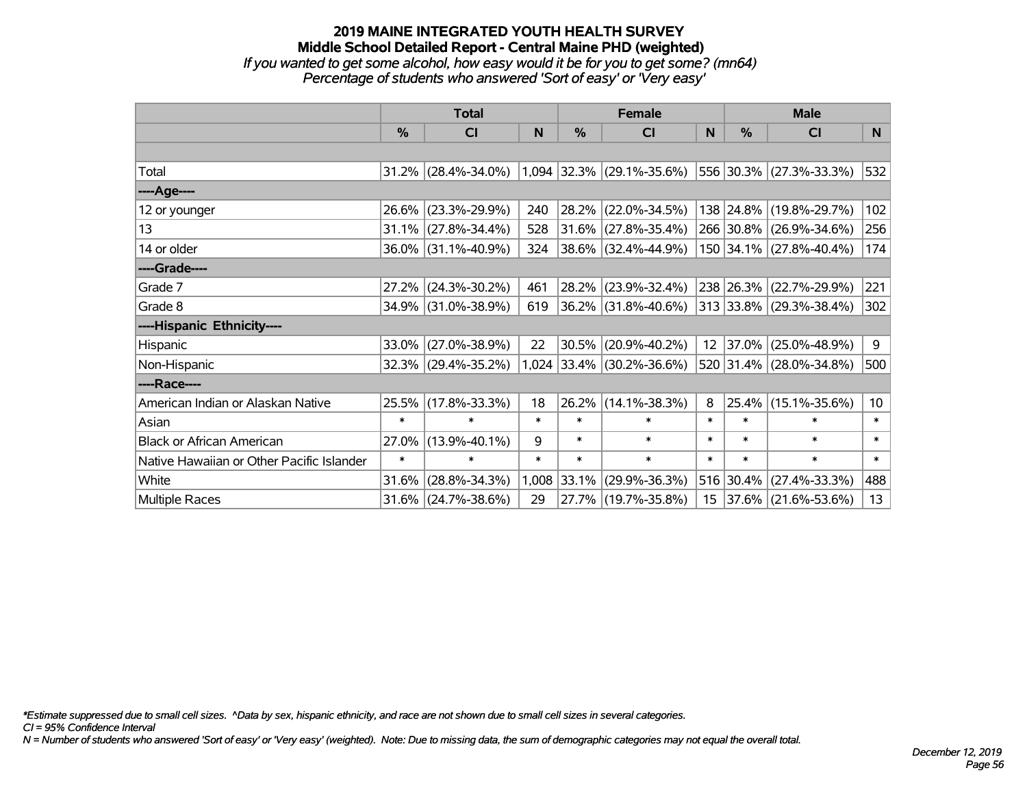# 2019 MAINE INTEGRATED YOUTH HEALTH SURVEY

## Middle School Detailed Report - Central Maine PHD (weighted)

*If you wanted to get some alcohol, how easy would it be for you to get some? (mn64)*
*Percentage of students who answered 'Sort of easy' or 'Very easy'*

| | Total | | | Female | | | Male | | |
|---|---|---|---|---|---|---|---|---|---|
| | % | CI | N | % | CI | N | % | CI | N |
| Total | 31.2% | (28.4%-34.0%) | 1,094 | 32.3% | (29.1%-35.6%) | 556 | 30.3% | (27.3%-33.3%) | 532 |
| ----Age---- | | | | | | | | | |
| 12 or younger | 26.6% | (23.3%-29.9%) | 240 | 28.2% | (22.0%-34.5%) | 138 | 24.8% | (19.8%-29.7%) | 102 |
| 13 | 31.1% | (27.8%-34.4%) | 528 | 31.6% | (27.8%-35.4%) | 266 | 30.8% | (26.9%-34.6%) | 256 |
| 14 or older | 36.0% | (31.1%-40.9%) | 324 | 38.6% | (32.4%-44.9%) | 150 | 34.1% | (27.8%-40.4%) | 174 |
| ----Grade---- | | | | | | | | | |
| Grade 7 | 27.2% | (24.3%-30.2%) | 461 | 28.2% | (23.9%-32.4%) | 238 | 26.3% | (22.7%-29.9%) | 221 |
| Grade 8 | 34.9% | (31.0%-38.9%) | 619 | 36.2% | (31.8%-40.6%) | 313 | 33.8% | (29.3%-38.4%) | 302 |
| ----Hispanic Ethnicity---- | | | | | | | | | |
| Hispanic | 33.0% | (27.0%-38.9%) | 22 | 30.5% | (20.9%-40.2%) | 12 | 37.0% | (25.0%-48.9%) | 9 |
| Non-Hispanic | 32.3% | (29.4%-35.2%) | 1,024 | 33.4% | (30.2%-36.6%) | 520 | 31.4% | (28.0%-34.8%) | 500 |
| ----Race---- | | | | | | | | | |
| American Indian or Alaskan Native | 25.5% | (17.8%-33.3%) | 18 | 26.2% | (14.1%-38.3%) | 8 | 25.4% | (15.1%-35.6%) | 10 |
| Asian | * | * | * | * | * | * | * | * | * |
| Black or African American | 27.0% | (13.9%-40.1%) | 9 | * | * | * | * | * | * |
| Native Hawaiian or Other Pacific Islander | * | * | * | * | * | * | * | * | * |
| White | 31.6% | (28.8%-34.3%) | 1,008 | 33.1% | (29.9%-36.3%) | 516 | 30.4% | (27.4%-33.3%) | 488 |
| Multiple Races | 31.6% | (24.7%-38.6%) | 29 | 27.7% | (19.7%-35.8%) | 15 | 37.6% | (21.6%-53.6%) | 13 |

*\*Estimate suppressed due to small cell sizes. ^Data by sex, hispanic ethnicity, and race are not shown due to small cell sizes in several categories.*
*CI = 95% Confidence Interval*
*N = Number of students who answered 'Sort of easy' or 'Very easy' (weighted). Note: Due to missing data, the sum of demographic categories may not equal the overall total.*

*December 12, 2019*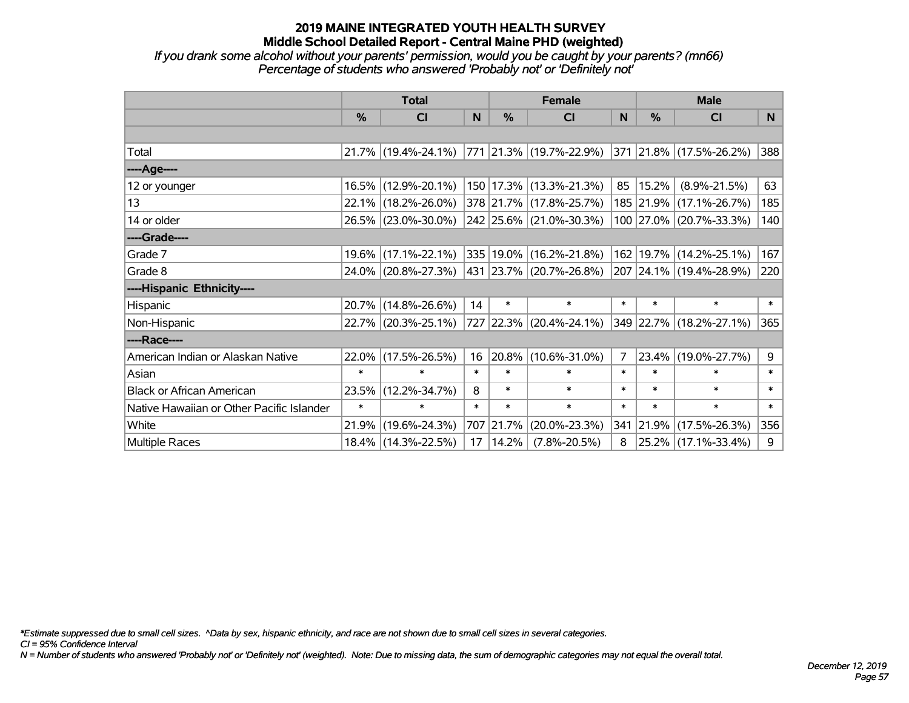# 2019 MAINE INTEGRATED YOUTH HEALTH SURVEY
## Middle School Detailed Report - Central Maine PHD (weighted)
*If you drank some alcohol without your parents' permission, would you be caught by your parents? (mn66)*
*Percentage of students who answered 'Probably not' or 'Definitely not'*

| | Total | | | Female | | | Male | | |
|---|---|---|---|---|---|---|---|---|---|
| | % | CI | N | % | CI | N | % | CI | N |
| | | | | | | | | | |
| Total | 21.7% | (19.4%-24.1%) | 771 | 21.3% | (19.7%-22.9%) | 371 | 21.8% | (17.5%-26.2%) | 388 |
| ----Age---- | | | | | | | | | |
| 12 or younger | 16.5% | (12.9%-20.1%) | 150 | 17.3% | (13.3%-21.3%) | 85 | 15.2% | (8.9%-21.5%) | 63 |
| 13 | 22.1% | (18.2%-26.0%) | 378 | 21.7% | (17.8%-25.7%) | 185 | 21.9% | (17.1%-26.7%) | 185 |
| 14 or older | 26.5% | (23.0%-30.0%) | 242 | 25.6% | (21.0%-30.3%) | 100 | 27.0% | (20.7%-33.3%) | 140 |
| ----Grade---- | | | | | | | | | |
| Grade 7 | 19.6% | (17.1%-22.1%) | 335 | 19.0% | (16.2%-21.8%) | 162 | 19.7% | (14.2%-25.1%) | 167 |
| Grade 8 | 24.0% | (20.8%-27.3%) | 431 | 23.7% | (20.7%-26.8%) | 207 | 24.1% | (19.4%-28.9%) | 220 |
| ----Hispanic Ethnicity---- | | | | | | | | | |
| Hispanic | 20.7% | (14.8%-26.6%) | 14 | * | * | * | * | * | * |
| Non-Hispanic | 22.7% | (20.3%-25.1%) | 727 | 22.3% | (20.4%-24.1%) | 349 | 22.7% | (18.2%-27.1%) | 365 |
| ----Race---- | | | | | | | | | |
| American Indian or Alaskan Native | 22.0% | (17.5%-26.5%) | 16 | 20.8% | (10.6%-31.0%) | 7 | 23.4% | (19.0%-27.7%) | 9 |
| Asian | * | * | * | * | * | * | * | * | * |
| Black or African American | 23.5% | (12.2%-34.7%) | 8 | * | * | * | * | * | * |
| Native Hawaiian or Other Pacific Islander | * | * | * | * | * | * | * | * | * |
| White | 21.9% | (19.6%-24.3%) | 707 | 21.7% | (20.0%-23.3%) | 341 | 21.9% | (17.5%-26.3%) | 356 |
| Multiple Races | 18.4% | (14.3%-22.5%) | 17 | 14.2% | (7.8%-20.5%) | 8 | 25.2% | (17.1%-33.4%) | 9 |

*Estimate suppressed due to small cell sizes. ^Data by sex, hispanic ethnicity, and race are not shown due to small cell sizes in several categories.

CI = 95% Confidence Interval

N = Number of students who answered 'Probably not' or 'Definitely not' (weighted). Note: Due to missing data, the sum of demographic categories may not equal the overall total.

December 12, 2019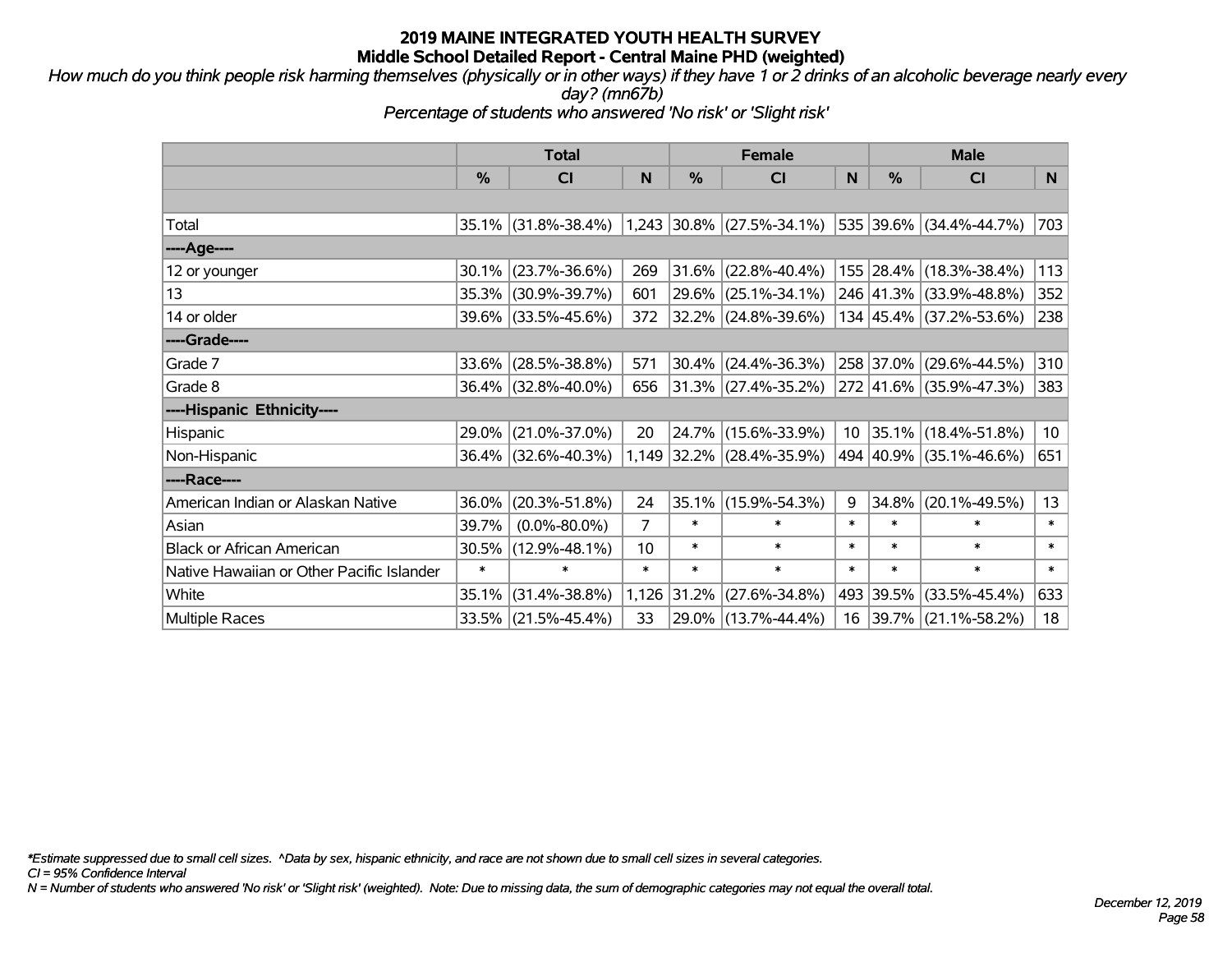# 2019 MAINE INTEGRATED YOUTH HEALTH SURVEY
## Middle School Detailed Report - Central Maine PHD (weighted)

*How much do you think people risk harming themselves (physically or in other ways) if they have 1 or 2 drinks of an alcoholic beverage nearly every day? (mn67b)*

*Percentage of students who answered 'No risk' or 'Slight risk'*

| | Total | | | Female | | | Male | | |
|---|---|---|---|---|---|---|---|---|---|
| | % | CI | N | % | CI | N | % | CI | N |
| | | | | | | | | | |
| Total | 35.1% | (31.8%-38.4%) | 1,243 | 30.8% | (27.5%-34.1%) | 535 | 39.6% | (34.4%-44.7%) | 703 |
| ----Age---- | | | | | | | | | |
| 12 or younger | 30.1% | (23.7%-36.6%) | 269 | 31.6% | (22.8%-40.4%) | 155 | 28.4% | (18.3%-38.4%) | 113 |
| 13 | 35.3% | (30.9%-39.7%) | 601 | 29.6% | (25.1%-34.1%) | 246 | 41.3% | (33.9%-48.8%) | 352 |
| 14 or older | 39.6% | (33.5%-45.6%) | 372 | 32.2% | (24.8%-39.6%) | 134 | 45.4% | (37.2%-53.6%) | 238 |
| ----Grade---- | | | | | | | | | |
| Grade 7 | 33.6% | (28.5%-38.8%) | 571 | 30.4% | (24.4%-36.3%) | 258 | 37.0% | (29.6%-44.5%) | 310 |
| Grade 8 | 36.4% | (32.8%-40.0%) | 656 | 31.3% | (27.4%-35.2%) | 272 | 41.6% | (35.9%-47.3%) | 383 |
| ----Hispanic Ethnicity---- | | | | | | | | | |
| Hispanic | 29.0% | (21.0%-37.0%) | 20 | 24.7% | (15.6%-33.9%) | 10 | 35.1% | (18.4%-51.8%) | 10 |
| Non-Hispanic | 36.4% | (32.6%-40.3%) | 1,149 | 32.2% | (28.4%-35.9%) | 494 | 40.9% | (35.1%-46.6%) | 651 |
| ----Race---- | | | | | | | | | |
| American Indian or Alaskan Native | 36.0% | (20.3%-51.8%) | 24 | 35.1% | (15.9%-54.3%) | 9 | 34.8% | (20.1%-49.5%) | 13 |
| Asian | 39.7% | (0.0%-80.0%) | 7 | * | * | * | * | * | * |
| Black or African American | 30.5% | (12.9%-48.1%) | 10 | * | * | * | * | * | * |
| Native Hawaiian or Other Pacific Islander | * | * | * | * | * | * | * | * | * |
| White | 35.1% | (31.4%-38.8%) | 1,126 | 31.2% | (27.6%-34.8%) | 493 | 39.5% | (33.5%-45.4%) | 633 |
| Multiple Races | 33.5% | (21.5%-45.4%) | 33 | 29.0% | (13.7%-44.4%) | 16 | 39.7% | (21.1%-58.2%) | 18 |

*Estimate suppressed due to small cell sizes. ^Data by sex, hispanic ethnicity, and race are not shown due to small cell sizes in several categories.
*CI = 95% Confidence Interval*
*N = Number of students who answered 'No risk' or 'Slight risk' (weighted). Note: Due to missing data, the sum of demographic categories may not equal the overall total.*

*December 12, 2019*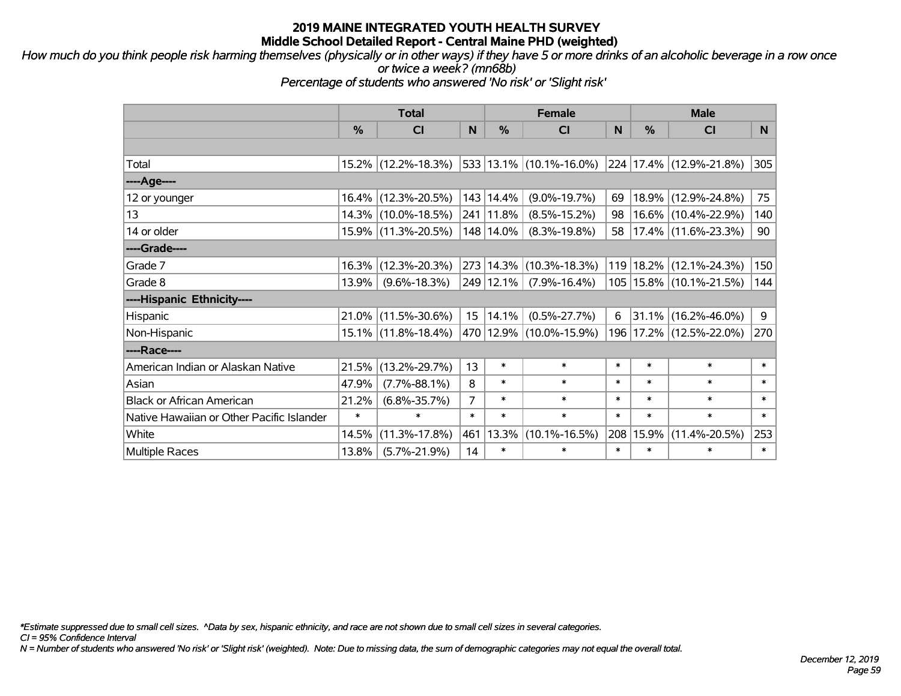## 2019 MAINE INTEGRATED YOUTH HEALTH SURVEY
### Middle School Detailed Report - Central Maine PHD (weighted)

*How much do you think people risk harming themselves (physically or in other ways) if they have 5 or more drinks of an alcoholic beverage in a row once or twice a week? (mn68b)*
*Percentage of students who answered 'No risk' or 'Slight risk'*

| | Total | | | Female | | | Male | | |
|---|---|---|---|---|---|---|---|---|---|
| | % | CI | N | % | CI | N | % | CI | N |
| Total | 15.2% | (12.2%-18.3%) | 533 | 13.1% | (10.1%-16.0%) | 224 | 17.4% | (12.9%-21.8%) | 305 |
| ----Age---- | | | | | | | | | |
| 12 or younger | 16.4% | (12.3%-20.5%) | 143 | 14.4% | (9.0%-19.7%) | 69 | 18.9% | (12.9%-24.8%) | 75 |
| 13 | 14.3% | (10.0%-18.5%) | 241 | 11.8% | (8.5%-15.2%) | 98 | 16.6% | (10.4%-22.9%) | 140 |
| 14 or older | 15.9% | (11.3%-20.5%) | 148 | 14.0% | (8.3%-19.8%) | 58 | 17.4% | (11.6%-23.3%) | 90 |
| ----Grade---- | | | | | | | | | |
| Grade 7 | 16.3% | (12.3%-20.3%) | 273 | 14.3% | (10.3%-18.3%) | 119 | 18.2% | (12.1%-24.3%) | 150 |
| Grade 8 | 13.9% | (9.6%-18.3%) | 249 | 12.1% | (7.9%-16.4%) | 105 | 15.8% | (10.1%-21.5%) | 144 |
| ----Hispanic Ethnicity---- | | | | | | | | | |
| Hispanic | 21.0% | (11.5%-30.6%) | 15 | 14.1% | (0.5%-27.7%) | 6 | 31.1% | (16.2%-46.0%) | 9 |
| Non-Hispanic | 15.1% | (11.8%-18.4%) | 470 | 12.9% | (10.0%-15.9%) | 196 | 17.2% | (12.5%-22.0%) | 270 |
| ----Race---- | | | | | | | | | |
| American Indian or Alaskan Native | 21.5% | (13.2%-29.7%) | 13 | * | * | * | * | * | * |
| Asian | 47.9% | (7.7%-88.1%) | 8 | * | * | * | * | * | * |
| Black or African American | 21.2% | (6.8%-35.7%) | 7 | * | * | * | * | * | * |
| Native Hawaiian or Other Pacific Islander | * | * | * | * | * | * | * | * | * |
| White | 14.5% | (11.3%-17.8%) | 461 | 13.3% | (10.1%-16.5%) | 208 | 15.9% | (11.4%-20.5%) | 253 |
| Multiple Races | 13.8% | (5.7%-21.9%) | 14 | * | * | * | * | * | * |

*\*Estimate suppressed due to small cell sizes. ^Data by sex, hispanic ethnicity, and race are not shown due to small cell sizes in several categories.*
*CI = 95% Confidence Interval*
*N = Number of students who answered 'No risk' or 'Slight risk' (weighted). Note: Due to missing data, the sum of demographic categories may not equal the overall total.*

*December 12, 2019*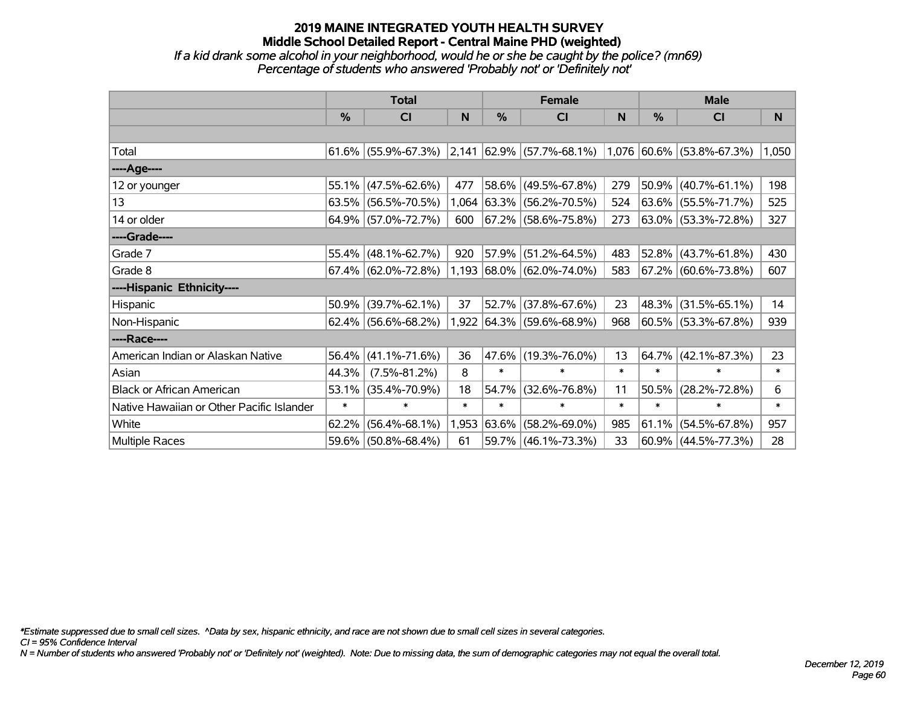# 2019 MAINE INTEGRATED YOUTH HEALTH SURVEY
## Middle School Detailed Report - Central Maine PHD (weighted)
*If a kid drank some alcohol in your neighborhood, would he or she be caught by the police? (mn69)*
*Percentage of students who answered 'Probably not' or 'Definitely not'*

| | Total | | | Female | | | Male | | |
|---|---|---|---|---|---|---|---|---|---|
| | % | CI | N | % | CI | N | % | CI | N |
| | | | | | | | | | |
| Total | 61.6% | (55.9%-67.3%) | 2,141 | 62.9% | (57.7%-68.1%) | 1,076 | 60.6% | (53.8%-67.3%) | 1,050 |
| ----Age---- | | | | | | | | | |
| 12 or younger | 55.1% | (47.5%-62.6%) | 477 | 58.6% | (49.5%-67.8%) | 279 | 50.9% | (40.7%-61.1%) | 198 |
| 13 | 63.5% | (56.5%-70.5%) | 1,064 | 63.3% | (56.2%-70.5%) | 524 | 63.6% | (55.5%-71.7%) | 525 |
| 14 or older | 64.9% | (57.0%-72.7%) | 600 | 67.2% | (58.6%-75.8%) | 273 | 63.0% | (53.3%-72.8%) | 327 |
| ----Grade---- | | | | | | | | | |
| Grade 7 | 55.4% | (48.1%-62.7%) | 920 | 57.9% | (51.2%-64.5%) | 483 | 52.8% | (43.7%-61.8%) | 430 |
| Grade 8 | 67.4% | (62.0%-72.8%) | 1,193 | 68.0% | (62.0%-74.0%) | 583 | 67.2% | (60.6%-73.8%) | 607 |
| ----Hispanic Ethnicity---- | | | | | | | | | |
| Hispanic | 50.9% | (39.7%-62.1%) | 37 | 52.7% | (37.8%-67.6%) | 23 | 48.3% | (31.5%-65.1%) | 14 |
| Non-Hispanic | 62.4% | (56.6%-68.2%) | 1,922 | 64.3% | (59.6%-68.9%) | 968 | 60.5% | (53.3%-67.8%) | 939 |
| ----Race---- | | | | | | | | | |
| American Indian or Alaskan Native | 56.4% | (41.1%-71.6%) | 36 | 47.6% | (19.3%-76.0%) | 13 | 64.7% | (42.1%-87.3%) | 23 |
| Asian | 44.3% | (7.5%-81.2%) | 8 | * | * | * | * | * | * |
| Black or African American | 53.1% | (35.4%-70.9%) | 18 | 54.7% | (32.6%-76.8%) | 11 | 50.5% | (28.2%-72.8%) | 6 |
| Native Hawaiian or Other Pacific Islander | * | * | * | * | * | * | * | * | * |
| White | 62.2% | (56.4%-68.1%) | 1,953 | 63.6% | (58.2%-69.0%) | 985 | 61.1% | (54.5%-67.8%) | 957 |
| Multiple Races | 59.6% | (50.8%-68.4%) | 61 | 59.7% | (46.1%-73.3%) | 33 | 60.9% | (44.5%-77.3%) | 28 |

*\*Estimate suppressed due to small cell sizes. ^Data by sex, hispanic ethnicity, and race are not shown due to small cell sizes in several categories.*
*CI = 95% Confidence Interval*
*N = Number of students who answered 'Probably not' or 'Definitely not' (weighted). Note: Due to missing data, the sum of demographic categories may not equal the overall total.*

*December 12, 2019*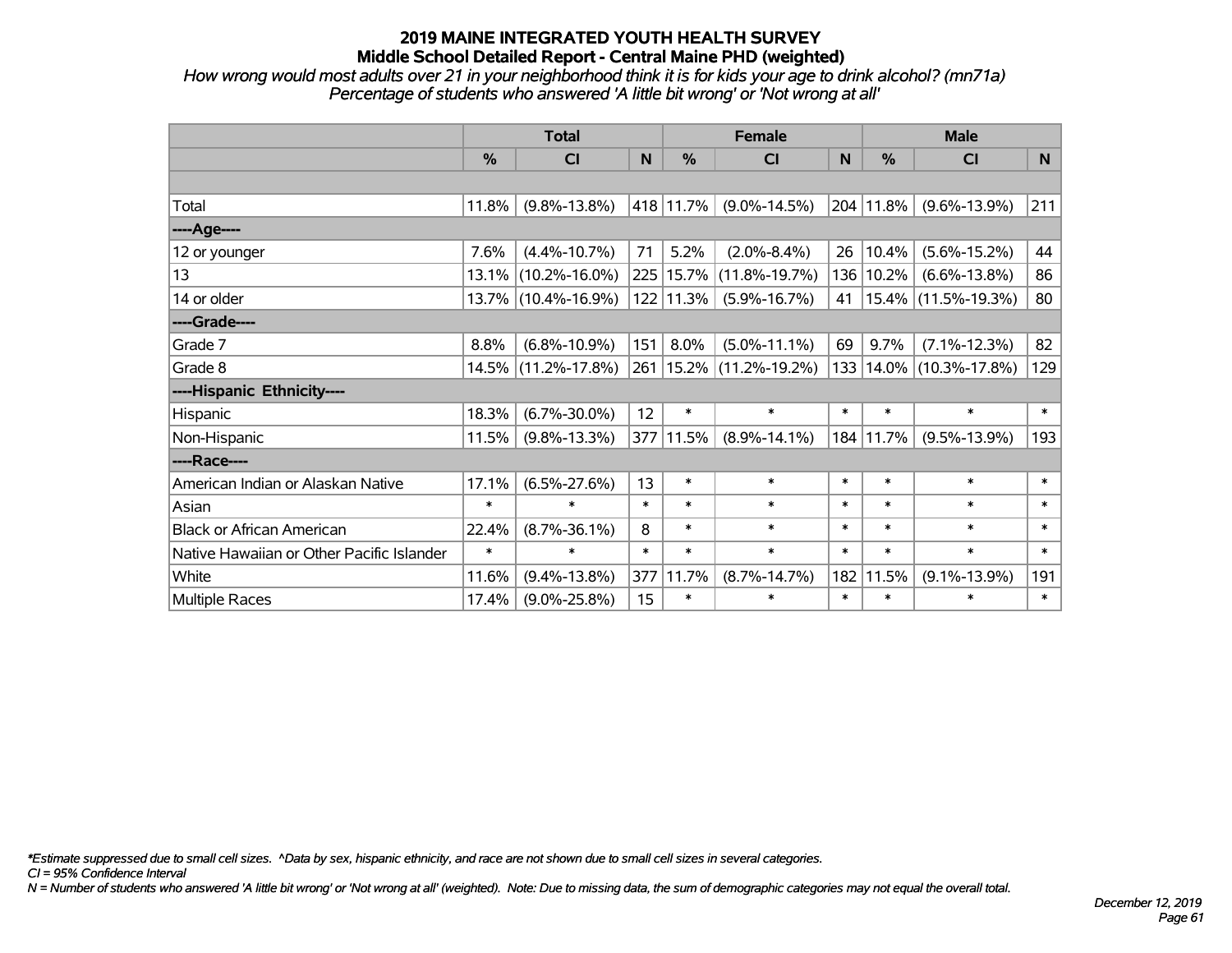# 2019 MAINE INTEGRATED YOUTH HEALTH SURVEY
## Middle School Detailed Report - Central Maine PHD (weighted)

*How wrong would most adults over 21 in your neighborhood think it is for kids your age to drink alcohol? (mn71a)*
*Percentage of students who answered 'A little bit wrong' or 'Not wrong at all'*

| | Total | | | Female | | | Male | | |
|---|---|---|---|---|---|---|---|---|---|
| | % | CI | N | % | CI | N | % | CI | N |
| Total | 11.8% | (9.8%-13.8%) | 418 | 11.7% | (9.0%-14.5%) | 204 | 11.8% | (9.6%-13.9%) | 211 |
| ----Age---- | | | | | | | | | |
| 12 or younger | 7.6% | (4.4%-10.7%) | 71 | 5.2% | (2.0%-8.4%) | 26 | 10.4% | (5.6%-15.2%) | 44 |
| 13 | 13.1% | (10.2%-16.0%) | 225 | 15.7% | (11.8%-19.7%) | 136 | 10.2% | (6.6%-13.8%) | 86 |
| 14 or older | 13.7% | (10.4%-16.9%) | 122 | 11.3% | (5.9%-16.7%) | 41 | 15.4% | (11.5%-19.3%) | 80 |
| ----Grade---- | | | | | | | | | |
| Grade 7 | 8.8% | (6.8%-10.9%) | 151 | 8.0% | (5.0%-11.1%) | 69 | 9.7% | (7.1%-12.3%) | 82 |
| Grade 8 | 14.5% | (11.2%-17.8%) | 261 | 15.2% | (11.2%-19.2%) | 133 | 14.0% | (10.3%-17.8%) | 129 |
| ----Hispanic Ethnicity---- | | | | | | | | | |
| Hispanic | 18.3% | (6.7%-30.0%) | 12 | * | * | * | * | * | * |
| Non-Hispanic | 11.5% | (9.8%-13.3%) | 377 | 11.5% | (8.9%-14.1%) | 184 | 11.7% | (9.5%-13.9%) | 193 |
| ----Race---- | | | | | | | | | |
| American Indian or Alaskan Native | 17.1% | (6.5%-27.6%) | 13 | * | * | * | * | * | * |
| Asian | * | * | * | * | * | * | * | * | * |
| Black or African American | 22.4% | (8.7%-36.1%) | 8 | * | * | * | * | * | * |
| Native Hawaiian or Other Pacific Islander | * | * | * | * | * | * | * | * | * |
| White | 11.6% | (9.4%-13.8%) | 377 | 11.7% | (8.7%-14.7%) | 182 | 11.5% | (9.1%-13.9%) | 191 |
| Multiple Races | 17.4% | (9.0%-25.8%) | 15 | * | * | * | * | * | * |

*Estimate suppressed due to small cell sizes. ^Data by sex, hispanic ethnicity, and race are not shown due to small cell sizes in several categories.*
*CI = 95% Confidence Interval*
*N = Number of students who answered 'A little bit wrong' or 'Not wrong at all' (weighted). Note: Due to missing data, the sum of demographic categories may not equal the overall total.*

*December 12, 2019*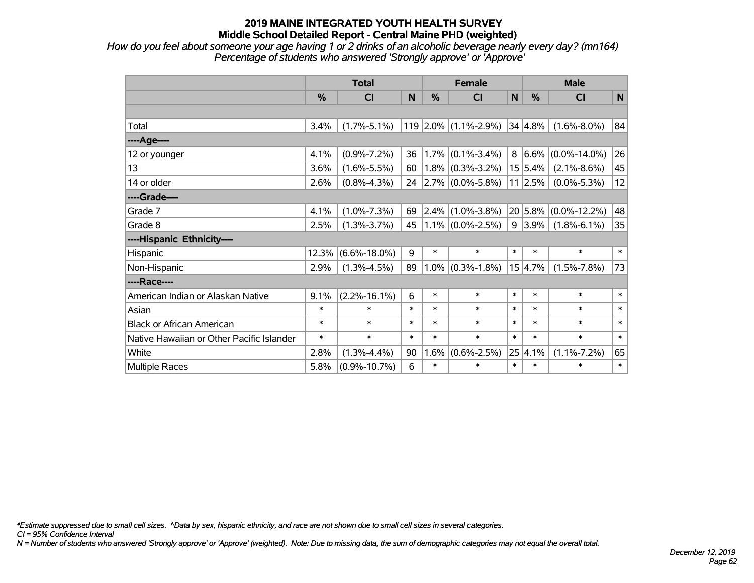# 2019 MAINE INTEGRATED YOUTH HEALTH SURVEY
## Middle School Detailed Report - Central Maine PHD (weighted)

*How do you feel about someone your age having 1 or 2 drinks of an alcoholic beverage nearly every day? (mn164)*
*Percentage of students who answered 'Strongly approve' or 'Approve'*

| | Total | | | Female | | | Male | | |
|---|---|---|---|---|---|---|---|---|---|
| | % | CI | N | % | CI | N | % | CI | N |
| | | | | | | | | | |
| Total | 3.4% | (1.7%-5.1%) | 119 | 2.0% | (1.1%-2.9%) | 34 | 4.8% | (1.6%-8.0%) | 84 |
| ----Age---- | | | | | | | | | |
| 12 or younger | 4.1% | (0.9%-7.2%) | 36 | 1.7% | (0.1%-3.4%) | 8 | 6.6% | (0.0%-14.0%) | 26 |
| 13 | 3.6% | (1.6%-5.5%) | 60 | 1.8% | (0.3%-3.2%) | 15 | 5.4% | (2.1%-8.6%) | 45 |
| 14 or older | 2.6% | (0.8%-4.3%) | 24 | 2.7% | (0.0%-5.8%) | 11 | 2.5% | (0.0%-5.3%) | 12 |
| ----Grade---- | | | | | | | | | |
| Grade 7 | 4.1% | (1.0%-7.3%) | 69 | 2.4% | (1.0%-3.8%) | 20 | 5.8% | (0.0%-12.2%) | 48 |
| Grade 8 | 2.5% | (1.3%-3.7%) | 45 | 1.1% | (0.0%-2.5%) | 9 | 3.9% | (1.8%-6.1%) | 35 |
| ----Hispanic Ethnicity---- | | | | | | | | | |
| Hispanic | 12.3% | (6.6%-18.0%) | 9 | * | * | * | * | * | * |
| Non-Hispanic | 2.9% | (1.3%-4.5%) | 89 | 1.0% | (0.3%-1.8%) | 15 | 4.7% | (1.5%-7.8%) | 73 |
| ----Race---- | | | | | | | | | |
| American Indian or Alaskan Native | 9.1% | (2.2%-16.1%) | 6 | * | * | * | * | * | * |
| Asian | * | * | * | * | * | * | * | * | * |
| Black or African American | * | * | * | * | * | * | * | * | * |
| Native Hawaiian or Other Pacific Islander | * | * | * | * | * | * | * | * | * |
| White | 2.8% | (1.3%-4.4%) | 90 | 1.6% | (0.6%-2.5%) | 25 | 4.1% | (1.1%-7.2%) | 65 |
| Multiple Races | 5.8% | (0.9%-10.7%) | 6 | * | * | * | * | * | * |

*\*Estimate suppressed due to small cell sizes. ^Data by sex, hispanic ethnicity, and race are not shown due to small cell sizes in several categories.*
*CI = 95% Confidence Interval*
*N = Number of students who answered 'Strongly approve' or 'Approve' (weighted). Note: Due to missing data, the sum of demographic categories may not equal the overall total.*

*December 12, 2019*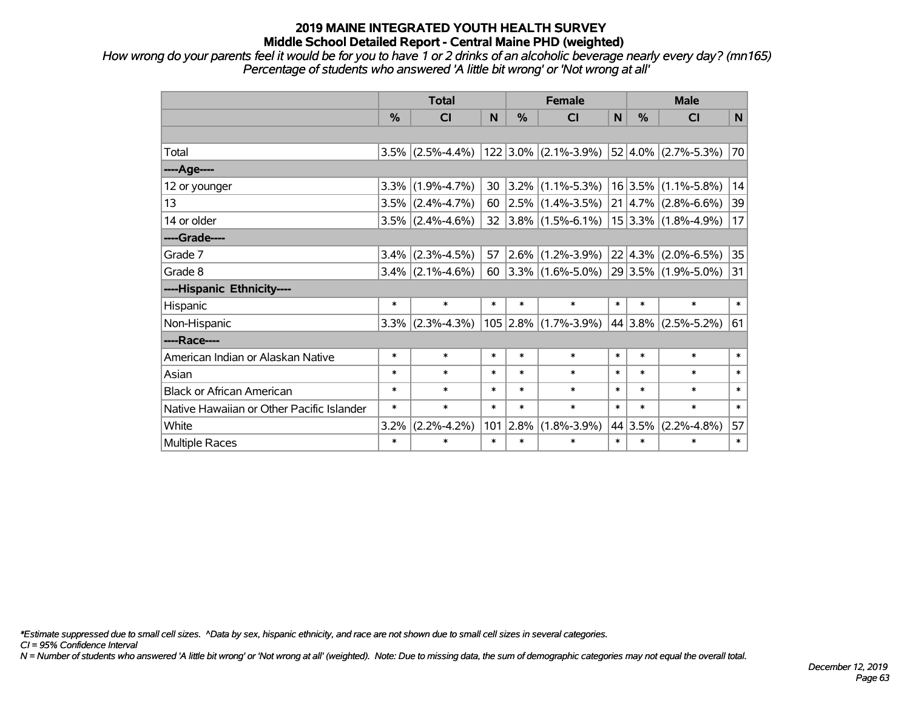## 2019 MAINE INTEGRATED YOUTH HEALTH SURVEY
### Middle School Detailed Report - Central Maine PHD (weighted)

*How wrong do your parents feel it would be for you to have 1 or 2 drinks of an alcoholic beverage nearly every day? (mn165)*
*Percentage of students who answered 'A little bit wrong' or 'Not wrong at all'*

| | Total | | | Female | | | Male | | |
|---|---|---|---|---|---|---|---|---|---|
| | % | CI | N | % | CI | N | % | CI | N |
| | | | | | | | | | |
| Total | 3.5% | (2.5%-4.4%) | 122 | 3.0% | (2.1%-3.9%) | 52 | 4.0% | (2.7%-5.3%) | 70 |
| ----Age---- | | | | | | | | | |
| 12 or younger | 3.3% | (1.9%-4.7%) | 30 | 3.2% | (1.1%-5.3%) | 16 | 3.5% | (1.1%-5.8%) | 14 |
| 13 | 3.5% | (2.4%-4.7%) | 60 | 2.5% | (1.4%-3.5%) | 21 | 4.7% | (2.8%-6.6%) | 39 |
| 14 or older | 3.5% | (2.4%-4.6%) | 32 | 3.8% | (1.5%-6.1%) | 15 | 3.3% | (1.8%-4.9%) | 17 |
| ----Grade---- | | | | | | | | | |
| Grade 7 | 3.4% | (2.3%-4.5%) | 57 | 2.6% | (1.2%-3.9%) | 22 | 4.3% | (2.0%-6.5%) | 35 |
| Grade 8 | 3.4% | (2.1%-4.6%) | 60 | 3.3% | (1.6%-5.0%) | 29 | 3.5% | (1.9%-5.0%) | 31 |
| ----Hispanic Ethnicity---- | | | | | | | | | |
| Hispanic | * | * | * | * | * | * | * | * | * |
| Non-Hispanic | 3.3% | (2.3%-4.3%) | 105 | 2.8% | (1.7%-3.9%) | 44 | 3.8% | (2.5%-5.2%) | 61 |
| ----Race---- | | | | | | | | | |
| American Indian or Alaskan Native | * | * | * | * | * | * | * | * | * |
| Asian | * | * | * | * | * | * | * | * | * |
| Black or African American | * | * | * | * | * | * | * | * | * |
| Native Hawaiian or Other Pacific Islander | * | * | * | * | * | * | * | * | * |
| White | 3.2% | (2.2%-4.2%) | 101 | 2.8% | (1.8%-3.9%) | 44 | 3.5% | (2.2%-4.8%) | 57 |
| Multiple Races | * | * | * | * | * | * | * | * | * |

*\*Estimate suppressed due to small cell sizes. ^Data by sex, hispanic ethnicity, and race are not shown due to small cell sizes in several categories.*
*CI = 95% Confidence Interval*
*N = Number of students who answered 'A little bit wrong' or 'Not wrong at all' (weighted). Note: Due to missing data, the sum of demographic categories may not equal the overall total.*

*December 12, 2019*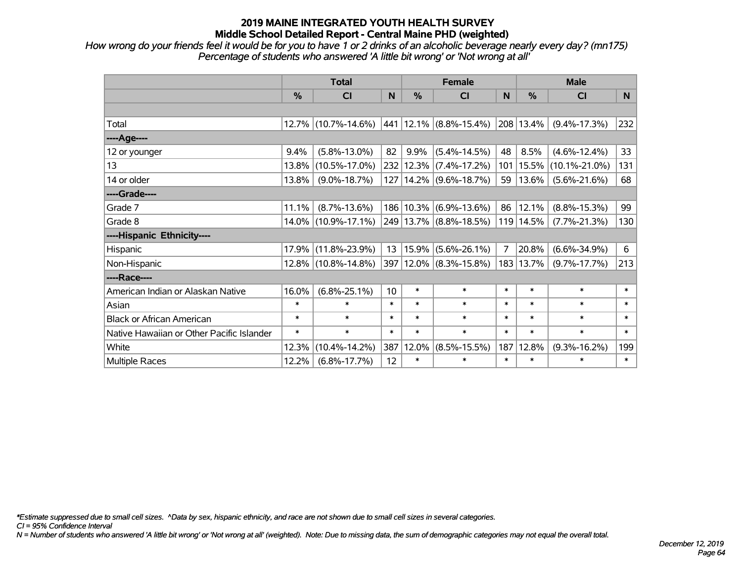# 2019 MAINE INTEGRATED YOUTH HEALTH SURVEY

## Middle School Detailed Report - Central Maine PHD (weighted)

*How wrong do your friends feel it would be for you to have 1 or 2 drinks of an alcoholic beverage nearly every day? (mn175) Percentage of students who answered 'A little bit wrong' or 'Not wrong at all'*

| | Total | | | Female | | | Male | | |
|---|---|---|---|---|---|---|---|---|---|
| | % | CI | N | % | CI | N | % | CI | N |
| | | | | | | | | | |
| Total | 12.7% | (10.7%-14.6%) | 441 | 12.1% | (8.8%-15.4%) | 208 | 13.4% | (9.4%-17.3%) | 232 |
| ----Age---- | | | | | | | | | |
| 12 or younger | 9.4% | (5.8%-13.0%) | 82 | 9.9% | (5.4%-14.5%) | 48 | 8.5% | (4.6%-12.4%) | 33 |
| 13 | 13.8% | (10.5%-17.0%) | 232 | 12.3% | (7.4%-17.2%) | 101 | 15.5% | (10.1%-21.0%) | 131 |
| 14 or older | 13.8% | (9.0%-18.7%) | 127 | 14.2% | (9.6%-18.7%) | 59 | 13.6% | (5.6%-21.6%) | 68 |
| ----Grade---- | | | | | | | | | |
| Grade 7 | 11.1% | (8.7%-13.6%) | 186 | 10.3% | (6.9%-13.6%) | 86 | 12.1% | (8.8%-15.3%) | 99 |
| Grade 8 | 14.0% | (10.9%-17.1%) | 249 | 13.7% | (8.8%-18.5%) | 119 | 14.5% | (7.7%-21.3%) | 130 |
| ----Hispanic Ethnicity---- | | | | | | | | | |
| Hispanic | 17.9% | (11.8%-23.9%) | 13 | 15.9% | (5.6%-26.1%) | 7 | 20.8% | (6.6%-34.9%) | 6 |
| Non-Hispanic | 12.8% | (10.8%-14.8%) | 397 | 12.0% | (8.3%-15.8%) | 183 | 13.7% | (9.7%-17.7%) | 213 |
| ----Race---- | | | | | | | | | |
| American Indian or Alaskan Native | 16.0% | (6.8%-25.1%) | 10 | * | * | * | * | * | * |
| Asian | * | * | * | * | * | * | * | * | * |
| Black or African American | * | * | * | * | * | * | * | * | * |
| Native Hawaiian or Other Pacific Islander | * | * | * | * | * | * | * | * | * |
| White | 12.3% | (10.4%-14.2%) | 387 | 12.0% | (8.5%-15.5%) | 187 | 12.8% | (9.3%-16.2%) | 199 |
| Multiple Races | 12.2% | (6.8%-17.7%) | 12 | * | * | * | * | * | * |

*\*Estimate suppressed due to small cell sizes. ^Data by sex, hispanic ethnicity, and race are not shown due to small cell sizes in several categories.*

*CI = 95% Confidence Interval*

*N = Number of students who answered 'A little bit wrong' or 'Not wrong at all' (weighted). Note: Due to missing data, the sum of demographic categories may not equal the overall total.*

*December 12, 2019*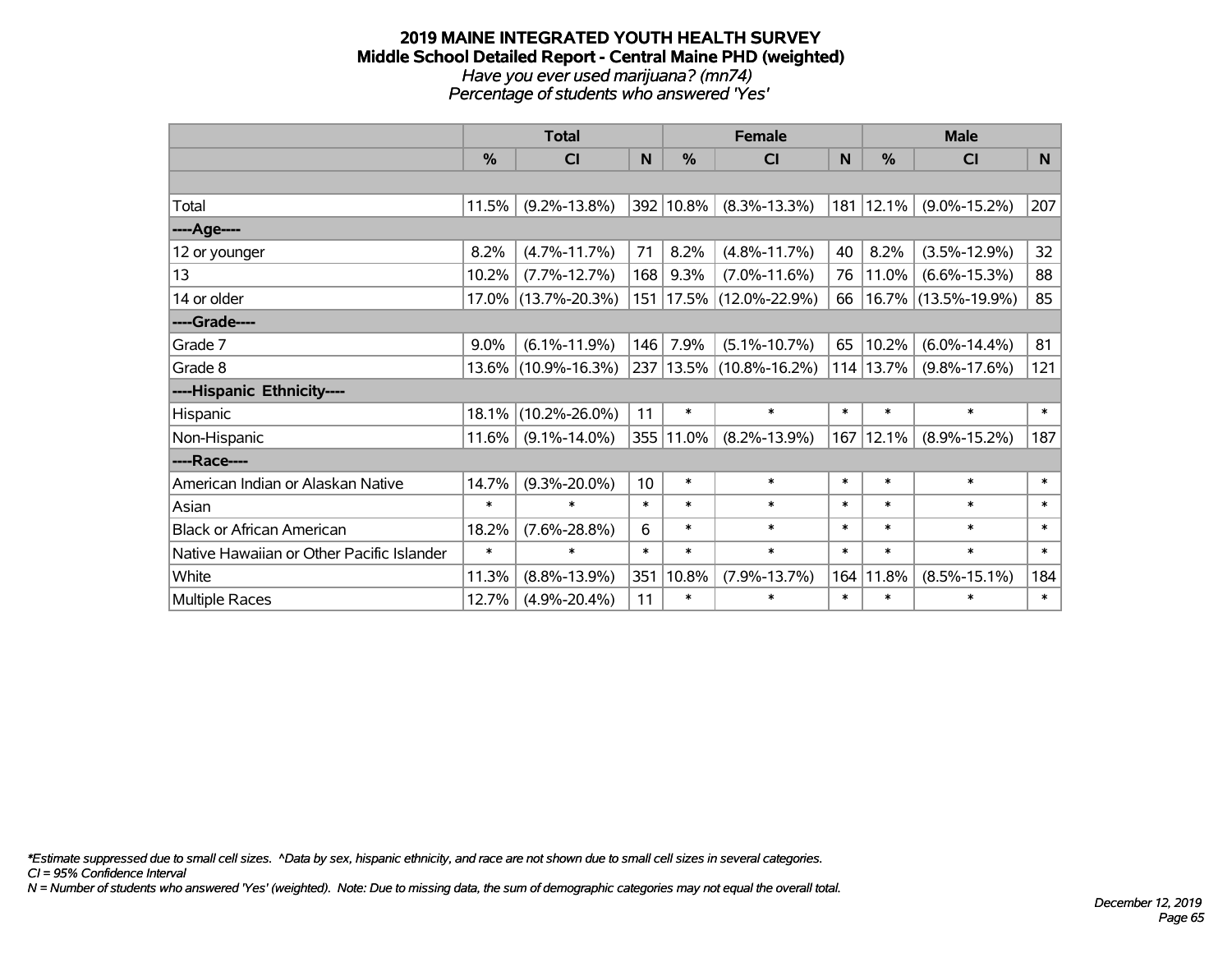# 2019 MAINE INTEGRATED YOUTH HEALTH SURVEY
## Middle School Detailed Report - Central Maine PHD (weighted)
*Have you ever used marijuana? (mn74)*
*Percentage of students who answered 'Yes'*

| | Total | | | Female | | | Male | | |
|---|---|---|---|---|---|---|---|---|---|
| | % | CI | N | % | CI | N | % | CI | N |
| Total | 11.5% | (9.2%-13.8%) | 392 | 10.8% | (8.3%-13.3%) | 181 | 12.1% | (9.0%-15.2%) | 207 |
| ----Age---- | | | | | | | | | |
| 12 or younger | 8.2% | (4.7%-11.7%) | 71 | 8.2% | (4.8%-11.7%) | 40 | 8.2% | (3.5%-12.9%) | 32 |
| 13 | 10.2% | (7.7%-12.7%) | 168 | 9.3% | (7.0%-11.6%) | 76 | 11.0% | (6.6%-15.3%) | 88 |
| 14 or older | 17.0% | (13.7%-20.3%) | 151 | 17.5% | (12.0%-22.9%) | 66 | 16.7% | (13.5%-19.9%) | 85 |
| ----Grade---- | | | | | | | | | |
| Grade 7 | 9.0% | (6.1%-11.9%) | 146 | 7.9% | (5.1%-10.7%) | 65 | 10.2% | (6.0%-14.4%) | 81 |
| Grade 8 | 13.6% | (10.9%-16.3%) | 237 | 13.5% | (10.8%-16.2%) | 114 | 13.7% | (9.8%-17.6%) | 121 |
| ----Hispanic Ethnicity---- | | | | | | | | | |
| Hispanic | 18.1% | (10.2%-26.0%) | 11 | * | * | * | * | * | * |
| Non-Hispanic | 11.6% | (9.1%-14.0%) | 355 | 11.0% | (8.2%-13.9%) | 167 | 12.1% | (8.9%-15.2%) | 187 |
| ----Race---- | | | | | | | | | |
| American Indian or Alaskan Native | 14.7% | (9.3%-20.0%) | 10 | * | * | * | * | * | * |
| Asian | * | * | * | * | * | * | * | * | * |
| Black or African American | 18.2% | (7.6%-28.8%) | 6 | * | * | * | * | * | * |
| Native Hawaiian or Other Pacific Islander | * | * | * | * | * | * | * | * | * |
| White | 11.3% | (8.8%-13.9%) | 351 | 10.8% | (7.9%-13.7%) | 164 | 11.8% | (8.5%-15.1%) | 184 |
| Multiple Races | 12.7% | (4.9%-20.4%) | 11 | * | * | * | * | * | * |

*\*Estimate suppressed due to small cell sizes. ^Data by sex, hispanic ethnicity, and race are not shown due to small cell sizes in several categories.*
*CI = 95% Confidence Interval*
*N = Number of students who answered 'Yes' (weighted). Note: Due to missing data, the sum of demographic categories may not equal the overall total.*

*December 12, 2019*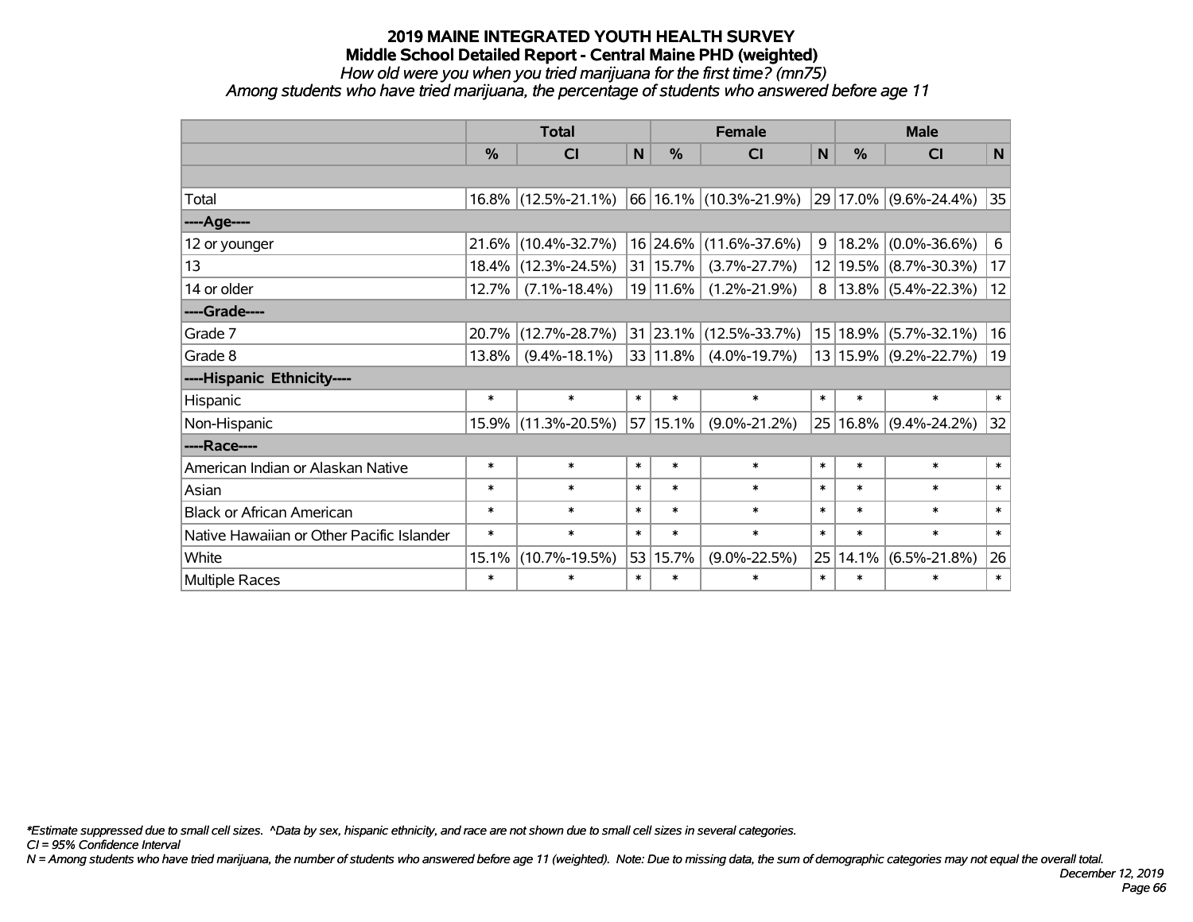# 2019 MAINE INTEGRATED YOUTH HEALTH SURVEY
## Middle School Detailed Report - Central Maine PHD (weighted)
*How old were you when you tried marijuana for the first time? (mn75)*
*Among students who have tried marijuana, the percentage of students who answered before age 11*

| | Total | | | Female | | | Male | | |
|---|---|---|---|---|---|---|---|---|---|
| | % | CI | N | % | CI | N | % | CI | N |
| Total | 16.8% | (12.5%-21.1%) | 66 | 16.1% | (10.3%-21.9%) | 29 | 17.0% | (9.6%-24.4%) | 35 |
| ----Age---- | | | | | | | | | |
| 12 or younger | 21.6% | (10.4%-32.7%) | 16 | 24.6% | (11.6%-37.6%) | 9 | 18.2% | (0.0%-36.6%) | 6 |
| 13 | 18.4% | (12.3%-24.5%) | 31 | 15.7% | (3.7%-27.7%) | 12 | 19.5% | (8.7%-30.3%) | 17 |
| 14 or older | 12.7% | (7.1%-18.4%) | 19 | 11.6% | (1.2%-21.9%) | 8 | 13.8% | (5.4%-22.3%) | 12 |
| ----Grade---- | | | | | | | | | |
| Grade 7 | 20.7% | (12.7%-28.7%) | 31 | 23.1% | (12.5%-33.7%) | 15 | 18.9% | (5.7%-32.1%) | 16 |
| Grade 8 | 13.8% | (9.4%-18.1%) | 33 | 11.8% | (4.0%-19.7%) | 13 | 15.9% | (9.2%-22.7%) | 19 |
| ----Hispanic Ethnicity---- | | | | | | | | | |
| Hispanic | * | * | * | * | * | * | * | * | * |
| Non-Hispanic | 15.9% | (11.3%-20.5%) | 57 | 15.1% | (9.0%-21.2%) | 25 | 16.8% | (9.4%-24.2%) | 32 |
| ----Race---- | | | | | | | | | |
| American Indian or Alaskan Native | * | * | * | * | * | * | * | * | * |
| Asian | * | * | * | * | * | * | * | * | * |
| Black or African American | * | * | * | * | * | * | * | * | * |
| Native Hawaiian or Other Pacific Islander | * | * | * | * | * | * | * | * | * |
| White | 15.1% | (10.7%-19.5%) | 53 | 15.7% | (9.0%-22.5%) | 25 | 14.1% | (6.5%-21.8%) | 26 |
| Multiple Races | * | * | * | * | * | * | * | * | * |

*\*Estimate suppressed due to small cell sizes. ^Data by sex, hispanic ethnicity, and race are not shown due to small cell sizes in several categories.*
*CI = 95% Confidence Interval*
*N = Among students who have tried marijuana, the number of students who answered before age 11 (weighted). Note: Due to missing data, the sum of demographic categories may not equal the overall total.*

*December 12, 2019*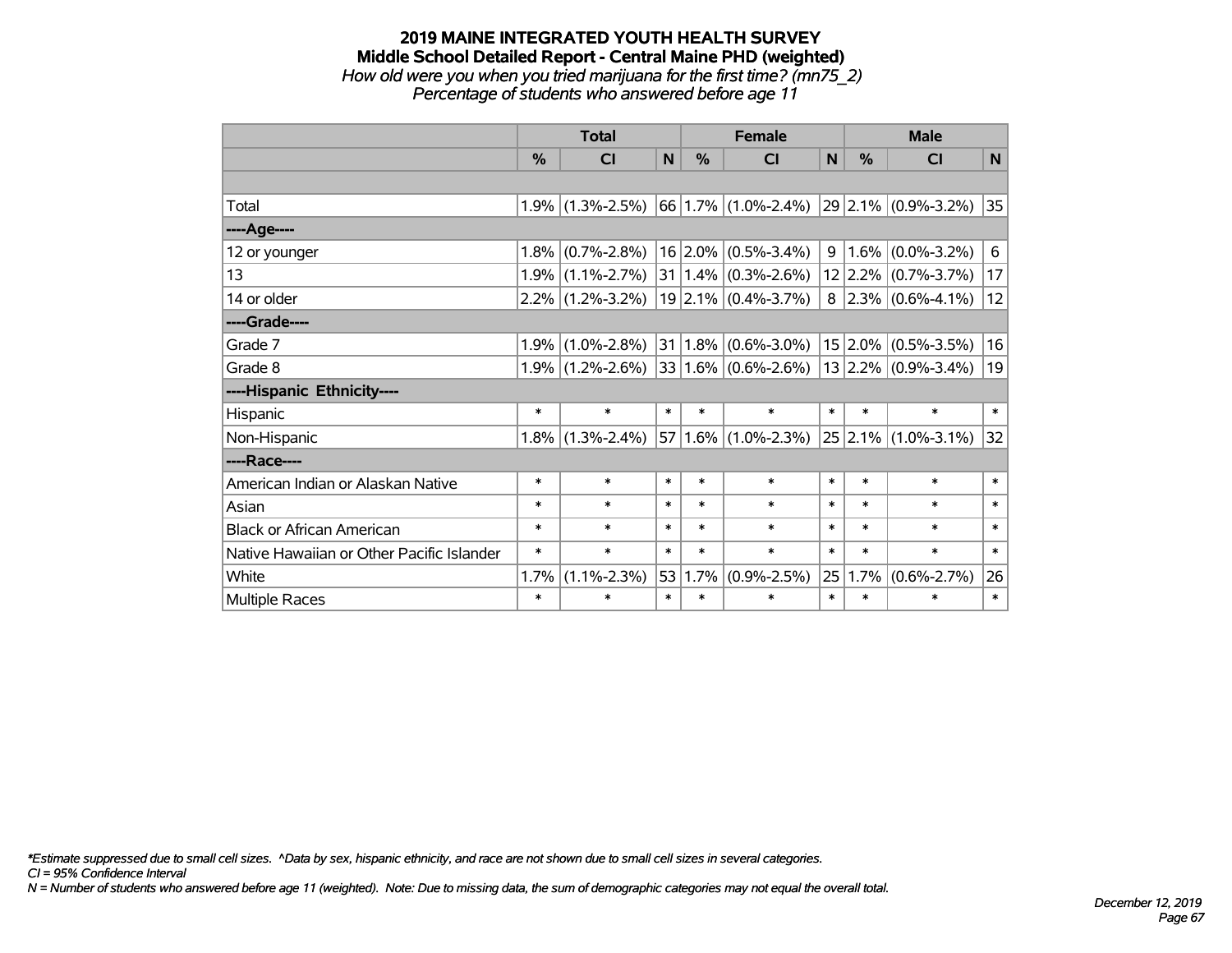# 2019 MAINE INTEGRATED YOUTH HEALTH SURVEY
## Middle School Detailed Report - Central Maine PHD (weighted)
*How old were you when you tried marijuana for the first time? (mn75_2)*
*Percentage of students who answered before age 11*

| | Total | | | Female | | | Male | | |
|---|---|---|---|---|---|---|---|---|---|
| | % | CI | N | % | CI | N | % | CI | N |
| | | | | | | | | | |
| Total | 1.9% | (1.3%-2.5%) | 66 | 1.7% | (1.0%-2.4%) | 29 | 2.1% | (0.9%-3.2%) | 35 |
| ----Age---- | | | | | | | | | |
| 12 or younger | 1.8% | (0.7%-2.8%) | 16 | 2.0% | (0.5%-3.4%) | 9 | 1.6% | (0.0%-3.2%) | 6 |
| 13 | 1.9% | (1.1%-2.7%) | 31 | 1.4% | (0.3%-2.6%) | 12 | 2.2% | (0.7%-3.7%) | 17 |
| 14 or older | 2.2% | (1.2%-3.2%) | 19 | 2.1% | (0.4%-3.7%) | 8 | 2.3% | (0.6%-4.1%) | 12 |
| ----Grade---- | | | | | | | | | |
| Grade 7 | 1.9% | (1.0%-2.8%) | 31 | 1.8% | (0.6%-3.0%) | 15 | 2.0% | (0.5%-3.5%) | 16 |
| Grade 8 | 1.9% | (1.2%-2.6%) | 33 | 1.6% | (0.6%-2.6%) | 13 | 2.2% | (0.9%-3.4%) | 19 |
| ----Hispanic Ethnicity---- | | | | | | | | | |
| Hispanic | * | * | * | * | * | * | * | * | * |
| Non-Hispanic | 1.8% | (1.3%-2.4%) | 57 | 1.6% | (1.0%-2.3%) | 25 | 2.1% | (1.0%-3.1%) | 32 |
| ----Race---- | | | | | | | | | |
| American Indian or Alaskan Native | * | * | * | * | * | * | * | * | * |
| Asian | * | * | * | * | * | * | * | * | * |
| Black or African American | * | * | * | * | * | * | * | * | * |
| Native Hawaiian or Other Pacific Islander | * | * | * | * | * | * | * | * | * |
| White | 1.7% | (1.1%-2.3%) | 53 | 1.7% | (0.9%-2.5%) | 25 | 1.7% | (0.6%-2.7%) | 26 |
| Multiple Races | * | * | * | * | * | * | * | * | * |

*\*Estimate suppressed due to small cell sizes. ^Data by sex, hispanic ethnicity, and race are not shown due to small cell sizes in several categories.*
*CI = 95% Confidence Interval*
*N = Number of students who answered before age 11 (weighted). Note: Due to missing data, the sum of demographic categories may not equal the overall total.*

*December 12, 2019*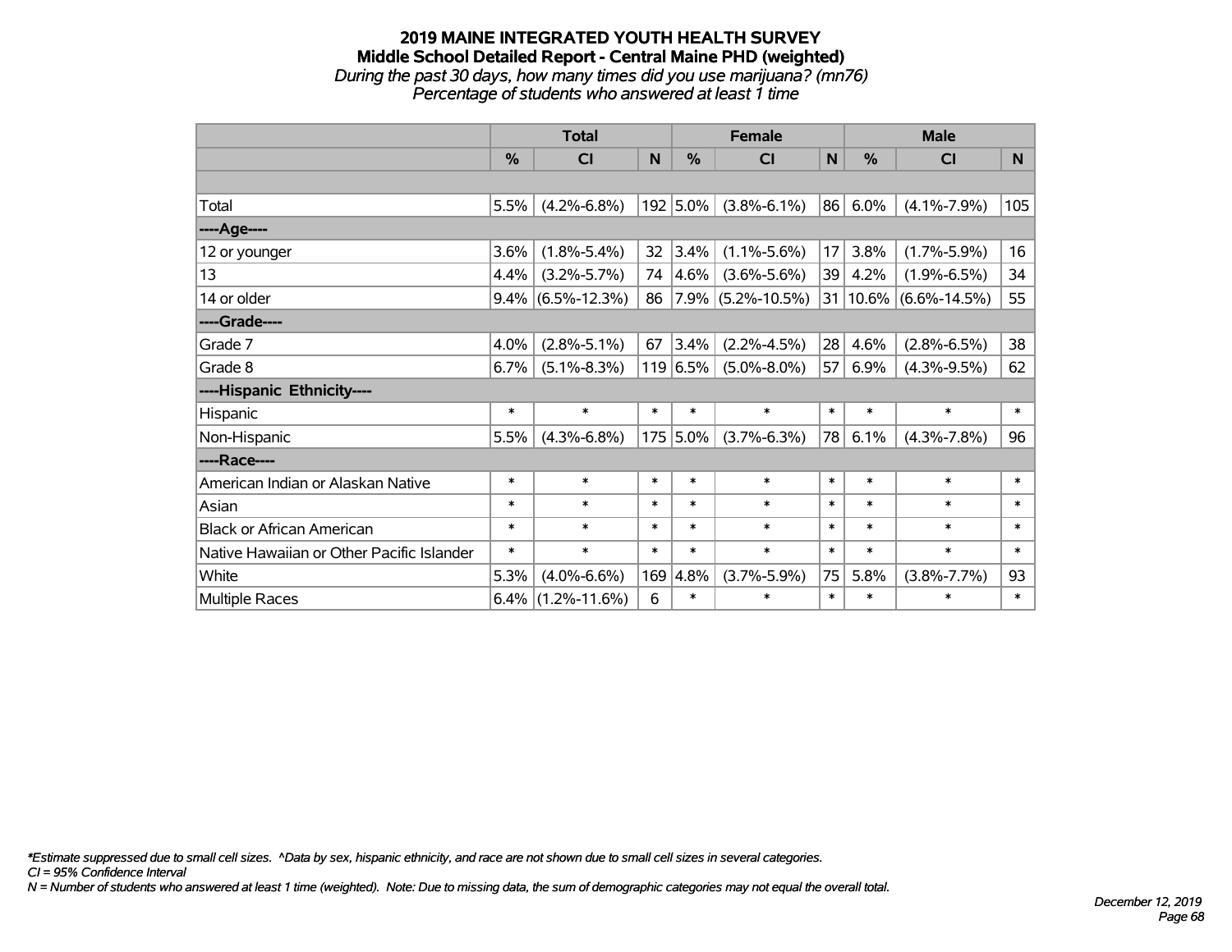# 2019 MAINE INTEGRATED YOUTH HEALTH SURVEY
## Middle School Detailed Report - Central Maine PHD (weighted)
*During the past 30 days, how many times did you use marijuana? (mn76)*
*Percentage of students who answered at least 1 time*

| | Total | | | Female | | | Male | | |
|---|---|---|---|---|---|---|---|---|---|
| | % | CI | N | % | CI | N | % | CI | N |
| | | | | | | | | | |
| Total | 5.5% | (4.2%-6.8%) | 192 | 5.0% | (3.8%-6.1%) | 86 | 6.0% | (4.1%-7.9%) | 105 |
| ----Age---- | | | | | | | | | |
| 12 or younger | 3.6% | (1.8%-5.4%) | 32 | 3.4% | (1.1%-5.6%) | 17 | 3.8% | (1.7%-5.9%) | 16 |
| 13 | 4.4% | (3.2%-5.7%) | 74 | 4.6% | (3.6%-5.6%) | 39 | 4.2% | (1.9%-6.5%) | 34 |
| 14 or older | 9.4% | (6.5%-12.3%) | 86 | 7.9% | (5.2%-10.5%) | 31 | 10.6% | (6.6%-14.5%) | 55 |
| ----Grade---- | | | | | | | | | |
| Grade 7 | 4.0% | (2.8%-5.1%) | 67 | 3.4% | (2.2%-4.5%) | 28 | 4.6% | (2.8%-6.5%) | 38 |
| Grade 8 | 6.7% | (5.1%-8.3%) | 119 | 6.5% | (5.0%-8.0%) | 57 | 6.9% | (4.3%-9.5%) | 62 |
| ----Hispanic Ethnicity---- | | | | | | | | | |
| Hispanic | * | * | * | * | * | * | * | * | * |
| Non-Hispanic | 5.5% | (4.3%-6.8%) | 175 | 5.0% | (3.7%-6.3%) | 78 | 6.1% | (4.3%-7.8%) | 96 |
| ----Race---- | | | | | | | | | |
| American Indian or Alaskan Native | * | * | * | * | * | * | * | * | * |
| Asian | * | * | * | * | * | * | * | * | * |
| Black or African American | * | * | * | * | * | * | * | * | * |
| Native Hawaiian or Other Pacific Islander | * | * | * | * | * | * | * | * | * |
| White | 5.3% | (4.0%-6.6%) | 169 | 4.8% | (3.7%-5.9%) | 75 | 5.8% | (3.8%-7.7%) | 93 |
| Multiple Races | 6.4% | (1.2%-11.6%) | 6 | * | * | * | * | * | * |

*\*Estimate suppressed due to small cell sizes. ^Data by sex, hispanic ethnicity, and race are not shown due to small cell sizes in several categories.*
*CI = 95% Confidence Interval*
*N = Number of students who answered at least 1 time (weighted). Note: Due to missing data, the sum of demographic categories may not equal the overall total.*

*December 12, 2019*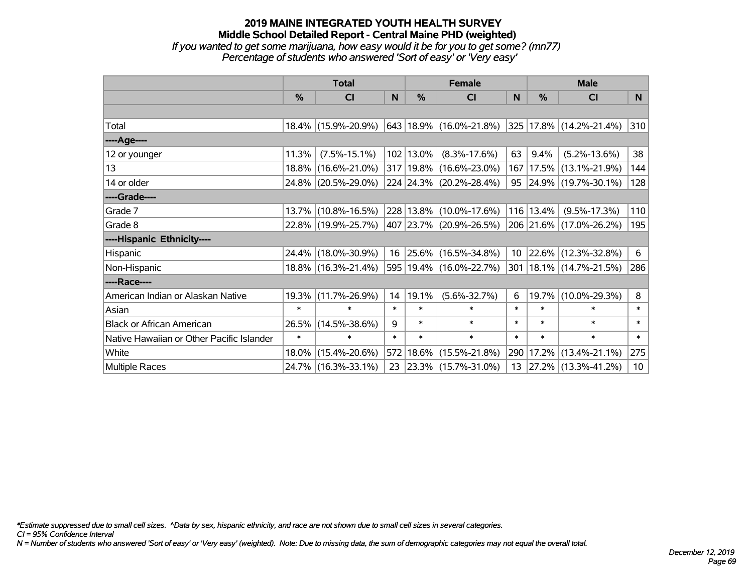# 2019 MAINE INTEGRATED YOUTH HEALTH SURVEY
## Middle School Detailed Report - Central Maine PHD (weighted)
*If you wanted to get some marijuana, how easy would it be for you to get some? (mn77)*
*Percentage of students who answered 'Sort of easy' or 'Very easy'*

| | Total | | | Female | | | Male | | |
|---|---|---|---|---|---|---|---|---|---|
| | % | CI | N | % | CI | N | % | CI | N |
| Total | 18.4% | (15.9%-20.9%) | 643 | 18.9% | (16.0%-21.8%) | 325 | 17.8% | (14.2%-21.4%) | 310 |
| ----Age---- | | | | | | | | | |
| 12 or younger | 11.3% | (7.5%-15.1%) | 102 | 13.0% | (8.3%-17.6%) | 63 | 9.4% | (5.2%-13.6%) | 38 |
| 13 | 18.8% | (16.6%-21.0%) | 317 | 19.8% | (16.6%-23.0%) | 167 | 17.5% | (13.1%-21.9%) | 144 |
| 14 or older | 24.8% | (20.5%-29.0%) | 224 | 24.3% | (20.2%-28.4%) | 95 | 24.9% | (19.7%-30.1%) | 128 |
| ----Grade---- | | | | | | | | | |
| Grade 7 | 13.7% | (10.8%-16.5%) | 228 | 13.8% | (10.0%-17.6%) | 116 | 13.4% | (9.5%-17.3%) | 110 |
| Grade 8 | 22.8% | (19.9%-25.7%) | 407 | 23.7% | (20.9%-26.5%) | 206 | 21.6% | (17.0%-26.2%) | 195 |
| ----Hispanic Ethnicity---- | | | | | | | | | |
| Hispanic | 24.4% | (18.0%-30.9%) | 16 | 25.6% | (16.5%-34.8%) | 10 | 22.6% | (12.3%-32.8%) | 6 |
| Non-Hispanic | 18.8% | (16.3%-21.4%) | 595 | 19.4% | (16.0%-22.7%) | 301 | 18.1% | (14.7%-21.5%) | 286 |
| ----Race---- | | | | | | | | | |
| American Indian or Alaskan Native | 19.3% | (11.7%-26.9%) | 14 | 19.1% | (5.6%-32.7%) | 6 | 19.7% | (10.0%-29.3%) | 8 |
| Asian | * | * | * | * | * | * | * | * | * |
| Black or African American | 26.5% | (14.5%-38.6%) | 9 | * | * | * | * | * | * |
| Native Hawaiian or Other Pacific Islander | * | * | * | * | * | * | * | * | * |
| White | 18.0% | (15.4%-20.6%) | 572 | 18.6% | (15.5%-21.8%) | 290 | 17.2% | (13.4%-21.1%) | 275 |
| Multiple Races | 24.7% | (16.3%-33.1%) | 23 | 23.3% | (15.7%-31.0%) | 13 | 27.2% | (13.3%-41.2%) | 10 |

*Estimate suppressed due to small cell sizes. ^Data by sex, hispanic ethnicity, and race are not shown due to small cell sizes in several categories.
CI = 95% Confidence Interval
N = Number of students who answered 'Sort of easy' or 'Very easy' (weighted). Note: Due to missing data, the sum of demographic categories may not equal the overall total.

December 12, 2019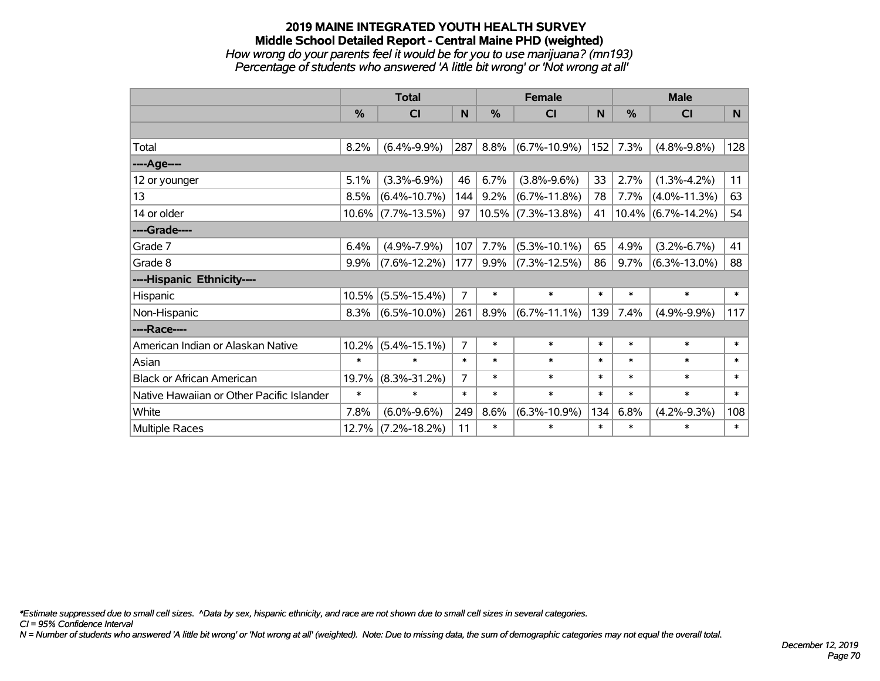# 2019 MAINE INTEGRATED YOUTH HEALTH SURVEY

## Middle School Detailed Report - Central Maine PHD (weighted)

*How wrong do your parents feel it would be for you to use marijuana? (mn193)*

*Percentage of students who answered 'A little bit wrong' or 'Not wrong at all'*

| | Total | | | Female | | | Male | | |
|---|---|---|---|---|---|---|---|---|---|
| | % | CI | N | % | CI | N | % | CI | N |
| | | | | | | | | | |
| Total | 8.2% | (6.4%-9.9%) | 287 | 8.8% | (6.7%-10.9%) | 152 | 7.3% | (4.8%-9.8%) | 128 |
| ----Age---- | | | | | | | | | |
| 12 or younger | 5.1% | (3.3%-6.9%) | 46 | 6.7% | (3.8%-9.6%) | 33 | 2.7% | (1.3%-4.2%) | 11 |
| 13 | 8.5% | (6.4%-10.7%) | 144 | 9.2% | (6.7%-11.8%) | 78 | 7.7% | (4.0%-11.3%) | 63 |
| 14 or older | 10.6% | (7.7%-13.5%) | 97 | 10.5% | (7.3%-13.8%) | 41 | 10.4% | (6.7%-14.2%) | 54 |
| ----Grade---- | | | | | | | | | |
| Grade 7 | 6.4% | (4.9%-7.9%) | 107 | 7.7% | (5.3%-10.1%) | 65 | 4.9% | (3.2%-6.7%) | 41 |
| Grade 8 | 9.9% | (7.6%-12.2%) | 177 | 9.9% | (7.3%-12.5%) | 86 | 9.7% | (6.3%-13.0%) | 88 |
| ----Hispanic Ethnicity---- | | | | | | | | | |
| Hispanic | 10.5% | (5.5%-15.4%) | 7 | * | * | * | * | * | * |
| Non-Hispanic | 8.3% | (6.5%-10.0%) | 261 | 8.9% | (6.7%-11.1%) | 139 | 7.4% | (4.9%-9.9%) | 117 |
| ----Race---- | | | | | | | | | |
| American Indian or Alaskan Native | 10.2% | (5.4%-15.1%) | 7 | * | * | * | * | * | * |
| Asian | * | * | * | * | * | * | * | * | * |
| Black or African American | 19.7% | (8.3%-31.2%) | 7 | * | * | * | * | * | * |
| Native Hawaiian or Other Pacific Islander | * | * | * | * | * | * | * | * | * |
| White | 7.8% | (6.0%-9.6%) | 249 | 8.6% | (6.3%-10.9%) | 134 | 6.8% | (4.2%-9.3%) | 108 |
| Multiple Races | 12.7% | (7.2%-18.2%) | 11 | * | * | * | * | * | * |

*\*Estimate suppressed due to small cell sizes. ^Data by sex, hispanic ethnicity, and race are not shown due to small cell sizes in several categories.*

*CI = 95% Confidence Interval*

*N = Number of students who answered 'A little bit wrong' or 'Not wrong at all' (weighted). Note: Due to missing data, the sum of demographic categories may not equal the overall total.*

*December 12, 2019*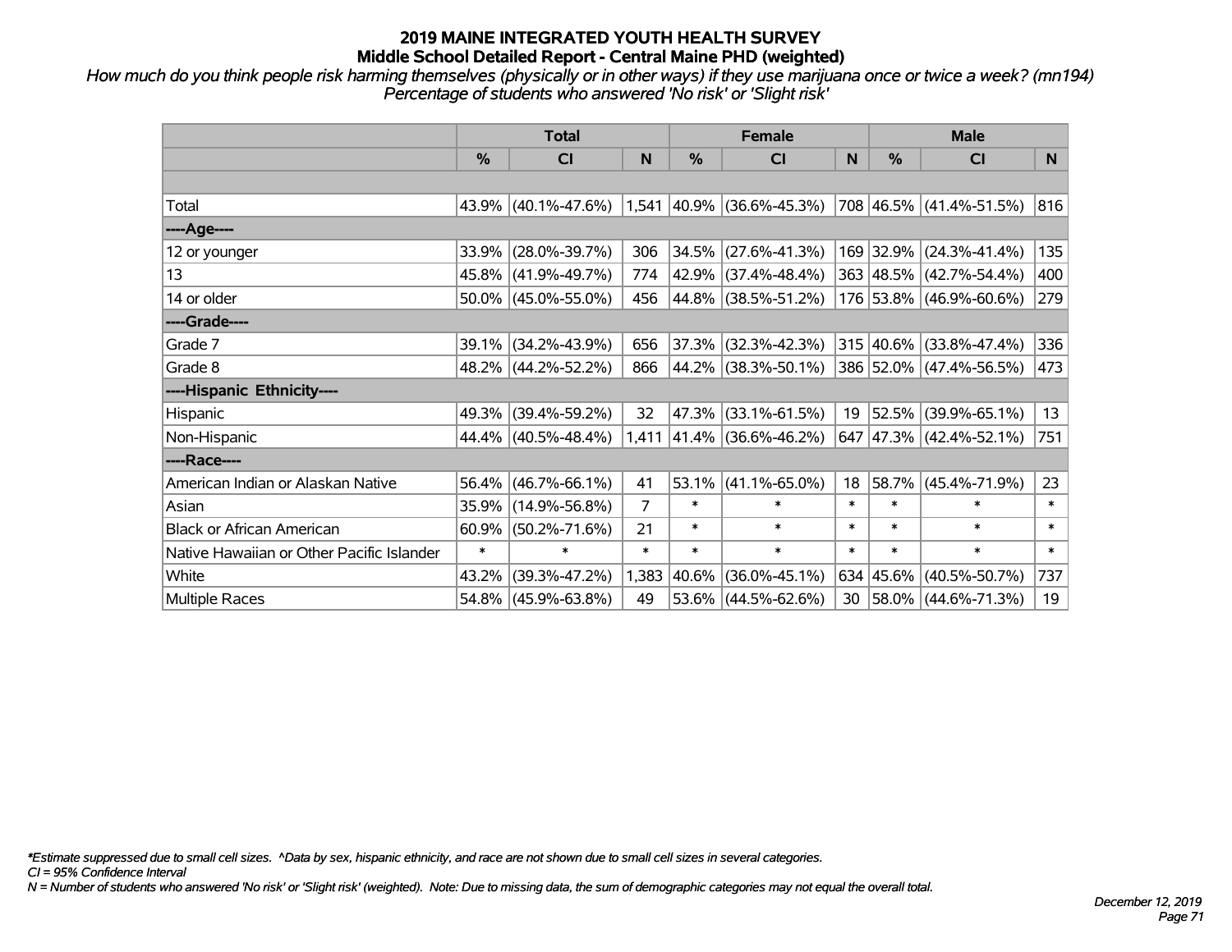# 2019 MAINE INTEGRATED YOUTH HEALTH SURVEY
## Middle School Detailed Report - Central Maine PHD (weighted)

*How much do you think people risk harming themselves (physically or in other ways) if they use marijuana once or twice a week? (mn194)*
*Percentage of students who answered 'No risk' or 'Slight risk'*

| | Total | | | Female | | | Male | | |
|---|---|---|---|---|---|---|---|---|---|
| | % | CI | N | % | CI | N | % | CI | N |
| Total | 43.9% | (40.1%-47.6%) | 1,541 | 40.9% | (36.6%-45.3%) | 708 | 46.5% | (41.4%-51.5%) | 816 |
| ----Age---- | | | | | | | | | |
| 12 or younger | 33.9% | (28.0%-39.7%) | 306 | 34.5% | (27.6%-41.3%) | 169 | 32.9% | (24.3%-41.4%) | 135 |
| 13 | 45.8% | (41.9%-49.7%) | 774 | 42.9% | (37.4%-48.4%) | 363 | 48.5% | (42.7%-54.4%) | 400 |
| 14 or older | 50.0% | (45.0%-55.0%) | 456 | 44.8% | (38.5%-51.2%) | 176 | 53.8% | (46.9%-60.6%) | 279 |
| ----Grade---- | | | | | | | | | |
| Grade 7 | 39.1% | (34.2%-43.9%) | 656 | 37.3% | (32.3%-42.3%) | 315 | 40.6% | (33.8%-47.4%) | 336 |
| Grade 8 | 48.2% | (44.2%-52.2%) | 866 | 44.2% | (38.3%-50.1%) | 386 | 52.0% | (47.4%-56.5%) | 473 |
| ----Hispanic Ethnicity---- | | | | | | | | | |
| Hispanic | 49.3% | (39.4%-59.2%) | 32 | 47.3% | (33.1%-61.5%) | 19 | 52.5% | (39.9%-65.1%) | 13 |
| Non-Hispanic | 44.4% | (40.5%-48.4%) | 1,411 | 41.4% | (36.6%-46.2%) | 647 | 47.3% | (42.4%-52.1%) | 751 |
| ----Race---- | | | | | | | | | |
| American Indian or Alaskan Native | 56.4% | (46.7%-66.1%) | 41 | 53.1% | (41.1%-65.0%) | 18 | 58.7% | (45.4%-71.9%) | 23 |
| Asian | 35.9% | (14.9%-56.8%) | 7 | * | * | * | * | * | * |
| Black or African American | 60.9% | (50.2%-71.6%) | 21 | * | * | * | * | * | * |
| Native Hawaiian or Other Pacific Islander | * | * | * | * | * | * | * | * | * |
| White | 43.2% | (39.3%-47.2%) | 1,383 | 40.6% | (36.0%-45.1%) | 634 | 45.6% | (40.5%-50.7%) | 737 |
| Multiple Races | 54.8% | (45.9%-63.8%) | 49 | 53.6% | (44.5%-62.6%) | 30 | 58.0% | (44.6%-71.3%) | 19 |

*\*Estimate suppressed due to small cell sizes. ^Data by sex, hispanic ethnicity, and race are not shown due to small cell sizes in several categories.*
*CI = 95% Confidence Interval*
*N = Number of students who answered 'No risk' or 'Slight risk' (weighted). Note: Due to missing data, the sum of demographic categories may not equal the overall total.*

*December 12, 2019*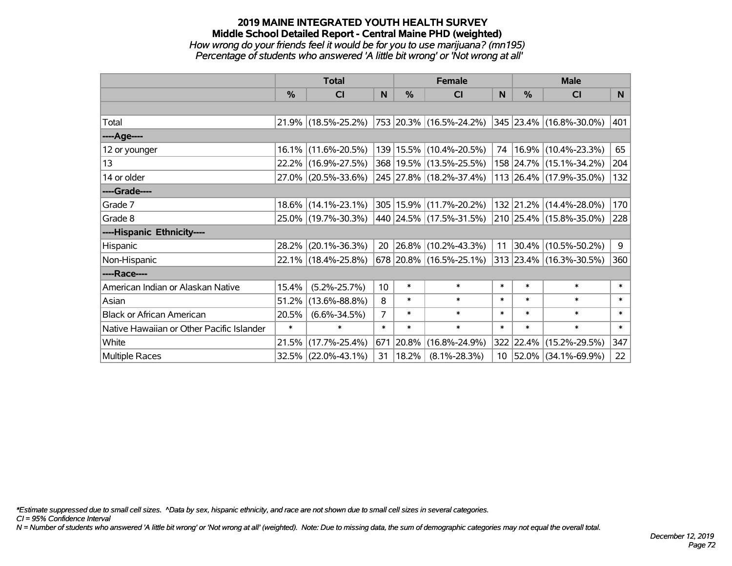# 2019 MAINE INTEGRATED YOUTH HEALTH SURVEY

## Middle School Detailed Report - Central Maine PHD (weighted)

*How wrong do your friends feel it would be for you to use marijuana? (mn195)*
*Percentage of students who answered 'A little bit wrong' or 'Not wrong at all'*

| | Total | | | Female | | | Male | | |
|---|---|---|---|---|---|---|---|---|---|
| | % | CI | N | % | CI | N | % | CI | N |
| Total | 21.9% | (18.5%-25.2%) | 753 | 20.3% | (16.5%-24.2%) | 345 | 23.4% | (16.8%-30.0%) | 401 |
| ----Age---- | | | | | | | | | |
| 12 or younger | 16.1% | (11.6%-20.5%) | 139 | 15.5% | (10.4%-20.5%) | 74 | 16.9% | (10.4%-23.3%) | 65 |
| 13 | 22.2% | (16.9%-27.5%) | 368 | 19.5% | (13.5%-25.5%) | 158 | 24.7% | (15.1%-34.2%) | 204 |
| 14 or older | 27.0% | (20.5%-33.6%) | 245 | 27.8% | (18.2%-37.4%) | 113 | 26.4% | (17.9%-35.0%) | 132 |
| ----Grade---- | | | | | | | | | |
| Grade 7 | 18.6% | (14.1%-23.1%) | 305 | 15.9% | (11.7%-20.2%) | 132 | 21.2% | (14.4%-28.0%) | 170 |
| Grade 8 | 25.0% | (19.7%-30.3%) | 440 | 24.5% | (17.5%-31.5%) | 210 | 25.4% | (15.8%-35.0%) | 228 |
| ----Hispanic Ethnicity---- | | | | | | | | | |
| Hispanic | 28.2% | (20.1%-36.3%) | 20 | 26.8% | (10.2%-43.3%) | 11 | 30.4% | (10.5%-50.2%) | 9 |
| Non-Hispanic | 22.1% | (18.4%-25.8%) | 678 | 20.8% | (16.5%-25.1%) | 313 | 23.4% | (16.3%-30.5%) | 360 |
| ----Race---- | | | | | | | | | |
| American Indian or Alaskan Native | 15.4% | (5.2%-25.7%) | 10 | * | * | * | * | * | * |
| Asian | 51.2% | (13.6%-88.8%) | 8 | * | * | * | * | * | * |
| Black or African American | 20.5% | (6.6%-34.5%) | 7 | * | * | * | * | * | * |
| Native Hawaiian or Other Pacific Islander | * | * | * | * | * | * | * | * | * |
| White | 21.5% | (17.7%-25.4%) | 671 | 20.8% | (16.8%-24.9%) | 322 | 22.4% | (15.2%-29.5%) | 347 |
| Multiple Races | 32.5% | (22.0%-43.1%) | 31 | 18.2% | (8.1%-28.3%) | 10 | 52.0% | (34.1%-69.9%) | 22 |

*\*Estimate suppressed due to small cell sizes. ^Data by sex, hispanic ethnicity, and race are not shown due to small cell sizes in several categories.*
*CI = 95% Confidence Interval*
*N = Number of students who answered 'A little bit wrong' or 'Not wrong at all' (weighted). Note: Due to missing data, the sum of demographic categories may not equal the overall total.*

*December 12, 2019*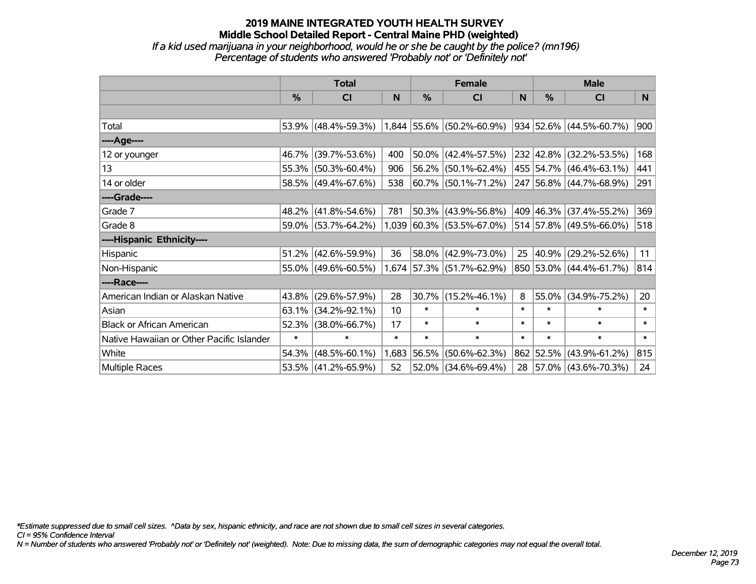# 2019 MAINE INTEGRATED YOUTH HEALTH SURVEY
## Middle School Detailed Report - Central Maine PHD (weighted)
*If a kid used marijuana in your neighborhood, would he or she be caught by the police? (mn196)*
*Percentage of students who answered 'Probably not' or 'Definitely not'*

| | Total | | | Female | | | Male | | |
|---|---|---|---|---|---|---|---|---|---|
| | % | CI | N | % | CI | N | % | CI | N |
| | | | | | | | | | |
| Total | 53.9% | (48.4%-59.3%) | 1,844 | 55.6% | (50.2%-60.9%) | 934 | 52.6% | (44.5%-60.7%) | 900 |
| ----Age---- | | | | | | | | | |
| 12 or younger | 46.7% | (39.7%-53.6%) | 400 | 50.0% | (42.4%-57.5%) | 232 | 42.8% | (32.2%-53.5%) | 168 |
| 13 | 55.3% | (50.3%-60.4%) | 906 | 56.2% | (50.1%-62.4%) | 455 | 54.7% | (46.4%-63.1%) | 441 |
| 14 or older | 58.5% | (49.4%-67.6%) | 538 | 60.7% | (50.1%-71.2%) | 247 | 56.8% | (44.7%-68.9%) | 291 |
| ----Grade---- | | | | | | | | | |
| Grade 7 | 48.2% | (41.8%-54.6%) | 781 | 50.3% | (43.9%-56.8%) | 409 | 46.3% | (37.4%-55.2%) | 369 |
| Grade 8 | 59.0% | (53.7%-64.2%) | 1,039 | 60.3% | (53.5%-67.0%) | 514 | 57.8% | (49.5%-66.0%) | 518 |
| ----Hispanic Ethnicity---- | | | | | | | | | |
| Hispanic | 51.2% | (42.6%-59.9%) | 36 | 58.0% | (42.9%-73.0%) | 25 | 40.9% | (29.2%-52.6%) | 11 |
| Non-Hispanic | 55.0% | (49.6%-60.5%) | 1,674 | 57.3% | (51.7%-62.9%) | 850 | 53.0% | (44.4%-61.7%) | 814 |
| ----Race---- | | | | | | | | | |
| American Indian or Alaskan Native | 43.8% | (29.6%-57.9%) | 28 | 30.7% | (15.2%-46.1%) | 8 | 55.0% | (34.9%-75.2%) | 20 |
| Asian | 63.1% | (34.2%-92.1%) | 10 | * | * | * | * | * | * |
| Black or African American | 52.3% | (38.0%-66.7%) | 17 | * | * | * | * | * | * |
| Native Hawaiian or Other Pacific Islander | * | * | * | * | * | * | * | * | * |
| White | 54.3% | (48.5%-60.1%) | 1,683 | 56.5% | (50.6%-62.3%) | 862 | 52.5% | (43.9%-61.2%) | 815 |
| Multiple Races | 53.5% | (41.2%-65.9%) | 52 | 52.0% | (34.6%-69.4%) | 28 | 57.0% | (43.6%-70.3%) | 24 |

*\*Estimate suppressed due to small cell sizes. ^Data by sex, hispanic ethnicity, and race are not shown due to small cell sizes in several categories.*
*CI = 95% Confidence Interval*
*N = Number of students who answered 'Probably not' or 'Definitely not' (weighted). Note: Due to missing data, the sum of demographic categories may not equal the overall total.*

*December 12, 2019*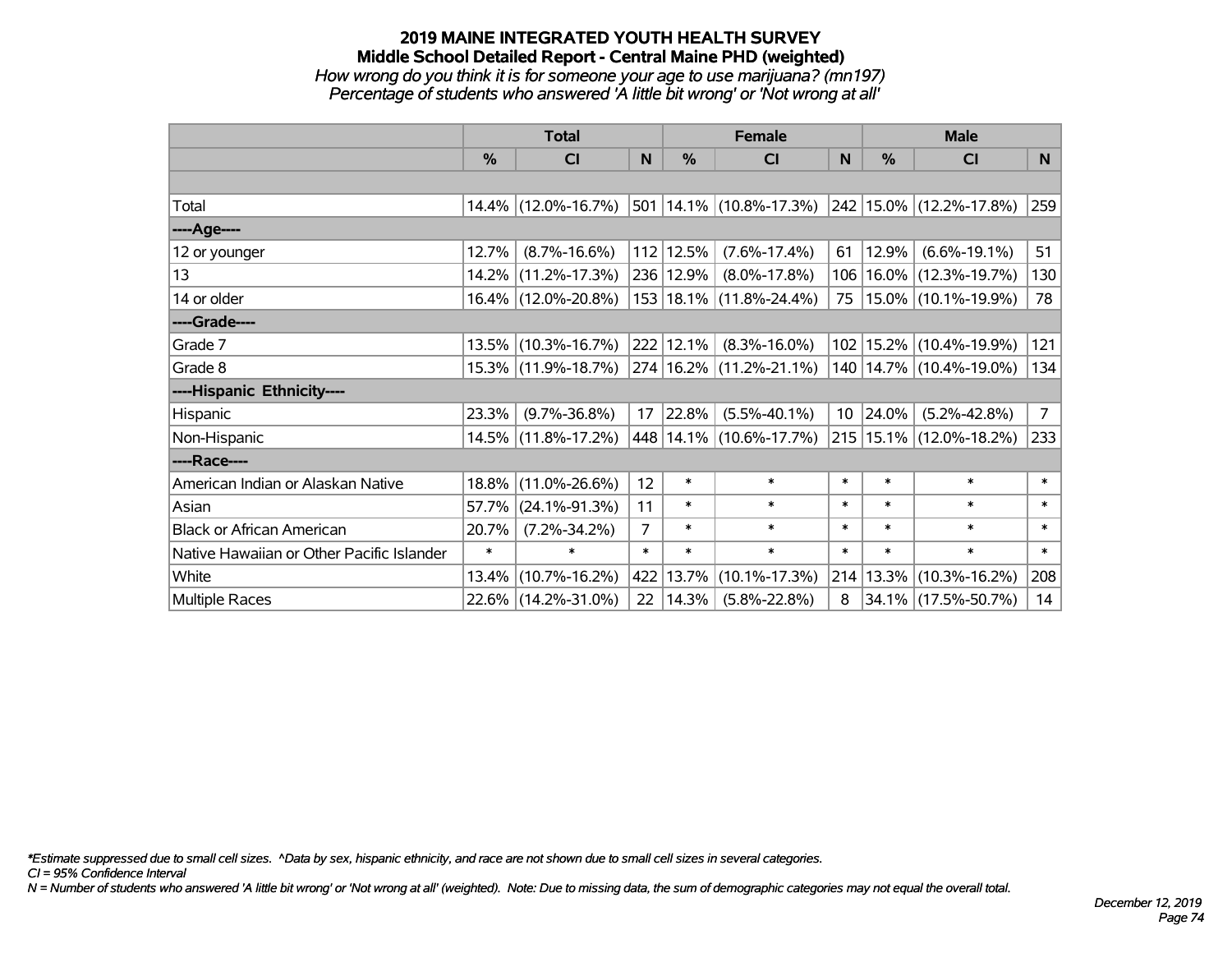# 2019 MAINE INTEGRATED YOUTH HEALTH SURVEY

## Middle School Detailed Report - Central Maine PHD (weighted)

*How wrong do you think it is for someone your age to use marijuana? (mn197)*
*Percentage of students who answered 'A little bit wrong' or 'Not wrong at all'*

| | Total | | | Female | | | Male | | |
|---|---|---|---|---|---|---|---|---|---|
| | % | CI | N | % | CI | N | % | CI | N |
| Total | 14.4% | (12.0%-16.7%) | 501 | 14.1% | (10.8%-17.3%) | 242 | 15.0% | (12.2%-17.8%) | 259 |
| **----Age----** | | | | | | | | | |
| 12 or younger | 12.7% | (8.7%-16.6%) | 112 | 12.5% | (7.6%-17.4%) | 61 | 12.9% | (6.6%-19.1%) | 51 |
| 13 | 14.2% | (11.2%-17.3%) | 236 | 12.9% | (8.0%-17.8%) | 106 | 16.0% | (12.3%-19.7%) | 130 |
| 14 or older | 16.4% | (12.0%-20.8%) | 153 | 18.1% | (11.8%-24.4%) | 75 | 15.0% | (10.1%-19.9%) | 78 |
| **----Grade----** | | | | | | | | | |
| Grade 7 | 13.5% | (10.3%-16.7%) | 222 | 12.1% | (8.3%-16.0%) | 102 | 15.2% | (10.4%-19.9%) | 121 |
| Grade 8 | 15.3% | (11.9%-18.7%) | 274 | 16.2% | (11.2%-21.1%) | 140 | 14.7% | (10.4%-19.0%) | 134 |
| **----Hispanic Ethnicity----** | | | | | | | | | |
| Hispanic | 23.3% | (9.7%-36.8%) | 17 | 22.8% | (5.5%-40.1%) | 10 | 24.0% | (5.2%-42.8%) | 7 |
| Non-Hispanic | 14.5% | (11.8%-17.2%) | 448 | 14.1% | (10.6%-17.7%) | 215 | 15.1% | (12.0%-18.2%) | 233 |
| **----Race----** | | | | | | | | | |
| American Indian or Alaskan Native | 18.8% | (11.0%-26.6%) | 12 | * | * | * | * | * | * |
| Asian | 57.7% | (24.1%-91.3%) | 11 | * | * | * | * | * | * |
| Black or African American | 20.7% | (7.2%-34.2%) | 7 | * | * | * | * | * | * |
| Native Hawaiian or Other Pacific Islander | * | * | * | * | * | * | * | * | * |
| White | 13.4% | (10.7%-16.2%) | 422 | 13.7% | (10.1%-17.3%) | 214 | 13.3% | (10.3%-16.2%) | 208 |
| Multiple Races | 22.6% | (14.2%-31.0%) | 22 | 14.3% | (5.8%-22.8%) | 8 | 34.1% | (17.5%-50.7%) | 14 |

*\*Estimate suppressed due to small cell sizes. ^Data by sex, hispanic ethnicity, and race are not shown due to small cell sizes in several categories.*
*CI = 95% Confidence Interval*
*N = Number of students who answered 'A little bit wrong' or 'Not wrong at all' (weighted). Note: Due to missing data, the sum of demographic categories may not equal the overall total.*

*December 12, 2019*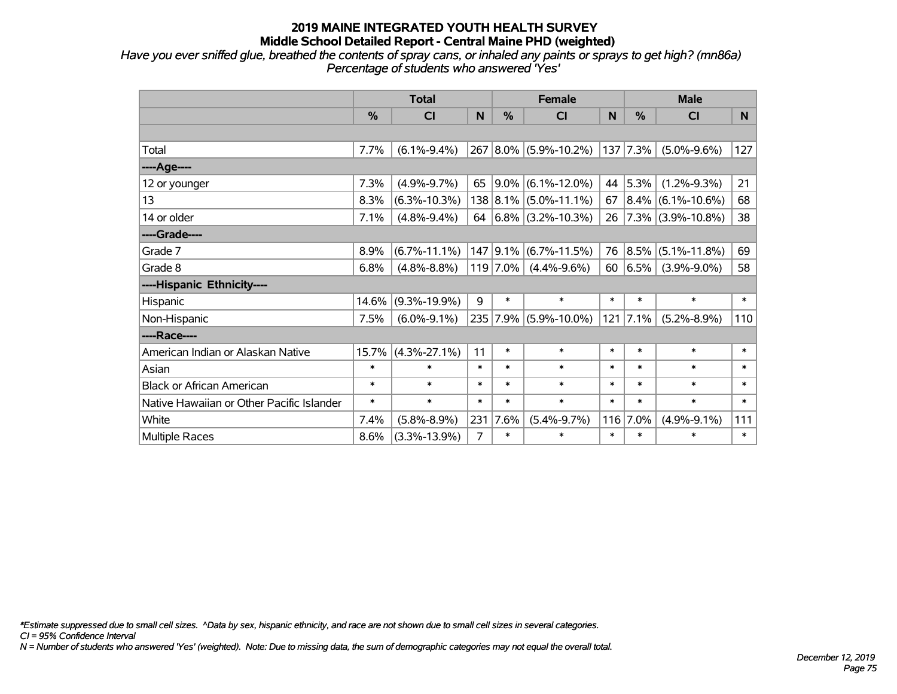# 2019 MAINE INTEGRATED YOUTH HEALTH SURVEY
## Middle School Detailed Report - Central Maine PHD (weighted)

*Have you ever sniffed glue, breathed the contents of spray cans, or inhaled any paints or sprays to get high? (mn86a)*
*Percentage of students who answered 'Yes'*

| | Total | | | Female | | | Male | | |
|---|---|---|---|---|---|---|---|---|---|
| | % | CI | N | % | CI | N | % | CI | N |
| Total | 7.7% | (6.1%-9.4%) | 267 | 8.0% | (5.9%-10.2%) | 137 | 7.3% | (5.0%-9.6%) | 127 |
| ----Age---- | | | | | | | | | |
| 12 or younger | 7.3% | (4.9%-9.7%) | 65 | 9.0% | (6.1%-12.0%) | 44 | 5.3% | (1.2%-9.3%) | 21 |
| 13 | 8.3% | (6.3%-10.3%) | 138 | 8.1% | (5.0%-11.1%) | 67 | 8.4% | (6.1%-10.6%) | 68 |
| 14 or older | 7.1% | (4.8%-9.4%) | 64 | 6.8% | (3.2%-10.3%) | 26 | 7.3% | (3.9%-10.8%) | 38 |
| ----Grade---- | | | | | | | | | |
| Grade 7 | 8.9% | (6.7%-11.1%) | 147 | 9.1% | (6.7%-11.5%) | 76 | 8.5% | (5.1%-11.8%) | 69 |
| Grade 8 | 6.8% | (4.8%-8.8%) | 119 | 7.0% | (4.4%-9.6%) | 60 | 6.5% | (3.9%-9.0%) | 58 |
| ----Hispanic Ethnicity---- | | | | | | | | | |
| Hispanic | 14.6% | (9.3%-19.9%) | 9 | * | * | * | * | * | * |
| Non-Hispanic | 7.5% | (6.0%-9.1%) | 235 | 7.9% | (5.9%-10.0%) | 121 | 7.1% | (5.2%-8.9%) | 110 |
| ----Race---- | | | | | | | | | |
| American Indian or Alaskan Native | 15.7% | (4.3%-27.1%) | 11 | * | * | * | * | * | * |
| Asian | * | * | * | * | * | * | * | * | * |
| Black or African American | * | * | * | * | * | * | * | * | * |
| Native Hawaiian or Other Pacific Islander | * | * | * | * | * | * | * | * | * |
| White | 7.4% | (5.8%-8.9%) | 231 | 7.6% | (5.4%-9.7%) | 116 | 7.0% | (4.9%-9.1%) | 111 |
| Multiple Races | 8.6% | (3.3%-13.9%) | 7 | * | * | * | * | * | * |

*Estimate suppressed due to small cell sizes. ^Data by sex, hispanic ethnicity, and race are not shown due to small cell sizes in several categories.
CI = 95% Confidence Interval
N = Number of students who answered 'Yes' (weighted). Note: Due to missing data, the sum of demographic categories may not equal the overall total.

December 12, 2019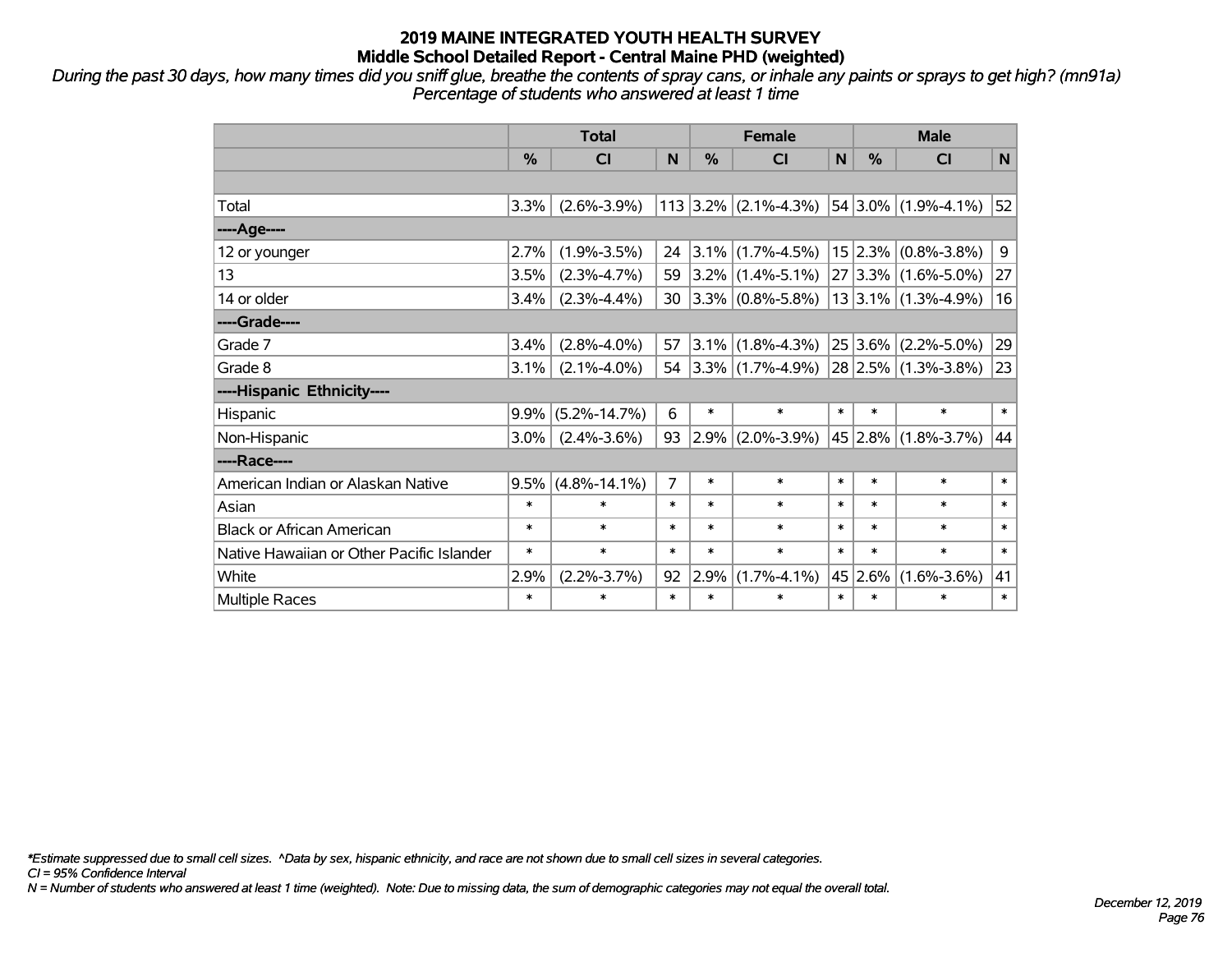# 2019 MAINE INTEGRATED YOUTH HEALTH SURVEY

## Middle School Detailed Report - Central Maine PHD (weighted)

*During the past 30 days, how many times did you sniff glue, breathe the contents of spray cans, or inhale any paints or sprays to get high? (mn91a)*
*Percentage of students who answered at least 1 time*

| | Total | | | Female | | | Male | | |
|---|---|---|---|---|---|---|---|---|---|
| | % | CI | N | % | CI | N | % | CI | N |
| | | | | | | | | | |
| Total | 3.3% | (2.6%-3.9%) | 113 | 3.2% | (2.1%-4.3%) | 54 | 3.0% | (1.9%-4.1%) | 52 |
| ----Age---- | | | | | | | | | |
| 12 or younger | 2.7% | (1.9%-3.5%) | 24 | 3.1% | (1.7%-4.5%) | 15 | 2.3% | (0.8%-3.8%) | 9 |
| 13 | 3.5% | (2.3%-4.7%) | 59 | 3.2% | (1.4%-5.1%) | 27 | 3.3% | (1.6%-5.0%) | 27 |
| 14 or older | 3.4% | (2.3%-4.4%) | 30 | 3.3% | (0.8%-5.8%) | 13 | 3.1% | (1.3%-4.9%) | 16 |
| ----Grade---- | | | | | | | | | |
| Grade 7 | 3.4% | (2.8%-4.0%) | 57 | 3.1% | (1.8%-4.3%) | 25 | 3.6% | (2.2%-5.0%) | 29 |
| Grade 8 | 3.1% | (2.1%-4.0%) | 54 | 3.3% | (1.7%-4.9%) | 28 | 2.5% | (1.3%-3.8%) | 23 |
| ----Hispanic Ethnicity---- | | | | | | | | | |
| Hispanic | 9.9% | (5.2%-14.7%) | 6 | * | * | * | * | * | * |
| Non-Hispanic | 3.0% | (2.4%-3.6%) | 93 | 2.9% | (2.0%-3.9%) | 45 | 2.8% | (1.8%-3.7%) | 44 |
| ----Race---- | | | | | | | | | |
| American Indian or Alaskan Native | 9.5% | (4.8%-14.1%) | 7 | * | * | * | * | * | * |
| Asian | * | * | * | * | * | * | * | * | * |
| Black or African American | * | * | * | * | * | * | * | * | * |
| Native Hawaiian or Other Pacific Islander | * | * | * | * | * | * | * | * | * |
| White | 2.9% | (2.2%-3.7%) | 92 | 2.9% | (1.7%-4.1%) | 45 | 2.6% | (1.6%-3.6%) | 41 |
| Multiple Races | * | * | * | * | * | * | * | * | * |

*\*Estimate suppressed due to small cell sizes. ^Data by sex, hispanic ethnicity, and race are not shown due to small cell sizes in several categories.*
*CI = 95% Confidence Interval*
*N = Number of students who answered at least 1 time (weighted). Note: Due to missing data, the sum of demographic categories may not equal the overall total.*

*December 12, 2019*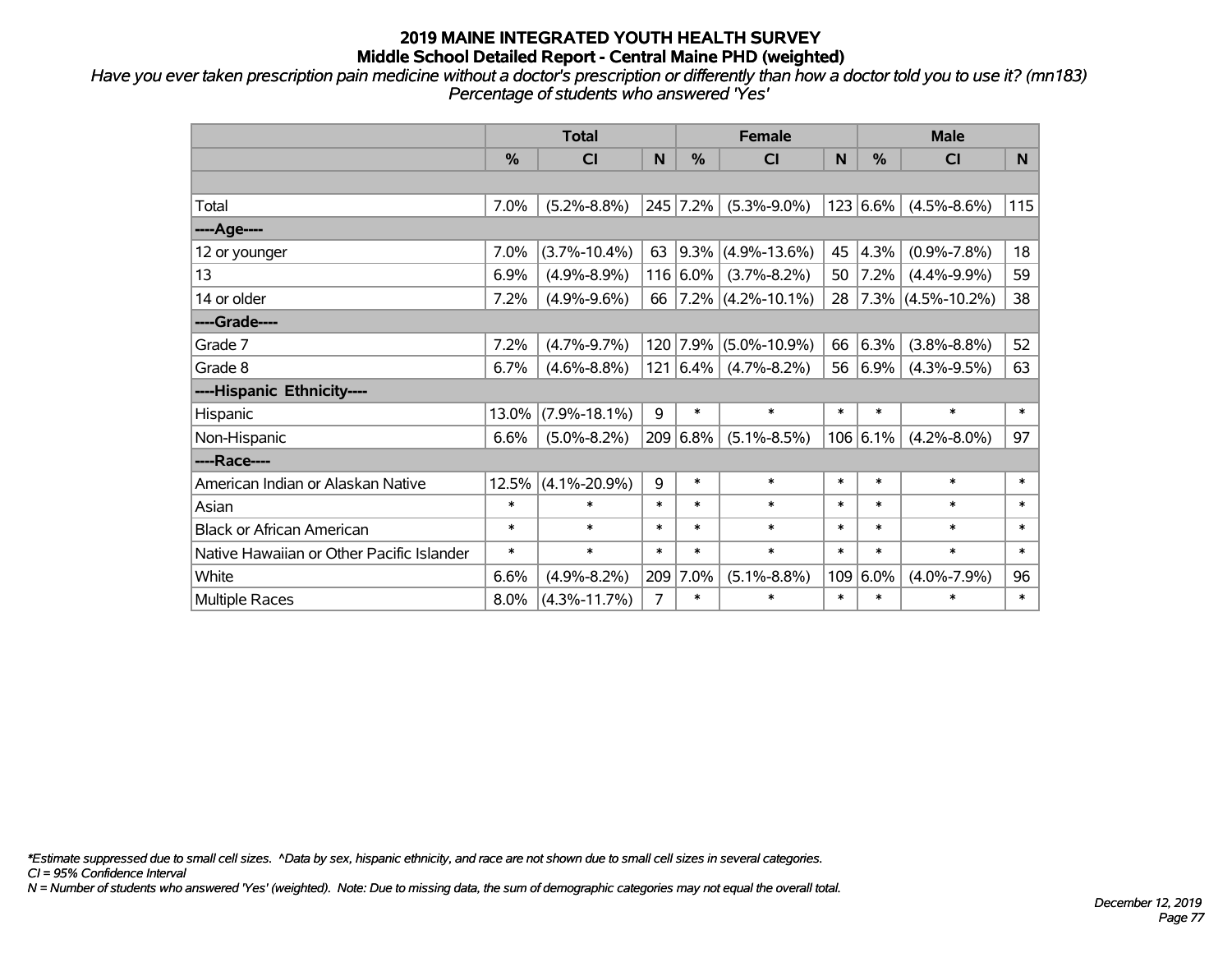**2019 MAINE INTEGRATED YOUTH HEALTH SURVEY**
**Middle School Detailed Report - Central Maine PHD (weighted)**

*Have you ever taken prescription pain medicine without a doctor's prescription or differently than how a doctor told you to use it? (mn183)*
*Percentage of students who answered 'Yes'*

| | Total | | | Female | | | Male | | |
|---|---|---|---|---|---|---|---|---|---|
| | % | CI | N | % | CI | N | % | CI | N |
| | | | | | | | | | |
| Total | 7.0% | (5.2%-8.8%) | 245 | 7.2% | (5.3%-9.0%) | 123 | 6.6% | (4.5%-8.6%) | 115 |
| ----Age---- | | | | | | | | | |
| 12 or younger | 7.0% | (3.7%-10.4%) | 63 | 9.3% | (4.9%-13.6%) | 45 | 4.3% | (0.9%-7.8%) | 18 |
| 13 | 6.9% | (4.9%-8.9%) | 116 | 6.0% | (3.7%-8.2%) | 50 | 7.2% | (4.4%-9.9%) | 59 |
| 14 or older | 7.2% | (4.9%-9.6%) | 66 | 7.2% | (4.2%-10.1%) | 28 | 7.3% | (4.5%-10.2%) | 38 |
| ----Grade---- | | | | | | | | | |
| Grade 7 | 7.2% | (4.7%-9.7%) | 120 | 7.9% | (5.0%-10.9%) | 66 | 6.3% | (3.8%-8.8%) | 52 |
| Grade 8 | 6.7% | (4.6%-8.8%) | 121 | 6.4% | (4.7%-8.2%) | 56 | 6.9% | (4.3%-9.5%) | 63 |
| ----Hispanic Ethnicity---- | | | | | | | | | |
| Hispanic | 13.0% | (7.9%-18.1%) | 9 | * | * | * | * | * | * |
| Non-Hispanic | 6.6% | (5.0%-8.2%) | 209 | 6.8% | (5.1%-8.5%) | 106 | 6.1% | (4.2%-8.0%) | 97 |
| ----Race---- | | | | | | | | | |
| American Indian or Alaskan Native | 12.5% | (4.1%-20.9%) | 9 | * | * | * | * | * | * |
| Asian | * | * | * | * | * | * | * | * | * |
| Black or African American | * | * | * | * | * | * | * | * | * |
| Native Hawaiian or Other Pacific Islander | * | * | * | * | * | * | * | * | * |
| White | 6.6% | (4.9%-8.2%) | 209 | 7.0% | (5.1%-8.8%) | 109 | 6.0% | (4.0%-7.9%) | 96 |
| Multiple Races | 8.0% | (4.3%-11.7%) | 7 | * | * | * | * | * | * |

*\*Estimate suppressed due to small cell sizes. ^Data by sex, hispanic ethnicity, and race are not shown due to small cell sizes in several categories.*
*CI = 95% Confidence Interval*
*N = Number of students who answered 'Yes' (weighted). Note: Due to missing data, the sum of demographic categories may not equal the overall total.*

*December 12, 2019*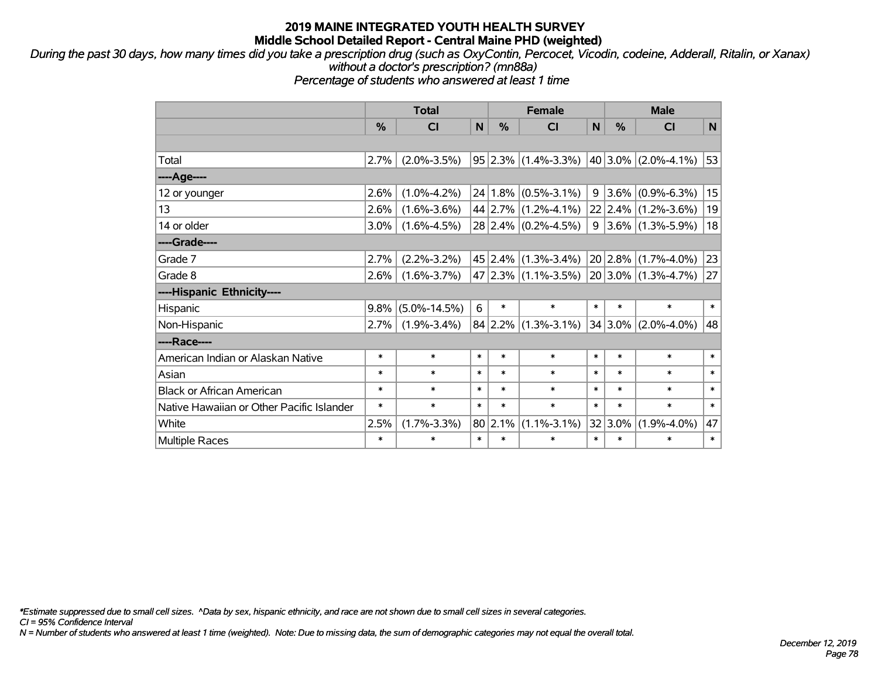# 2019 MAINE INTEGRATED YOUTH HEALTH SURVEY
## Middle School Detailed Report - Central Maine PHD (weighted)

*During the past 30 days, how many times did you take a prescription drug (such as OxyContin, Percocet, Vicodin, codeine, Adderall, Ritalin, or Xanax) without a doctor's prescription? (mn88a)*
*Percentage of students who answered at least 1 time*

| | Total | | | Female | | | Male | | |
|---|---|---|---|---|---|---|---|---|---|
| | % | CI | N | % | CI | N | % | CI | N |
| Total | 2.7% | (2.0%-3.5%) | 95 | 2.3% | (1.4%-3.3%) | 40 | 3.0% | (2.0%-4.1%) | 53 |
| ----Age---- | | | | | | | | | |
| 12 or younger | 2.6% | (1.0%-4.2%) | 24 | 1.8% | (0.5%-3.1%) | 9 | 3.6% | (0.9%-6.3%) | 15 |
| 13 | 2.6% | (1.6%-3.6%) | 44 | 2.7% | (1.2%-4.1%) | 22 | 2.4% | (1.2%-3.6%) | 19 |
| 14 or older | 3.0% | (1.6%-4.5%) | 28 | 2.4% | (0.2%-4.5%) | 9 | 3.6% | (1.3%-5.9%) | 18 |
| ----Grade---- | | | | | | | | | |
| Grade 7 | 2.7% | (2.2%-3.2%) | 45 | 2.4% | (1.3%-3.4%) | 20 | 2.8% | (1.7%-4.0%) | 23 |
| Grade 8 | 2.6% | (1.6%-3.7%) | 47 | 2.3% | (1.1%-3.5%) | 20 | 3.0% | (1.3%-4.7%) | 27 |
| ----Hispanic Ethnicity---- | | | | | | | | | |
| Hispanic | 9.8% | (5.0%-14.5%) | 6 | * | * | * | * | * | * |
| Non-Hispanic | 2.7% | (1.9%-3.4%) | 84 | 2.2% | (1.3%-3.1%) | 34 | 3.0% | (2.0%-4.0%) | 48 |
| ----Race---- | | | | | | | | | |
| American Indian or Alaskan Native | * | * | * | * | * | * | * | * | * |
| Asian | * | * | * | * | * | * | * | * | * |
| Black or African American | * | * | * | * | * | * | * | * | * |
| Native Hawaiian or Other Pacific Islander | * | * | * | * | * | * | * | * | * |
| White | 2.5% | (1.7%-3.3%) | 80 | 2.1% | (1.1%-3.1%) | 32 | 3.0% | (1.9%-4.0%) | 47 |
| Multiple Races | * | * | * | * | * | * | * | * | * |

*\*Estimate suppressed due to small cell sizes. ^Data by sex, hispanic ethnicity, and race are not shown due to small cell sizes in several categories.*
*CI = 95% Confidence Interval*
*N = Number of students who answered at least 1 time (weighted). Note: Due to missing data, the sum of demographic categories may not equal the overall total.*

*December 12, 2019*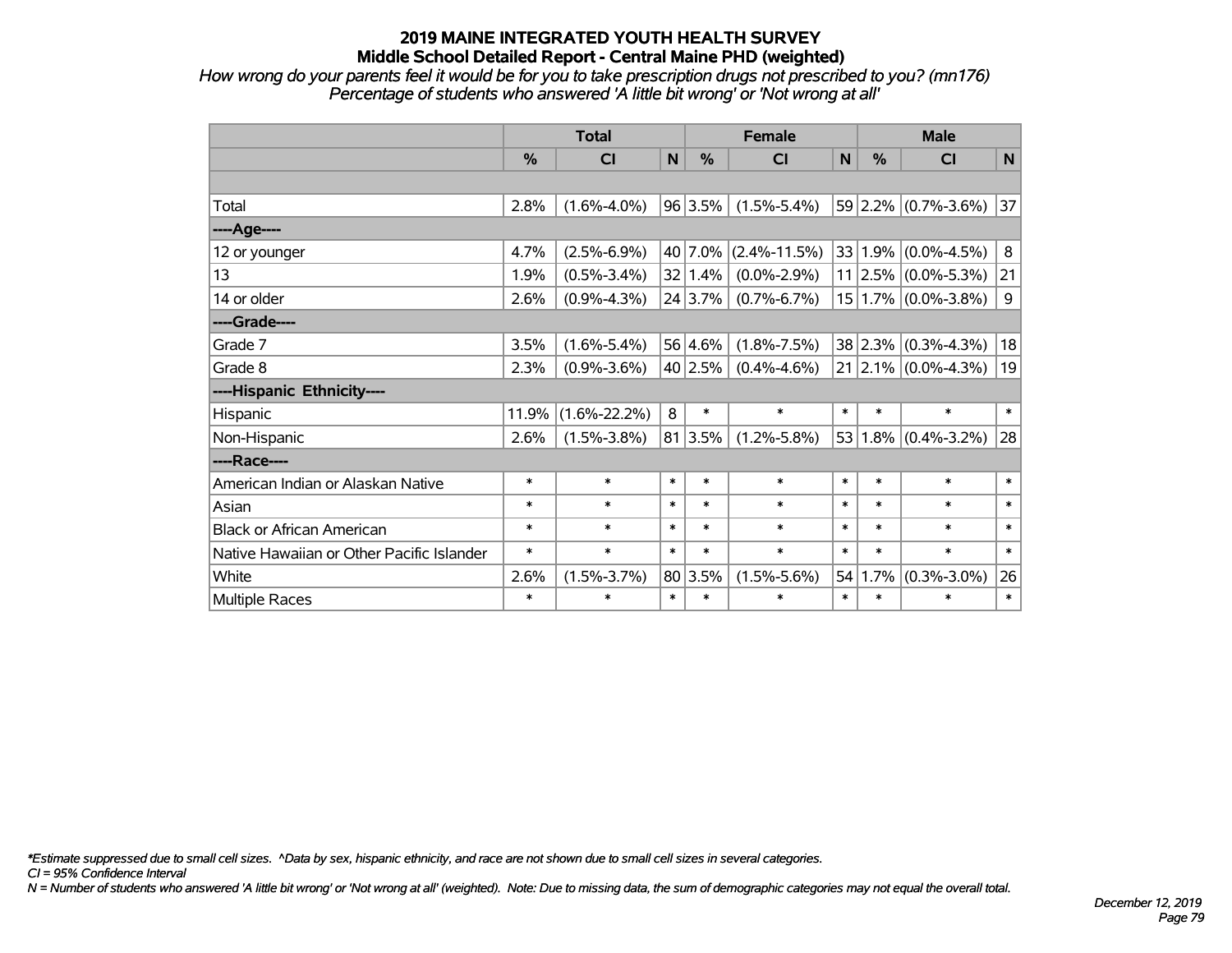# 2019 MAINE INTEGRATED YOUTH HEALTH SURVEY

## Middle School Detailed Report - Central Maine PHD (weighted)

*How wrong do your parents feel it would be for you to take prescription drugs not prescribed to you? (mn176)*
*Percentage of students who answered 'A little bit wrong' or 'Not wrong at all'*

| | Total | | | Female | | | Male | | |
|---|---|---|---|---|---|---|---|---|---|
| | % | CI | N | % | CI | N | % | CI | N |
| | | | | | | | | | |
| Total | 2.8% | (1.6%-4.0%) | 96 | 3.5% | (1.5%-5.4%) | 59 | 2.2% | (0.7%-3.6%) | 37 |
| ----Age---- | | | | | | | | | |
| 12 or younger | 4.7% | (2.5%-6.9%) | 40 | 7.0% | (2.4%-11.5%) | 33 | 1.9% | (0.0%-4.5%) | 8 |
| 13 | 1.9% | (0.5%-3.4%) | 32 | 1.4% | (0.0%-2.9%) | 11 | 2.5% | (0.0%-5.3%) | 21 |
| 14 or older | 2.6% | (0.9%-4.3%) | 24 | 3.7% | (0.7%-6.7%) | 15 | 1.7% | (0.0%-3.8%) | 9 |
| ----Grade---- | | | | | | | | | |
| Grade 7 | 3.5% | (1.6%-5.4%) | 56 | 4.6% | (1.8%-7.5%) | 38 | 2.3% | (0.3%-4.3%) | 18 |
| Grade 8 | 2.3% | (0.9%-3.6%) | 40 | 2.5% | (0.4%-4.6%) | 21 | 2.1% | (0.0%-4.3%) | 19 |
| ----Hispanic Ethnicity---- | | | | | | | | | |
| Hispanic | 11.9% | (1.6%-22.2%) | 8 | * | * | * | * | * | * |
| Non-Hispanic | 2.6% | (1.5%-3.8%) | 81 | 3.5% | (1.2%-5.8%) | 53 | 1.8% | (0.4%-3.2%) | 28 |
| ----Race---- | | | | | | | | | |
| American Indian or Alaskan Native | * | * | * | * | * | * | * | * | * |
| Asian | * | * | * | * | * | * | * | * | * |
| Black or African American | * | * | * | * | * | * | * | * | * |
| Native Hawaiian or Other Pacific Islander | * | * | * | * | * | * | * | * | * |
| White | 2.6% | (1.5%-3.7%) | 80 | 3.5% | (1.5%-5.6%) | 54 | 1.7% | (0.3%-3.0%) | 26 |
| Multiple Races | * | * | * | * | * | * | * | * | * |

*\*Estimate suppressed due to small cell sizes. ^Data by sex, hispanic ethnicity, and race are not shown due to small cell sizes in several categories.*
*CI = 95% Confidence Interval*
*N = Number of students who answered 'A little bit wrong' or 'Not wrong at all' (weighted). Note: Due to missing data, the sum of demographic categories may not equal the overall total.*

*December 12, 2019*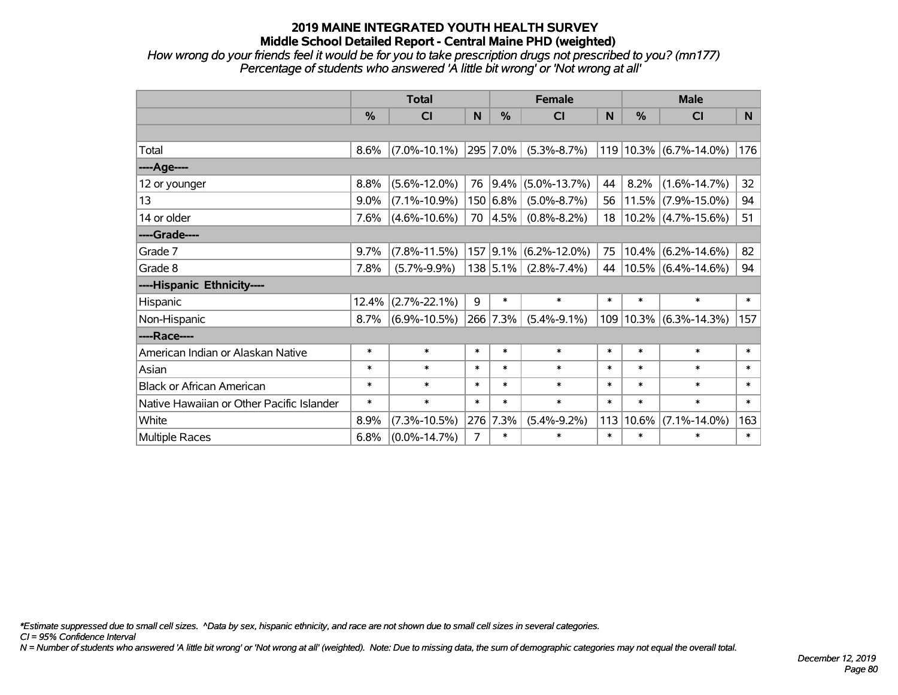# 2019 MAINE INTEGRATED YOUTH HEALTH SURVEY
## Middle School Detailed Report - Central Maine PHD (weighted)

*How wrong do your friends feel it would be for you to take prescription drugs not prescribed to you? (mn177)*
*Percentage of students who answered 'A little bit wrong' or 'Not wrong at all'*

| | Total | | | Female | | | Male | | |
|---|---|---|---|---|---|---|---|---|---|
| | % | CI | N | % | CI | N | % | CI | N |
| | | | | | | | | | |
| Total | 8.6% | (7.0%-10.1%) | 295 | 7.0% | (5.3%-8.7%) | 119 | 10.3% | (6.7%-14.0%) | 176 |
| ----Age---- | | | | | | | | | |
| 12 or younger | 8.8% | (5.6%-12.0%) | 76 | 9.4% | (5.0%-13.7%) | 44 | 8.2% | (1.6%-14.7%) | 32 |
| 13 | 9.0% | (7.1%-10.9%) | 150 | 6.8% | (5.0%-8.7%) | 56 | 11.5% | (7.9%-15.0%) | 94 |
| 14 or older | 7.6% | (4.6%-10.6%) | 70 | 4.5% | (0.8%-8.2%) | 18 | 10.2% | (4.7%-15.6%) | 51 |
| ----Grade---- | | | | | | | | | |
| Grade 7 | 9.7% | (7.8%-11.5%) | 157 | 9.1% | (6.2%-12.0%) | 75 | 10.4% | (6.2%-14.6%) | 82 |
| Grade 8 | 7.8% | (5.7%-9.9%) | 138 | 5.1% | (2.8%-7.4%) | 44 | 10.5% | (6.4%-14.6%) | 94 |
| ----Hispanic Ethnicity---- | | | | | | | | | |
| Hispanic | 12.4% | (2.7%-22.1%) | 9 | * | * | * | * | * | * |
| Non-Hispanic | 8.7% | (6.9%-10.5%) | 266 | 7.3% | (5.4%-9.1%) | 109 | 10.3% | (6.3%-14.3%) | 157 |
| ----Race---- | | | | | | | | | |
| American Indian or Alaskan Native | * | * | * | * | * | * | * | * | * |
| Asian | * | * | * | * | * | * | * | * | * |
| Black or African American | * | * | * | * | * | * | * | * | * |
| Native Hawaiian or Other Pacific Islander | * | * | * | * | * | * | * | * | * |
| White | 8.9% | (7.3%-10.5%) | 276 | 7.3% | (5.4%-9.2%) | 113 | 10.6% | (7.1%-14.0%) | 163 |
| Multiple Races | 6.8% | (0.0%-14.7%) | 7 | * | * | * | * | * | * |

*\*Estimate suppressed due to small cell sizes. ^Data by sex, hispanic ethnicity, and race are not shown due to small cell sizes in several categories.*
*CI = 95% Confidence Interval*
*N = Number of students who answered 'A little bit wrong' or 'Not wrong at all' (weighted). Note: Due to missing data, the sum of demographic categories may not equal the overall total.*

*December 12, 2019*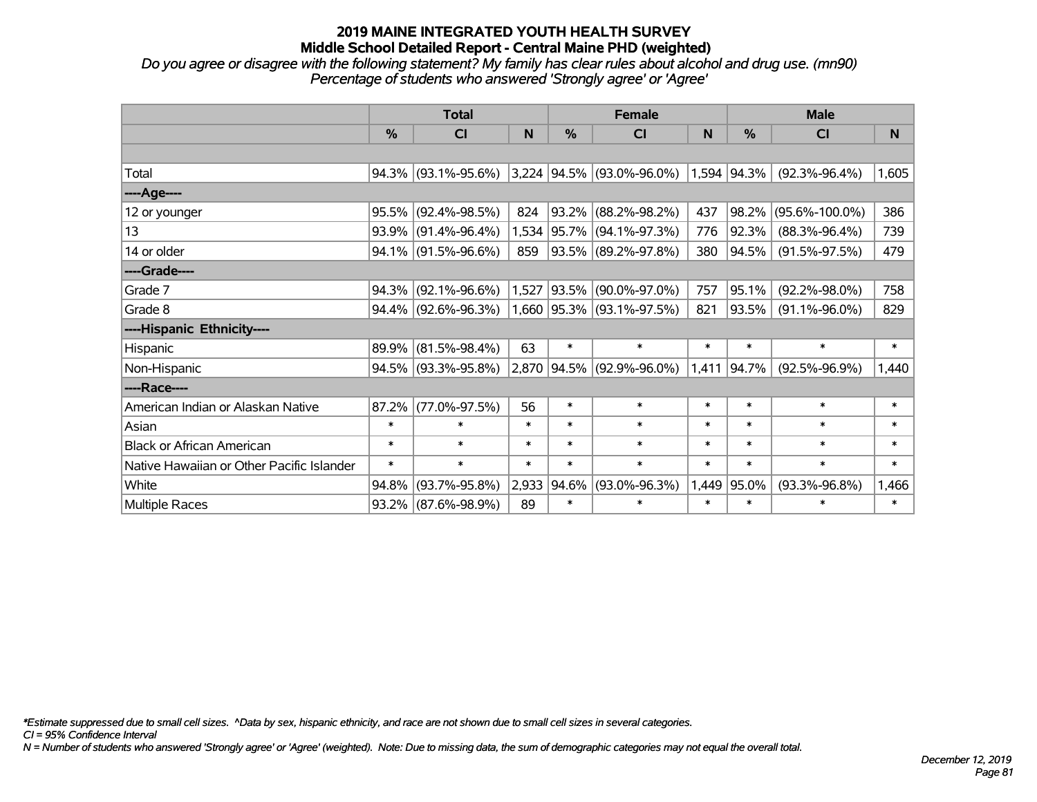# 2019 MAINE INTEGRATED YOUTH HEALTH SURVEY
## Middle School Detailed Report - Central Maine PHD (weighted)

*Do you agree or disagree with the following statement? My family has clear rules about alcohol and drug use. (mn90)*
*Percentage of students who answered 'Strongly agree' or 'Agree'*

| | Total | | | Female | | | Male | | |
|---|---|---|---|---|---|---|---|---|---|
| | % | CI | N | % | CI | N | % | CI | N |
| Total | 94.3% | (93.1%-95.6%) | 3,224 | 94.5% | (93.0%-96.0%) | 1,594 | 94.3% | (92.3%-96.4%) | 1,605 |
| ----Age---- | | | | | | | | | |
| 12 or younger | 95.5% | (92.4%-98.5%) | 824 | 93.2% | (88.2%-98.2%) | 437 | 98.2% | (95.6%-100.0%) | 386 |
| 13 | 93.9% | (91.4%-96.4%) | 1,534 | 95.7% | (94.1%-97.3%) | 776 | 92.3% | (88.3%-96.4%) | 739 |
| 14 or older | 94.1% | (91.5%-96.6%) | 859 | 93.5% | (89.2%-97.8%) | 380 | 94.5% | (91.5%-97.5%) | 479 |
| ----Grade---- | | | | | | | | | |
| Grade 7 | 94.3% | (92.1%-96.6%) | 1,527 | 93.5% | (90.0%-97.0%) | 757 | 95.1% | (92.2%-98.0%) | 758 |
| Grade 8 | 94.4% | (92.6%-96.3%) | 1,660 | 95.3% | (93.1%-97.5%) | 821 | 93.5% | (91.1%-96.0%) | 829 |
| ----Hispanic Ethnicity---- | | | | | | | | | |
| Hispanic | 89.9% | (81.5%-98.4%) | 63 | * | * | * | * | * | * |
| Non-Hispanic | 94.5% | (93.3%-95.8%) | 2,870 | 94.5% | (92.9%-96.0%) | 1,411 | 94.7% | (92.5%-96.9%) | 1,440 |
| ----Race---- | | | | | | | | | |
| American Indian or Alaskan Native | 87.2% | (77.0%-97.5%) | 56 | * | * | * | * | * | * |
| Asian | * | * | * | * | * | * | * | * | * |
| Black or African American | * | * | * | * | * | * | * | * | * |
| Native Hawaiian or Other Pacific Islander | * | * | * | * | * | * | * | * | * |
| White | 94.8% | (93.7%-95.8%) | 2,933 | 94.6% | (93.0%-96.3%) | 1,449 | 95.0% | (93.3%-96.8%) | 1,466 |
| Multiple Races | 93.2% | (87.6%-98.9%) | 89 | * | * | * | * | * | * |

*\*Estimate suppressed due to small cell sizes. ^Data by sex, hispanic ethnicity, and race are not shown due to small cell sizes in several categories.*
*CI = 95% Confidence Interval*
*N = Number of students who answered 'Strongly agree' or 'Agree' (weighted). Note: Due to missing data, the sum of demographic categories may not equal the overall total.*

*December 12, 2019*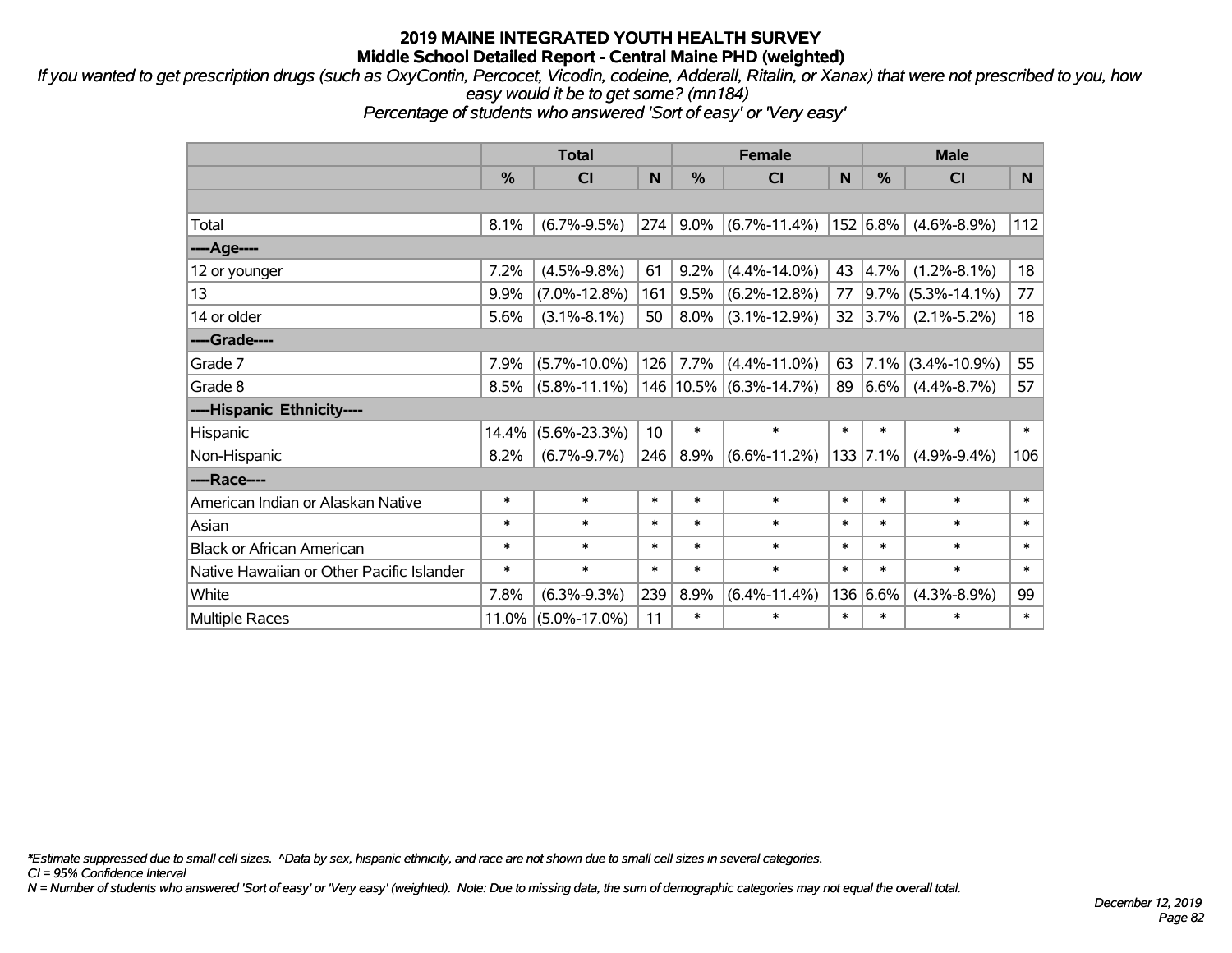# 2019 MAINE INTEGRATED YOUTH HEALTH SURVEY

## Middle School Detailed Report - Central Maine PHD (weighted)

*If you wanted to get prescription drugs (such as OxyContin, Percocet, Vicodin, codeine, Adderall, Ritalin, or Xanax) that were not prescribed to you, how easy would it be to get some? (mn184)*

*Percentage of students who answered 'Sort of easy' or 'Very easy'*

| | Total | | | Female | | | Male | | |
|---|---|---|---|---|---|---|---|---|---|
| | % | CI | N | % | CI | N | % | CI | N |
| Total | 8.1% | (6.7%-9.5%) | 274 | 9.0% | (6.7%-11.4%) | 152 | 6.8% | (4.6%-8.9%) | 112 |
| ----Age---- | | | | | | | | | |
| 12 or younger | 7.2% | (4.5%-9.8%) | 61 | 9.2% | (4.4%-14.0%) | 43 | 4.7% | (1.2%-8.1%) | 18 |
| 13 | 9.9% | (7.0%-12.8%) | 161 | 9.5% | (6.2%-12.8%) | 77 | 9.7% | (5.3%-14.1%) | 77 |
| 14 or older | 5.6% | (3.1%-8.1%) | 50 | 8.0% | (3.1%-12.9%) | 32 | 3.7% | (2.1%-5.2%) | 18 |
| ----Grade---- | | | | | | | | | |
| Grade 7 | 7.9% | (5.7%-10.0%) | 126 | 7.7% | (4.4%-11.0%) | 63 | 7.1% | (3.4%-10.9%) | 55 |
| Grade 8 | 8.5% | (5.8%-11.1%) | 146 | 10.5% | (6.3%-14.7%) | 89 | 6.6% | (4.4%-8.7%) | 57 |
| ----Hispanic Ethnicity---- | | | | | | | | | |
| Hispanic | 14.4% | (5.6%-23.3%) | 10 | * | * | * | * | * | * |
| Non-Hispanic | 8.2% | (6.7%-9.7%) | 246 | 8.9% | (6.6%-11.2%) | 133 | 7.1% | (4.9%-9.4%) | 106 |
| ----Race---- | | | | | | | | | |
| American Indian or Alaskan Native | * | * | * | * | * | * | * | * | * |
| Asian | * | * | * | * | * | * | * | * | * |
| Black or African American | * | * | * | * | * | * | * | * | * |
| Native Hawaiian or Other Pacific Islander | * | * | * | * | * | * | * | * | * |
| White | 7.8% | (6.3%-9.3%) | 239 | 8.9% | (6.4%-11.4%) | 136 | 6.6% | (4.3%-8.9%) | 99 |
| Multiple Races | 11.0% | (5.0%-17.0%) | 11 | * | * | * | * | * | * |

*\*Estimate suppressed due to small cell sizes. ^Data by sex, hispanic ethnicity, and race are not shown due to small cell sizes in several categories.*

*CI = 95% Confidence Interval*

*N = Number of students who answered 'Sort of easy' or 'Very easy' (weighted). Note: Due to missing data, the sum of demographic categories may not equal the overall total.*

*December 12, 2019*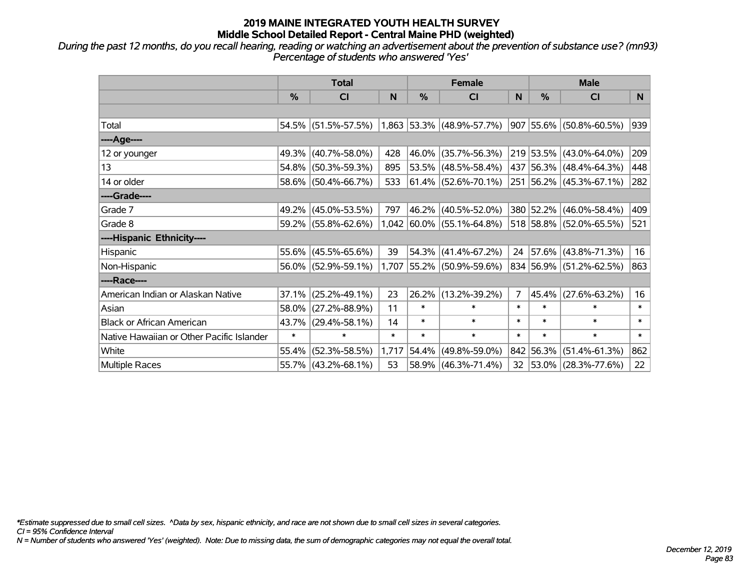# 2019 MAINE INTEGRATED YOUTH HEALTH SURVEY
## Middle School Detailed Report - Central Maine PHD (weighted)

*During the past 12 months, do you recall hearing, reading or watching an advertisement about the prevention of substance use? (mn93) Percentage of students who answered 'Yes'*

| | Total | | | Female | | | Male | | |
|---|---|---|---|---|---|---|---|---|---|
| | % | CI | N | % | CI | N | % | CI | N |
| | | | | | | | | | |
| Total | 54.5% | (51.5%-57.5%) | 1,863 | 53.3% | (48.9%-57.7%) | 907 | 55.6% | (50.8%-60.5%) | 939 |
| ----Age---- | | | | | | | | | |
| 12 or younger | 49.3% | (40.7%-58.0%) | 428 | 46.0% | (35.7%-56.3%) | 219 | 53.5% | (43.0%-64.0%) | 209 |
| 13 | 54.8% | (50.3%-59.3%) | 895 | 53.5% | (48.5%-58.4%) | 437 | 56.3% | (48.4%-64.3%) | 448 |
| 14 or older | 58.6% | (50.4%-66.7%) | 533 | 61.4% | (52.6%-70.1%) | 251 | 56.2% | (45.3%-67.1%) | 282 |
| ----Grade---- | | | | | | | | | |
| Grade 7 | 49.2% | (45.0%-53.5%) | 797 | 46.2% | (40.5%-52.0%) | 380 | 52.2% | (46.0%-58.4%) | 409 |
| Grade 8 | 59.2% | (55.8%-62.6%) | 1,042 | 60.0% | (55.1%-64.8%) | 518 | 58.8% | (52.0%-65.5%) | 521 |
| ----Hispanic Ethnicity---- | | | | | | | | | |
| Hispanic | 55.6% | (45.5%-65.6%) | 39 | 54.3% | (41.4%-67.2%) | 24 | 57.6% | (43.8%-71.3%) | 16 |
| Non-Hispanic | 56.0% | (52.9%-59.1%) | 1,707 | 55.2% | (50.9%-59.6%) | 834 | 56.9% | (51.2%-62.5%) | 863 |
| ----Race---- | | | | | | | | | |
| American Indian or Alaskan Native | 37.1% | (25.2%-49.1%) | 23 | 26.2% | (13.2%-39.2%) | 7 | 45.4% | (27.6%-63.2%) | 16 |
| Asian | 58.0% | (27.2%-88.9%) | 11 | * | * | * | * | * | * |
| Black or African American | 43.7% | (29.4%-58.1%) | 14 | * | * | * | * | * | * |
| Native Hawaiian or Other Pacific Islander | * | * | * | * | * | * | * | * | * |
| White | 55.4% | (52.3%-58.5%) | 1,717 | 54.4% | (49.8%-59.0%) | 842 | 56.3% | (51.4%-61.3%) | 862 |
| Multiple Races | 55.7% | (43.2%-68.1%) | 53 | 58.9% | (46.3%-71.4%) | 32 | 53.0% | (28.3%-77.6%) | 22 |

*Estimate suppressed due to small cell sizes. ^Data by sex, hispanic ethnicity, and race are not shown due to small cell sizes in several categories.
CI = 95% Confidence Interval
N = Number of students who answered 'Yes' (weighted). Note: Due to missing data, the sum of demographic categories may not equal the overall total.

December 12, 2019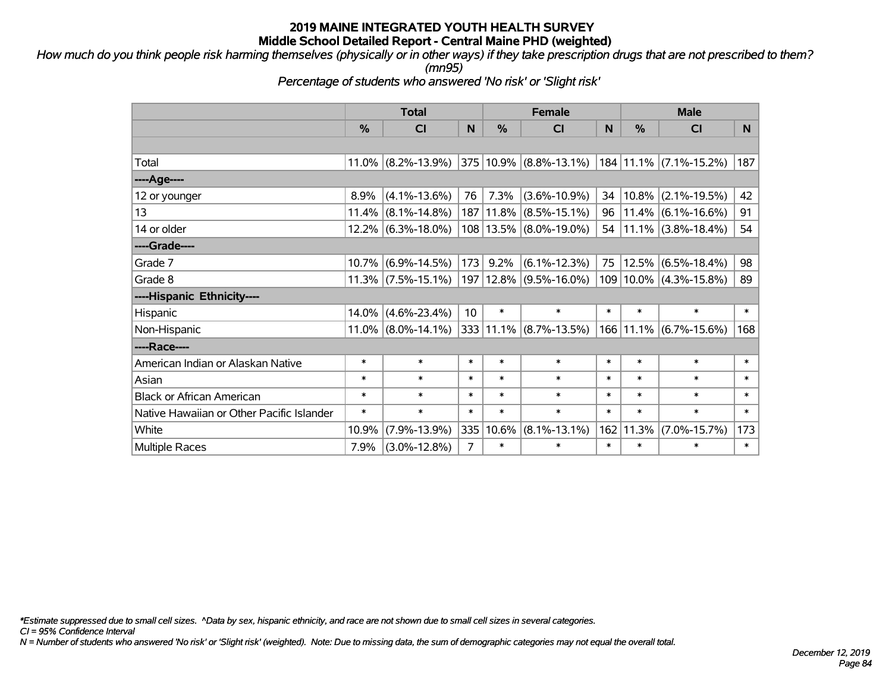# 2019 MAINE INTEGRATED YOUTH HEALTH SURVEY
## Middle School Detailed Report - Central Maine PHD (weighted)

*How much do you think people risk harming themselves (physically or in other ways) if they take prescription drugs that are not prescribed to them? (mn95)*

*Percentage of students who answered 'No risk' or 'Slight risk'*

| | Total | | | Female | | | Male | | |
|---|---|---|---|---|---|---|---|---|---|
| | % | CI | N | % | CI | N | % | CI | N |
| | | | | | | | | | |
| Total | 11.0% | (8.2%-13.9%) | 375 | 10.9% | (8.8%-13.1%) | 184 | 11.1% | (7.1%-15.2%) | 187 |
| ----Age---- | | | | | | | | | |
| 12 or younger | 8.9% | (4.1%-13.6%) | 76 | 7.3% | (3.6%-10.9%) | 34 | 10.8% | (2.1%-19.5%) | 42 |
| 13 | 11.4% | (8.1%-14.8%) | 187 | 11.8% | (8.5%-15.1%) | 96 | 11.4% | (6.1%-16.6%) | 91 |
| 14 or older | 12.2% | (6.3%-18.0%) | 108 | 13.5% | (8.0%-19.0%) | 54 | 11.1% | (3.8%-18.4%) | 54 |
| ----Grade---- | | | | | | | | | |
| Grade 7 | 10.7% | (6.9%-14.5%) | 173 | 9.2% | (6.1%-12.3%) | 75 | 12.5% | (6.5%-18.4%) | 98 |
| Grade 8 | 11.3% | (7.5%-15.1%) | 197 | 12.8% | (9.5%-16.0%) | 109 | 10.0% | (4.3%-15.8%) | 89 |
| ----Hispanic Ethnicity---- | | | | | | | | | |
| Hispanic | 14.0% | (4.6%-23.4%) | 10 | * | * | * | * | * | * |
| Non-Hispanic | 11.0% | (8.0%-14.1%) | 333 | 11.1% | (8.7%-13.5%) | 166 | 11.1% | (6.7%-15.6%) | 168 |
| ----Race---- | | | | | | | | | |
| American Indian or Alaskan Native | * | * | * | * | * | * | * | * | * |
| Asian | * | * | * | * | * | * | * | * | * |
| Black or African American | * | * | * | * | * | * | * | * | * |
| Native Hawaiian or Other Pacific Islander | * | * | * | * | * | * | * | * | * |
| White | 10.9% | (7.9%-13.9%) | 335 | 10.6% | (8.1%-13.1%) | 162 | 11.3% | (7.0%-15.7%) | 173 |
| Multiple Races | 7.9% | (3.0%-12.8%) | 7 | * | * | * | * | * | * |

*\*Estimate suppressed due to small cell sizes. ^Data by sex, hispanic ethnicity, and race are not shown due to small cell sizes in several categories.*

*CI = 95% Confidence Interval*

*N = Number of students who answered 'No risk' or 'Slight risk' (weighted). Note: Due to missing data, the sum of demographic categories may not equal the overall total.*

*December 12, 2019*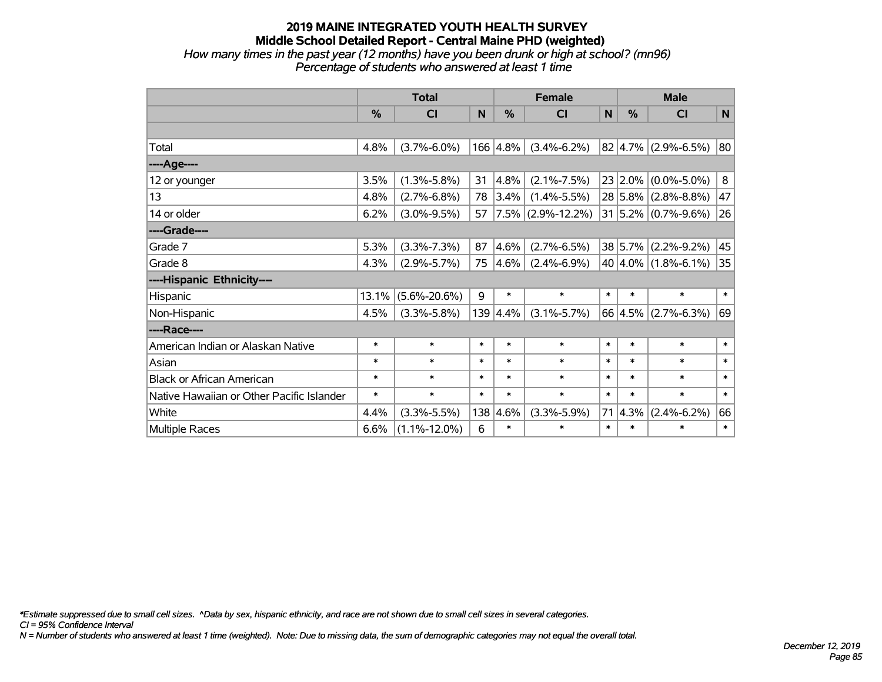# 2019 MAINE INTEGRATED YOUTH HEALTH SURVEY

## Middle School Detailed Report - Central Maine PHD (weighted)

*How many times in the past year (12 months) have you been drunk or high at school? (mn96)*
*Percentage of students who answered at least 1 time*

| | Total | | | Female | | | Male | | |
|---|---|---|---|---|---|---|---|---|---|
| | % | CI | N | % | CI | N | % | CI | N |
| | | | | | | | | | |
| Total | 4.8% | (3.7%-6.0%) | 166 | 4.8% | (3.4%-6.2%) | 82 | 4.7% | (2.9%-6.5%) | 80 |
| ----Age---- | | | | | | | | | |
| 12 or younger | 3.5% | (1.3%-5.8%) | 31 | 4.8% | (2.1%-7.5%) | 23 | 2.0% | (0.0%-5.0%) | 8 |
| 13 | 4.8% | (2.7%-6.8%) | 78 | 3.4% | (1.4%-5.5%) | 28 | 5.8% | (2.8%-8.8%) | 47 |
| 14 or older | 6.2% | (3.0%-9.5%) | 57 | 7.5% | (2.9%-12.2%) | 31 | 5.2% | (0.7%-9.6%) | 26 |
| ----Grade---- | | | | | | | | | |
| Grade 7 | 5.3% | (3.3%-7.3%) | 87 | 4.6% | (2.7%-6.5%) | 38 | 5.7% | (2.2%-9.2%) | 45 |
| Grade 8 | 4.3% | (2.9%-5.7%) | 75 | 4.6% | (2.4%-6.9%) | 40 | 4.0% | (1.8%-6.1%) | 35 |
| ----Hispanic Ethnicity---- | | | | | | | | | |
| Hispanic | 13.1% | (5.6%-20.6%) | 9 | * | * | * | * | * | * |
| Non-Hispanic | 4.5% | (3.3%-5.8%) | 139 | 4.4% | (3.1%-5.7%) | 66 | 4.5% | (2.7%-6.3%) | 69 |
| ----Race---- | | | | | | | | | |
| American Indian or Alaskan Native | * | * | * | * | * | * | * | * | * |
| Asian | * | * | * | * | * | * | * | * | * |
| Black or African American | * | * | * | * | * | * | * | * | * |
| Native Hawaiian or Other Pacific Islander | * | * | * | * | * | * | * | * | * |
| White | 4.4% | (3.3%-5.5%) | 138 | 4.6% | (3.3%-5.9%) | 71 | 4.3% | (2.4%-6.2%) | 66 |
| Multiple Races | 6.6% | (1.1%-12.0%) | 6 | * | * | * | * | * | * |

*\*Estimate suppressed due to small cell sizes. ^Data by sex, hispanic ethnicity, and race are not shown due to small cell sizes in several categories.*
*CI = 95% Confidence Interval*
*N = Number of students who answered at least 1 time (weighted). Note: Due to missing data, the sum of demographic categories may not equal the overall total.*

*December 12, 2019*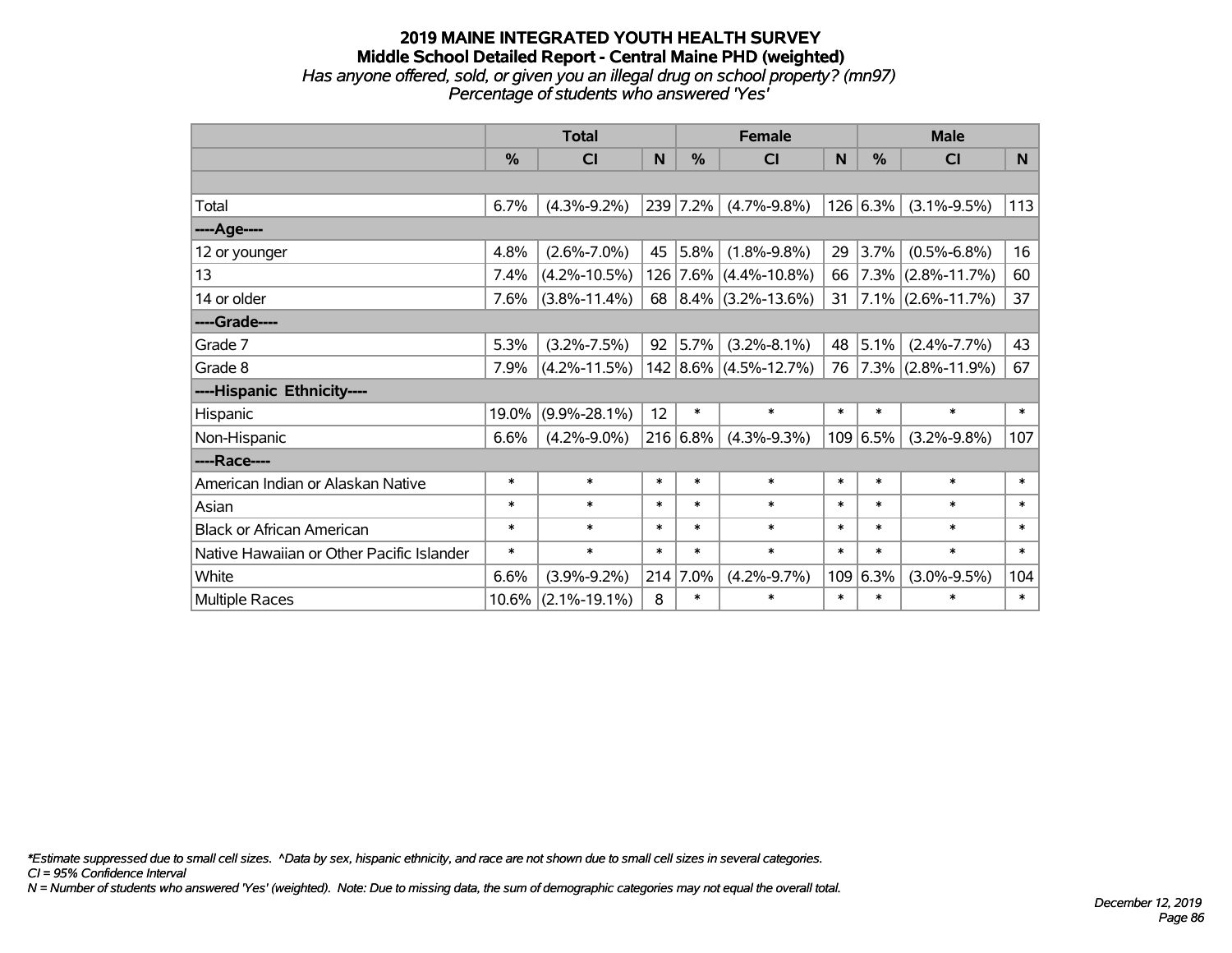# 2019 MAINE INTEGRATED YOUTH HEALTH SURVEY
## Middle School Detailed Report - Central Maine PHD (weighted)
*Has anyone offered, sold, or given you an illegal drug on school property? (mn97)*
*Percentage of students who answered 'Yes'*

| | Total | | | Female | | | Male | | |
|---|---|---|---|---|---|---|---|---|---|
| | % | CI | N | % | CI | N | % | CI | N |
| | | | | | | | | | |
| Total | 6.7% | (4.3%-9.2%) | 239 | 7.2% | (4.7%-9.8%) | 126 | 6.3% | (3.1%-9.5%) | 113 |
| ----Age---- | | | | | | | | | |
| 12 or younger | 4.8% | (2.6%-7.0%) | 45 | 5.8% | (1.8%-9.8%) | 29 | 3.7% | (0.5%-6.8%) | 16 |
| 13 | 7.4% | (4.2%-10.5%) | 126 | 7.6% | (4.4%-10.8%) | 66 | 7.3% | (2.8%-11.7%) | 60 |
| 14 or older | 7.6% | (3.8%-11.4%) | 68 | 8.4% | (3.2%-13.6%) | 31 | 7.1% | (2.6%-11.7%) | 37 |
| ----Grade---- | | | | | | | | | |
| Grade 7 | 5.3% | (3.2%-7.5%) | 92 | 5.7% | (3.2%-8.1%) | 48 | 5.1% | (2.4%-7.7%) | 43 |
| Grade 8 | 7.9% | (4.2%-11.5%) | 142 | 8.6% | (4.5%-12.7%) | 76 | 7.3% | (2.8%-11.9%) | 67 |
| ----Hispanic Ethnicity---- | | | | | | | | | |
| Hispanic | 19.0% | (9.9%-28.1%) | 12 | * | * | * | * | * | * |
| Non-Hispanic | 6.6% | (4.2%-9.0%) | 216 | 6.8% | (4.3%-9.3%) | 109 | 6.5% | (3.2%-9.8%) | 107 |
| ----Race---- | | | | | | | | | |
| American Indian or Alaskan Native | * | * | * | * | * | * | * | * | * |
| Asian | * | * | * | * | * | * | * | * | * |
| Black or African American | * | * | * | * | * | * | * | * | * |
| Native Hawaiian or Other Pacific Islander | * | * | * | * | * | * | * | * | * |
| White | 6.6% | (3.9%-9.2%) | 214 | 7.0% | (4.2%-9.7%) | 109 | 6.3% | (3.0%-9.5%) | 104 |
| Multiple Races | 10.6% | (2.1%-19.1%) | 8 | * | * | * | * | * | * |

*\*Estimate suppressed due to small cell sizes. ^Data by sex, hispanic ethnicity, and race are not shown due to small cell sizes in several categories.*
*CI = 95% Confidence Interval*
*N = Number of students who answered 'Yes' (weighted). Note: Due to missing data, the sum of demographic categories may not equal the overall total.*

*December 12, 2019*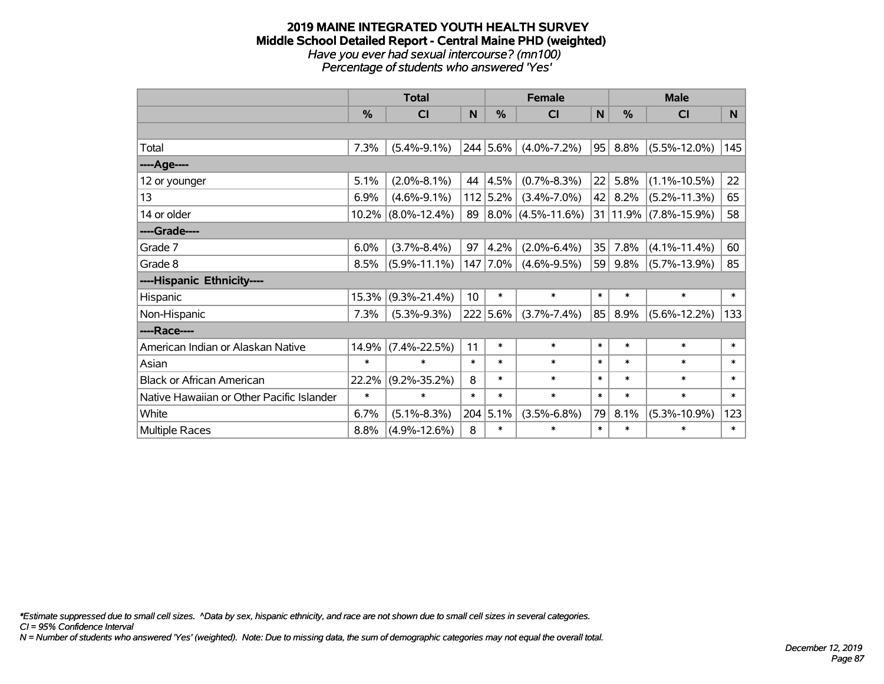**2019 MAINE INTEGRATED YOUTH HEALTH SURVEY**
**Middle School Detailed Report - Central Maine PHD (weighted)**
*Have you ever had sexual intercourse? (mn100)*
*Percentage of students who answered 'Yes'*

| | Total | | | Female | | | Male | | |
|---|---|---|---|---|---|---|---|---|---|
| | % | CI | N | % | CI | N | % | CI | N |
| Total | 7.3% | (5.4%-9.1%) | 244 | 5.6% | (4.0%-7.2%) | 95 | 8.8% | (5.5%-12.0%) | 145 |
| ----Age---- | | | | | | | | | |
| 12 or younger | 5.1% | (2.0%-8.1%) | 44 | 4.5% | (0.7%-8.3%) | 22 | 5.8% | (1.1%-10.5%) | 22 |
| 13 | 6.9% | (4.6%-9.1%) | 112 | 5.2% | (3.4%-7.0%) | 42 | 8.2% | (5.2%-11.3%) | 65 |
| 14 or older | 10.2% | (8.0%-12.4%) | 89 | 8.0% | (4.5%-11.6%) | 31 | 11.9% | (7.8%-15.9%) | 58 |
| ----Grade---- | | | | | | | | | |
| Grade 7 | 6.0% | (3.7%-8.4%) | 97 | 4.2% | (2.0%-6.4%) | 35 | 7.8% | (4.1%-11.4%) | 60 |
| Grade 8 | 8.5% | (5.9%-11.1%) | 147 | 7.0% | (4.6%-9.5%) | 59 | 9.8% | (5.7%-13.9%) | 85 |
| ----Hispanic Ethnicity---- | | | | | | | | | |
| Hispanic | 15.3% | (9.3%-21.4%) | 10 | * | * | * | * | * | * |
| Non-Hispanic | 7.3% | (5.3%-9.3%) | 222 | 5.6% | (3.7%-7.4%) | 85 | 8.9% | (5.6%-12.2%) | 133 |
| ----Race---- | | | | | | | | | |
| American Indian or Alaskan Native | 14.9% | (7.4%-22.5%) | 11 | * | * | * | * | * | * |
| Asian | * | * | * | * | * | * | * | * | * |
| Black or African American | 22.2% | (9.2%-35.2%) | 8 | * | * | * | * | * | * |
| Native Hawaiian or Other Pacific Islander | * | * | * | * | * | * | * | * | * |
| White | 6.7% | (5.1%-8.3%) | 204 | 5.1% | (3.5%-6.8%) | 79 | 8.1% | (5.3%-10.9%) | 123 |
| Multiple Races | 8.8% | (4.9%-12.6%) | 8 | * | * | * | * | * | * |

*\*Estimate suppressed due to small cell sizes. ^Data by sex, hispanic ethnicity, and race are not shown due to small cell sizes in several categories.*
*CI = 95% Confidence Interval*
*N = Number of students who answered 'Yes' (weighted). Note: Due to missing data, the sum of demographic categories may not equal the overall total.*

*December 12, 2019*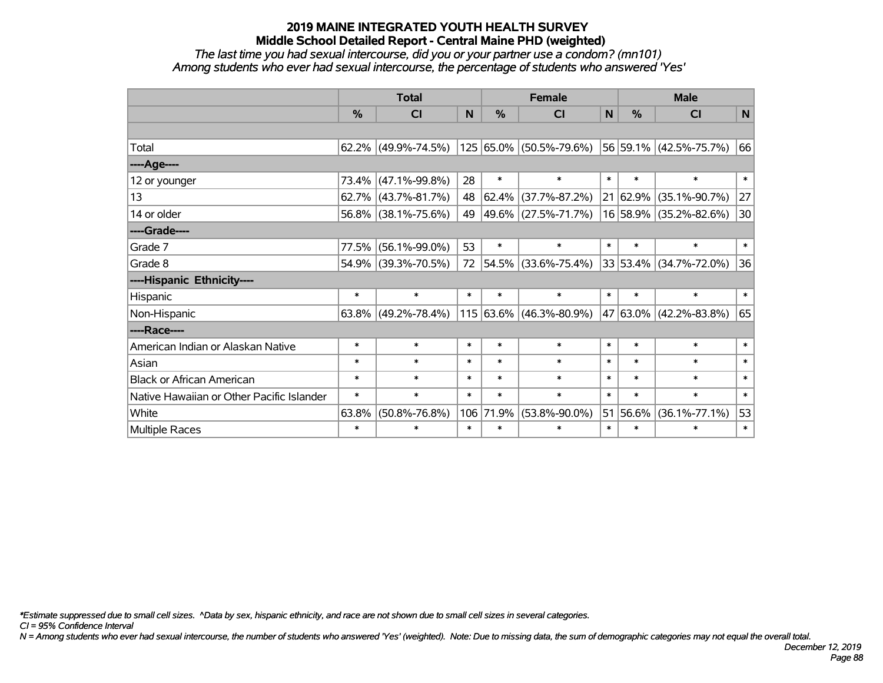# 2019 MAINE INTEGRATED YOUTH HEALTH SURVEY
## Middle School Detailed Report - Central Maine PHD (weighted)

*The last time you had sexual intercourse, did you or your partner use a condom? (mn101)*
*Among students who ever had sexual intercourse, the percentage of students who answered 'Yes'*

| | Total | | | Female | | | Male | | |
|---|---|---|---|---|---|---|---|---|---|
| | % | CI | N | % | CI | N | % | CI | N |
| Total | 62.2% | (49.9%-74.5%) | 125 | 65.0% | (50.5%-79.6%) | 56 | 59.1% | (42.5%-75.7%) | 66 |
| ----Age---- | | | | | | | | | |
| 12 or younger | 73.4% | (47.1%-99.8%) | 28 | * | * | * | * | * | * |
| 13 | 62.7% | (43.7%-81.7%) | 48 | 62.4% | (37.7%-87.2%) | 21 | 62.9% | (35.1%-90.7%) | 27 |
| 14 or older | 56.8% | (38.1%-75.6%) | 49 | 49.6% | (27.5%-71.7%) | 16 | 58.9% | (35.2%-82.6%) | 30 |
| ----Grade---- | | | | | | | | | |
| Grade 7 | 77.5% | (56.1%-99.0%) | 53 | * | * | * | * | * | * |
| Grade 8 | 54.9% | (39.3%-70.5%) | 72 | 54.5% | (33.6%-75.4%) | 33 | 53.4% | (34.7%-72.0%) | 36 |
| ----Hispanic Ethnicity---- | | | | | | | | | |
| Hispanic | * | * | * | * | * | * | * | * | * |
| Non-Hispanic | 63.8% | (49.2%-78.4%) | 115 | 63.6% | (46.3%-80.9%) | 47 | 63.0% | (42.2%-83.8%) | 65 |
| ----Race---- | | | | | | | | | |
| American Indian or Alaskan Native | * | * | * | * | * | * | * | * | * |
| Asian | * | * | * | * | * | * | * | * | * |
| Black or African American | * | * | * | * | * | * | * | * | * |
| Native Hawaiian or Other Pacific Islander | * | * | * | * | * | * | * | * | * |
| White | 63.8% | (50.8%-76.8%) | 106 | 71.9% | (53.8%-90.0%) | 51 | 56.6% | (36.1%-77.1%) | 53 |
| Multiple Races | * | * | * | * | * | * | * | * | * |

*\*Estimate suppressed due to small cell sizes. ^Data by sex, hispanic ethnicity, and race are not shown due to small cell sizes in several categories.*

*CI = 95% Confidence Interval*

*N = Among students who ever had sexual intercourse, the number of students who answered 'Yes' (weighted). Note: Due to missing data, the sum of demographic categories may not equal the overall total.*

*December 12, 2019*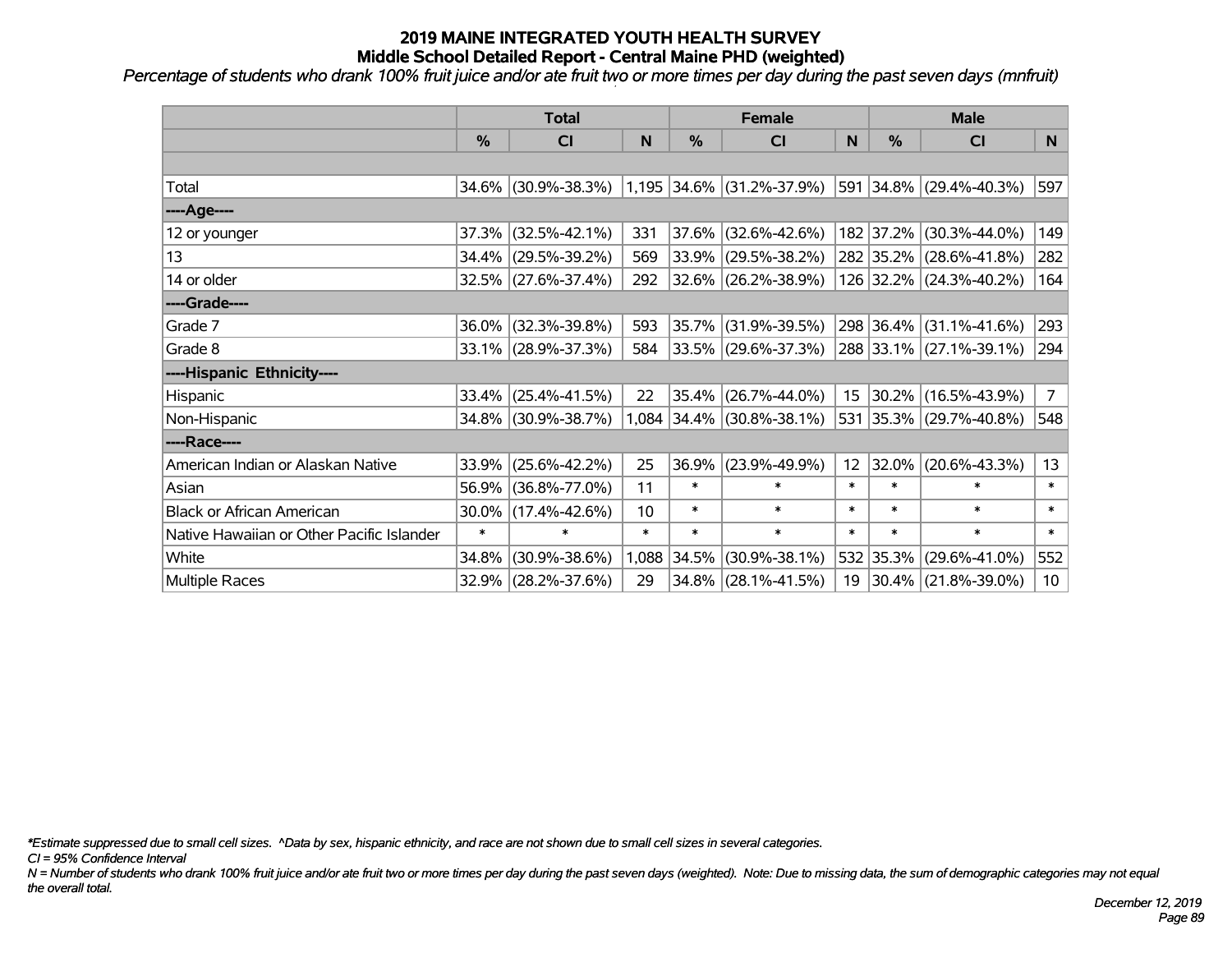# 2019 MAINE INTEGRATED YOUTH HEALTH SURVEY
## Middle School Detailed Report - Central Maine PHD (weighted)

*Percentage of students who drank 100% fruit juice and/or ate fruit two or more times per day during the past seven days (mnfruit)*

| | Total | | | Female | | | Male | | |
|---|---|---|---|---|---|---|---|---|---|
| | % | CI | N | % | CI | N | % | CI | N |
| | | | | | | | | | |
| Total | 34.6% | (30.9%-38.3%) | 1,195 | 34.6% | (31.2%-37.9%) | 591 | 34.8% | (29.4%-40.3%) | 597 |
| ----Age---- | | | | | | | | | |
| 12 or younger | 37.3% | (32.5%-42.1%) | 331 | 37.6% | (32.6%-42.6%) | 182 | 37.2% | (30.3%-44.0%) | 149 |
| 13 | 34.4% | (29.5%-39.2%) | 569 | 33.9% | (29.5%-38.2%) | 282 | 35.2% | (28.6%-41.8%) | 282 |
| 14 or older | 32.5% | (27.6%-37.4%) | 292 | 32.6% | (26.2%-38.9%) | 126 | 32.2% | (24.3%-40.2%) | 164 |
| ----Grade---- | | | | | | | | | |
| Grade 7 | 36.0% | (32.3%-39.8%) | 593 | 35.7% | (31.9%-39.5%) | 298 | 36.4% | (31.1%-41.6%) | 293 |
| Grade 8 | 33.1% | (28.9%-37.3%) | 584 | 33.5% | (29.6%-37.3%) | 288 | 33.1% | (27.1%-39.1%) | 294 |
| ----Hispanic Ethnicity---- | | | | | | | | | |
| Hispanic | 33.4% | (25.4%-41.5%) | 22 | 35.4% | (26.7%-44.0%) | 15 | 30.2% | (16.5%-43.9%) | 7 |
| Non-Hispanic | 34.8% | (30.9%-38.7%) | 1,084 | 34.4% | (30.8%-38.1%) | 531 | 35.3% | (29.7%-40.8%) | 548 |
| ----Race---- | | | | | | | | | |
| American Indian or Alaskan Native | 33.9% | (25.6%-42.2%) | 25 | 36.9% | (23.9%-49.9%) | 12 | 32.0% | (20.6%-43.3%) | 13 |
| Asian | 56.9% | (36.8%-77.0%) | 11 | * | * | * | * | * | * |
| Black or African American | 30.0% | (17.4%-42.6%) | 10 | * | * | * | * | * | * |
| Native Hawaiian or Other Pacific Islander | * | * | * | * | * | * | * | * | * |
| White | 34.8% | (30.9%-38.6%) | 1,088 | 34.5% | (30.9%-38.1%) | 532 | 35.3% | (29.6%-41.0%) | 552 |
| Multiple Races | 32.9% | (28.2%-37.6%) | 29 | 34.8% | (28.1%-41.5%) | 19 | 30.4% | (21.8%-39.0%) | 10 |

*\*Estimate suppressed due to small cell sizes. ^Data by sex, hispanic ethnicity, and race are not shown due to small cell sizes in several categories.*

*CI = 95% Confidence Interval*

*N = Number of students who drank 100% fruit juice and/or ate fruit two or more times per day during the past seven days (weighted). Note: Due to missing data, the sum of demographic categories may not equal the overall total.*

*December 12, 2019*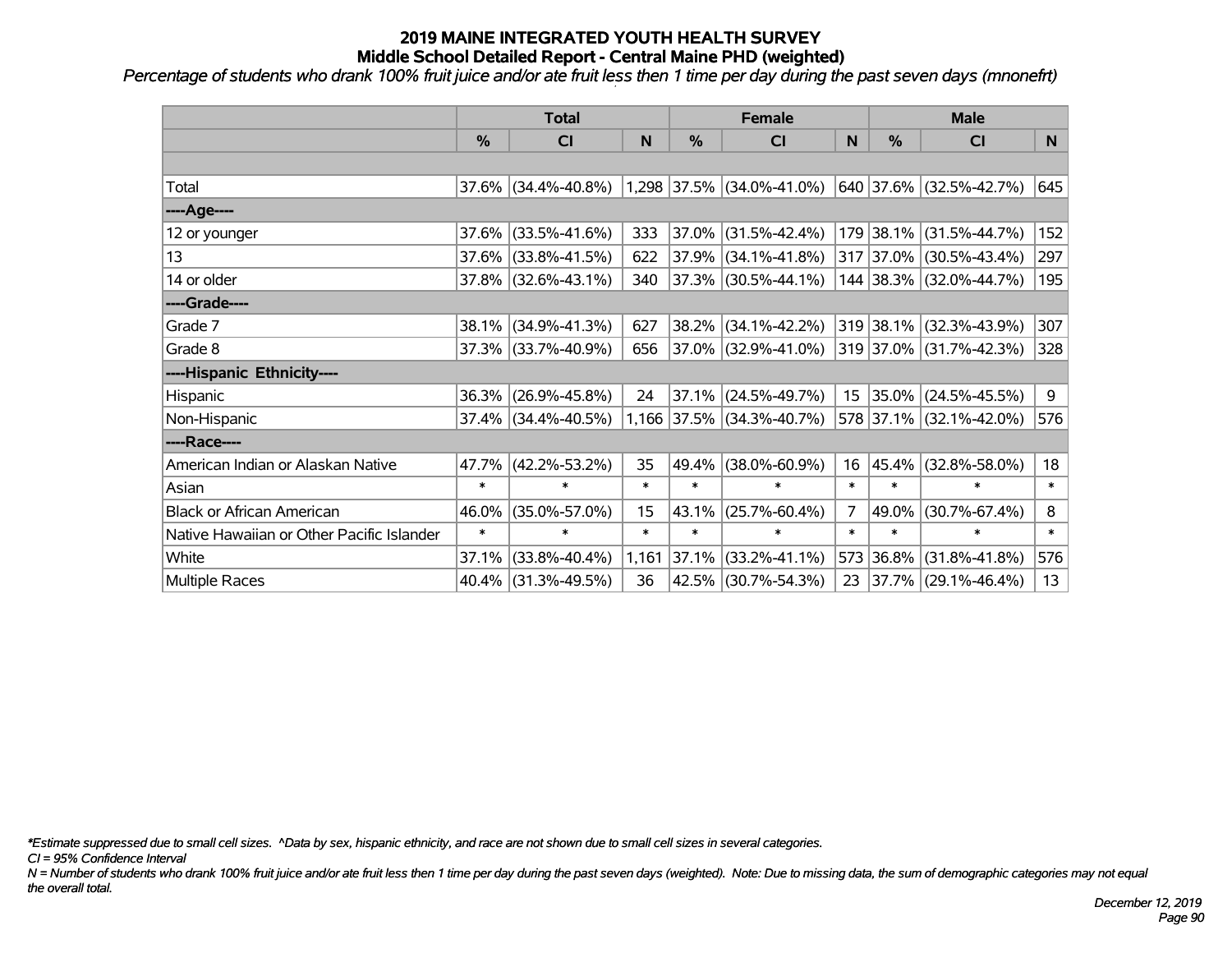# 2019 MAINE INTEGRATED YOUTH HEALTH SURVEY
## Middle School Detailed Report - Central Maine PHD (weighted)

*Percentage of students who drank 100% fruit juice and/or ate fruit less then 1 time per day during the past seven days (mnonefrt)*

| | Total | | | Female | | | Male | | |
|---|---|---|---|---|---|---|---|---|---|
| | % | CI | N | % | CI | N | % | CI | N |
| | | | | | | | | | |
| Total | 37.6% | (34.4%-40.8%) | 1,298 | 37.5% | (34.0%-41.0%) | 640 | 37.6% | (32.5%-42.7%) | 645 |
| ----Age---- | | | | | | | | | |
| 12 or younger | 37.6% | (33.5%-41.6%) | 333 | 37.0% | (31.5%-42.4%) | 179 | 38.1% | (31.5%-44.7%) | 152 |
| 13 | 37.6% | (33.8%-41.5%) | 622 | 37.9% | (34.1%-41.8%) | 317 | 37.0% | (30.5%-43.4%) | 297 |
| 14 or older | 37.8% | (32.6%-43.1%) | 340 | 37.3% | (30.5%-44.1%) | 144 | 38.3% | (32.0%-44.7%) | 195 |
| ----Grade---- | | | | | | | | | |
| Grade 7 | 38.1% | (34.9%-41.3%) | 627 | 38.2% | (34.1%-42.2%) | 319 | 38.1% | (32.3%-43.9%) | 307 |
| Grade 8 | 37.3% | (33.7%-40.9%) | 656 | 37.0% | (32.9%-41.0%) | 319 | 37.0% | (31.7%-42.3%) | 328 |
| ----Hispanic Ethnicity---- | | | | | | | | | |
| Hispanic | 36.3% | (26.9%-45.8%) | 24 | 37.1% | (24.5%-49.7%) | 15 | 35.0% | (24.5%-45.5%) | 9 |
| Non-Hispanic | 37.4% | (34.4%-40.5%) | 1,166 | 37.5% | (34.3%-40.7%) | 578 | 37.1% | (32.1%-42.0%) | 576 |
| ----Race---- | | | | | | | | | |
| American Indian or Alaskan Native | 47.7% | (42.2%-53.2%) | 35 | 49.4% | (38.0%-60.9%) | 16 | 45.4% | (32.8%-58.0%) | 18 |
| Asian | * | * | * | * | * | * | * | * | * |
| Black or African American | 46.0% | (35.0%-57.0%) | 15 | 43.1% | (25.7%-60.4%) | 7 | 49.0% | (30.7%-67.4%) | 8 |
| Native Hawaiian or Other Pacific Islander | * | * | * | * | * | * | * | * | * |
| White | 37.1% | (33.8%-40.4%) | 1,161 | 37.1% | (33.2%-41.1%) | 573 | 36.8% | (31.8%-41.8%) | 576 |
| Multiple Races | 40.4% | (31.3%-49.5%) | 36 | 42.5% | (30.7%-54.3%) | 23 | 37.7% | (29.1%-46.4%) | 13 |

*\*Estimate suppressed due to small cell sizes. ^Data by sex, hispanic ethnicity, and race are not shown due to small cell sizes in several categories.*

*CI = 95% Confidence Interval*

*N = Number of students who drank 100% fruit juice and/or ate fruit less then 1 time per day during the past seven days (weighted). Note: Due to missing data, the sum of demographic categories may not equal the overall total.*

*December 12, 2019*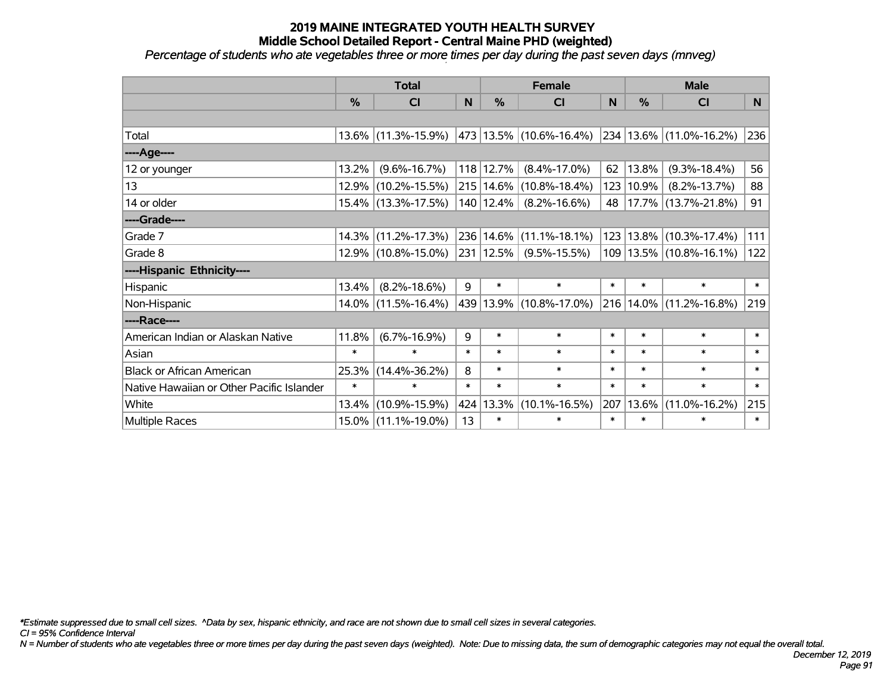# 2019 MAINE INTEGRATED YOUTH HEALTH SURVEY

## Middle School Detailed Report - Central Maine PHD (weighted)

*Percentage of students who ate vegetables three or more times per day during the past seven days (mnveg)*

| | Total | | | Female | | | Male | | |
|---|---|---|---|---|---|---|---|---|---|
| | % | CI | N | % | CI | N | % | CI | N |
| | | | | | | | | | |
| Total | 13.6% | (11.3%-15.9%) | 473 | 13.5% | (10.6%-16.4%) | 234 | 13.6% | (11.0%-16.2%) | 236 |
| ----Age---- | | | | | | | | | |
| 12 or younger | 13.2% | (9.6%-16.7%) | 118 | 12.7% | (8.4%-17.0%) | 62 | 13.8% | (9.3%-18.4%) | 56 |
| 13 | 12.9% | (10.2%-15.5%) | 215 | 14.6% | (10.8%-18.4%) | 123 | 10.9% | (8.2%-13.7%) | 88 |
| 14 or older | 15.4% | (13.3%-17.5%) | 140 | 12.4% | (8.2%-16.6%) | 48 | 17.7% | (13.7%-21.8%) | 91 |
| ----Grade---- | | | | | | | | | |
| Grade 7 | 14.3% | (11.2%-17.3%) | 236 | 14.6% | (11.1%-18.1%) | 123 | 13.8% | (10.3%-17.4%) | 111 |
| Grade 8 | 12.9% | (10.8%-15.0%) | 231 | 12.5% | (9.5%-15.5%) | 109 | 13.5% | (10.8%-16.1%) | 122 |
| ----Hispanic Ethnicity---- | | | | | | | | | |
| Hispanic | 13.4% | (8.2%-18.6%) | 9 | * | * | * | * | * | * |
| Non-Hispanic | 14.0% | (11.5%-16.4%) | 439 | 13.9% | (10.8%-17.0%) | 216 | 14.0% | (11.2%-16.8%) | 219 |
| ----Race---- | | | | | | | | | |
| American Indian or Alaskan Native | 11.8% | (6.7%-16.9%) | 9 | * | * | * | * | * | * |
| Asian | * | * | * | * | * | * | * | * | * |
| Black or African American | 25.3% | (14.4%-36.2%) | 8 | * | * | * | * | * | * |
| Native Hawaiian or Other Pacific Islander | * | * | * | * | * | * | * | * | * |
| White | 13.4% | (10.9%-15.9%) | 424 | 13.3% | (10.1%-16.5%) | 207 | 13.6% | (11.0%-16.2%) | 215 |
| Multiple Races | 15.0% | (11.1%-19.0%) | 13 | * | * | * | * | * | * |

*\*Estimate suppressed due to small cell sizes. ^Data by sex, hispanic ethnicity, and race are not shown due to small cell sizes in several categories.*

*CI = 95% Confidence Interval*

*N = Number of students who ate vegetables three or more times per day during the past seven days (weighted). Note: Due to missing data, the sum of demographic categories may not equal the overall total.*

*December 12, 2019*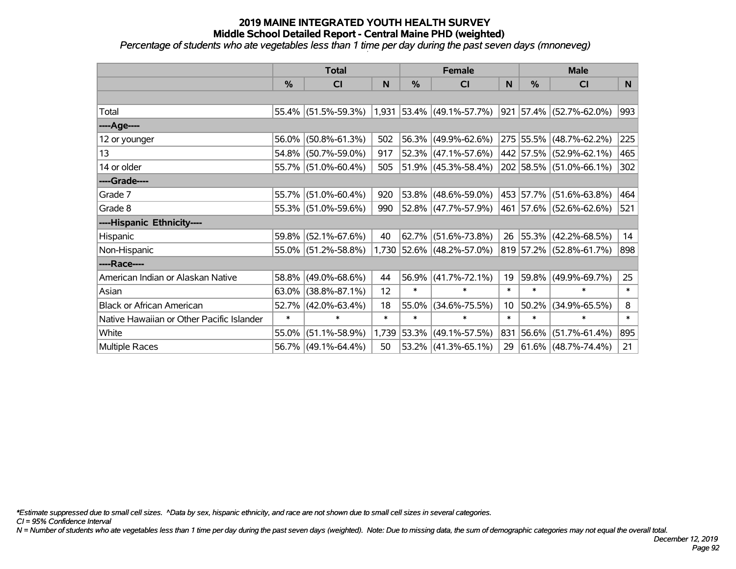# 2019 MAINE INTEGRATED YOUTH HEALTH SURVEY
## Middle School Detailed Report - Central Maine PHD (weighted)
*Percentage of students who ate vegetables less than 1 time per day during the past seven days (mnoneveg)*

| | Total | | | Female | | | Male | | |
|---|---|---|---|---|---|---|---|---|---|
| | % | CI | N | % | CI | N | % | CI | N |
| | | | | | | | | | |
| Total | 55.4% | (51.5%-59.3%) | 1,931 | 53.4% | (49.1%-57.7%) | 921 | 57.4% | (52.7%-62.0%) | 993 |
| ----Age---- | | | | | | | | | |
| 12 or younger | 56.0% | (50.8%-61.3%) | 502 | 56.3% | (49.9%-62.6%) | 275 | 55.5% | (48.7%-62.2%) | 225 |
| 13 | 54.8% | (50.7%-59.0%) | 917 | 52.3% | (47.1%-57.6%) | 442 | 57.5% | (52.9%-62.1%) | 465 |
| 14 or older | 55.7% | (51.0%-60.4%) | 505 | 51.9% | (45.3%-58.4%) | 202 | 58.5% | (51.0%-66.1%) | 302 |
| ----Grade---- | | | | | | | | | |
| Grade 7 | 55.7% | (51.0%-60.4%) | 920 | 53.8% | (48.6%-59.0%) | 453 | 57.7% | (51.6%-63.8%) | 464 |
| Grade 8 | 55.3% | (51.0%-59.6%) | 990 | 52.8% | (47.7%-57.9%) | 461 | 57.6% | (52.6%-62.6%) | 521 |
| ----Hispanic Ethnicity---- | | | | | | | | | |
| Hispanic | 59.8% | (52.1%-67.6%) | 40 | 62.7% | (51.6%-73.8%) | 26 | 55.3% | (42.2%-68.5%) | 14 |
| Non-Hispanic | 55.0% | (51.2%-58.8%) | 1,730 | 52.6% | (48.2%-57.0%) | 819 | 57.2% | (52.8%-61.7%) | 898 |
| ----Race---- | | | | | | | | | |
| American Indian or Alaskan Native | 58.8% | (49.0%-68.6%) | 44 | 56.9% | (41.7%-72.1%) | 19 | 59.8% | (49.9%-69.7%) | 25 |
| Asian | 63.0% | (38.8%-87.1%) | 12 | * | * | * | * | * | * |
| Black or African American | 52.7% | (42.0%-63.4%) | 18 | 55.0% | (34.6%-75.5%) | 10 | 50.2% | (34.9%-65.5%) | 8 |
| Native Hawaiian or Other Pacific Islander | * | * | * | * | * | * | * | * | * |
| White | 55.0% | (51.1%-58.9%) | 1,739 | 53.3% | (49.1%-57.5%) | 831 | 56.6% | (51.7%-61.4%) | 895 |
| Multiple Races | 56.7% | (49.1%-64.4%) | 50 | 53.2% | (41.3%-65.1%) | 29 | 61.6% | (48.7%-74.4%) | 21 |

*\*Estimate suppressed due to small cell sizes. ^Data by sex, hispanic ethnicity, and race are not shown due to small cell sizes in several categories.*

*CI = 95% Confidence Interval*

*N = Number of students who ate vegetables less than 1 time per day during the past seven days (weighted). Note: Due to missing data, the sum of demographic categories may not equal the overall total.*

*December 12, 2019*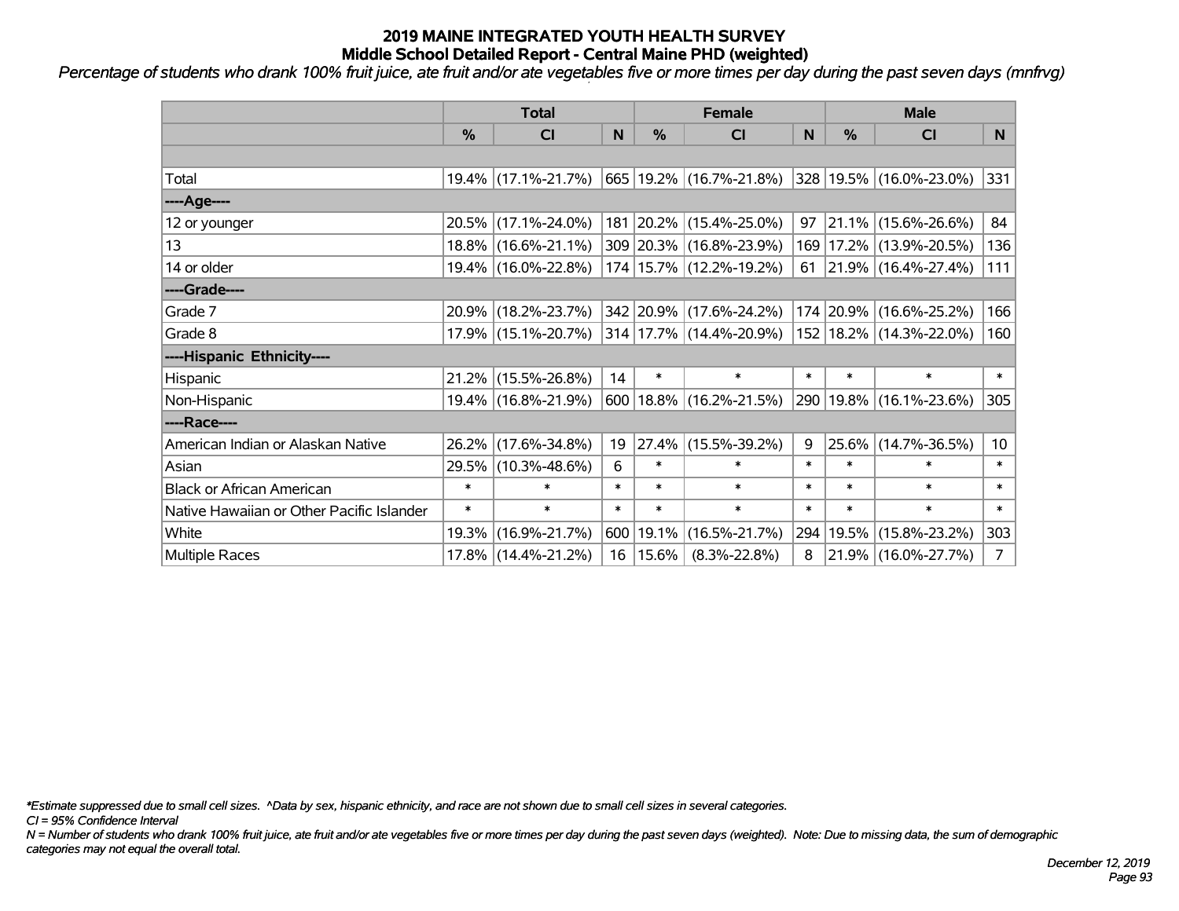# 2019 MAINE INTEGRATED YOUTH HEALTH SURVEY
## Middle School Detailed Report - Central Maine PHD (weighted)

*Percentage of students who drank 100% fruit juice, ate fruit and/or ate vegetables five or more times per day during the past seven days (mnfrvg)*

| | Total | | | Female | | | Male | | |
|---|---|---|---|---|---|---|---|---|---|
| | % | CI | N | % | CI | N | % | CI | N |
| | | | | | | | | | |
| Total | 19.4% | (17.1%-21.7%) | 665 | 19.2% | (16.7%-21.8%) | 328 | 19.5% | (16.0%-23.0%) | 331 |
| ----Age---- | | | | | | | | | |
| 12 or younger | 20.5% | (17.1%-24.0%) | 181 | 20.2% | (15.4%-25.0%) | 97 | 21.1% | (15.6%-26.6%) | 84 |
| 13 | 18.8% | (16.6%-21.1%) | 309 | 20.3% | (16.8%-23.9%) | 169 | 17.2% | (13.9%-20.5%) | 136 |
| 14 or older | 19.4% | (16.0%-22.8%) | 174 | 15.7% | (12.2%-19.2%) | 61 | 21.9% | (16.4%-27.4%) | 111 |
| ----Grade---- | | | | | | | | | |
| Grade 7 | 20.9% | (18.2%-23.7%) | 342 | 20.9% | (17.6%-24.2%) | 174 | 20.9% | (16.6%-25.2%) | 166 |
| Grade 8 | 17.9% | (15.1%-20.7%) | 314 | 17.7% | (14.4%-20.9%) | 152 | 18.2% | (14.3%-22.0%) | 160 |
| ----Hispanic Ethnicity---- | | | | | | | | | |
| Hispanic | 21.2% | (15.5%-26.8%) | 14 | * | * | * | * | * | * |
| Non-Hispanic | 19.4% | (16.8%-21.9%) | 600 | 18.8% | (16.2%-21.5%) | 290 | 19.8% | (16.1%-23.6%) | 305 |
| ----Race---- | | | | | | | | | |
| American Indian or Alaskan Native | 26.2% | (17.6%-34.8%) | 19 | 27.4% | (15.5%-39.2%) | 9 | 25.6% | (14.7%-36.5%) | 10 |
| Asian | 29.5% | (10.3%-48.6%) | 6 | * | * | * | * | * | * |
| Black or African American | * | * | * | * | * | * | * | * | * |
| Native Hawaiian or Other Pacific Islander | * | * | * | * | * | * | * | * | * |
| White | 19.3% | (16.9%-21.7%) | 600 | 19.1% | (16.5%-21.7%) | 294 | 19.5% | (15.8%-23.2%) | 303 |
| Multiple Races | 17.8% | (14.4%-21.2%) | 16 | 15.6% | (8.3%-22.8%) | 8 | 21.9% | (16.0%-27.7%) | 7 |

*Estimate suppressed due to small cell sizes. ^Data by sex, hispanic ethnicity, and race are not shown due to small cell sizes in several categories.

*CI = 95% Confidence Interval*

*N = Number of students who drank 100% fruit juice, ate fruit and/or ate vegetables five or more times per day during the past seven days (weighted). Note: Due to missing data, the sum of demographic categories may not equal the overall total.*

*December 12, 2019*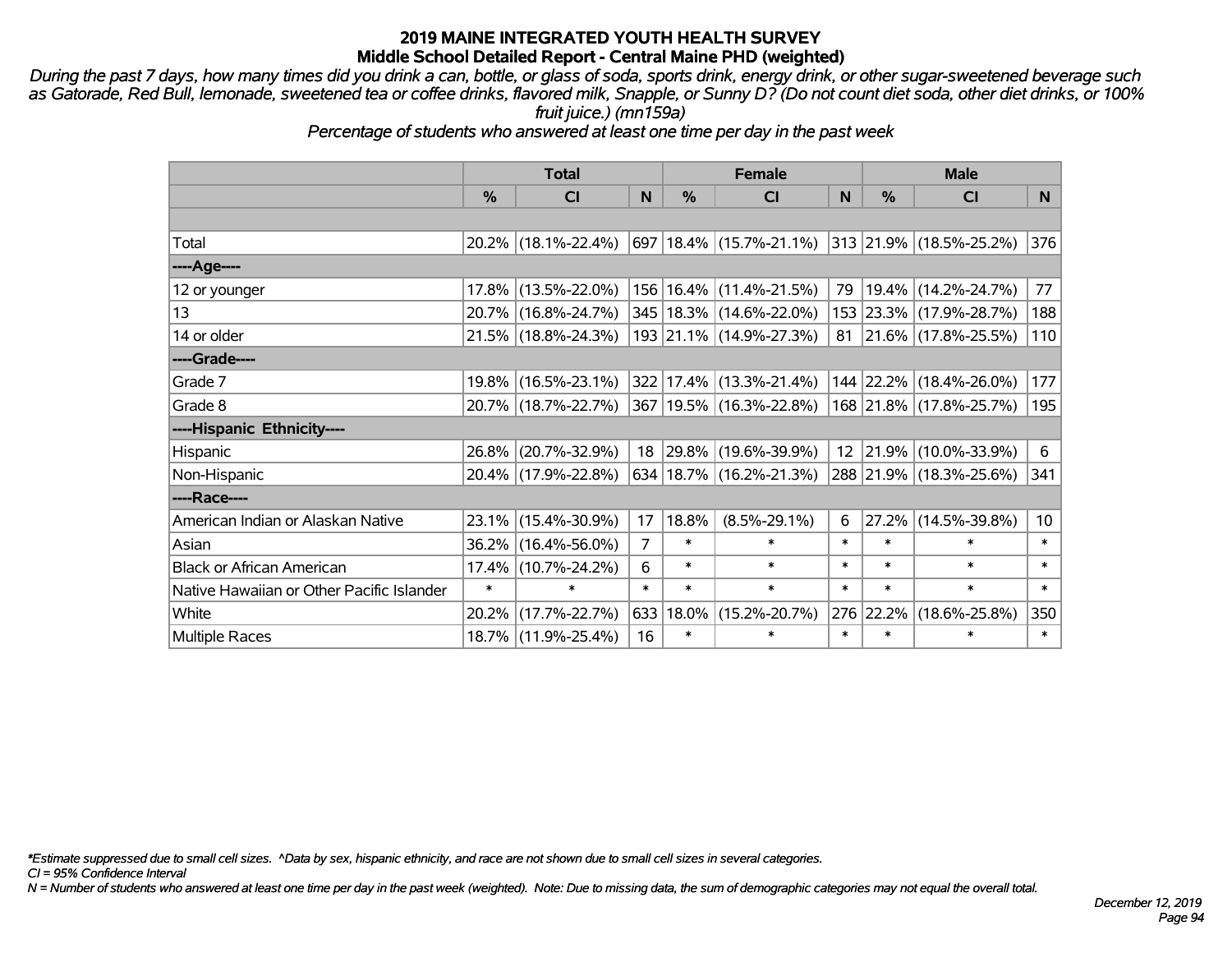## 2019 MAINE INTEGRATED YOUTH HEALTH SURVEY
### Middle School Detailed Report - Central Maine PHD (weighted)

*During the past 7 days, how many times did you drink a can, bottle, or glass of soda, sports drink, energy drink, or other sugar-sweetened beverage such as Gatorade, Red Bull, lemonade, sweetened tea or coffee drinks, flavored milk, Snapple, or Sunny D? (Do not count diet soda, other diet drinks, or 100% fruit juice.) (mn159a)*

*Percentage of students who answered at least one time per day in the past week*

| | Total | | | Female | | | Male | | |
|---|---|---|---|---|---|---|---|---|---|
| | % | CI | N | % | CI | N | % | CI | N |
| Total | 20.2% | (18.1%-22.4%) | 697 | 18.4% | (15.7%-21.1%) | 313 | 21.9% | (18.5%-25.2%) | 376 |
| ----Age---- | | | | | | | | | |
| 12 or younger | 17.8% | (13.5%-22.0%) | 156 | 16.4% | (11.4%-21.5%) | 79 | 19.4% | (14.2%-24.7%) | 77 |
| 13 | 20.7% | (16.8%-24.7%) | 345 | 18.3% | (14.6%-22.0%) | 153 | 23.3% | (17.9%-28.7%) | 188 |
| 14 or older | 21.5% | (18.8%-24.3%) | 193 | 21.1% | (14.9%-27.3%) | 81 | 21.6% | (17.8%-25.5%) | 110 |
| ----Grade---- | | | | | | | | | |
| Grade 7 | 19.8% | (16.5%-23.1%) | 322 | 17.4% | (13.3%-21.4%) | 144 | 22.2% | (18.4%-26.0%) | 177 |
| Grade 8 | 20.7% | (18.7%-22.7%) | 367 | 19.5% | (16.3%-22.8%) | 168 | 21.8% | (17.8%-25.7%) | 195 |
| ----Hispanic Ethnicity---- | | | | | | | | | |
| Hispanic | 26.8% | (20.7%-32.9%) | 18 | 29.8% | (19.6%-39.9%) | 12 | 21.9% | (10.0%-33.9%) | 6 |
| Non-Hispanic | 20.4% | (17.9%-22.8%) | 634 | 18.7% | (16.2%-21.3%) | 288 | 21.9% | (18.3%-25.6%) | 341 |
| ----Race---- | | | | | | | | | |
| American Indian or Alaskan Native | 23.1% | (15.4%-30.9%) | 17 | 18.8% | (8.5%-29.1%) | 6 | 27.2% | (14.5%-39.8%) | 10 |
| Asian | 36.2% | (16.4%-56.0%) | 7 | * | * | * | * | * | * |
| Black or African American | 17.4% | (10.7%-24.2%) | 6 | * | * | * | * | * | * |
| Native Hawaiian or Other Pacific Islander | * | * | * | * | * | * | * | * | * |
| White | 20.2% | (17.7%-22.7%) | 633 | 18.0% | (15.2%-20.7%) | 276 | 22.2% | (18.6%-25.8%) | 350 |
| Multiple Races | 18.7% | (11.9%-25.4%) | 16 | * | * | * | * | * | * |

*\*Estimate suppressed due to small cell sizes. ^Data by sex, hispanic ethnicity, and race are not shown due to small cell sizes in several categories.*

*CI = 95% Confidence Interval*

*N = Number of students who answered at least one time per day in the past week (weighted). Note: Due to missing data, the sum of demographic categories may not equal the overall total.*

*December 12, 2019*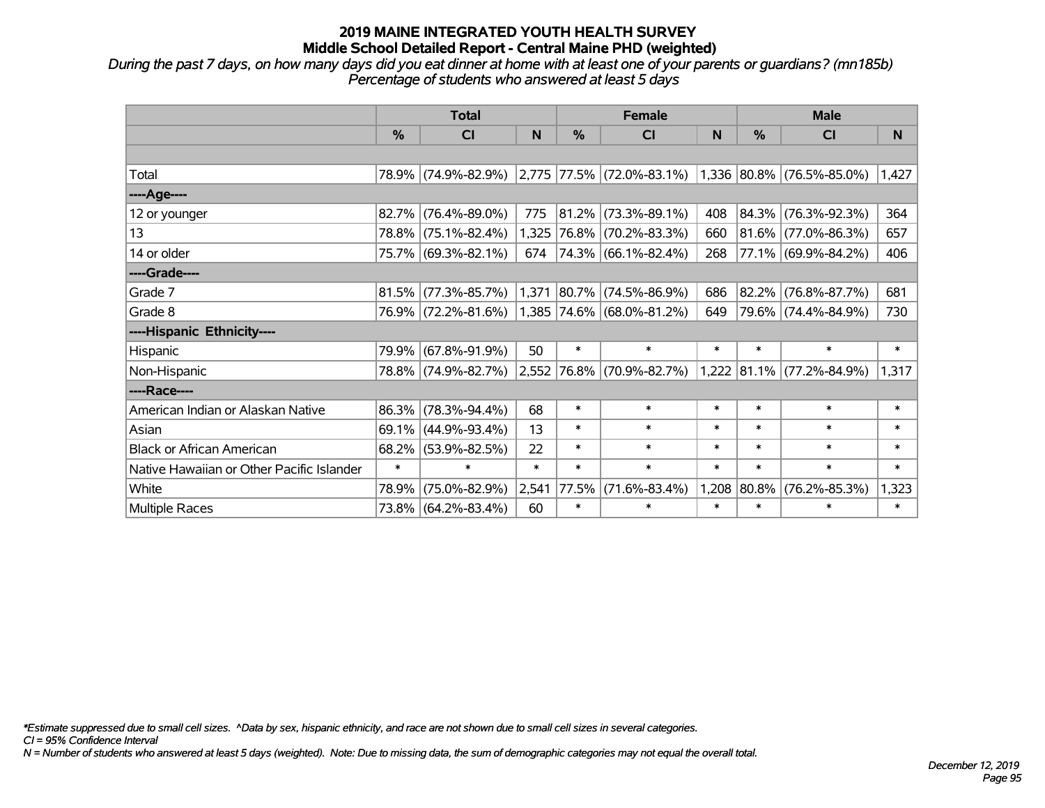# 2019 MAINE INTEGRATED YOUTH HEALTH SURVEY
## Middle School Detailed Report - Central Maine PHD (weighted)

*During the past 7 days, on how many days did you eat dinner at home with at least one of your parents or guardians? (mn185b)*
*Percentage of students who answered at least 5 days*

| | Total | | | Female | | | Male | | |
|---|---|---|---|---|---|---|---|---|---|
| | % | CI | N | % | CI | N | % | CI | N |
| | | | | | | | | | |
| Total | 78.9% | (74.9%-82.9%) | 2,775 | 77.5% | (72.0%-83.1%) | 1,336 | 80.8% | (76.5%-85.0%) | 1,427 |
| ----Age---- | | | | | | | | | |
| 12 or younger | 82.7% | (76.4%-89.0%) | 775 | 81.2% | (73.3%-89.1%) | 408 | 84.3% | (76.3%-92.3%) | 364 |
| 13 | 78.8% | (75.1%-82.4%) | 1,325 | 76.8% | (70.2%-83.3%) | 660 | 81.6% | (77.0%-86.3%) | 657 |
| 14 or older | 75.7% | (69.3%-82.1%) | 674 | 74.3% | (66.1%-82.4%) | 268 | 77.1% | (69.9%-84.2%) | 406 |
| ----Grade---- | | | | | | | | | |
| Grade 7 | 81.5% | (77.3%-85.7%) | 1,371 | 80.7% | (74.5%-86.9%) | 686 | 82.2% | (76.8%-87.7%) | 681 |
| Grade 8 | 76.9% | (72.2%-81.6%) | 1,385 | 74.6% | (68.0%-81.2%) | 649 | 79.6% | (74.4%-84.9%) | 730 |
| ----Hispanic Ethnicity---- | | | | | | | | | |
| Hispanic | 79.9% | (67.8%-91.9%) | 50 | * | * | * | * | * | * |
| Non-Hispanic | 78.8% | (74.9%-82.7%) | 2,552 | 76.8% | (70.9%-82.7%) | 1,222 | 81.1% | (77.2%-84.9%) | 1,317 |
| ----Race---- | | | | | | | | | |
| American Indian or Alaskan Native | 86.3% | (78.3%-94.4%) | 68 | * | * | * | * | * | * |
| Asian | 69.1% | (44.9%-93.4%) | 13 | * | * | * | * | * | * |
| Black or African American | 68.2% | (53.9%-82.5%) | 22 | * | * | * | * | * | * |
| Native Hawaiian or Other Pacific Islander | * | * | * | * | * | * | * | * | * |
| White | 78.9% | (75.0%-82.9%) | 2,541 | 77.5% | (71.6%-83.4%) | 1,208 | 80.8% | (76.2%-85.3%) | 1,323 |
| Multiple Races | 73.8% | (64.2%-83.4%) | 60 | * | * | * | * | * | * |

*\*Estimate suppressed due to small cell sizes. ^Data by sex, hispanic ethnicity, and race are not shown due to small cell sizes in several categories.*
*CI = 95% Confidence Interval*
*N = Number of students who answered at least 5 days (weighted). Note: Due to missing data, the sum of demographic categories may not equal the overall total.*

*December 12, 2019*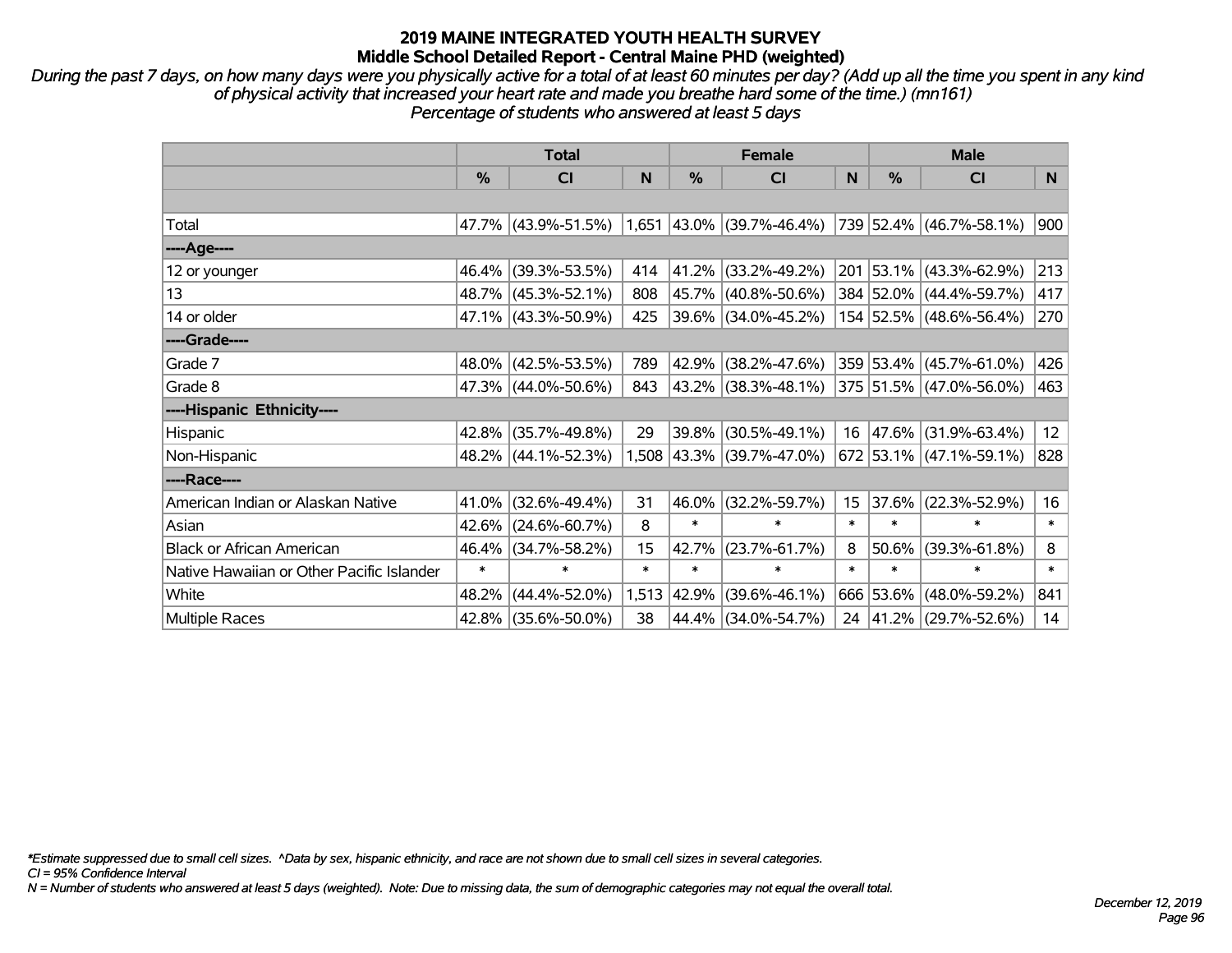# 2019 MAINE INTEGRATED YOUTH HEALTH SURVEY
## Middle School Detailed Report - Central Maine PHD (weighted)

*During the past 7 days, on how many days were you physically active for a total of at least 60 minutes per day? (Add up all the time you spent in any kind of physical activity that increased your heart rate and made you breathe hard some of the time.) (mn161)*
*Percentage of students who answered at least 5 days*

| | Total | | | Female | | | Male | | |
|---|---|---|---|---|---|---|---|---|---|
| | % | CI | N | % | CI | N | % | CI | N |
| Total | 47.7% | (43.9%-51.5%) | 1,651 | 43.0% | (39.7%-46.4%) | 739 | 52.4% | (46.7%-58.1%) | 900 |
| ----Age---- | | | | | | | | | |
| 12 or younger | 46.4% | (39.3%-53.5%) | 414 | 41.2% | (33.2%-49.2%) | 201 | 53.1% | (43.3%-62.9%) | 213 |
| 13 | 48.7% | (45.3%-52.1%) | 808 | 45.7% | (40.8%-50.6%) | 384 | 52.0% | (44.4%-59.7%) | 417 |
| 14 or older | 47.1% | (43.3%-50.9%) | 425 | 39.6% | (34.0%-45.2%) | 154 | 52.5% | (48.6%-56.4%) | 270 |
| ----Grade---- | | | | | | | | | |
| Grade 7 | 48.0% | (42.5%-53.5%) | 789 | 42.9% | (38.2%-47.6%) | 359 | 53.4% | (45.7%-61.0%) | 426 |
| Grade 8 | 47.3% | (44.0%-50.6%) | 843 | 43.2% | (38.3%-48.1%) | 375 | 51.5% | (47.0%-56.0%) | 463 |
| ----Hispanic Ethnicity---- | | | | | | | | | |
| Hispanic | 42.8% | (35.7%-49.8%) | 29 | 39.8% | (30.5%-49.1%) | 16 | 47.6% | (31.9%-63.4%) | 12 |
| Non-Hispanic | 48.2% | (44.1%-52.3%) | 1,508 | 43.3% | (39.7%-47.0%) | 672 | 53.1% | (47.1%-59.1%) | 828 |
| ----Race---- | | | | | | | | | |
| American Indian or Alaskan Native | 41.0% | (32.6%-49.4%) | 31 | 46.0% | (32.2%-59.7%) | 15 | 37.6% | (22.3%-52.9%) | 16 |
| Asian | 42.6% | (24.6%-60.7%) | 8 | * | * | * | * | * | * |
| Black or African American | 46.4% | (34.7%-58.2%) | 15 | 42.7% | (23.7%-61.7%) | 8 | 50.6% | (39.3%-61.8%) | 8 |
| Native Hawaiian or Other Pacific Islander | * | * | * | * | * | * | * | * | * |
| White | 48.2% | (44.4%-52.0%) | 1,513 | 42.9% | (39.6%-46.1%) | 666 | 53.6% | (48.0%-59.2%) | 841 |
| Multiple Races | 42.8% | (35.6%-50.0%) | 38 | 44.4% | (34.0%-54.7%) | 24 | 41.2% | (29.7%-52.6%) | 14 |

*Estimate suppressed due to small cell sizes. ^Data by sex, hispanic ethnicity, and race are not shown due to small cell sizes in several categories.
CI = 95% Confidence Interval
N = Number of students who answered at least 5 days (weighted). Note: Due to missing data, the sum of demographic categories may not equal the overall total.

December 12, 2019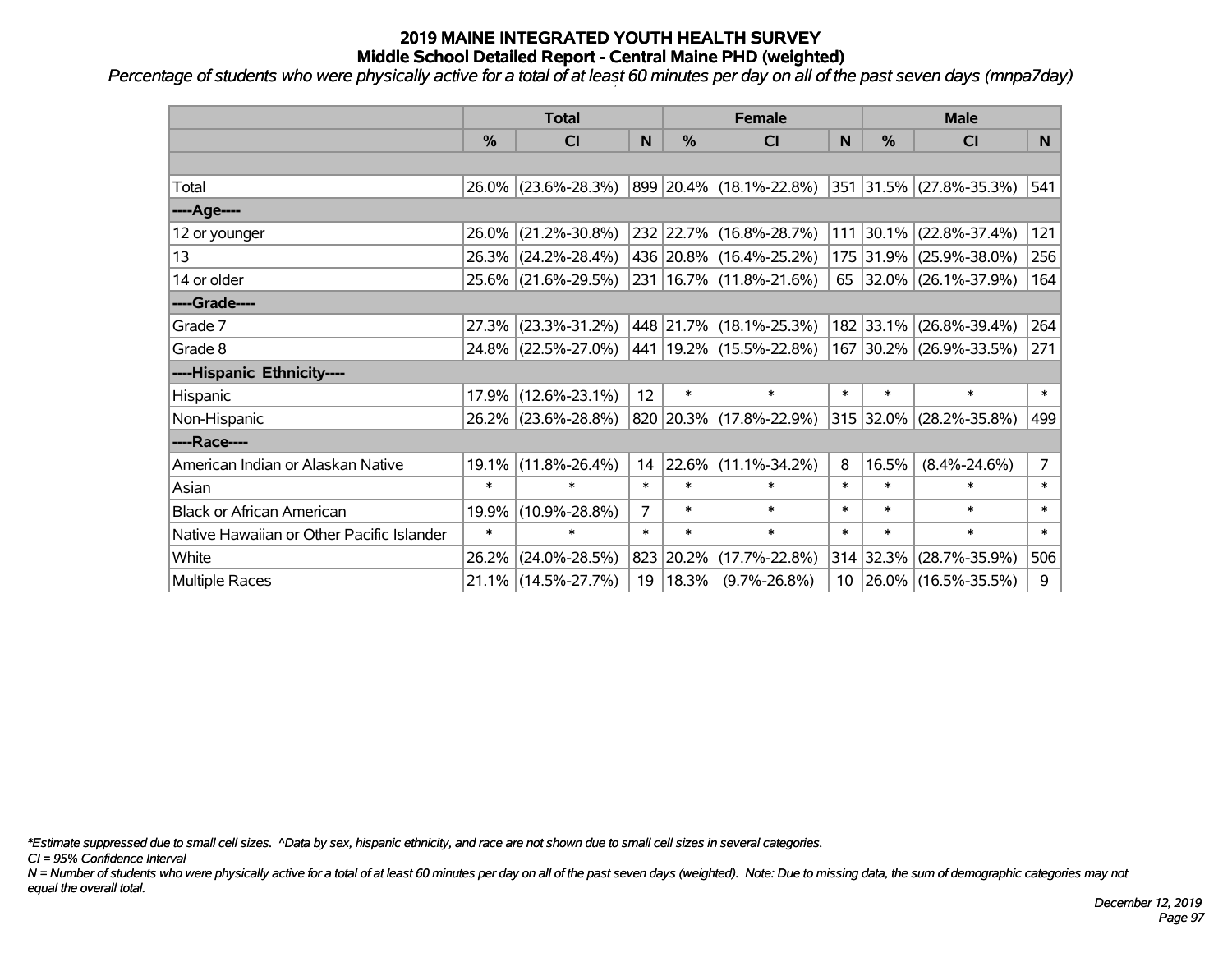# 2019 MAINE INTEGRATED YOUTH HEALTH SURVEY
## Middle School Detailed Report - Central Maine PHD (weighted)

*Percentage of students who were physically active for a total of at least 60 minutes per day on all of the past seven days (mnpa7day)*

| | Total | | | Female | | | Male | | |
|---|---|---|---|---|---|---|---|---|---|
| | % | CI | N | % | CI | N | % | CI | N |
| | | | | | | | | | |
| Total | 26.0% | (23.6%-28.3%) | 899 | 20.4% | (18.1%-22.8%) | 351 | 31.5% | (27.8%-35.3%) | 541 |
| ----Age---- | | | | | | | | | |
| 12 or younger | 26.0% | (21.2%-30.8%) | 232 | 22.7% | (16.8%-28.7%) | 111 | 30.1% | (22.8%-37.4%) | 121 |
| 13 | 26.3% | (24.2%-28.4%) | 436 | 20.8% | (16.4%-25.2%) | 175 | 31.9% | (25.9%-38.0%) | 256 |
| 14 or older | 25.6% | (21.6%-29.5%) | 231 | 16.7% | (11.8%-21.6%) | 65 | 32.0% | (26.1%-37.9%) | 164 |
| ----Grade---- | | | | | | | | | |
| Grade 7 | 27.3% | (23.3%-31.2%) | 448 | 21.7% | (18.1%-25.3%) | 182 | 33.1% | (26.8%-39.4%) | 264 |
| Grade 8 | 24.8% | (22.5%-27.0%) | 441 | 19.2% | (15.5%-22.8%) | 167 | 30.2% | (26.9%-33.5%) | 271 |
| ----Hispanic Ethnicity---- | | | | | | | | | |
| Hispanic | 17.9% | (12.6%-23.1%) | 12 | * | * | * | * | * | * |
| Non-Hispanic | 26.2% | (23.6%-28.8%) | 820 | 20.3% | (17.8%-22.9%) | 315 | 32.0% | (28.2%-35.8%) | 499 |
| ----Race---- | | | | | | | | | |
| American Indian or Alaskan Native | 19.1% | (11.8%-26.4%) | 14 | 22.6% | (11.1%-34.2%) | 8 | 16.5% | (8.4%-24.6%) | 7 |
| Asian | * | * | * | * | * | * | * | * | * |
| Black or African American | 19.9% | (10.9%-28.8%) | 7 | * | * | * | * | * | * |
| Native Hawaiian or Other Pacific Islander | * | * | * | * | * | * | * | * | * |
| White | 26.2% | (24.0%-28.5%) | 823 | 20.2% | (17.7%-22.8%) | 314 | 32.3% | (28.7%-35.9%) | 506 |
| Multiple Races | 21.1% | (14.5%-27.7%) | 19 | 18.3% | (9.7%-26.8%) | 10 | 26.0% | (16.5%-35.5%) | 9 |

*\*Estimate suppressed due to small cell sizes. ^Data by sex, hispanic ethnicity, and race are not shown due to small cell sizes in several categories.*

*CI = 95% Confidence Interval*

*N = Number of students who were physically active for a total of at least 60 minutes per day on all of the past seven days (weighted). Note: Due to missing data, the sum of demographic categories may not equal the overall total.*

*December 12, 2019*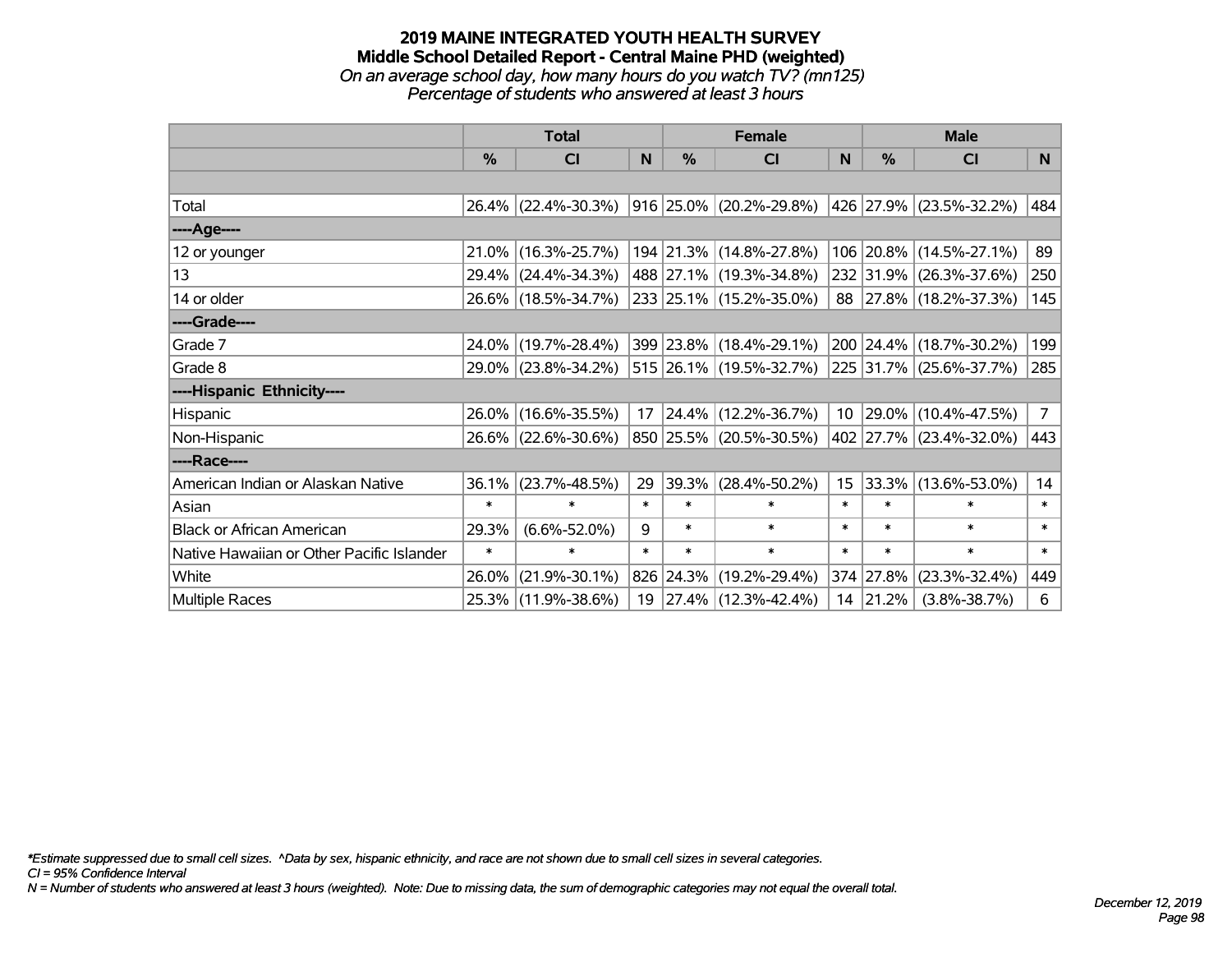# 2019 MAINE INTEGRATED YOUTH HEALTH SURVEY
## Middle School Detailed Report - Central Maine PHD (weighted)
*On an average school day, how many hours do you watch TV? (mn125)*
*Percentage of students who answered at least 3 hours*

| | Total | | | Female | | | Male | | |
|---|---|---|---|---|---|---|---|---|---|
| | % | CI | N | % | CI | N | % | CI | N |
| | | | | | | | | | |
| Total | 26.4% | (22.4%-30.3%) | 916 | 25.0% | (20.2%-29.8%) | 426 | 27.9% | (23.5%-32.2%) | 484 |
| ----Age---- | | | | | | | | | |
| 12 or younger | 21.0% | (16.3%-25.7%) | 194 | 21.3% | (14.8%-27.8%) | 106 | 20.8% | (14.5%-27.1%) | 89 |
| 13 | 29.4% | (24.4%-34.3%) | 488 | 27.1% | (19.3%-34.8%) | 232 | 31.9% | (26.3%-37.6%) | 250 |
| 14 or older | 26.6% | (18.5%-34.7%) | 233 | 25.1% | (15.2%-35.0%) | 88 | 27.8% | (18.2%-37.3%) | 145 |
| ----Grade---- | | | | | | | | | |
| Grade 7 | 24.0% | (19.7%-28.4%) | 399 | 23.8% | (18.4%-29.1%) | 200 | 24.4% | (18.7%-30.2%) | 199 |
| Grade 8 | 29.0% | (23.8%-34.2%) | 515 | 26.1% | (19.5%-32.7%) | 225 | 31.7% | (25.6%-37.7%) | 285 |
| ----Hispanic Ethnicity---- | | | | | | | | | |
| Hispanic | 26.0% | (16.6%-35.5%) | 17 | 24.4% | (12.2%-36.7%) | 10 | 29.0% | (10.4%-47.5%) | 7 |
| Non-Hispanic | 26.6% | (22.6%-30.6%) | 850 | 25.5% | (20.5%-30.5%) | 402 | 27.7% | (23.4%-32.0%) | 443 |
| ----Race---- | | | | | | | | | |
| American Indian or Alaskan Native | 36.1% | (23.7%-48.5%) | 29 | 39.3% | (28.4%-50.2%) | 15 | 33.3% | (13.6%-53.0%) | 14 |
| Asian | * | * | * | * | * | * | * | * | * |
| Black or African American | 29.3% | (6.6%-52.0%) | 9 | * | * | * | * | * | * |
| Native Hawaiian or Other Pacific Islander | * | * | * | * | * | * | * | * | * |
| White | 26.0% | (21.9%-30.1%) | 826 | 24.3% | (19.2%-29.4%) | 374 | 27.8% | (23.3%-32.4%) | 449 |
| Multiple Races | 25.3% | (11.9%-38.6%) | 19 | 27.4% | (12.3%-42.4%) | 14 | 21.2% | (3.8%-38.7%) | 6 |

*\*Estimate suppressed due to small cell sizes. ^Data by sex, hispanic ethnicity, and race are not shown due to small cell sizes in several categories.*
*CI = 95% Confidence Interval*
*N = Number of students who answered at least 3 hours (weighted). Note: Due to missing data, the sum of demographic categories may not equal the overall total.*

*December 12, 2019*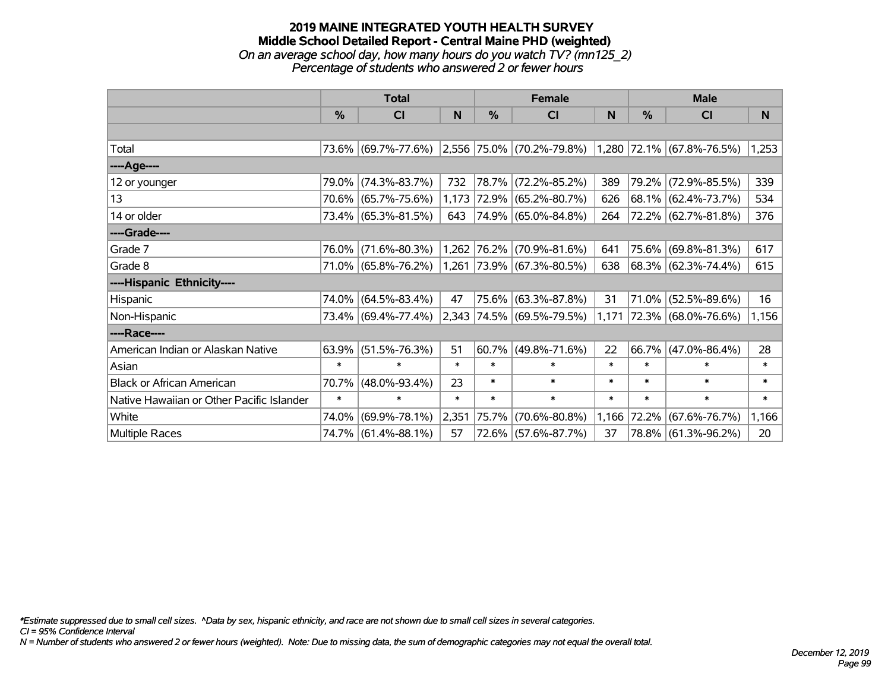# 2019 MAINE INTEGRATED YOUTH HEALTH SURVEY

## Middle School Detailed Report - Central Maine PHD (weighted)

*On an average school day, how many hours do you watch TV? (mn125_2)*

*Percentage of students who answered 2 or fewer hours*

| | Total | | | Female | | | Male | | |
|---|---|---|---|---|---|---|---|---|---|
| | % | CI | N | % | CI | N | % | CI | N |
| Total | 73.6% | (69.7%-77.6%) | 2,556 | 75.0% | (70.2%-79.8%) | 1,280 | 72.1% | (67.8%-76.5%) | 1,253 |
| ----Age---- | | | | | | | | | |
| 12 or younger | 79.0% | (74.3%-83.7%) | 732 | 78.7% | (72.2%-85.2%) | 389 | 79.2% | (72.9%-85.5%) | 339 |
| 13 | 70.6% | (65.7%-75.6%) | 1,173 | 72.9% | (65.2%-80.7%) | 626 | 68.1% | (62.4%-73.7%) | 534 |
| 14 or older | 73.4% | (65.3%-81.5%) | 643 | 74.9% | (65.0%-84.8%) | 264 | 72.2% | (62.7%-81.8%) | 376 |
| ----Grade---- | | | | | | | | | |
| Grade 7 | 76.0% | (71.6%-80.3%) | 1,262 | 76.2% | (70.9%-81.6%) | 641 | 75.6% | (69.8%-81.3%) | 617 |
| Grade 8 | 71.0% | (65.8%-76.2%) | 1,261 | 73.9% | (67.3%-80.5%) | 638 | 68.3% | (62.3%-74.4%) | 615 |
| ----Hispanic Ethnicity---- | | | | | | | | | |
| Hispanic | 74.0% | (64.5%-83.4%) | 47 | 75.6% | (63.3%-87.8%) | 31 | 71.0% | (52.5%-89.6%) | 16 |
| Non-Hispanic | 73.4% | (69.4%-77.4%) | 2,343 | 74.5% | (69.5%-79.5%) | 1,171 | 72.3% | (68.0%-76.6%) | 1,156 |
| ----Race---- | | | | | | | | | |
| American Indian or Alaskan Native | 63.9% | (51.5%-76.3%) | 51 | 60.7% | (49.8%-71.6%) | 22 | 66.7% | (47.0%-86.4%) | 28 |
| Asian | * | * | * | * | * | * | * | * | * |
| Black or African American | 70.7% | (48.0%-93.4%) | 23 | * | * | * | * | * | * |
| Native Hawaiian or Other Pacific Islander | * | * | * | * | * | * | * | * | * |
| White | 74.0% | (69.9%-78.1%) | 2,351 | 75.7% | (70.6%-80.8%) | 1,166 | 72.2% | (67.6%-76.7%) | 1,166 |
| Multiple Races | 74.7% | (61.4%-88.1%) | 57 | 72.6% | (57.6%-87.7%) | 37 | 78.8% | (61.3%-96.2%) | 20 |

*\*Estimate suppressed due to small cell sizes. ^Data by sex, hispanic ethnicity, and race are not shown due to small cell sizes in several categories.*

*CI = 95% Confidence Interval*

*N = Number of students who answered 2 or fewer hours (weighted). Note: Due to missing data, the sum of demographic categories may not equal the overall total.*

*December 12, 2019*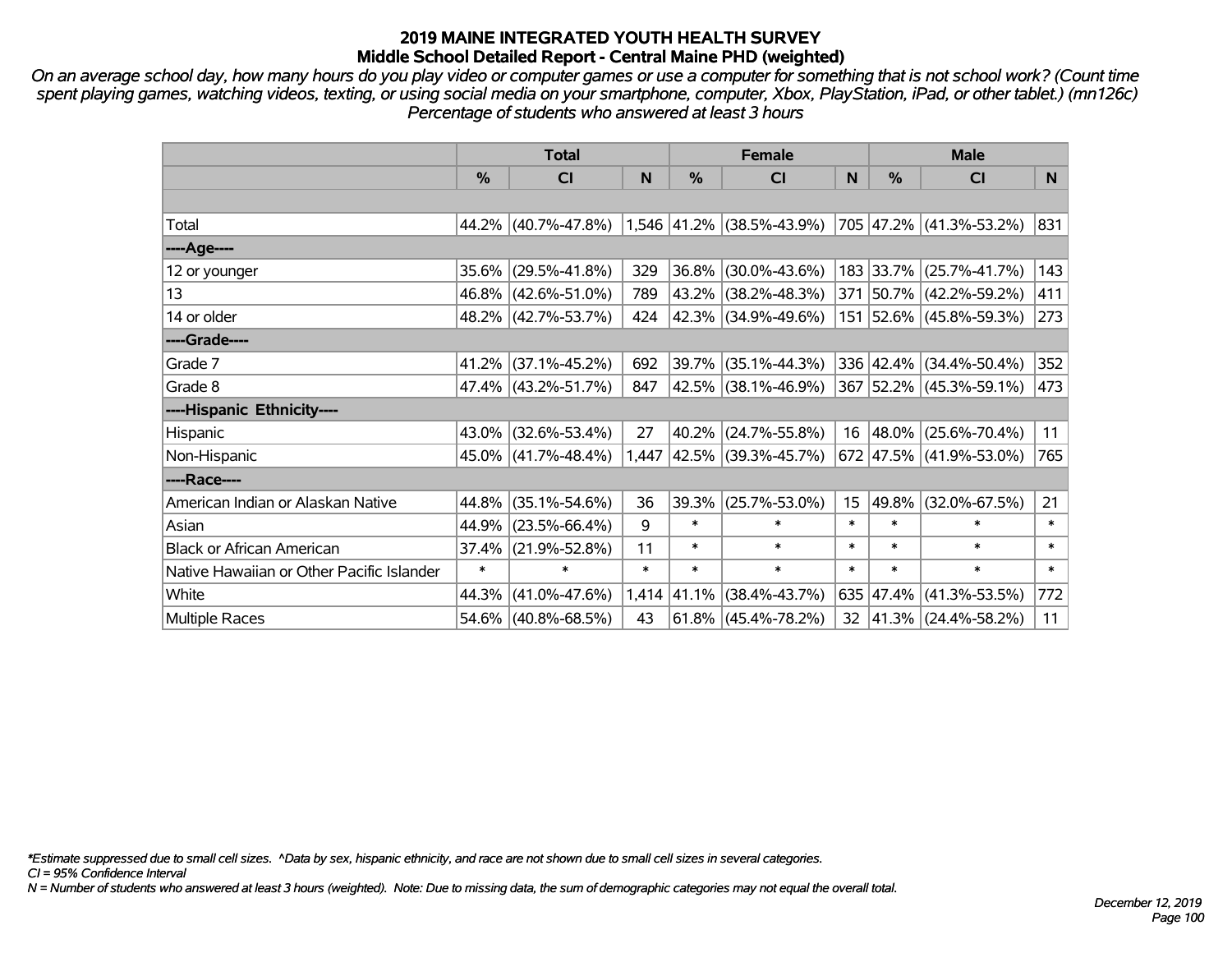## 2019 MAINE INTEGRATED YOUTH HEALTH SURVEY
## Middle School Detailed Report - Central Maine PHD (weighted)

*On an average school day, how many hours do you play video or computer games or use a computer for something that is not school work? (Count time spent playing games, watching videos, texting, or using social media on your smartphone, computer, Xbox, PlayStation, iPad, or other tablet.) (mn126c) Percentage of students who answered at least 3 hours*

| | Total | | | Female | | | Male | | |
|---|---|---|---|---|---|---|---|---|---|
| | % | CI | N | % | CI | N | % | CI | N |
| Total | 44.2% | (40.7%-47.8%) | 1,546 | 41.2% | (38.5%-43.9%) | 705 | 47.2% | (41.3%-53.2%) | 831 |
| ----Age---- | | | | | | | | | |
| 12 or younger | 35.6% | (29.5%-41.8%) | 329 | 36.8% | (30.0%-43.6%) | 183 | 33.7% | (25.7%-41.7%) | 143 |
| 13 | 46.8% | (42.6%-51.0%) | 789 | 43.2% | (38.2%-48.3%) | 371 | 50.7% | (42.2%-59.2%) | 411 |
| 14 or older | 48.2% | (42.7%-53.7%) | 424 | 42.3% | (34.9%-49.6%) | 151 | 52.6% | (45.8%-59.3%) | 273 |
| ----Grade---- | | | | | | | | | |
| Grade 7 | 41.2% | (37.1%-45.2%) | 692 | 39.7% | (35.1%-44.3%) | 336 | 42.4% | (34.4%-50.4%) | 352 |
| Grade 8 | 47.4% | (43.2%-51.7%) | 847 | 42.5% | (38.1%-46.9%) | 367 | 52.2% | (45.3%-59.1%) | 473 |
| ----Hispanic Ethnicity---- | | | | | | | | | |
| Hispanic | 43.0% | (32.6%-53.4%) | 27 | 40.2% | (24.7%-55.8%) | 16 | 48.0% | (25.6%-70.4%) | 11 |
| Non-Hispanic | 45.0% | (41.7%-48.4%) | 1,447 | 42.5% | (39.3%-45.7%) | 672 | 47.5% | (41.9%-53.0%) | 765 |
| ----Race---- | | | | | | | | | |
| American Indian or Alaskan Native | 44.8% | (35.1%-54.6%) | 36 | 39.3% | (25.7%-53.0%) | 15 | 49.8% | (32.0%-67.5%) | 21 |
| Asian | 44.9% | (23.5%-66.4%) | 9 | * | * | * | * | * | * |
| Black or African American | 37.4% | (21.9%-52.8%) | 11 | * | * | * | * | * | * |
| Native Hawaiian or Other Pacific Islander | * | * | * | * | * | * | * | * | * |
| White | 44.3% | (41.0%-47.6%) | 1,414 | 41.1% | (38.4%-43.7%) | 635 | 47.4% | (41.3%-53.5%) | 772 |
| Multiple Races | 54.6% | (40.8%-68.5%) | 43 | 61.8% | (45.4%-78.2%) | 32 | 41.3% | (24.4%-58.2%) | 11 |

*\*Estimate suppressed due to small cell sizes. ^Data by sex, hispanic ethnicity, and race are not shown due to small cell sizes in several categories.*

*CI = 95% Confidence Interval*

*N = Number of students who answered at least 3 hours (weighted). Note: Due to missing data, the sum of demographic categories may not equal the overall total.*

*December 12, 2019*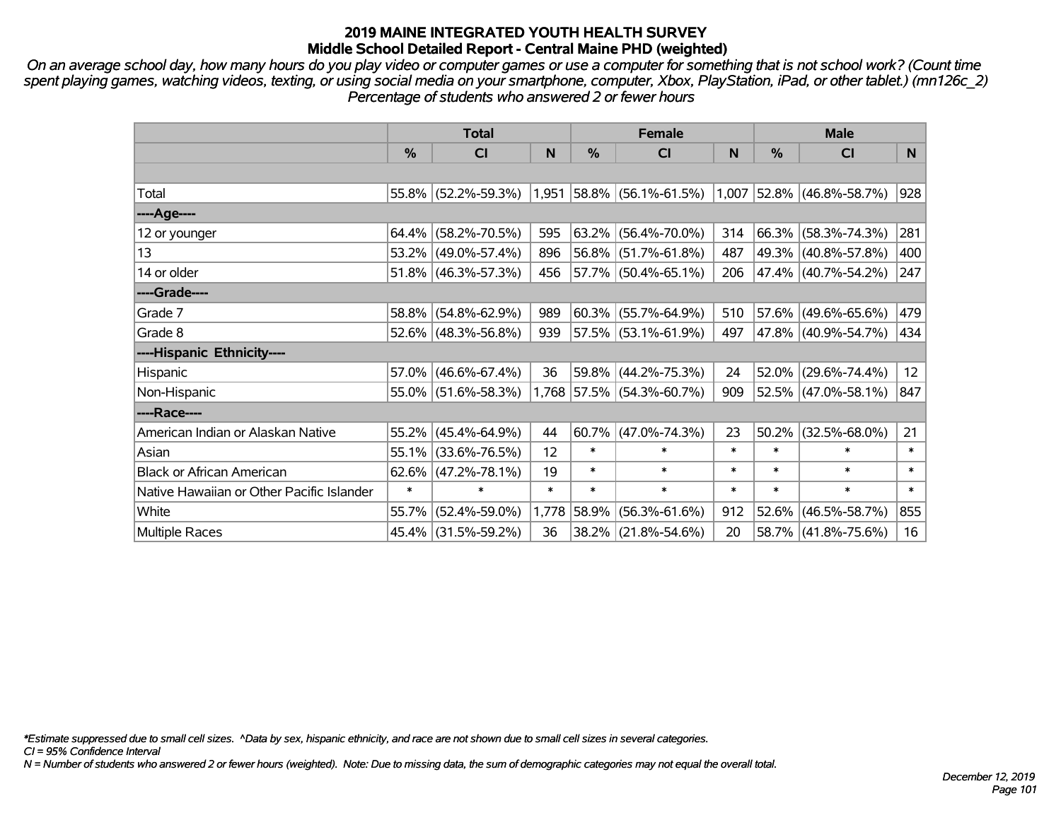# 2019 MAINE INTEGRATED YOUTH HEALTH SURVEY
## Middle School Detailed Report - Central Maine PHD (weighted)

*On an average school day, how many hours do you play video or computer games or use a computer for something that is not school work? (Count time spent playing games, watching videos, texting, or using social media on your smartphone, computer, Xbox, PlayStation, iPad, or other tablet.) (mn126c_2)*
*Percentage of students who answered 2 or fewer hours*

| | Total | | | Female | | | Male | | |
|---|---|---|---|---|---|---|---|---|---|
| | % | CI | N | % | CI | N | % | CI | N |
| Total | 55.8% | (52.2%-59.3%) | 1,951 | 58.8% | (56.1%-61.5%) | 1,007 | 52.8% | (46.8%-58.7%) | 928 |
| ----Age---- | | | | | | | | | |
| 12 or younger | 64.4% | (58.2%-70.5%) | 595 | 63.2% | (56.4%-70.0%) | 314 | 66.3% | (58.3%-74.3%) | 281 |
| 13 | 53.2% | (49.0%-57.4%) | 896 | 56.8% | (51.7%-61.8%) | 487 | 49.3% | (40.8%-57.8%) | 400 |
| 14 or older | 51.8% | (46.3%-57.3%) | 456 | 57.7% | (50.4%-65.1%) | 206 | 47.4% | (40.7%-54.2%) | 247 |
| ----Grade---- | | | | | | | | | |
| Grade 7 | 58.8% | (54.8%-62.9%) | 989 | 60.3% | (55.7%-64.9%) | 510 | 57.6% | (49.6%-65.6%) | 479 |
| Grade 8 | 52.6% | (48.3%-56.8%) | 939 | 57.5% | (53.1%-61.9%) | 497 | 47.8% | (40.9%-54.7%) | 434 |
| ----Hispanic Ethnicity---- | | | | | | | | | |
| Hispanic | 57.0% | (46.6%-67.4%) | 36 | 59.8% | (44.2%-75.3%) | 24 | 52.0% | (29.6%-74.4%) | 12 |
| Non-Hispanic | 55.0% | (51.6%-58.3%) | 1,768 | 57.5% | (54.3%-60.7%) | 909 | 52.5% | (47.0%-58.1%) | 847 |
| ----Race---- | | | | | | | | | |
| American Indian or Alaskan Native | 55.2% | (45.4%-64.9%) | 44 | 60.7% | (47.0%-74.3%) | 23 | 50.2% | (32.5%-68.0%) | 21 |
| Asian | 55.1% | (33.6%-76.5%) | 12 | * | * | * | * | * | * |
| Black or African American | 62.6% | (47.2%-78.1%) | 19 | * | * | * | * | * | * |
| Native Hawaiian or Other Pacific Islander | * | * | * | * | * | * | * | * | * |
| White | 55.7% | (52.4%-59.0%) | 1,778 | 58.9% | (56.3%-61.6%) | 912 | 52.6% | (46.5%-58.7%) | 855 |
| Multiple Races | 45.4% | (31.5%-59.2%) | 36 | 38.2% | (21.8%-54.6%) | 20 | 58.7% | (41.8%-75.6%) | 16 |

*\*Estimate suppressed due to small cell sizes. ^Data by sex, hispanic ethnicity, and race are not shown due to small cell sizes in several categories.*
*CI = 95% Confidence Interval*
*N = Number of students who answered 2 or fewer hours (weighted). Note: Due to missing data, the sum of demographic categories may not equal the overall total.*

*December 12, 2019*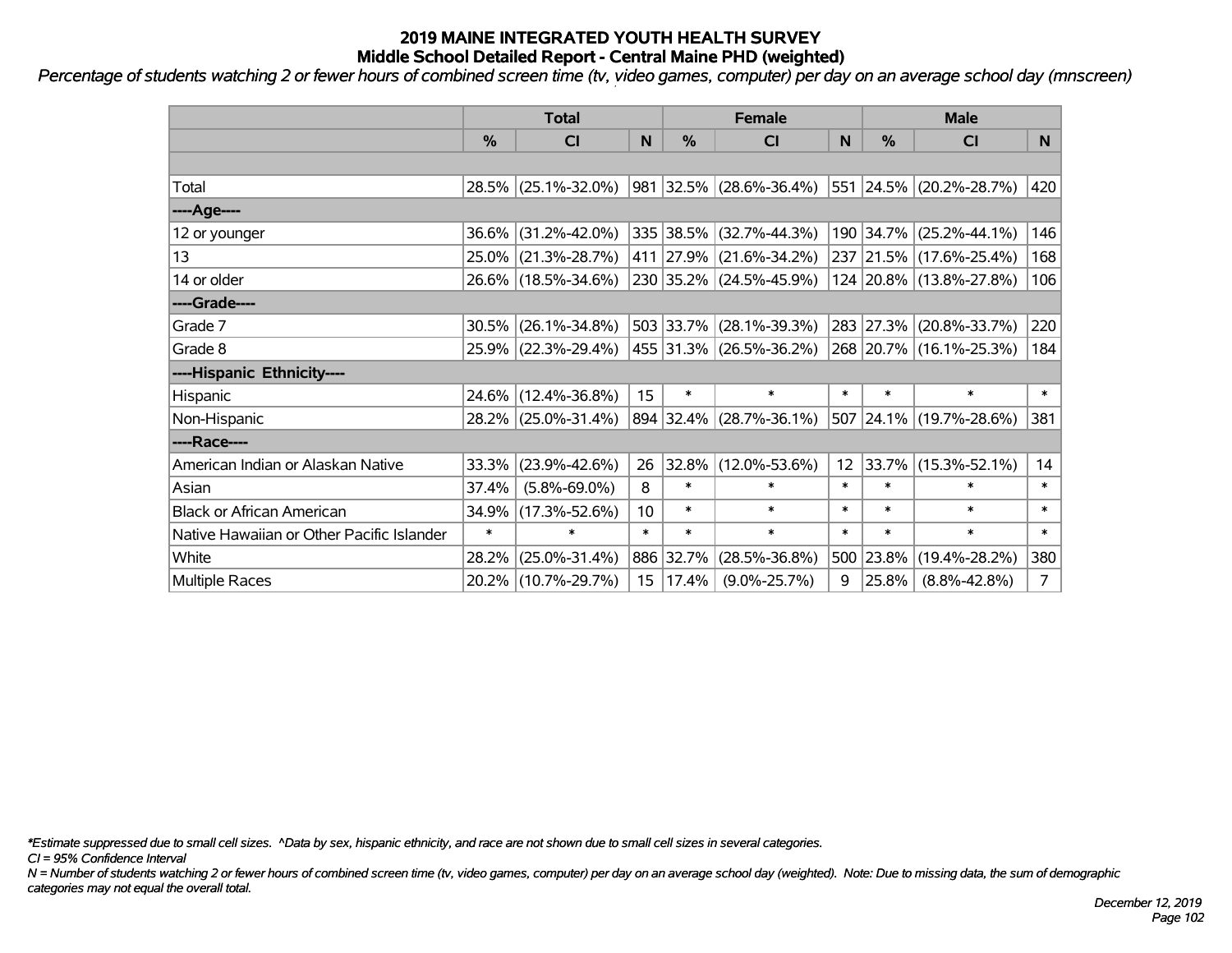# 2019 MAINE INTEGRATED YOUTH HEALTH SURVEY
## Middle School Detailed Report - Central Maine PHD (weighted)

*Percentage of students watching 2 or fewer hours of combined screen time (tv, video games, computer) per day on an average school day (mnscreen)*

| | Total | | | Female | | | Male | | |
|---|---|---|---|---|---|---|---|---|---|
| | % | CI | N | % | CI | N | % | CI | N |
| | | | | | | | | | |
| Total | 28.5% | (25.1%-32.0%) | 981 | 32.5% | (28.6%-36.4%) | 551 | 24.5% | (20.2%-28.7%) | 420 |
| ----Age---- | | | | | | | | | |
| 12 or younger | 36.6% | (31.2%-42.0%) | 335 | 38.5% | (32.7%-44.3%) | 190 | 34.7% | (25.2%-44.1%) | 146 |
| 13 | 25.0% | (21.3%-28.7%) | 411 | 27.9% | (21.6%-34.2%) | 237 | 21.5% | (17.6%-25.4%) | 168 |
| 14 or older | 26.6% | (18.5%-34.6%) | 230 | 35.2% | (24.5%-45.9%) | 124 | 20.8% | (13.8%-27.8%) | 106 |
| ----Grade---- | | | | | | | | | |
| Grade 7 | 30.5% | (26.1%-34.8%) | 503 | 33.7% | (28.1%-39.3%) | 283 | 27.3% | (20.8%-33.7%) | 220 |
| Grade 8 | 25.9% | (22.3%-29.4%) | 455 | 31.3% | (26.5%-36.2%) | 268 | 20.7% | (16.1%-25.3%) | 184 |
| ----Hispanic Ethnicity---- | | | | | | | | | |
| Hispanic | 24.6% | (12.4%-36.8%) | 15 | * | * | * | * | * | * |
| Non-Hispanic | 28.2% | (25.0%-31.4%) | 894 | 32.4% | (28.7%-36.1%) | 507 | 24.1% | (19.7%-28.6%) | 381 |
| ----Race---- | | | | | | | | | |
| American Indian or Alaskan Native | 33.3% | (23.9%-42.6%) | 26 | 32.8% | (12.0%-53.6%) | 12 | 33.7% | (15.3%-52.1%) | 14 |
| Asian | 37.4% | (5.8%-69.0%) | 8 | * | * | * | * | * | * |
| Black or African American | 34.9% | (17.3%-52.6%) | 10 | * | * | * | * | * | * |
| Native Hawaiian or Other Pacific Islander | * | * | * | * | * | * | * | * | * |
| White | 28.2% | (25.0%-31.4%) | 886 | 32.7% | (28.5%-36.8%) | 500 | 23.8% | (19.4%-28.2%) | 380 |
| Multiple Races | 20.2% | (10.7%-29.7%) | 15 | 17.4% | (9.0%-25.7%) | 9 | 25.8% | (8.8%-42.8%) | 7 |

*\*Estimate suppressed due to small cell sizes. ^Data by sex, hispanic ethnicity, and race are not shown due to small cell sizes in several categories.*

*CI = 95% Confidence Interval*

*N = Number of students watching 2 or fewer hours of combined screen time (tv, video games, computer) per day on an average school day (weighted). Note: Due to missing data, the sum of demographic categories may not equal the overall total.*

*December 12, 2019*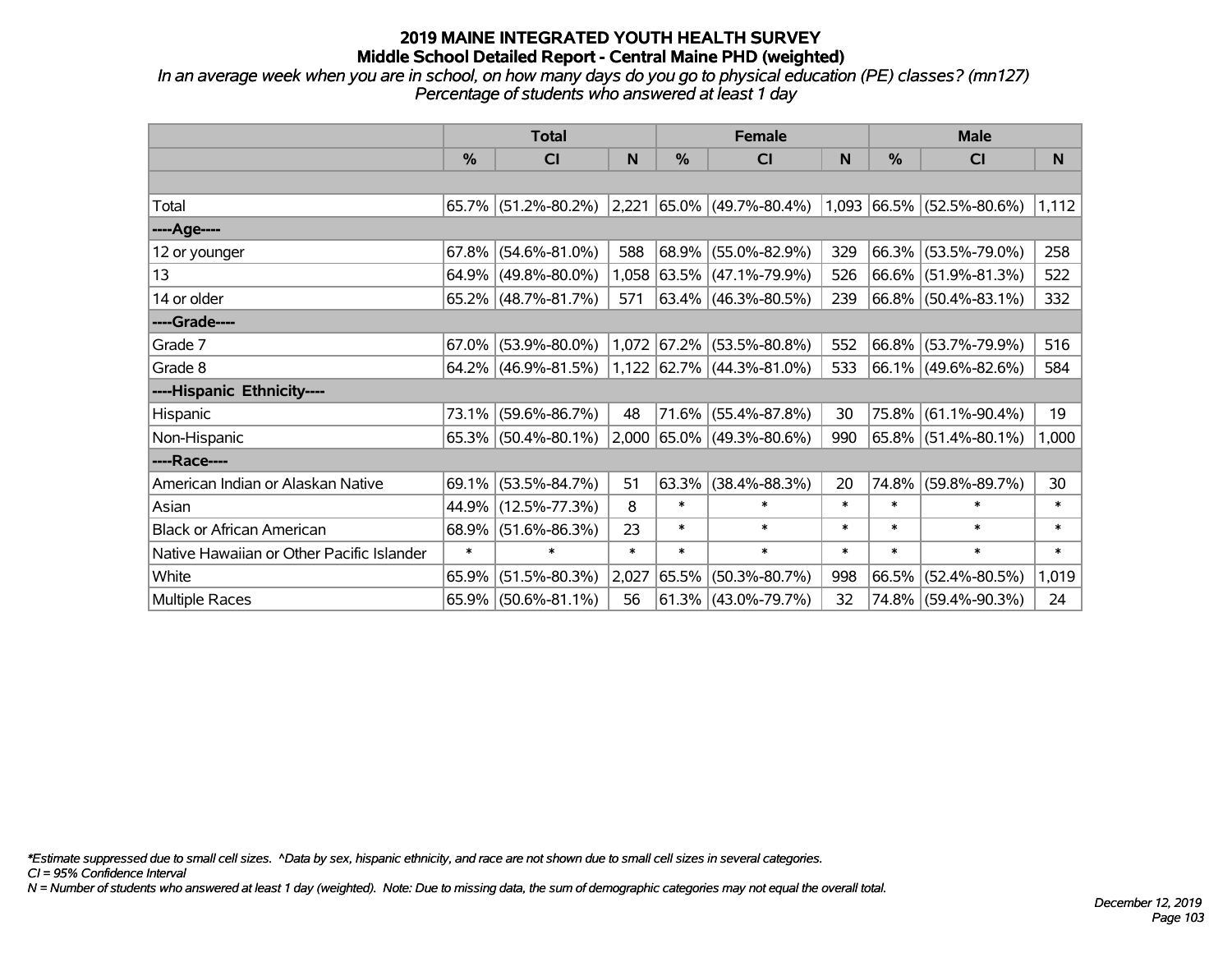# 2019 MAINE INTEGRATED YOUTH HEALTH SURVEY
## Middle School Detailed Report - Central Maine PHD (weighted)

*In an average week when you are in school, on how many days do you go to physical education (PE) classes? (mn127)*
*Percentage of students who answered at least 1 day*

| | Total | | | Female | | | Male | | |
|---|---|---|---|---|---|---|---|---|---|
| | % | CI | N | % | CI | N | % | CI | N |
| Total | 65.7% | (51.2%-80.2%) | 2,221 | 65.0% | (49.7%-80.4%) | 1,093 | 66.5% | (52.5%-80.6%) | 1,112 |
| ----Age---- | | | | | | | | | |
| 12 or younger | 67.8% | (54.6%-81.0%) | 588 | 68.9% | (55.0%-82.9%) | 329 | 66.3% | (53.5%-79.0%) | 258 |
| 13 | 64.9% | (49.8%-80.0%) | 1,058 | 63.5% | (47.1%-79.9%) | 526 | 66.6% | (51.9%-81.3%) | 522 |
| 14 or older | 65.2% | (48.7%-81.7%) | 571 | 63.4% | (46.3%-80.5%) | 239 | 66.8% | (50.4%-83.1%) | 332 |
| ----Grade---- | | | | | | | | | |
| Grade 7 | 67.0% | (53.9%-80.0%) | 1,072 | 67.2% | (53.5%-80.8%) | 552 | 66.8% | (53.7%-79.9%) | 516 |
| Grade 8 | 64.2% | (46.9%-81.5%) | 1,122 | 62.7% | (44.3%-81.0%) | 533 | 66.1% | (49.6%-82.6%) | 584 |
| ----Hispanic Ethnicity---- | | | | | | | | | |
| Hispanic | 73.1% | (59.6%-86.7%) | 48 | 71.6% | (55.4%-87.8%) | 30 | 75.8% | (61.1%-90.4%) | 19 |
| Non-Hispanic | 65.3% | (50.4%-80.1%) | 2,000 | 65.0% | (49.3%-80.6%) | 990 | 65.8% | (51.4%-80.1%) | 1,000 |
| ----Race---- | | | | | | | | | |
| American Indian or Alaskan Native | 69.1% | (53.5%-84.7%) | 51 | 63.3% | (38.4%-88.3%) | 20 | 74.8% | (59.8%-89.7%) | 30 |
| Asian | 44.9% | (12.5%-77.3%) | 8 | * | * | * | * | * | * |
| Black or African American | 68.9% | (51.6%-86.3%) | 23 | * | * | * | * | * | * |
| Native Hawaiian or Other Pacific Islander | * | * | * | * | * | * | * | * | * |
| White | 65.9% | (51.5%-80.3%) | 2,027 | 65.5% | (50.3%-80.7%) | 998 | 66.5% | (52.4%-80.5%) | 1,019 |
| Multiple Races | 65.9% | (50.6%-81.1%) | 56 | 61.3% | (43.0%-79.7%) | 32 | 74.8% | (59.4%-90.3%) | 24 |

*Estimate suppressed due to small cell sizes. ^Data by sex, hispanic ethnicity, and race are not shown due to small cell sizes in several categories.
CI = 95% Confidence Interval
N = Number of students who answered at least 1 day (weighted). Note: Due to missing data, the sum of demographic categories may not equal the overall total.

December 12, 2019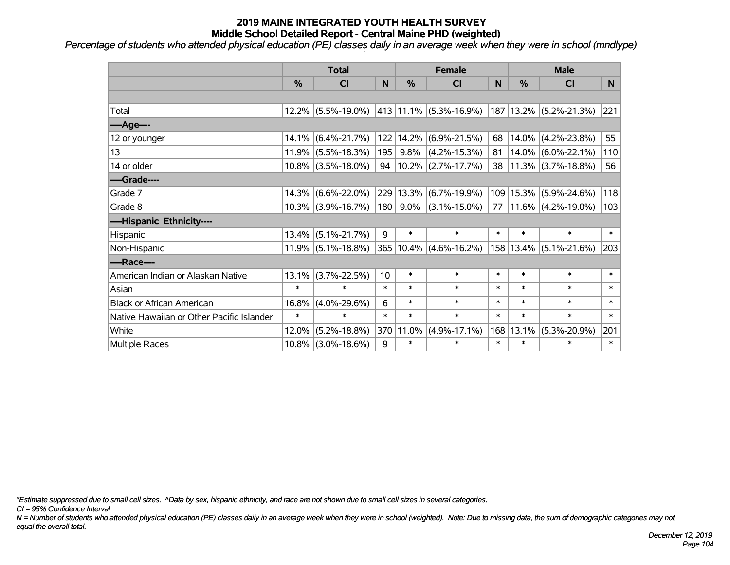# 2019 MAINE INTEGRATED YOUTH HEALTH SURVEY
## Middle School Detailed Report - Central Maine PHD (weighted)

*Percentage of students who attended physical education (PE) classes daily in an average week when they were in school (mndlype)*

| | Total | | | Female | | | Male | | |
|---|---|---|---|---|---|---|---|---|---|
| | % | CI | N | % | CI | N | % | CI | N |
| | | | | | | | | | |
| Total | 12.2% | (5.5%-19.0%) | 413 | 11.1% | (5.3%-16.9%) | 187 | 13.2% | (5.2%-21.3%) | 221 |
| ----Age---- | | | | | | | | | |
| 12 or younger | 14.1% | (6.4%-21.7%) | 122 | 14.2% | (6.9%-21.5%) | 68 | 14.0% | (4.2%-23.8%) | 55 |
| 13 | 11.9% | (5.5%-18.3%) | 195 | 9.8% | (4.2%-15.3%) | 81 | 14.0% | (6.0%-22.1%) | 110 |
| 14 or older | 10.8% | (3.5%-18.0%) | 94 | 10.2% | (2.7%-17.7%) | 38 | 11.3% | (3.7%-18.8%) | 56 |
| ----Grade---- | | | | | | | | | |
| Grade 7 | 14.3% | (6.6%-22.0%) | 229 | 13.3% | (6.7%-19.9%) | 109 | 15.3% | (5.9%-24.6%) | 118 |
| Grade 8 | 10.3% | (3.9%-16.7%) | 180 | 9.0% | (3.1%-15.0%) | 77 | 11.6% | (4.2%-19.0%) | 103 |
| ----Hispanic Ethnicity---- | | | | | | | | | |
| Hispanic | 13.4% | (5.1%-21.7%) | 9 | * | * | * | * | * | * |
| Non-Hispanic | 11.9% | (5.1%-18.8%) | 365 | 10.4% | (4.6%-16.2%) | 158 | 13.4% | (5.1%-21.6%) | 203 |
| ----Race---- | | | | | | | | | |
| American Indian or Alaskan Native | 13.1% | (3.7%-22.5%) | 10 | * | * | * | * | * | * |
| Asian | * | * | * | * | * | * | * | * | * |
| Black or African American | 16.8% | (4.0%-29.6%) | 6 | * | * | * | * | * | * |
| Native Hawaiian or Other Pacific Islander | * | * | * | * | * | * | * | * | * |
| White | 12.0% | (5.2%-18.8%) | 370 | 11.0% | (4.9%-17.1%) | 168 | 13.1% | (5.3%-20.9%) | 201 |
| Multiple Races | 10.8% | (3.0%-18.6%) | 9 | * | * | * | * | * | * |

*\*Estimate suppressed due to small cell sizes. ^Data by sex, hispanic ethnicity, and race are not shown due to small cell sizes in several categories.*

*CI = 95% Confidence Interval*

*N = Number of students who attended physical education (PE) classes daily in an average week when they were in school (weighted). Note: Due to missing data, the sum of demographic categories may not equal the overall total.*

*December 12, 2019*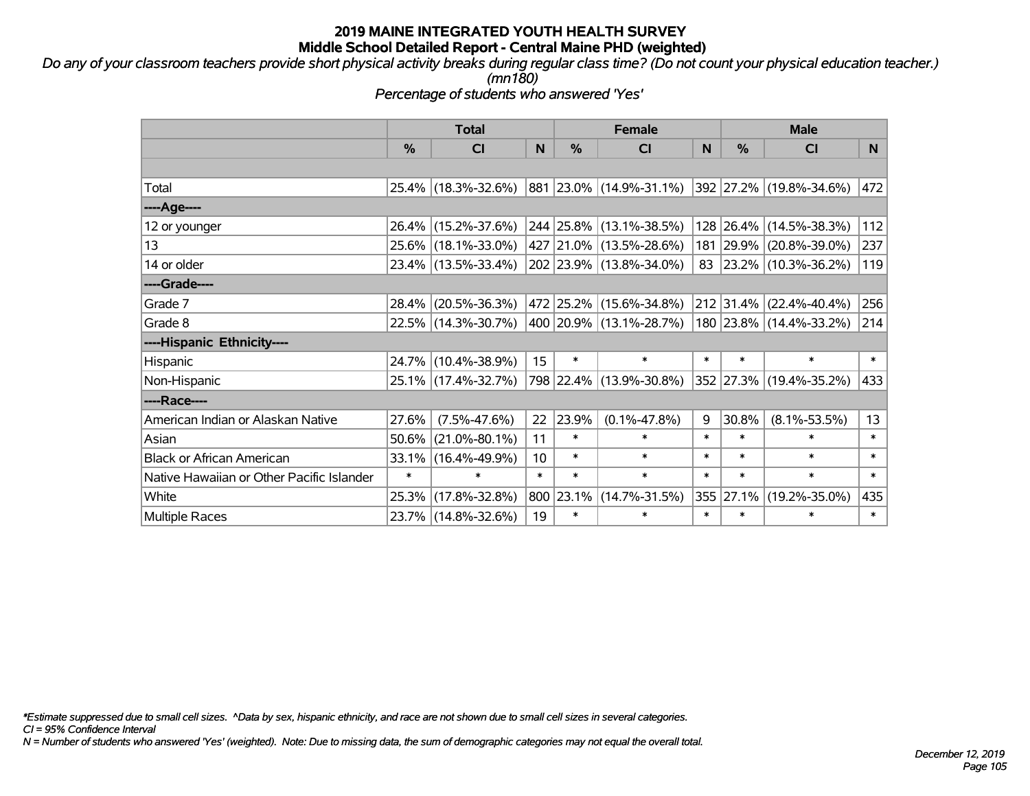# 2019 MAINE INTEGRATED YOUTH HEALTH SURVEY

## Middle School Detailed Report - Central Maine PHD (weighted)

*Do any of your classroom teachers provide short physical activity breaks during regular class time? (Do not count your physical education teacher.) (mn180)*

*Percentage of students who answered 'Yes'*

| | Total | | | Female | | | Male | | |
|---|---|---|---|---|---|---|---|---|---|
| | % | CI | N | % | CI | N | % | CI | N |
| | | | | | | | | | |
| Total | 25.4% | (18.3%-32.6%) | 881 | 23.0% | (14.9%-31.1%) | 392 | 27.2% | (19.8%-34.6%) | 472 |
| ----Age---- | | | | | | | | | |
| 12 or younger | 26.4% | (15.2%-37.6%) | 244 | 25.8% | (13.1%-38.5%) | 128 | 26.4% | (14.5%-38.3%) | 112 |
| 13 | 25.6% | (18.1%-33.0%) | 427 | 21.0% | (13.5%-28.6%) | 181 | 29.9% | (20.8%-39.0%) | 237 |
| 14 or older | 23.4% | (13.5%-33.4%) | 202 | 23.9% | (13.8%-34.0%) | 83 | 23.2% | (10.3%-36.2%) | 119 |
| ----Grade---- | | | | | | | | | |
| Grade 7 | 28.4% | (20.5%-36.3%) | 472 | 25.2% | (15.6%-34.8%) | 212 | 31.4% | (22.4%-40.4%) | 256 |
| Grade 8 | 22.5% | (14.3%-30.7%) | 400 | 20.9% | (13.1%-28.7%) | 180 | 23.8% | (14.4%-33.2%) | 214 |
| ----Hispanic Ethnicity---- | | | | | | | | | |
| Hispanic | 24.7% | (10.4%-38.9%) | 15 | * | * | * | * | * | * |
| Non-Hispanic | 25.1% | (17.4%-32.7%) | 798 | 22.4% | (13.9%-30.8%) | 352 | 27.3% | (19.4%-35.2%) | 433 |
| ----Race---- | | | | | | | | | |
| American Indian or Alaskan Native | 27.6% | (7.5%-47.6%) | 22 | 23.9% | (0.1%-47.8%) | 9 | 30.8% | (8.1%-53.5%) | 13 |
| Asian | 50.6% | (21.0%-80.1%) | 11 | * | * | * | * | * | * |
| Black or African American | 33.1% | (16.4%-49.9%) | 10 | * | * | * | * | * | * |
| Native Hawaiian or Other Pacific Islander | * | * | * | * | * | * | * | * | * |
| White | 25.3% | (17.8%-32.8%) | 800 | 23.1% | (14.7%-31.5%) | 355 | 27.1% | (19.2%-35.0%) | 435 |
| Multiple Races | 23.7% | (14.8%-32.6%) | 19 | * | * | * | * | * | * |

*\*Estimate suppressed due to small cell sizes. ^Data by sex, hispanic ethnicity, and race are not shown due to small cell sizes in several categories.*

*CI = 95% Confidence Interval*

*N = Number of students who answered 'Yes' (weighted). Note: Due to missing data, the sum of demographic categories may not equal the overall total.*

*December 12, 2019*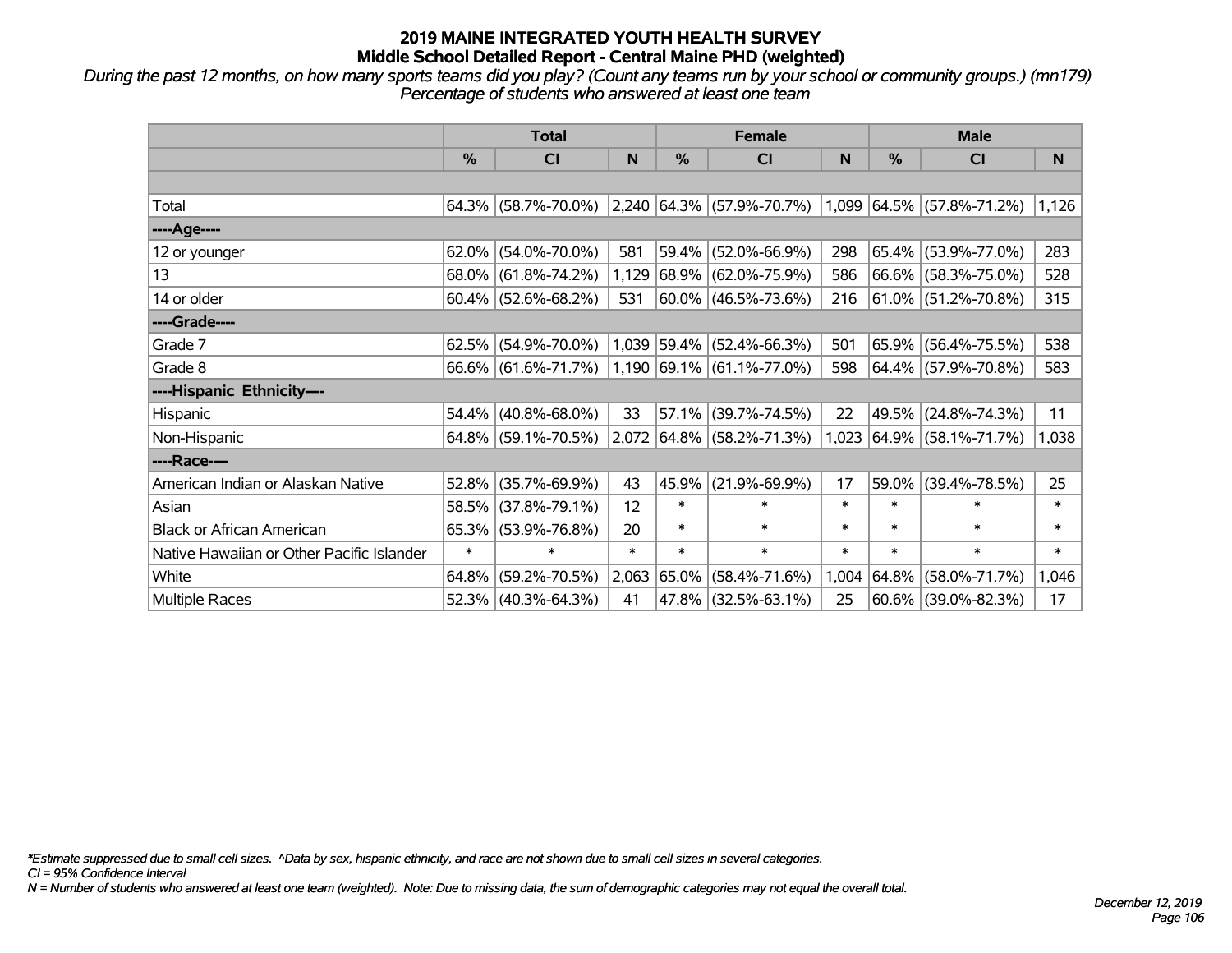## 2019 MAINE INTEGRATED YOUTH HEALTH SURVEY
## Middle School Detailed Report - Central Maine PHD (weighted)

*During the past 12 months, on how many sports teams did you play? (Count any teams run by your school or community groups.) (mn179)*
*Percentage of students who answered at least one team*

| | Total | | | Female | | | Male | | |
|---|---|---|---|---|---|---|---|---|---|
| | % | CI | N | % | CI | N | % | CI | N |
| | | | | | | | | | |
| Total | 64.3% | (58.7%-70.0%) | 2,240 | 64.3% | (57.9%-70.7%) | 1,099 | 64.5% | (57.8%-71.2%) | 1,126 |
| ----Age---- | | | | | | | | | |
| 12 or younger | 62.0% | (54.0%-70.0%) | 581 | 59.4% | (52.0%-66.9%) | 298 | 65.4% | (53.9%-77.0%) | 283 |
| 13 | 68.0% | (61.8%-74.2%) | 1,129 | 68.9% | (62.0%-75.9%) | 586 | 66.6% | (58.3%-75.0%) | 528 |
| 14 or older | 60.4% | (52.6%-68.2%) | 531 | 60.0% | (46.5%-73.6%) | 216 | 61.0% | (51.2%-70.8%) | 315 |
| ----Grade---- | | | | | | | | | |
| Grade 7 | 62.5% | (54.9%-70.0%) | 1,039 | 59.4% | (52.4%-66.3%) | 501 | 65.9% | (56.4%-75.5%) | 538 |
| Grade 8 | 66.6% | (61.6%-71.7%) | 1,190 | 69.1% | (61.1%-77.0%) | 598 | 64.4% | (57.9%-70.8%) | 583 |
| ----Hispanic Ethnicity---- | | | | | | | | | |
| Hispanic | 54.4% | (40.8%-68.0%) | 33 | 57.1% | (39.7%-74.5%) | 22 | 49.5% | (24.8%-74.3%) | 11 |
| Non-Hispanic | 64.8% | (59.1%-70.5%) | 2,072 | 64.8% | (58.2%-71.3%) | 1,023 | 64.9% | (58.1%-71.7%) | 1,038 |
| ----Race---- | | | | | | | | | |
| American Indian or Alaskan Native | 52.8% | (35.7%-69.9%) | 43 | 45.9% | (21.9%-69.9%) | 17 | 59.0% | (39.4%-78.5%) | 25 |
| Asian | 58.5% | (37.8%-79.1%) | 12 | * | * | * | * | * | * |
| Black or African American | 65.3% | (53.9%-76.8%) | 20 | * | * | * | * | * | * |
| Native Hawaiian or Other Pacific Islander | * | * | * | * | * | * | * | * | * |
| White | 64.8% | (59.2%-70.5%) | 2,063 | 65.0% | (58.4%-71.6%) | 1,004 | 64.8% | (58.0%-71.7%) | 1,046 |
| Multiple Races | 52.3% | (40.3%-64.3%) | 41 | 47.8% | (32.5%-63.1%) | 25 | 60.6% | (39.0%-82.3%) | 17 |

*\*Estimate suppressed due to small cell sizes. ^Data by sex, hispanic ethnicity, and race are not shown due to small cell sizes in several categories.*
*CI = 95% Confidence Interval*
*N = Number of students who answered at least one team (weighted). Note: Due to missing data, the sum of demographic categories may not equal the overall total.*

*December 12, 2019*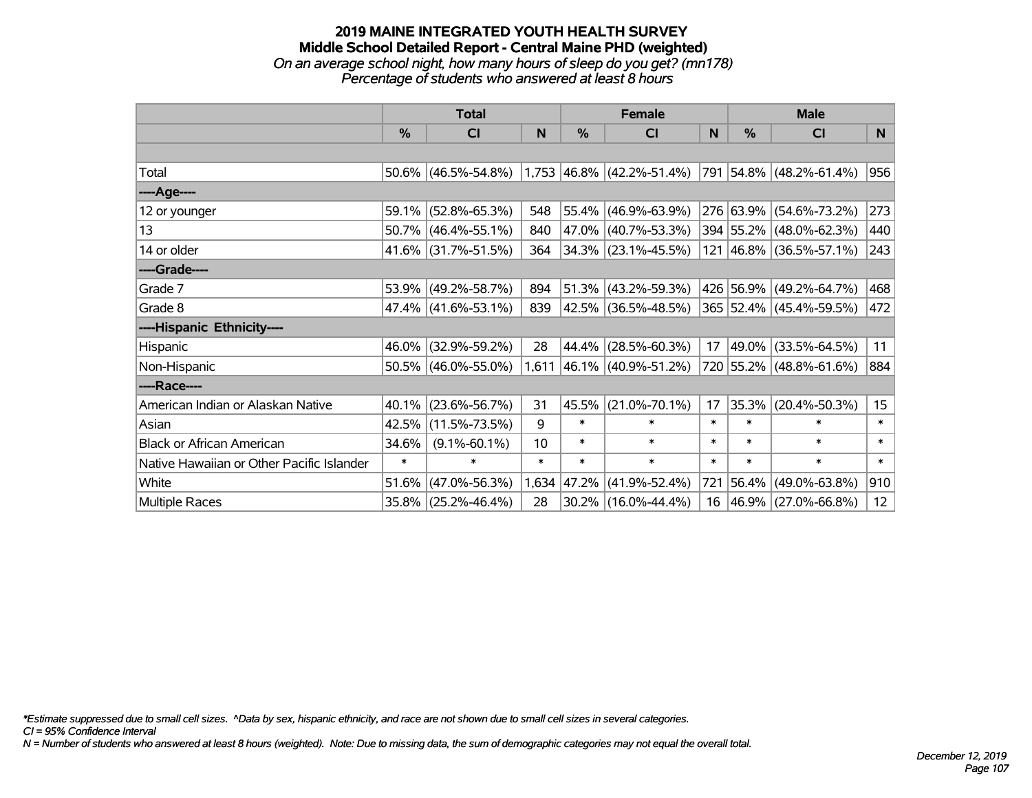# 2019 MAINE INTEGRATED YOUTH HEALTH SURVEY
## Middle School Detailed Report - Central Maine PHD (weighted)
*On an average school night, how many hours of sleep do you get? (mn178)*
*Percentage of students who answered at least 8 hours*

| | Total | | | Female | | | Male | | |
|---|---|---|---|---|---|---|---|---|---|
| | % | CI | N | % | CI | N | % | CI | N |
| | | | | | | | | | |
| Total | 50.6% | (46.5%-54.8%) | 1,753 | 46.8% | (42.2%-51.4%) | 791 | 54.8% | (48.2%-61.4%) | 956 |
| ----Age---- | | | | | | | | | |
| 12 or younger | 59.1% | (52.8%-65.3%) | 548 | 55.4% | (46.9%-63.9%) | 276 | 63.9% | (54.6%-73.2%) | 273 |
| 13 | 50.7% | (46.4%-55.1%) | 840 | 47.0% | (40.7%-53.3%) | 394 | 55.2% | (48.0%-62.3%) | 440 |
| 14 or older | 41.6% | (31.7%-51.5%) | 364 | 34.3% | (23.1%-45.5%) | 121 | 46.8% | (36.5%-57.1%) | 243 |
| ----Grade---- | | | | | | | | | |
| Grade 7 | 53.9% | (49.2%-58.7%) | 894 | 51.3% | (43.2%-59.3%) | 426 | 56.9% | (49.2%-64.7%) | 468 |
| Grade 8 | 47.4% | (41.6%-53.1%) | 839 | 42.5% | (36.5%-48.5%) | 365 | 52.4% | (45.4%-59.5%) | 472 |
| ----Hispanic Ethnicity---- | | | | | | | | | |
| Hispanic | 46.0% | (32.9%-59.2%) | 28 | 44.4% | (28.5%-60.3%) | 17 | 49.0% | (33.5%-64.5%) | 11 |
| Non-Hispanic | 50.5% | (46.0%-55.0%) | 1,611 | 46.1% | (40.9%-51.2%) | 720 | 55.2% | (48.8%-61.6%) | 884 |
| ----Race---- | | | | | | | | | |
| American Indian or Alaskan Native | 40.1% | (23.6%-56.7%) | 31 | 45.5% | (21.0%-70.1%) | 17 | 35.3% | (20.4%-50.3%) | 15 |
| Asian | 42.5% | (11.5%-73.5%) | 9 | * | * | * | * | * | * |
| Black or African American | 34.6% | (9.1%-60.1%) | 10 | * | * | * | * | * | * |
| Native Hawaiian or Other Pacific Islander | * | * | * | * | * | * | * | * | * |
| White | 51.6% | (47.0%-56.3%) | 1,634 | 47.2% | (41.9%-52.4%) | 721 | 56.4% | (49.0%-63.8%) | 910 |
| Multiple Races | 35.8% | (25.2%-46.4%) | 28 | 30.2% | (16.0%-44.4%) | 16 | 46.9% | (27.0%-66.8%) | 12 |

*Estimate suppressed due to small cell sizes. ^Data by sex, hispanic ethnicity, and race are not shown due to small cell sizes in several categories.
CI = 95% Confidence Interval
N = Number of students who answered at least 8 hours (weighted). Note: Due to missing data, the sum of demographic categories may not equal the overall total.

December 12, 2019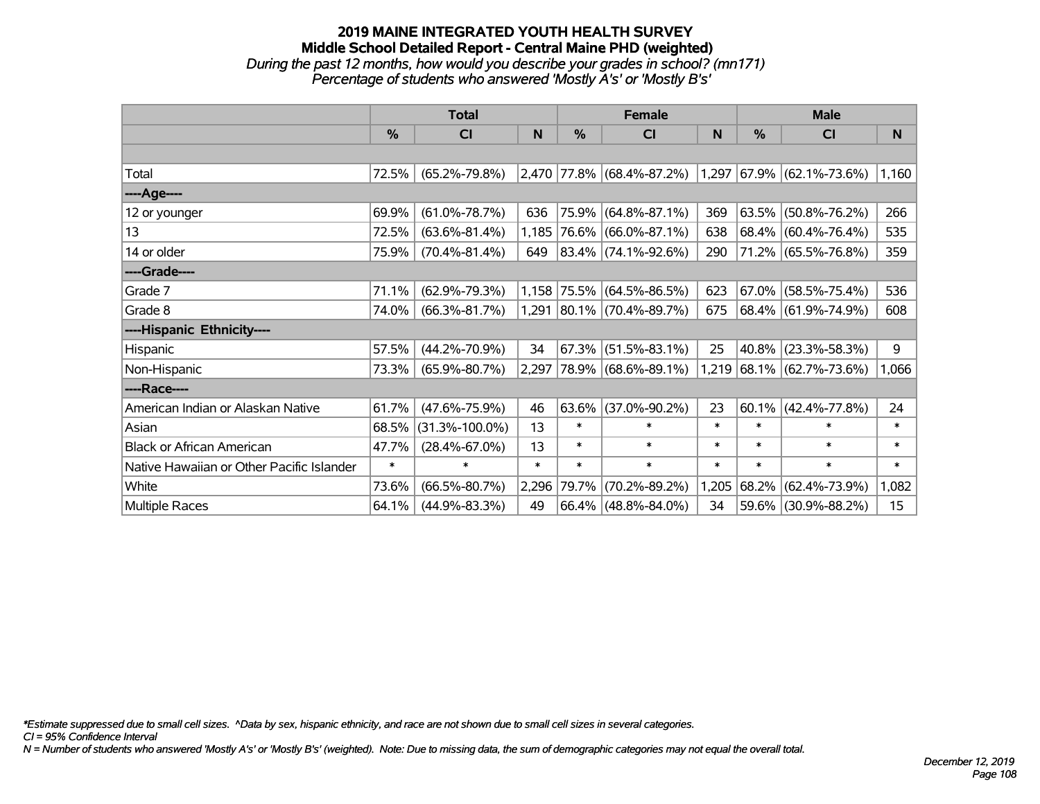# 2019 MAINE INTEGRATED YOUTH HEALTH SURVEY

## Middle School Detailed Report - Central Maine PHD (weighted)

*During the past 12 months, how would you describe your grades in school? (mn171)*

*Percentage of students who answered 'Mostly A's' or 'Mostly B's'*

| | Total | | | Female | | | Male | | |
|---|---|---|---|---|---|---|---|---|---|
| | % | CI | N | % | CI | N | % | CI | N |
| Total | 72.5% | (65.2%-79.8%) | 2,470 | 77.8% | (68.4%-87.2%) | 1,297 | 67.9% | (62.1%-73.6%) | 1,160 |
| ----Age---- | | | | | | | | | |
| 12 or younger | 69.9% | (61.0%-78.7%) | 636 | 75.9% | (64.8%-87.1%) | 369 | 63.5% | (50.8%-76.2%) | 266 |
| 13 | 72.5% | (63.6%-81.4%) | 1,185 | 76.6% | (66.0%-87.1%) | 638 | 68.4% | (60.4%-76.4%) | 535 |
| 14 or older | 75.9% | (70.4%-81.4%) | 649 | 83.4% | (74.1%-92.6%) | 290 | 71.2% | (65.5%-76.8%) | 359 |
| ----Grade---- | | | | | | | | | |
| Grade 7 | 71.1% | (62.9%-79.3%) | 1,158 | 75.5% | (64.5%-86.5%) | 623 | 67.0% | (58.5%-75.4%) | 536 |
| Grade 8 | 74.0% | (66.3%-81.7%) | 1,291 | 80.1% | (70.4%-89.7%) | 675 | 68.4% | (61.9%-74.9%) | 608 |
| ----Hispanic Ethnicity---- | | | | | | | | | |
| Hispanic | 57.5% | (44.2%-70.9%) | 34 | 67.3% | (51.5%-83.1%) | 25 | 40.8% | (23.3%-58.3%) | 9 |
| Non-Hispanic | 73.3% | (65.9%-80.7%) | 2,297 | 78.9% | (68.6%-89.1%) | 1,219 | 68.1% | (62.7%-73.6%) | 1,066 |
| ----Race---- | | | | | | | | | |
| American Indian or Alaskan Native | 61.7% | (47.6%-75.9%) | 46 | 63.6% | (37.0%-90.2%) | 23 | 60.1% | (42.4%-77.8%) | 24 |
| Asian | 68.5% | (31.3%-100.0%) | 13 | * | * | * | * | * | * |
| Black or African American | 47.7% | (28.4%-67.0%) | 13 | * | * | * | * | * | * |
| Native Hawaiian or Other Pacific Islander | * | * | * | * | * | * | * | * | * |
| White | 73.6% | (66.5%-80.7%) | 2,296 | 79.7% | (70.2%-89.2%) | 1,205 | 68.2% | (62.4%-73.9%) | 1,082 |
| Multiple Races | 64.1% | (44.9%-83.3%) | 49 | 66.4% | (48.8%-84.0%) | 34 | 59.6% | (30.9%-88.2%) | 15 |

*\*Estimate suppressed due to small cell sizes. ^Data by sex, hispanic ethnicity, and race are not shown due to small cell sizes in several categories.*

*CI = 95% Confidence Interval*

*N = Number of students who answered 'Mostly A's' or 'Mostly B's' (weighted). Note: Due to missing data, the sum of demographic categories may not equal the overall total.*

*December 12, 2019*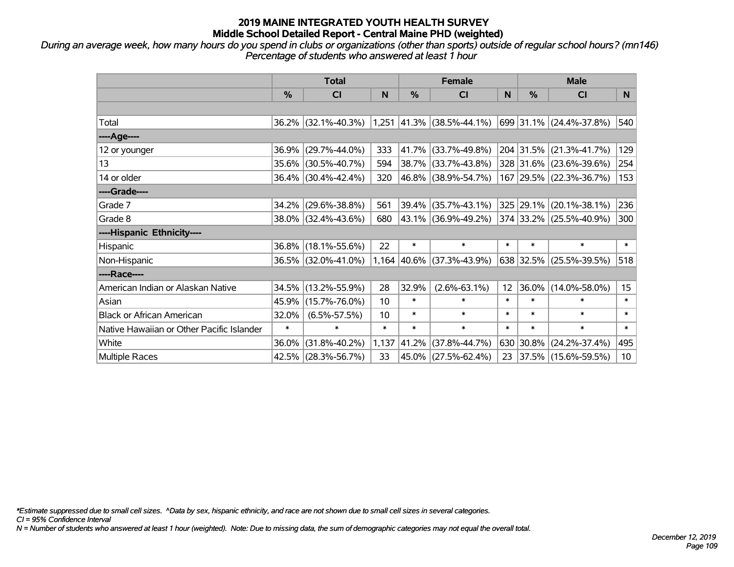# 2019 MAINE INTEGRATED YOUTH HEALTH SURVEY
## Middle School Detailed Report - Central Maine PHD (weighted)

*During an average week, how many hours do you spend in clubs or organizations (other than sports) outside of regular school hours? (mn146)*
*Percentage of students who answered at least 1 hour*

| | Total | | | Female | | | Male | | |
|---|---|---|---|---|---|---|---|---|---|
| | % | CI | N | % | CI | N | % | CI | N |
| Total | 36.2% | (32.1%-40.3%) | 1,251 | 41.3% | (38.5%-44.1%) | 699 | 31.1% | (24.4%-37.8%) | 540 |
| **----Age----** | | | | | | | | | |
| 12 or younger | 36.9% | (29.7%-44.0%) | 333 | 41.7% | (33.7%-49.8%) | 204 | 31.5% | (21.3%-41.7%) | 129 |
| 13 | 35.6% | (30.5%-40.7%) | 594 | 38.7% | (33.7%-43.8%) | 328 | 31.6% | (23.6%-39.6%) | 254 |
| 14 or older | 36.4% | (30.4%-42.4%) | 320 | 46.8% | (38.9%-54.7%) | 167 | 29.5% | (22.3%-36.7%) | 153 |
| **----Grade----** | | | | | | | | | |
| Grade 7 | 34.2% | (29.6%-38.8%) | 561 | 39.4% | (35.7%-43.1%) | 325 | 29.1% | (20.1%-38.1%) | 236 |
| Grade 8 | 38.0% | (32.4%-43.6%) | 680 | 43.1% | (36.9%-49.2%) | 374 | 33.2% | (25.5%-40.9%) | 300 |
| **----Hispanic Ethnicity----** | | | | | | | | | |
| Hispanic | 36.8% | (18.1%-55.6%) | 22 | * | * | * | * | * | * |
| Non-Hispanic | 36.5% | (32.0%-41.0%) | 1,164 | 40.6% | (37.3%-43.9%) | 638 | 32.5% | (25.5%-39.5%) | 518 |
| **----Race----** | | | | | | | | | |
| American Indian or Alaskan Native | 34.5% | (13.2%-55.9%) | 28 | 32.9% | (2.6%-63.1%) | 12 | 36.0% | (14.0%-58.0%) | 15 |
| Asian | 45.9% | (15.7%-76.0%) | 10 | * | * | * | * | * | * |
| Black or African American | 32.0% | (6.5%-57.5%) | 10 | * | * | * | * | * | * |
| Native Hawaiian or Other Pacific Islander | * | * | * | * | * | * | * | * | * |
| White | 36.0% | (31.8%-40.2%) | 1,137 | 41.2% | (37.8%-44.7%) | 630 | 30.8% | (24.2%-37.4%) | 495 |
| Multiple Races | 42.5% | (28.3%-56.7%) | 33 | 45.0% | (27.5%-62.4%) | 23 | 37.5% | (15.6%-59.5%) | 10 |

*\*Estimate suppressed due to small cell sizes. ^Data by sex, hispanic ethnicity, and race are not shown due to small cell sizes in several categories.*
*CI = 95% Confidence Interval*
*N = Number of students who answered at least 1 hour (weighted). Note: Due to missing data, the sum of demographic categories may not equal the overall total.*

*December 12, 2019*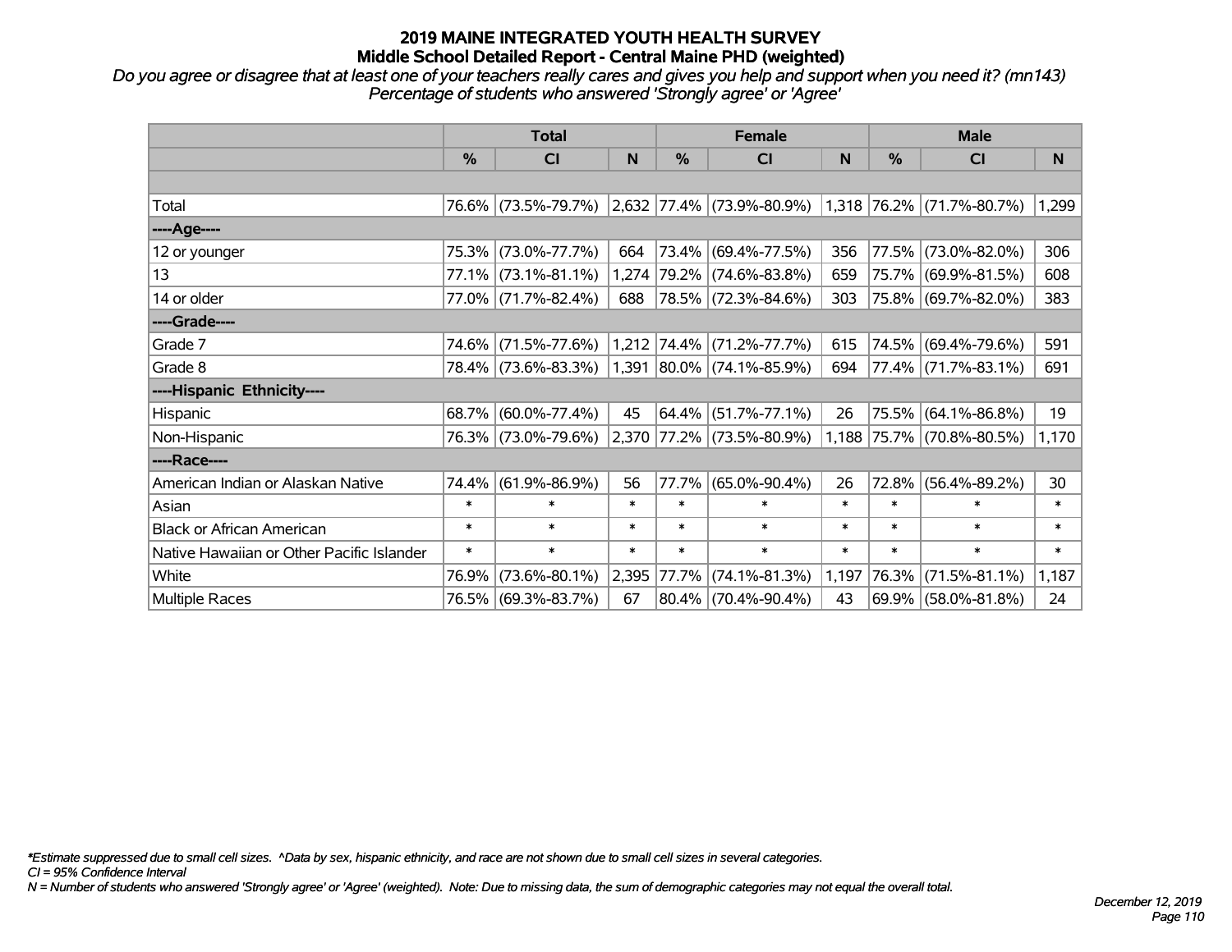# 2019 MAINE INTEGRATED YOUTH HEALTH SURVEY
## Middle School Detailed Report - Central Maine PHD (weighted)

*Do you agree or disagree that at least one of your teachers really cares and gives you help and support when you need it? (mn143)*
*Percentage of students who answered 'Strongly agree' or 'Agree'*

| | Total | | | Female | | | Male | | |
|---|---|---|---|---|---|---|---|---|---|
| | % | CI | N | % | CI | N | % | CI | N |
| | | | | | | | | | |
| Total | 76.6% | (73.5%-79.7%) | 2,632 | 77.4% | (73.9%-80.9%) | 1,318 | 76.2% | (71.7%-80.7%) | 1,299 |
| ----Age---- | | | | | | | | | |
| 12 or younger | 75.3% | (73.0%-77.7%) | 664 | 73.4% | (69.4%-77.5%) | 356 | 77.5% | (73.0%-82.0%) | 306 |
| 13 | 77.1% | (73.1%-81.1%) | 1,274 | 79.2% | (74.6%-83.8%) | 659 | 75.7% | (69.9%-81.5%) | 608 |
| 14 or older | 77.0% | (71.7%-82.4%) | 688 | 78.5% | (72.3%-84.6%) | 303 | 75.8% | (69.7%-82.0%) | 383 |
| ----Grade---- | | | | | | | | | |
| Grade 7 | 74.6% | (71.5%-77.6%) | 1,212 | 74.4% | (71.2%-77.7%) | 615 | 74.5% | (69.4%-79.6%) | 591 |
| Grade 8 | 78.4% | (73.6%-83.3%) | 1,391 | 80.0% | (74.1%-85.9%) | 694 | 77.4% | (71.7%-83.1%) | 691 |
| ----Hispanic Ethnicity---- | | | | | | | | | |
| Hispanic | 68.7% | (60.0%-77.4%) | 45 | 64.4% | (51.7%-77.1%) | 26 | 75.5% | (64.1%-86.8%) | 19 |
| Non-Hispanic | 76.3% | (73.0%-79.6%) | 2,370 | 77.2% | (73.5%-80.9%) | 1,188 | 75.7% | (70.8%-80.5%) | 1,170 |
| ----Race---- | | | | | | | | | |
| American Indian or Alaskan Native | 74.4% | (61.9%-86.9%) | 56 | 77.7% | (65.0%-90.4%) | 26 | 72.8% | (56.4%-89.2%) | 30 |
| Asian | * | * | * | * | * | * | * | * | * |
| Black or African American | * | * | * | * | * | * | * | * | * |
| Native Hawaiian or Other Pacific Islander | * | * | * | * | * | * | * | * | * |
| White | 76.9% | (73.6%-80.1%) | 2,395 | 77.7% | (74.1%-81.3%) | 1,197 | 76.3% | (71.5%-81.1%) | 1,187 |
| Multiple Races | 76.5% | (69.3%-83.7%) | 67 | 80.4% | (70.4%-90.4%) | 43 | 69.9% | (58.0%-81.8%) | 24 |

*\*Estimate suppressed due to small cell sizes. ^Data by sex, hispanic ethnicity, and race are not shown due to small cell sizes in several categories.*
*CI = 95% Confidence Interval*
*N = Number of students who answered 'Strongly agree' or 'Agree' (weighted). Note: Due to missing data, the sum of demographic categories may not equal the overall total.*

*December 12, 2019*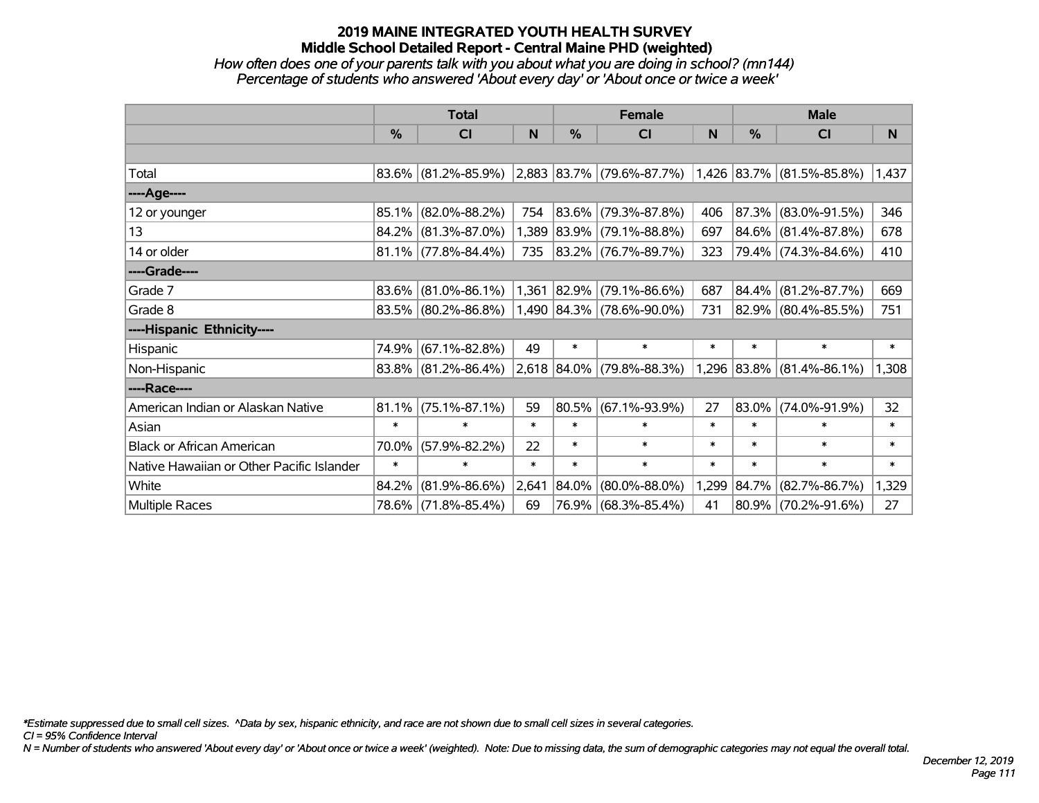# 2019 MAINE INTEGRATED YOUTH HEALTH SURVEY
## Middle School Detailed Report - Central Maine PHD (weighted)
*How often does one of your parents talk with you about what you are doing in school? (mn144)*
*Percentage of students who answered 'About every day' or 'About once or twice a week'*

| | Total | | | Female | | | Male | | |
|---|---|---|---|---|---|---|---|---|---|
| | % | CI | N | % | CI | N | % | CI | N |
| Total | 83.6% | (81.2%-85.9%) | 2,883 | 83.7% | (79.6%-87.7%) | 1,426 | 83.7% | (81.5%-85.8%) | 1,437 |
| ----Age---- | | | | | | | | | |
| 12 or younger | 85.1% | (82.0%-88.2%) | 754 | 83.6% | (79.3%-87.8%) | 406 | 87.3% | (83.0%-91.5%) | 346 |
| 13 | 84.2% | (81.3%-87.0%) | 1,389 | 83.9% | (79.1%-88.8%) | 697 | 84.6% | (81.4%-87.8%) | 678 |
| 14 or older | 81.1% | (77.8%-84.4%) | 735 | 83.2% | (76.7%-89.7%) | 323 | 79.4% | (74.3%-84.6%) | 410 |
| ----Grade---- | | | | | | | | | |
| Grade 7 | 83.6% | (81.0%-86.1%) | 1,361 | 82.9% | (79.1%-86.6%) | 687 | 84.4% | (81.2%-87.7%) | 669 |
| Grade 8 | 83.5% | (80.2%-86.8%) | 1,490 | 84.3% | (78.6%-90.0%) | 731 | 82.9% | (80.4%-85.5%) | 751 |
| ----Hispanic Ethnicity---- | | | | | | | | | |
| Hispanic | 74.9% | (67.1%-82.8%) | 49 | * | * | * | * | * | * |
| Non-Hispanic | 83.8% | (81.2%-86.4%) | 2,618 | 84.0% | (79.8%-88.3%) | 1,296 | 83.8% | (81.4%-86.1%) | 1,308 |
| ----Race---- | | | | | | | | | |
| American Indian or Alaskan Native | 81.1% | (75.1%-87.1%) | 59 | 80.5% | (67.1%-93.9%) | 27 | 83.0% | (74.0%-91.9%) | 32 |
| Asian | * | * | * | * | * | * | * | * | * |
| Black or African American | 70.0% | (57.9%-82.2%) | 22 | * | * | * | * | * | * |
| Native Hawaiian or Other Pacific Islander | * | * | * | * | * | * | * | * | * |
| White | 84.2% | (81.9%-86.6%) | 2,641 | 84.0% | (80.0%-88.0%) | 1,299 | 84.7% | (82.7%-86.7%) | 1,329 |
| Multiple Races | 78.6% | (71.8%-85.4%) | 69 | 76.9% | (68.3%-85.4%) | 41 | 80.9% | (70.2%-91.6%) | 27 |

*\*Estimate suppressed due to small cell sizes. ^Data by sex, hispanic ethnicity, and race are not shown due to small cell sizes in several categories.*
*CI = 95% Confidence Interval*
*N = Number of students who answered 'About every day' or 'About once or twice a week' (weighted). Note: Due to missing data, the sum of demographic categories may not equal the overall total.*

*December 12, 2019*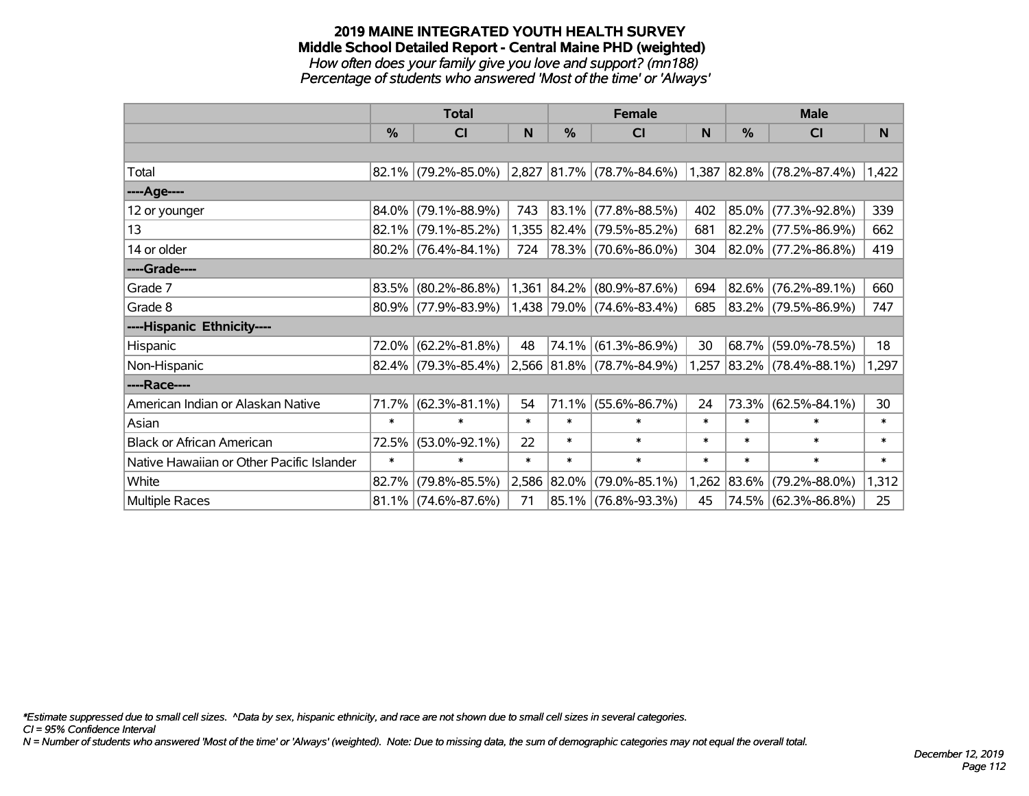# 2019 MAINE INTEGRATED YOUTH HEALTH SURVEY
## Middle School Detailed Report - Central Maine PHD (weighted)
*How often does your family give you love and support? (mn188)*
*Percentage of students who answered 'Most of the time' or 'Always'*

| | Total | | | Female | | | Male | | |
|---|---|---|---|---|---|---|---|---|---|
| | % | CI | N | % | CI | N | % | CI | N |
| | | | | | | | | | |
| Total | 82.1% | (79.2%-85.0%) | 2,827 | 81.7% | (78.7%-84.6%) | 1,387 | 82.8% | (78.2%-87.4%) | 1,422 |
| ----Age---- | | | | | | | | | |
| 12 or younger | 84.0% | (79.1%-88.9%) | 743 | 83.1% | (77.8%-88.5%) | 402 | 85.0% | (77.3%-92.8%) | 339 |
| 13 | 82.1% | (79.1%-85.2%) | 1,355 | 82.4% | (79.5%-85.2%) | 681 | 82.2% | (77.5%-86.9%) | 662 |
| 14 or older | 80.2% | (76.4%-84.1%) | 724 | 78.3% | (70.6%-86.0%) | 304 | 82.0% | (77.2%-86.8%) | 419 |
| ----Grade---- | | | | | | | | | |
| Grade 7 | 83.5% | (80.2%-86.8%) | 1,361 | 84.2% | (80.9%-87.6%) | 694 | 82.6% | (76.2%-89.1%) | 660 |
| Grade 8 | 80.9% | (77.9%-83.9%) | 1,438 | 79.0% | (74.6%-83.4%) | 685 | 83.2% | (79.5%-86.9%) | 747 |
| ----Hispanic Ethnicity---- | | | | | | | | | |
| Hispanic | 72.0% | (62.2%-81.8%) | 48 | 74.1% | (61.3%-86.9%) | 30 | 68.7% | (59.0%-78.5%) | 18 |
| Non-Hispanic | 82.4% | (79.3%-85.4%) | 2,566 | 81.8% | (78.7%-84.9%) | 1,257 | 83.2% | (78.4%-88.1%) | 1,297 |
| ----Race---- | | | | | | | | | |
| American Indian or Alaskan Native | 71.7% | (62.3%-81.1%) | 54 | 71.1% | (55.6%-86.7%) | 24 | 73.3% | (62.5%-84.1%) | 30 |
| Asian | * | * | * | * | * | * | * | * | * |
| Black or African American | 72.5% | (53.0%-92.1%) | 22 | * | * | * | * | * | * |
| Native Hawaiian or Other Pacific Islander | * | * | * | * | * | * | * | * | * |
| White | 82.7% | (79.8%-85.5%) | 2,586 | 82.0% | (79.0%-85.1%) | 1,262 | 83.6% | (79.2%-88.0%) | 1,312 |
| Multiple Races | 81.1% | (74.6%-87.6%) | 71 | 85.1% | (76.8%-93.3%) | 45 | 74.5% | (62.3%-86.8%) | 25 |

*\*Estimate suppressed due to small cell sizes. ^Data by sex, hispanic ethnicity, and race are not shown due to small cell sizes in several categories.*
*CI = 95% Confidence Interval*
*N = Number of students who answered 'Most of the time' or 'Always' (weighted). Note: Due to missing data, the sum of demographic categories may not equal the overall total.*

*December 12, 2019*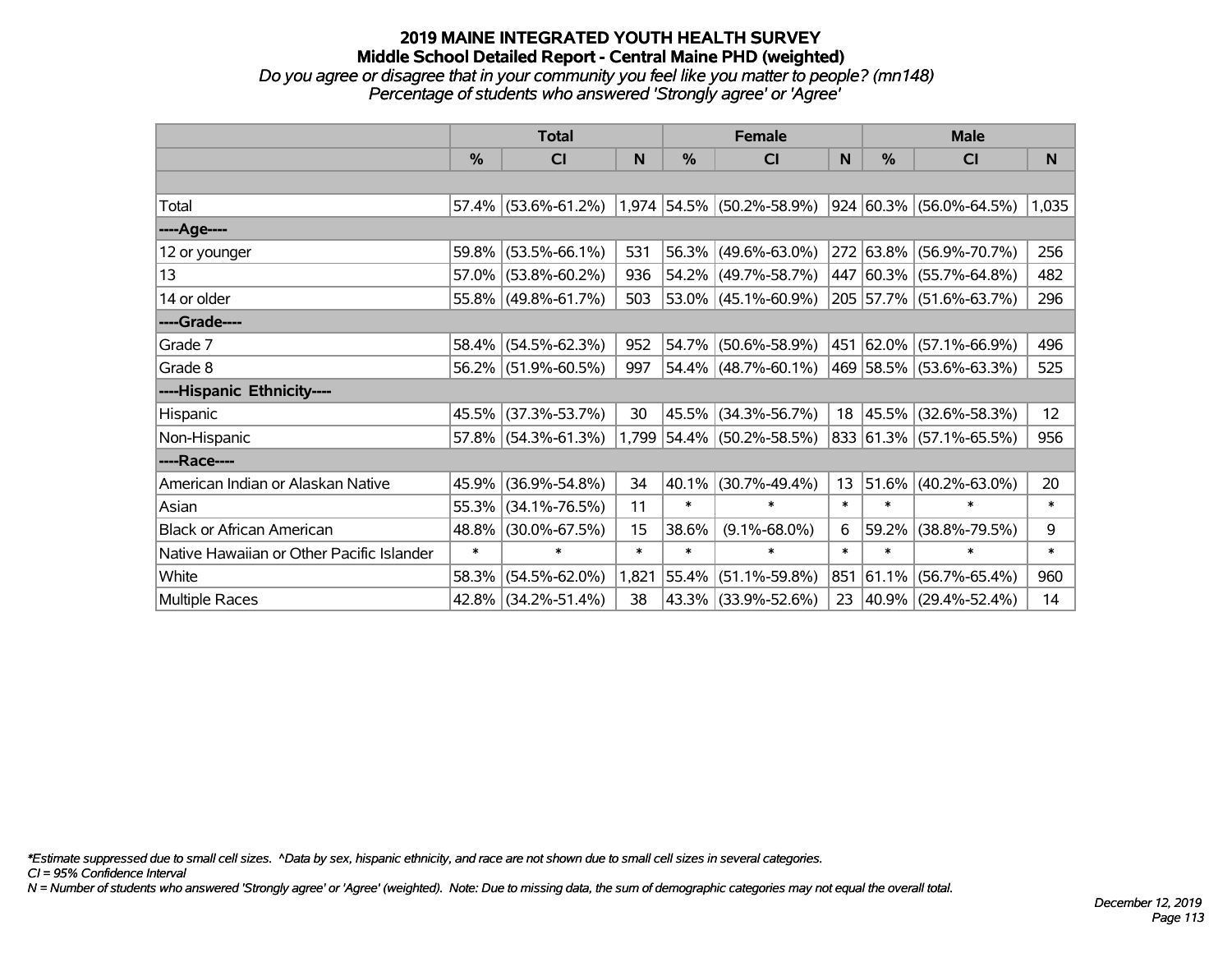# 2019 MAINE INTEGRATED YOUTH HEALTH SURVEY

## Middle School Detailed Report - Central Maine PHD (weighted)

*Do you agree or disagree that in your community you feel like you matter to people? (mn148)*

*Percentage of students who answered 'Strongly agree' or 'Agree'*

| | Total | | | Female | | | Male | | |
|---|---|---|---|---|---|---|---|---|---|
| | % | CI | N | % | CI | N | % | CI | N |
| | | | | | | | | | |
| Total | 57.4% | (53.6%-61.2%) | 1,974 | 54.5% | (50.2%-58.9%) | 924 | 60.3% | (56.0%-64.5%) | 1,035 |
| ----Age---- | | | | | | | | | |
| 12 or younger | 59.8% | (53.5%-66.1%) | 531 | 56.3% | (49.6%-63.0%) | 272 | 63.8% | (56.9%-70.7%) | 256 |
| 13 | 57.0% | (53.8%-60.2%) | 936 | 54.2% | (49.7%-58.7%) | 447 | 60.3% | (55.7%-64.8%) | 482 |
| 14 or older | 55.8% | (49.8%-61.7%) | 503 | 53.0% | (45.1%-60.9%) | 205 | 57.7% | (51.6%-63.7%) | 296 |
| ----Grade---- | | | | | | | | | |
| Grade 7 | 58.4% | (54.5%-62.3%) | 952 | 54.7% | (50.6%-58.9%) | 451 | 62.0% | (57.1%-66.9%) | 496 |
| Grade 8 | 56.2% | (51.9%-60.5%) | 997 | 54.4% | (48.7%-60.1%) | 469 | 58.5% | (53.6%-63.3%) | 525 |
| ----Hispanic Ethnicity---- | | | | | | | | | |
| Hispanic | 45.5% | (37.3%-53.7%) | 30 | 45.5% | (34.3%-56.7%) | 18 | 45.5% | (32.6%-58.3%) | 12 |
| Non-Hispanic | 57.8% | (54.3%-61.3%) | 1,799 | 54.4% | (50.2%-58.5%) | 833 | 61.3% | (57.1%-65.5%) | 956 |
| ----Race---- | | | | | | | | | |
| American Indian or Alaskan Native | 45.9% | (36.9%-54.8%) | 34 | 40.1% | (30.7%-49.4%) | 13 | 51.6% | (40.2%-63.0%) | 20 |
| Asian | 55.3% | (34.1%-76.5%) | 11 | * | * | * | * | * | * |
| Black or African American | 48.8% | (30.0%-67.5%) | 15 | 38.6% | (9.1%-68.0%) | 6 | 59.2% | (38.8%-79.5%) | 9 |
| Native Hawaiian or Other Pacific Islander | * | * | * | * | * | * | * | * | * |
| White | 58.3% | (54.5%-62.0%) | 1,821 | 55.4% | (51.1%-59.8%) | 851 | 61.1% | (56.7%-65.4%) | 960 |
| Multiple Races | 42.8% | (34.2%-51.4%) | 38 | 43.3% | (33.9%-52.6%) | 23 | 40.9% | (29.4%-52.4%) | 14 |

*\*Estimate suppressed due to small cell sizes. ^Data by sex, hispanic ethnicity, and race are not shown due to small cell sizes in several categories.*

*CI = 95% Confidence Interval*

*N = Number of students who answered 'Strongly agree' or 'Agree' (weighted). Note: Due to missing data, the sum of demographic categories may not equal the overall total.*

*December 12, 2019*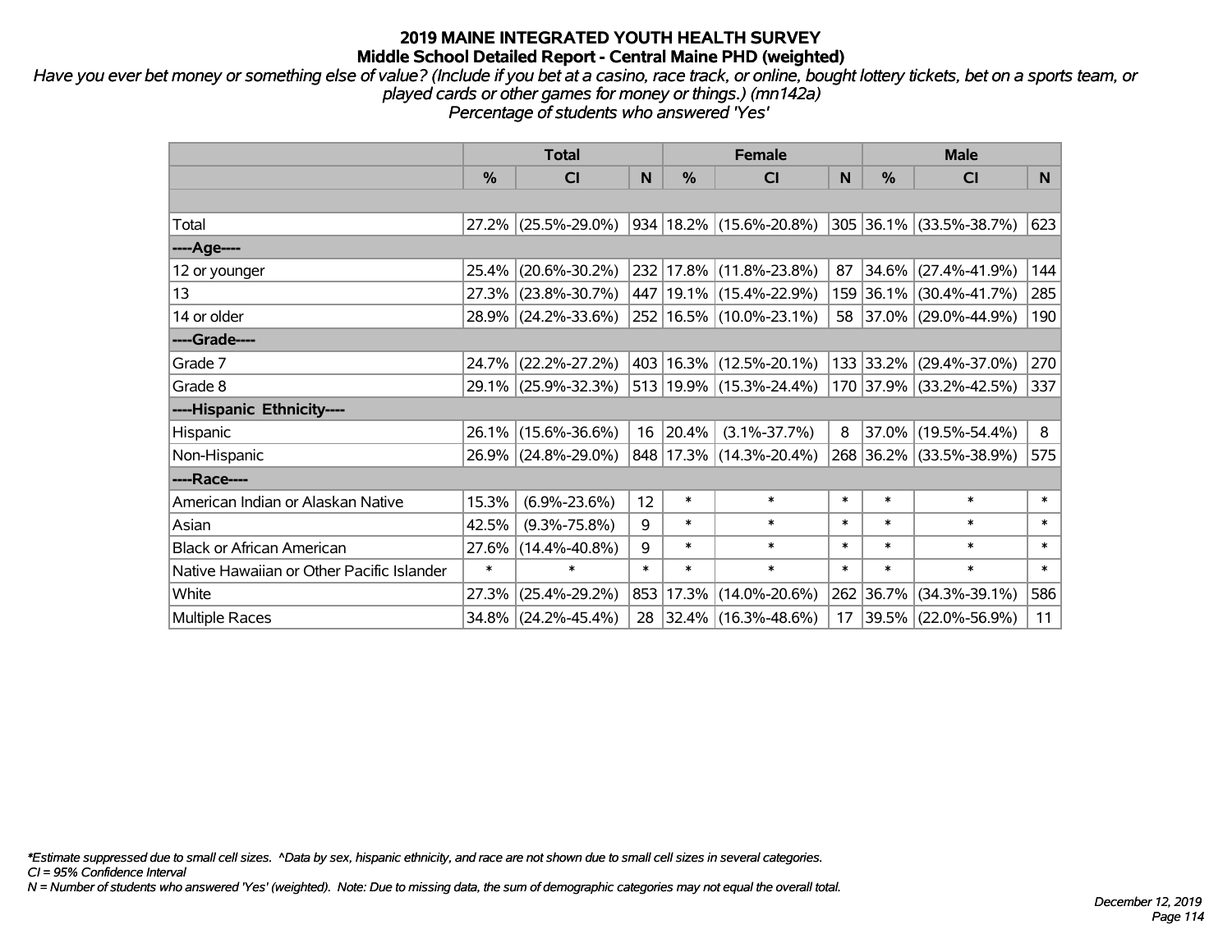# 2019 MAINE INTEGRATED YOUTH HEALTH SURVEY
## Middle School Detailed Report - Central Maine PHD (weighted)

*Have you ever bet money or something else of value? (Include if you bet at a casino, race track, or online, bought lottery tickets, bet on a sports team, or played cards or other games for money or things.) (mn142a)*
*Percentage of students who answered 'Yes'*

| | Total | | | Female | | | Male | | |
|---|---|---|---|---|---|---|---|---|---|
| | % | CI | N | % | CI | N | % | CI | N |
| Total | 27.2% | (25.5%-29.0%) | 934 | 18.2% | (15.6%-20.8%) | 305 | 36.1% | (33.5%-38.7%) | 623 |
| ----Age---- | | | | | | | | | |
| 12 or younger | 25.4% | (20.6%-30.2%) | 232 | 17.8% | (11.8%-23.8%) | 87 | 34.6% | (27.4%-41.9%) | 144 |
| 13 | 27.3% | (23.8%-30.7%) | 447 | 19.1% | (15.4%-22.9%) | 159 | 36.1% | (30.4%-41.7%) | 285 |
| 14 or older | 28.9% | (24.2%-33.6%) | 252 | 16.5% | (10.0%-23.1%) | 58 | 37.0% | (29.0%-44.9%) | 190 |
| ----Grade---- | | | | | | | | | |
| Grade 7 | 24.7% | (22.2%-27.2%) | 403 | 16.3% | (12.5%-20.1%) | 133 | 33.2% | (29.4%-37.0%) | 270 |
| Grade 8 | 29.1% | (25.9%-32.3%) | 513 | 19.9% | (15.3%-24.4%) | 170 | 37.9% | (33.2%-42.5%) | 337 |
| ----Hispanic Ethnicity---- | | | | | | | | | |
| Hispanic | 26.1% | (15.6%-36.6%) | 16 | 20.4% | (3.1%-37.7%) | 8 | 37.0% | (19.5%-54.4%) | 8 |
| Non-Hispanic | 26.9% | (24.8%-29.0%) | 848 | 17.3% | (14.3%-20.4%) | 268 | 36.2% | (33.5%-38.9%) | 575 |
| ----Race---- | | | | | | | | | |
| American Indian or Alaskan Native | 15.3% | (6.9%-23.6%) | 12 | * | * | * | * | * | * |
| Asian | 42.5% | (9.3%-75.8%) | 9 | * | * | * | * | * | * |
| Black or African American | 27.6% | (14.4%-40.8%) | 9 | * | * | * | * | * | * |
| Native Hawaiian or Other Pacific Islander | * | * | * | * | * | * | * | * | * |
| White | 27.3% | (25.4%-29.2%) | 853 | 17.3% | (14.0%-20.6%) | 262 | 36.7% | (34.3%-39.1%) | 586 |
| Multiple Races | 34.8% | (24.2%-45.4%) | 28 | 32.4% | (16.3%-48.6%) | 17 | 39.5% | (22.0%-56.9%) | 11 |

*\*Estimate suppressed due to small cell sizes. ^Data by sex, hispanic ethnicity, and race are not shown due to small cell sizes in several categories.*
*CI = 95% Confidence Interval*
*N = Number of students who answered 'Yes' (weighted). Note: Due to missing data, the sum of demographic categories may not equal the overall total.*

*December 12, 2019*